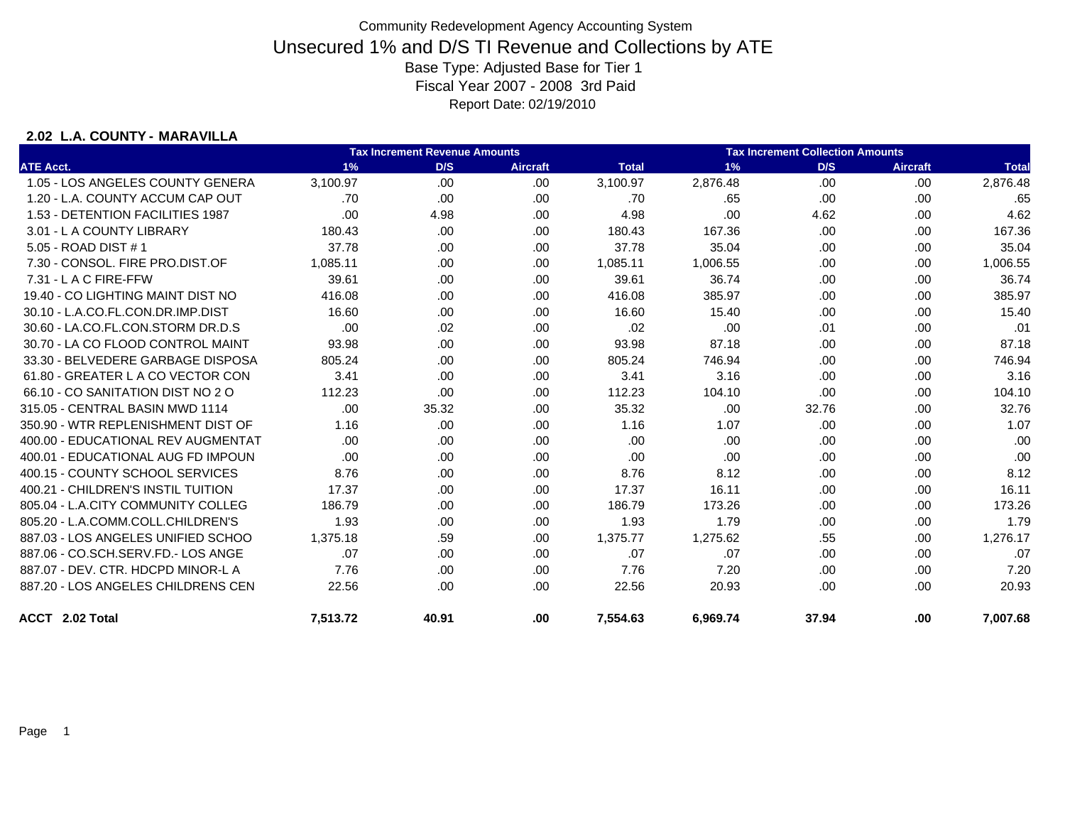Community Redevelopment Agency Accounting System

# Unsecured 1% and D/S TI Revenue and Collections by ATE

Base Type: Adjusted Base for Tier 1

Fiscal Year 2007 - 2008 3rd Paid

Report Date: 02/19/2010

**2.02 L.A. COUNTY - MARAVILLA**

| | Tax Increment Revenue Amounts | | | | Tax Increment Collection Amounts | | | |
|---|---|---|---|---|---|---|---|---|
| ATE Acct. | 1% | D/S | Aircraft | Total | 1% | D/S | Aircraft | Total |
| 1.05 - LOS ANGELES COUNTY GENERA | 3,100.97 | .00 | .00 | 3,100.97 | 2,876.48 | .00 | .00 | 2,876.48 |
| 1.20 - L.A. COUNTY ACCUM CAP OUT | .70 | .00 | .00 | .70 | .65 | .00 | .00 | .65 |
| 1.53 - DETENTION FACILITIES 1987 | .00 | 4.98 | .00 | 4.98 | .00 | 4.62 | .00 | 4.62 |
| 3.01 - L A COUNTY LIBRARY | 180.43 | .00 | .00 | 180.43 | 167.36 | .00 | .00 | 167.36 |
| 5.05 - ROAD DIST # 1 | 37.78 | .00 | .00 | 37.78 | 35.04 | .00 | .00 | 35.04 |
| 7.30 - CONSOL. FIRE PRO.DIST.OF | 1,085.11 | .00 | .00 | 1,085.11 | 1,006.55 | .00 | .00 | 1,006.55 |
| 7.31 - L A C FIRE-FFW | 39.61 | .00 | .00 | 39.61 | 36.74 | .00 | .00 | 36.74 |
| 19.40 - CO LIGHTING MAINT DIST NO | 416.08 | .00 | .00 | 416.08 | 385.97 | .00 | .00 | 385.97 |
| 30.10 - L.A.CO.FL.CON.DR.IMP.DIST | 16.60 | .00 | .00 | 16.60 | 15.40 | .00 | .00 | 15.40 |
| 30.60 - LA.CO.FL.CON.STORM DR.D.S | .00 | .02 | .00 | .02 | .00 | .01 | .00 | .01 |
| 30.70 - LA CO FLOOD CONTROL MAINT | 93.98 | .00 | .00 | 93.98 | 87.18 | .00 | .00 | 87.18 |
| 33.30 - BELVEDERE GARBAGE DISPOSA | 805.24 | .00 | .00 | 805.24 | 746.94 | .00 | .00 | 746.94 |
| 61.80 - GREATER L A CO VECTOR CON | 3.41 | .00 | .00 | 3.41 | 3.16 | .00 | .00 | 3.16 |
| 66.10 - CO SANITATION DIST NO 2 O | 112.23 | .00 | .00 | 112.23 | 104.10 | .00 | .00 | 104.10 |
| 315.05 - CENTRAL BASIN MWD 1114 | .00 | 35.32 | .00 | 35.32 | .00 | 32.76 | .00 | 32.76 |
| 350.90 - WTR REPLENISHMENT DIST OF | 1.16 | .00 | .00 | 1.16 | 1.07 | .00 | .00 | 1.07 |
| 400.00 - EDUCATIONAL REV AUGMENTAT | .00 | .00 | .00 | .00 | .00 | .00 | .00 | .00 |
| 400.01 - EDUCATIONAL AUG FD IMPOUN | .00 | .00 | .00 | .00 | .00 | .00 | .00 | .00 |
| 400.15 - COUNTY SCHOOL SERVICES | 8.76 | .00 | .00 | 8.76 | 8.12 | .00 | .00 | 8.12 |
| 400.21 - CHILDREN'S INSTIL TUITION | 17.37 | .00 | .00 | 17.37 | 16.11 | .00 | .00 | 16.11 |
| 805.04 - L.A.CITY COMMUNITY COLLEG | 186.79 | .00 | .00 | 186.79 | 173.26 | .00 | .00 | 173.26 |
| 805.20 - L.A.COMM.COLL.CHILDREN'S | 1.93 | .00 | .00 | 1.93 | 1.79 | .00 | .00 | 1.79 |
| 887.03 - LOS ANGELES UNIFIED SCHOO | 1,375.18 | .59 | .00 | 1,375.77 | 1,275.62 | .55 | .00 | 1,276.17 |
| 887.06 - CO.SCH.SERV.FD.- LOS ANGE | .07 | .00 | .00 | .07 | .07 | .00 | .00 | .07 |
| 887.07 - DEV. CTR. HDCPD MINOR-L A | 7.76 | .00 | .00 | 7.76 | 7.20 | .00 | .00 | 7.20 |
| 887.20 - LOS ANGELES CHILDRENS CEN | 22.56 | .00 | .00 | 22.56 | 20.93 | .00 | .00 | 20.93 |
| **ACCT 2.02 Total** | **7,513.72** | **40.91** | **.00** | **7,554.63** | **6,969.74** | **37.94** | **.00** | **7,007.68** |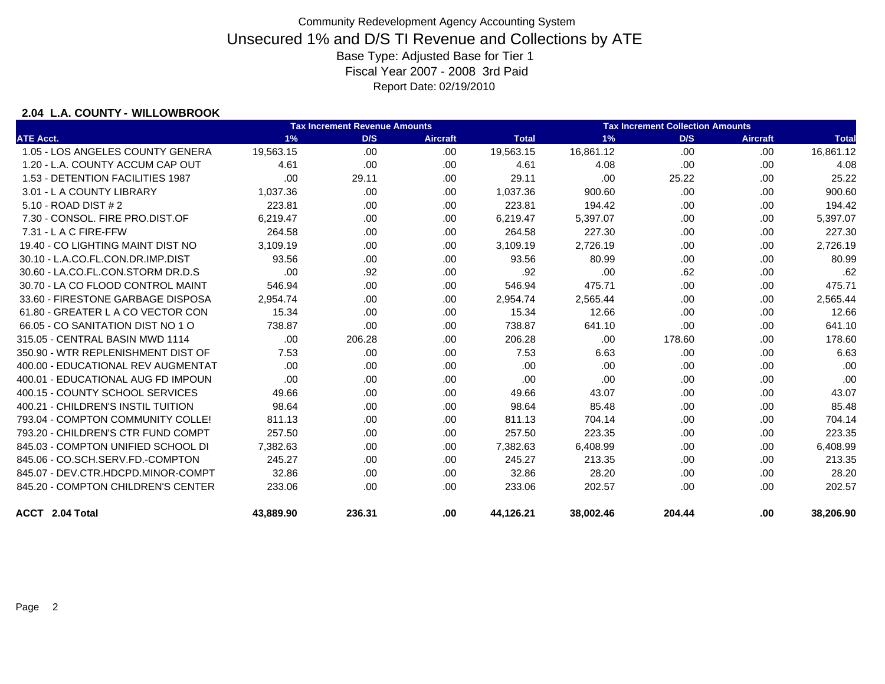Community Redevelopment Agency Accounting System

# Unsecured 1% and D/S TI Revenue and Collections by ATE

Base Type: Adjusted Base for Tier 1

Fiscal Year 2007 - 2008 3rd Paid

Report Date: 02/19/2010

**2.04 L.A. COUNTY - WILLOWBROOK**

| | Tax Increment Revenue Amounts | | | | Tax Increment Collection Amounts | | | |
|---|---|---|---|---|---|---|---|---|
| ATE Acct. | 1% | D/S | Aircraft | Total | 1% | D/S | Aircraft | Total |
| 1.05 - LOS ANGELES COUNTY GENERA | 19,563.15 | .00 | .00 | 19,563.15 | 16,861.12 | .00 | .00 | 16,861.12 |
| 1.20 - L.A. COUNTY ACCUM CAP OUT | 4.61 | .00 | .00 | 4.61 | 4.08 | .00 | .00 | 4.08 |
| 1.53 - DETENTION FACILITIES 1987 | .00 | 29.11 | .00 | 29.11 | .00 | 25.22 | .00 | 25.22 |
| 3.01 - L A COUNTY LIBRARY | 1,037.36 | .00 | .00 | 1,037.36 | 900.60 | .00 | .00 | 900.60 |
| 5.10 - ROAD DIST # 2 | 223.81 | .00 | .00 | 223.81 | 194.42 | .00 | .00 | 194.42 |
| 7.30 - CONSOL. FIRE PRO.DIST.OF | 6,219.47 | .00 | .00 | 6,219.47 | 5,397.07 | .00 | .00 | 5,397.07 |
| 7.31 - L A C FIRE-FFW | 264.58 | .00 | .00 | 264.58 | 227.30 | .00 | .00 | 227.30 |
| 19.40 - CO LIGHTING MAINT DIST NO | 3,109.19 | .00 | .00 | 3,109.19 | 2,726.19 | .00 | .00 | 2,726.19 |
| 30.10 - L.A.CO.FL.CON.DR.IMP.DIST | 93.56 | .00 | .00 | 93.56 | 80.99 | .00 | .00 | 80.99 |
| 30.60 - LA.CO.FL.CON.STORM DR.D.S | .00 | .92 | .00 | .92 | .00 | .62 | .00 | .62 |
| 30.70 - LA CO FLOOD CONTROL MAINT | 546.94 | .00 | .00 | 546.94 | 475.71 | .00 | .00 | 475.71 |
| 33.60 - FIRESTONE GARBAGE DISPOSA | 2,954.74 | .00 | .00 | 2,954.74 | 2,565.44 | .00 | .00 | 2,565.44 |
| 61.80 - GREATER L A CO VECTOR CON | 15.34 | .00 | .00 | 15.34 | 12.66 | .00 | .00 | 12.66 |
| 66.05 - CO SANITATION DIST NO 1 O | 738.87 | .00 | .00 | 738.87 | 641.10 | .00 | .00 | 641.10 |
| 315.05 - CENTRAL BASIN MWD 1114 | .00 | 206.28 | .00 | 206.28 | .00 | 178.60 | .00 | 178.60 |
| 350.90 - WTR REPLENISHMENT DIST OF | 7.53 | .00 | .00 | 7.53 | 6.63 | .00 | .00 | 6.63 |
| 400.00 - EDUCATIONAL REV AUGMENTAT | .00 | .00 | .00 | .00 | .00 | .00 | .00 | .00 |
| 400.01 - EDUCATIONAL AUG FD IMPOUN | .00 | .00 | .00 | .00 | .00 | .00 | .00 | .00 |
| 400.15 - COUNTY SCHOOL SERVICES | 49.66 | .00 | .00 | 49.66 | 43.07 | .00 | .00 | 43.07 |
| 400.21 - CHILDREN'S INSTIL TUITION | 98.64 | .00 | .00 | 98.64 | 85.48 | .00 | .00 | 85.48 |
| 793.04 - COMPTON COMMUNITY COLLE! | 811.13 | .00 | .00 | 811.13 | 704.14 | .00 | .00 | 704.14 |
| 793.20 - CHILDREN'S CTR FUND COMPT | 257.50 | .00 | .00 | 257.50 | 223.35 | .00 | .00 | 223.35 |
| 845.03 - COMPTON UNIFIED SCHOOL DI | 7,382.63 | .00 | .00 | 7,382.63 | 6,408.99 | .00 | .00 | 6,408.99 |
| 845.06 - CO.SCH.SERV.FD.-COMPTON | 245.27 | .00 | .00 | 245.27 | 213.35 | .00 | .00 | 213.35 |
| 845.07 - DEV.CTR.HDCPD.MINOR-COMPT | 32.86 | .00 | .00 | 32.86 | 28.20 | .00 | .00 | 28.20 |
| 845.20 - COMPTON CHILDREN'S CENTER | 233.06 | .00 | .00 | 233.06 | 202.57 | .00 | .00 | 202.57 |
| **ACCT 2.04 Total** | **43,889.90** | **236.31** | **.00** | **44,126.21** | **38,002.46** | **204.44** | **.00** | **38,206.90** |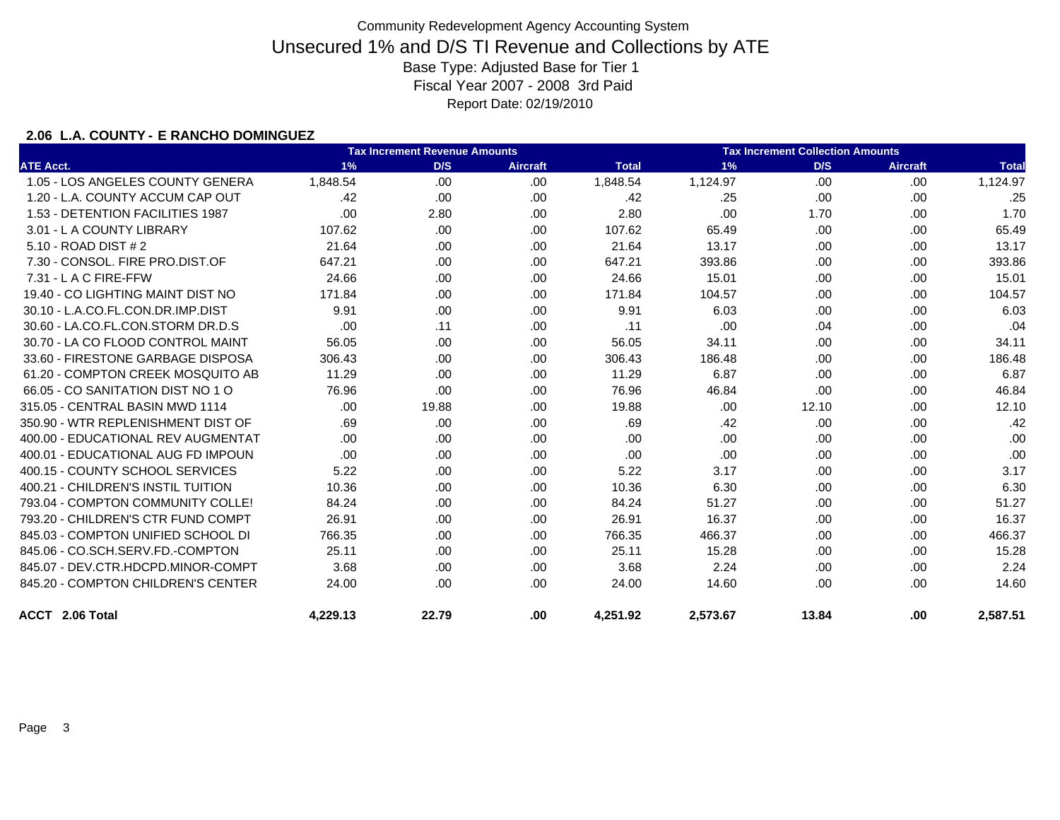Community Redevelopment Agency Accounting System

# Unsecured 1% and D/S TI Revenue and Collections by ATE

Base Type: Adjusted Base for Tier 1

Fiscal Year 2007 - 2008 3rd Paid

Report Date: 02/19/2010

**2.06 L.A. COUNTY - E RANCHO DOMINGUEZ**

| | Tax Increment Revenue Amounts | | | | Tax Increment Collection Amounts | | | |
|---|---|---|---|---|---|---|---|---|
| ATE Acct. | 1% | D/S | Aircraft | Total | 1% | D/S | Aircraft | Total |
| 1.05 - LOS ANGELES COUNTY GENERA | 1,848.54 | .00 | .00 | 1,848.54 | 1,124.97 | .00 | .00 | 1,124.97 |
| 1.20 - L.A. COUNTY ACCUM CAP OUT | .42 | .00 | .00 | .42 | .25 | .00 | .00 | .25 |
| 1.53 - DETENTION FACILITIES 1987 | .00 | 2.80 | .00 | 2.80 | .00 | 1.70 | .00 | 1.70 |
| 3.01 - L A COUNTY LIBRARY | 107.62 | .00 | .00 | 107.62 | 65.49 | .00 | .00 | 65.49 |
| 5.10 - ROAD DIST # 2 | 21.64 | .00 | .00 | 21.64 | 13.17 | .00 | .00 | 13.17 |
| 7.30 - CONSOL. FIRE PRO.DIST.OF | 647.21 | .00 | .00 | 647.21 | 393.86 | .00 | .00 | 393.86 |
| 7.31 - L A C FIRE-FFW | 24.66 | .00 | .00 | 24.66 | 15.01 | .00 | .00 | 15.01 |
| 19.40 - CO LIGHTING MAINT DIST NO | 171.84 | .00 | .00 | 171.84 | 104.57 | .00 | .00 | 104.57 |
| 30.10 - L.A.CO.FL.CON.DR.IMP.DIST | 9.91 | .00 | .00 | 9.91 | 6.03 | .00 | .00 | 6.03 |
| 30.60 - LA.CO.FL.CON.STORM DR.D.S | .00 | .11 | .00 | .11 | .00 | .04 | .00 | .04 |
| 30.70 - LA CO FLOOD CONTROL MAINT | 56.05 | .00 | .00 | 56.05 | 34.11 | .00 | .00 | 34.11 |
| 33.60 - FIRESTONE GARBAGE DISPOSA | 306.43 | .00 | .00 | 306.43 | 186.48 | .00 | .00 | 186.48 |
| 61.20 - COMPTON CREEK MOSQUITO AB | 11.29 | .00 | .00 | 11.29 | 6.87 | .00 | .00 | 6.87 |
| 66.05 - CO SANITATION DIST NO 1 O | 76.96 | .00 | .00 | 76.96 | 46.84 | .00 | .00 | 46.84 |
| 315.05 - CENTRAL BASIN MWD 1114 | .00 | 19.88 | .00 | 19.88 | .00 | 12.10 | .00 | 12.10 |
| 350.90 - WTR REPLENISHMENT DIST OF | .69 | .00 | .00 | .69 | .42 | .00 | .00 | .42 |
| 400.00 - EDUCATIONAL REV AUGMENTAT | .00 | .00 | .00 | .00 | .00 | .00 | .00 | .00 |
| 400.01 - EDUCATIONAL AUG FD IMPOUN | .00 | .00 | .00 | .00 | .00 | .00 | .00 | .00 |
| 400.15 - COUNTY SCHOOL SERVICES | 5.22 | .00 | .00 | 5.22 | 3.17 | .00 | .00 | 3.17 |
| 400.21 - CHILDREN'S INSTIL TUITION | 10.36 | .00 | .00 | 10.36 | 6.30 | .00 | .00 | 6.30 |
| 793.04 - COMPTON COMMUNITY COLLE! | 84.24 | .00 | .00 | 84.24 | 51.27 | .00 | .00 | 51.27 |
| 793.20 - CHILDREN'S CTR FUND COMPT | 26.91 | .00 | .00 | 26.91 | 16.37 | .00 | .00 | 16.37 |
| 845.03 - COMPTON UNIFIED SCHOOL DI | 766.35 | .00 | .00 | 766.35 | 466.37 | .00 | .00 | 466.37 |
| 845.06 - CO.SCH.SERV.FD.-COMPTON | 25.11 | .00 | .00 | 25.11 | 15.28 | .00 | .00 | 15.28 |
| 845.07 - DEV.CTR.HDCPD.MINOR-COMPT | 3.68 | .00 | .00 | 3.68 | 2.24 | .00 | .00 | 2.24 |
| 845.20 - COMPTON CHILDREN'S CENTER | 24.00 | .00 | .00 | 24.00 | 14.60 | .00 | .00 | 14.60 |
| **ACCT 2.06 Total** | **4,229.13** | **22.79** | **.00** | **4,251.92** | **2,573.67** | **13.84** | **.00** | **2,587.51** |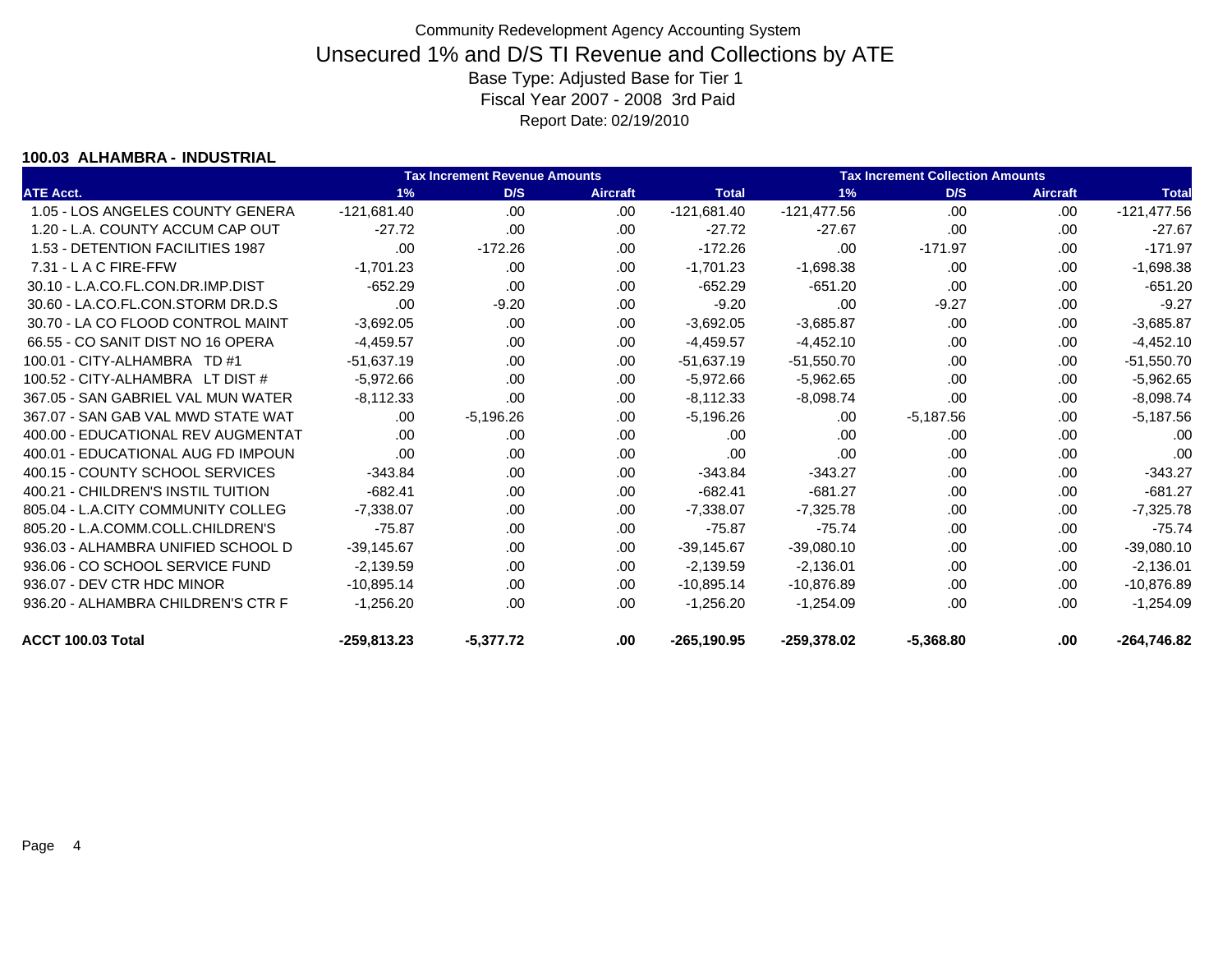Community Redevelopment Agency Accounting System

# Unsecured 1% and D/S TI Revenue and Collections by ATE

Base Type: Adjusted Base for Tier 1

Fiscal Year 2007 - 2008 3rd Paid

Report Date: 02/19/2010

## 100.03 ALHAMBRA - INDUSTRIAL

| | Tax Increment Revenue Amounts | | | | Tax Increment Collection Amounts | | | |
|---|---|---|---|---|---|---|---|---|
| ATE Acct. | 1% | D/S | Aircraft | Total | 1% | D/S | Aircraft | Total |
| 1.05 - LOS ANGELES COUNTY GENERA | -121,681.40 | .00 | .00 | -121,681.40 | -121,477.56 | .00 | .00 | -121,477.56 |
| 1.20 - L.A. COUNTY ACCUM CAP OUT | -27.72 | .00 | .00 | -27.72 | -27.67 | .00 | .00 | -27.67 |
| 1.53 - DETENTION FACILITIES 1987 | .00 | -172.26 | .00 | -172.26 | .00 | -171.97 | .00 | -171.97 |
| 7.31 - L A C FIRE-FFW | -1,701.23 | .00 | .00 | -1,701.23 | -1,698.38 | .00 | .00 | -1,698.38 |
| 30.10 - L.A.CO.FL.CON.DR.IMP.DIST | -652.29 | .00 | .00 | -652.29 | -651.20 | .00 | .00 | -651.20 |
| 30.60 - LA.CO.FL.CON.STORM DR.D.S | .00 | -9.20 | .00 | -9.20 | .00 | -9.27 | .00 | -9.27 |
| 30.70 - LA CO FLOOD CONTROL MAINT | -3,692.05 | .00 | .00 | -3,692.05 | -3,685.87 | .00 | .00 | -3,685.87 |
| 66.55 - CO SANIT DIST NO 16 OPERA | -4,459.57 | .00 | .00 | -4,459.57 | -4,452.10 | .00 | .00 | -4,452.10 |
| 100.01 - CITY-ALHAMBRA TD #1 | -51,637.19 | .00 | .00 | -51,637.19 | -51,550.70 | .00 | .00 | -51,550.70 |
| 100.52 - CITY-ALHAMBRA LT DIST # | -5,972.66 | .00 | .00 | -5,972.66 | -5,962.65 | .00 | .00 | -5,962.65 |
| 367.05 - SAN GABRIEL VAL MUN WATER | -8,112.33 | .00 | .00 | -8,112.33 | -8,098.74 | .00 | .00 | -8,098.74 |
| 367.07 - SAN GAB VAL MWD STATE WAT | .00 | -5,196.26 | .00 | -5,196.26 | .00 | -5,187.56 | .00 | -5,187.56 |
| 400.00 - EDUCATIONAL REV AUGMENTAT | .00 | .00 | .00 | .00 | .00 | .00 | .00 | .00 |
| 400.01 - EDUCATIONAL AUG FD IMPOUN | .00 | .00 | .00 | .00 | .00 | .00 | .00 | .00 |
| 400.15 - COUNTY SCHOOL SERVICES | -343.84 | .00 | .00 | -343.84 | -343.27 | .00 | .00 | -343.27 |
| 400.21 - CHILDREN'S INSTIL TUITION | -682.41 | .00 | .00 | -682.41 | -681.27 | .00 | .00 | -681.27 |
| 805.04 - L.A.CITY COMMUNITY COLLEG | -7,338.07 | .00 | .00 | -7,338.07 | -7,325.78 | .00 | .00 | -7,325.78 |
| 805.20 - L.A.COMM.COLL.CHILDREN'S | -75.87 | .00 | .00 | -75.87 | -75.74 | .00 | .00 | -75.74 |
| 936.03 - ALHAMBRA UNIFIED SCHOOL D | -39,145.67 | .00 | .00 | -39,145.67 | -39,080.10 | .00 | .00 | -39,080.10 |
| 936.06 - CO SCHOOL SERVICE FUND | -2,139.59 | .00 | .00 | -2,139.59 | -2,136.01 | .00 | .00 | -2,136.01 |
| 936.07 - DEV CTR HDC MINOR | -10,895.14 | .00 | .00 | -10,895.14 | -10,876.89 | .00 | .00 | -10,876.89 |
| 936.20 - ALHAMBRA CHILDREN'S CTR F | -1,256.20 | .00 | .00 | -1,256.20 | -1,254.09 | .00 | .00 | -1,254.09 |
| **ACCT 100.03 Total** | **-259,813.23** | **-5,377.72** | **.00** | **-265,190.95** | **-259,378.02** | **-5,368.80** | **.00** | **-264,746.82** |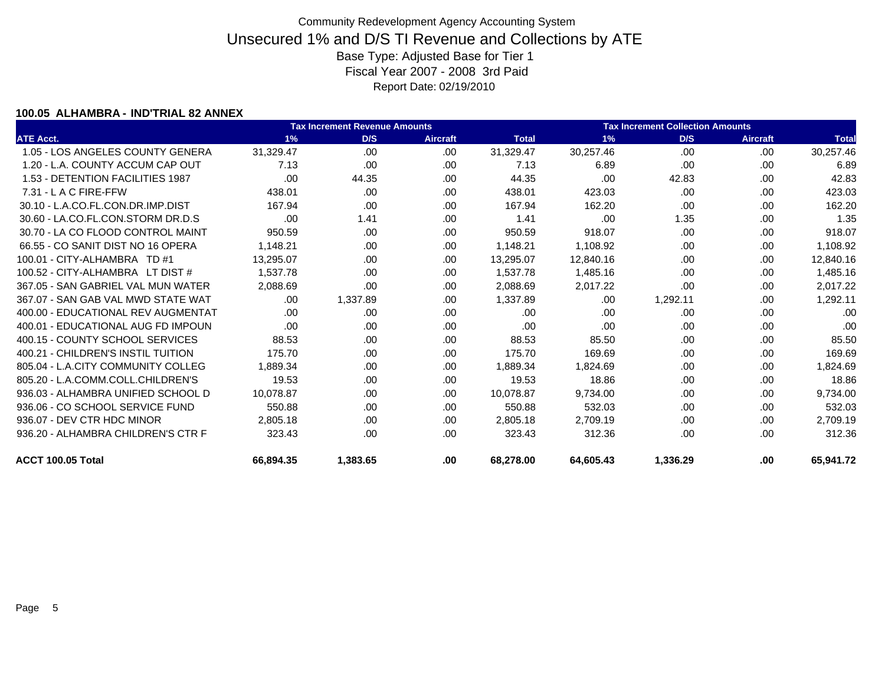# Community Redevelopment Agency Accounting System

## Unsecured 1% and D/S TI Revenue and Collections by ATE

Base Type: Adjusted Base for Tier 1

Fiscal Year 2007 - 2008 3rd Paid

Report Date: 02/19/2010

### 100.05 ALHAMBRA - IND'TRIAL 82 ANNEX

| | Tax Increment Revenue Amounts | | | | Tax Increment Collection Amounts | | | |
|---|---|---|---|---|---|---|---|---|
| ATE Acct. | 1% | D/S | Aircraft | Total | 1% | D/S | Aircraft | Total |
| 1.05 - LOS ANGELES COUNTY GENERA | 31,329.47 | .00 | .00 | 31,329.47 | 30,257.46 | .00 | .00 | 30,257.46 |
| 1.20 - L.A. COUNTY ACCUM CAP OUT | 7.13 | .00 | .00 | 7.13 | 6.89 | .00 | .00 | 6.89 |
| 1.53 - DETENTION FACILITIES 1987 | .00 | 44.35 | .00 | 44.35 | .00 | 42.83 | .00 | 42.83 |
| 7.31 - L A C FIRE-FFW | 438.01 | .00 | .00 | 438.01 | 423.03 | .00 | .00 | 423.03 |
| 30.10 - L.A.CO.FL.CON.DR.IMP.DIST | 167.94 | .00 | .00 | 167.94 | 162.20 | .00 | .00 | 162.20 |
| 30.60 - LA.CO.FL.CON.STORM DR.D.S | .00 | 1.41 | .00 | 1.41 | .00 | 1.35 | .00 | 1.35 |
| 30.70 - LA CO FLOOD CONTROL MAINT | 950.59 | .00 | .00 | 950.59 | 918.07 | .00 | .00 | 918.07 |
| 66.55 - CO SANIT DIST NO 16 OPERA | 1,148.21 | .00 | .00 | 1,148.21 | 1,108.92 | .00 | .00 | 1,108.92 |
| 100.01 - CITY-ALHAMBRA TD #1 | 13,295.07 | .00 | .00 | 13,295.07 | 12,840.16 | .00 | .00 | 12,840.16 |
| 100.52 - CITY-ALHAMBRA LT DIST # | 1,537.78 | .00 | .00 | 1,537.78 | 1,485.16 | .00 | .00 | 1,485.16 |
| 367.05 - SAN GABRIEL VAL MUN WATER | 2,088.69 | .00 | .00 | 2,088.69 | 2,017.22 | .00 | .00 | 2,017.22 |
| 367.07 - SAN GAB VAL MWD STATE WAT | .00 | 1,337.89 | .00 | 1,337.89 | .00 | 1,292.11 | .00 | 1,292.11 |
| 400.00 - EDUCATIONAL REV AUGMENTAT | .00 | .00 | .00 | .00 | .00 | .00 | .00 | .00 |
| 400.01 - EDUCATIONAL AUG FD IMPOUN | .00 | .00 | .00 | .00 | .00 | .00 | .00 | .00 |
| 400.15 - COUNTY SCHOOL SERVICES | 88.53 | .00 | .00 | 88.53 | 85.50 | .00 | .00 | 85.50 |
| 400.21 - CHILDREN'S INSTIL TUITION | 175.70 | .00 | .00 | 175.70 | 169.69 | .00 | .00 | 169.69 |
| 805.04 - L.A.CITY COMMUNITY COLLEG | 1,889.34 | .00 | .00 | 1,889.34 | 1,824.69 | .00 | .00 | 1,824.69 |
| 805.20 - L.A.COMM.COLL.CHILDREN'S | 19.53 | .00 | .00 | 19.53 | 18.86 | .00 | .00 | 18.86 |
| 936.03 - ALHAMBRA UNIFIED SCHOOL D | 10,078.87 | .00 | .00 | 10,078.87 | 9,734.00 | .00 | .00 | 9,734.00 |
| 936.06 - CO SCHOOL SERVICE FUND | 550.88 | .00 | .00 | 550.88 | 532.03 | .00 | .00 | 532.03 |
| 936.07 - DEV CTR HDC MINOR | 2,805.18 | .00 | .00 | 2,805.18 | 2,709.19 | .00 | .00 | 2,709.19 |
| 936.20 - ALHAMBRA CHILDREN'S CTR F | 323.43 | .00 | .00 | 323.43 | 312.36 | .00 | .00 | 312.36 |
| **ACCT 100.05 Total** | **66,894.35** | **1,383.65** | **.00** | **68,278.00** | **64,605.43** | **1,336.29** | **.00** | **65,941.72** |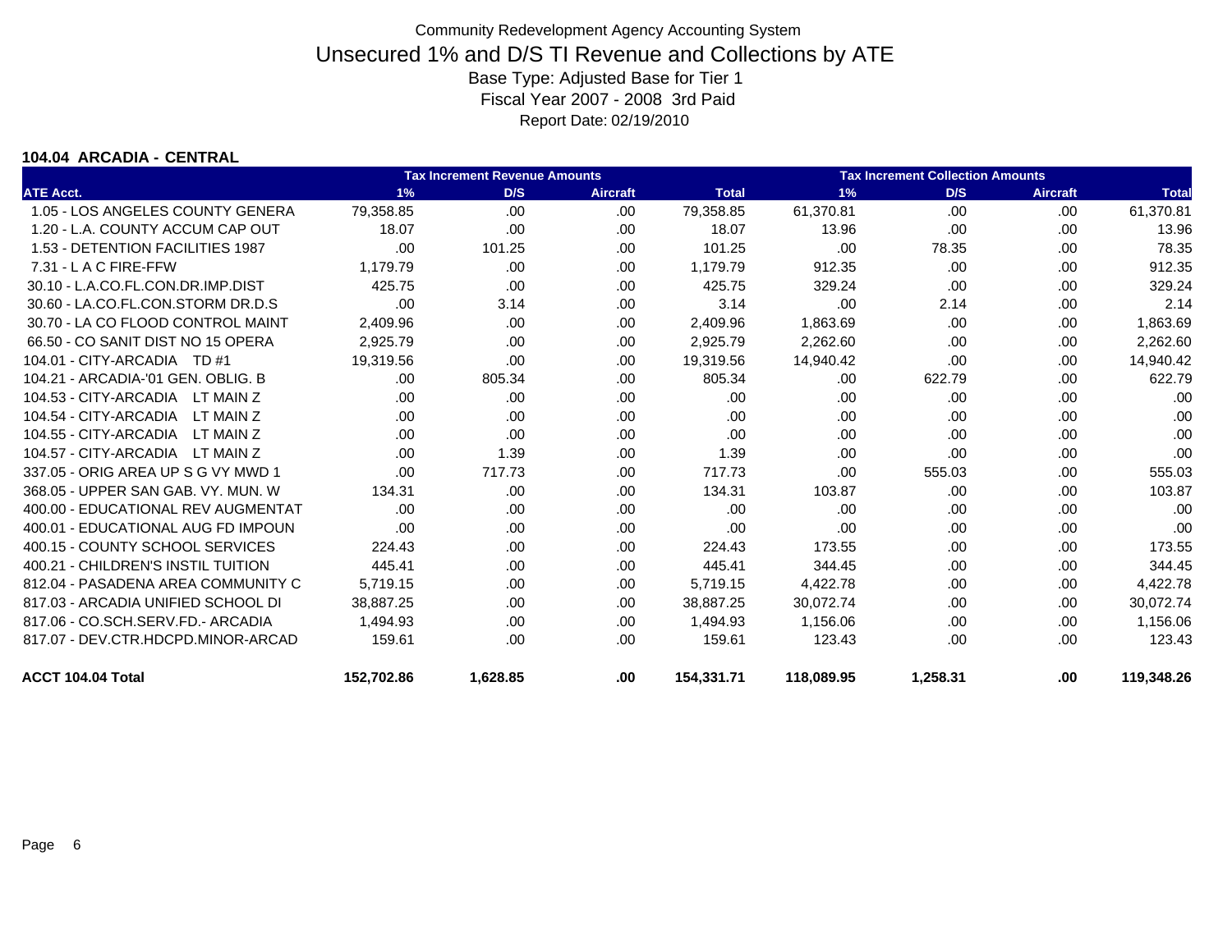# Community Redevelopment Agency Accounting System

## Unsecured 1% and D/S TI Revenue and Collections by ATE

Base Type: Adjusted Base for Tier 1

Fiscal Year 2007 - 2008 3rd Paid

Report Date: 02/19/2010

### 104.04 ARCADIA - CENTRAL

| | Tax Increment Revenue Amounts | | | | Tax Increment Collection Amounts | | | |
|---|---|---|---|---|---|---|---|---|
| ATE Acct. | 1% | D/S | Aircraft | Total | 1% | D/S | Aircraft | Total |
| 1.05 - LOS ANGELES COUNTY GENERA | 79,358.85 | .00 | .00 | 79,358.85 | 61,370.81 | .00 | .00 | 61,370.81 |
| 1.20 - L.A. COUNTY ACCUM CAP OUT | 18.07 | .00 | .00 | 18.07 | 13.96 | .00 | .00 | 13.96 |
| 1.53 - DETENTION FACILITIES 1987 | .00 | 101.25 | .00 | 101.25 | .00 | 78.35 | .00 | 78.35 |
| 7.31 - L A C FIRE-FFW | 1,179.79 | .00 | .00 | 1,179.79 | 912.35 | .00 | .00 | 912.35 |
| 30.10 - L.A.CO.FL.CON.DR.IMP.DIST | 425.75 | .00 | .00 | 425.75 | 329.24 | .00 | .00 | 329.24 |
| 30.60 - LA.CO.FL.CON.STORM DR.D.S | .00 | 3.14 | .00 | 3.14 | .00 | 2.14 | .00 | 2.14 |
| 30.70 - LA CO FLOOD CONTROL MAINT | 2,409.96 | .00 | .00 | 2,409.96 | 1,863.69 | .00 | .00 | 1,863.69 |
| 66.50 - CO SANIT DIST NO 15 OPERA | 2,925.79 | .00 | .00 | 2,925.79 | 2,262.60 | .00 | .00 | 2,262.60 |
| 104.01 - CITY-ARCADIA TD #1 | 19,319.56 | .00 | .00 | 19,319.56 | 14,940.42 | .00 | .00 | 14,940.42 |
| 104.21 - ARCADIA-'01 GEN. OBLIG. B | .00 | 805.34 | .00 | 805.34 | .00 | 622.79 | .00 | 622.79 |
| 104.53 - CITY-ARCADIA LT MAIN Z | .00 | .00 | .00 | .00 | .00 | .00 | .00 | .00 |
| 104.54 - CITY-ARCADIA LT MAIN Z | .00 | .00 | .00 | .00 | .00 | .00 | .00 | .00 |
| 104.55 - CITY-ARCADIA LT MAIN Z | .00 | .00 | .00 | .00 | .00 | .00 | .00 | .00 |
| 104.57 - CITY-ARCADIA LT MAIN Z | .00 | 1.39 | .00 | 1.39 | .00 | .00 | .00 | .00 |
| 337.05 - ORIG AREA UP S G VY MWD 1 | .00 | 717.73 | .00 | 717.73 | .00 | 555.03 | .00 | 555.03 |
| 368.05 - UPPER SAN GAB. VY. MUN. W | 134.31 | .00 | .00 | 134.31 | 103.87 | .00 | .00 | 103.87 |
| 400.00 - EDUCATIONAL REV AUGMENTAT | .00 | .00 | .00 | .00 | .00 | .00 | .00 | .00 |
| 400.01 - EDUCATIONAL AUG FD IMPOUN | .00 | .00 | .00 | .00 | .00 | .00 | .00 | .00 |
| 400.15 - COUNTY SCHOOL SERVICES | 224.43 | .00 | .00 | 224.43 | 173.55 | .00 | .00 | 173.55 |
| 400.21 - CHILDREN'S INSTIL TUITION | 445.41 | .00 | .00 | 445.41 | 344.45 | .00 | .00 | 344.45 |
| 812.04 - PASADENA AREA COMMUNITY C | 5,719.15 | .00 | .00 | 5,719.15 | 4,422.78 | .00 | .00 | 4,422.78 |
| 817.03 - ARCADIA UNIFIED SCHOOL DI | 38,887.25 | .00 | .00 | 38,887.25 | 30,072.74 | .00 | .00 | 30,072.74 |
| 817.06 - CO.SCH.SERV.FD.- ARCADIA | 1,494.93 | .00 | .00 | 1,494.93 | 1,156.06 | .00 | .00 | 1,156.06 |
| 817.07 - DEV.CTR.HDCPD.MINOR-ARCAD | 159.61 | .00 | .00 | 159.61 | 123.43 | .00 | .00 | 123.43 |
| **ACCT 104.04 Total** | **152,702.86** | **1,628.85** | **.00** | **154,331.71** | **118,089.95** | **1,258.31** | **.00** | **119,348.26** |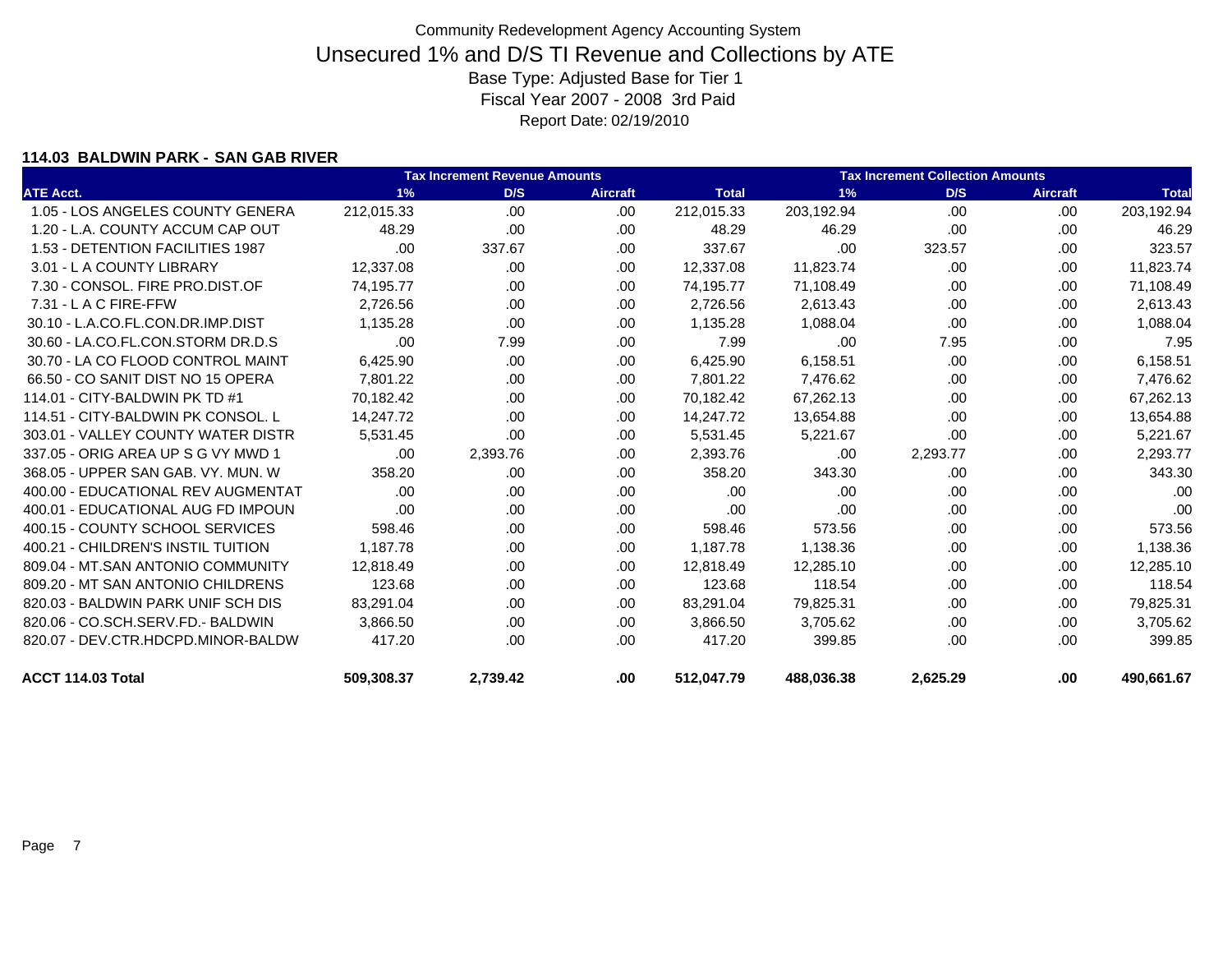Community Redevelopment Agency Accounting System

# Unsecured 1% and D/S TI Revenue and Collections by ATE

Base Type: Adjusted Base for Tier 1

Fiscal Year 2007 - 2008 3rd Paid

Report Date: 02/19/2010

### 114.03 BALDWIN PARK - SAN GAB RIVER

| | Tax Increment Revenue Amounts | | | | Tax Increment Collection Amounts | | | |
|---|---|---|---|---|---|---|---|---|
| ATE Acct. | 1% | D/S | Aircraft | Total | 1% | D/S | Aircraft | Total |
| 1.05 - LOS ANGELES COUNTY GENERA | 212,015.33 | .00 | .00 | 212,015.33 | 203,192.94 | .00 | .00 | 203,192.94 |
| 1.20 - L.A. COUNTY ACCUM CAP OUT | 48.29 | .00 | .00 | 48.29 | 46.29 | .00 | .00 | 46.29 |
| 1.53 - DETENTION FACILITIES 1987 | .00 | 337.67 | .00 | 337.67 | .00 | 323.57 | .00 | 323.57 |
| 3.01 - L A COUNTY LIBRARY | 12,337.08 | .00 | .00 | 12,337.08 | 11,823.74 | .00 | .00 | 11,823.74 |
| 7.30 - CONSOL. FIRE PRO.DIST.OF | 74,195.77 | .00 | .00 | 74,195.77 | 71,108.49 | .00 | .00 | 71,108.49 |
| 7.31 - L A C FIRE-FFW | 2,726.56 | .00 | .00 | 2,726.56 | 2,613.43 | .00 | .00 | 2,613.43 |
| 30.10 - L.A.CO.FL.CON.DR.IMP.DIST | 1,135.28 | .00 | .00 | 1,135.28 | 1,088.04 | .00 | .00 | 1,088.04 |
| 30.60 - LA.CO.FL.CON.STORM DR.D.S | .00 | 7.99 | .00 | 7.99 | .00 | 7.95 | .00 | 7.95 |
| 30.70 - LA CO FLOOD CONTROL MAINT | 6,425.90 | .00 | .00 | 6,425.90 | 6,158.51 | .00 | .00 | 6,158.51 |
| 66.50 - CO SANIT DIST NO 15 OPERA | 7,801.22 | .00 | .00 | 7,801.22 | 7,476.62 | .00 | .00 | 7,476.62 |
| 114.01 - CITY-BALDWIN PK TD #1 | 70,182.42 | .00 | .00 | 70,182.42 | 67,262.13 | .00 | .00 | 67,262.13 |
| 114.51 - CITY-BALDWIN PK CONSOL. L | 14,247.72 | .00 | .00 | 14,247.72 | 13,654.88 | .00 | .00 | 13,654.88 |
| 303.01 - VALLEY COUNTY WATER DISTR | 5,531.45 | .00 | .00 | 5,531.45 | 5,221.67 | .00 | .00 | 5,221.67 |
| 337.05 - ORIG AREA UP S G VY MWD 1 | .00 | 2,393.76 | .00 | 2,393.76 | .00 | 2,293.77 | .00 | 2,293.77 |
| 368.05 - UPPER SAN GAB. VY. MUN. W | 358.20 | .00 | .00 | 358.20 | 343.30 | .00 | .00 | 343.30 |
| 400.00 - EDUCATIONAL REV AUGMENTAT | .00 | .00 | .00 | .00 | .00 | .00 | .00 | .00 |
| 400.01 - EDUCATIONAL AUG FD IMPOUN | .00 | .00 | .00 | .00 | .00 | .00 | .00 | .00 |
| 400.15 - COUNTY SCHOOL SERVICES | 598.46 | .00 | .00 | 598.46 | 573.56 | .00 | .00 | 573.56 |
| 400.21 - CHILDREN'S INSTIL TUITION | 1,187.78 | .00 | .00 | 1,187.78 | 1,138.36 | .00 | .00 | 1,138.36 |
| 809.04 - MT.SAN ANTONIO COMMUNITY | 12,818.49 | .00 | .00 | 12,818.49 | 12,285.10 | .00 | .00 | 12,285.10 |
| 809.20 - MT SAN ANTONIO CHILDRENS | 123.68 | .00 | .00 | 123.68 | 118.54 | .00 | .00 | 118.54 |
| 820.03 - BALDWIN PARK UNIF SCH DIS | 83,291.04 | .00 | .00 | 83,291.04 | 79,825.31 | .00 | .00 | 79,825.31 |
| 820.06 - CO.SCH.SERV.FD.- BALDWIN | 3,866.50 | .00 | .00 | 3,866.50 | 3,705.62 | .00 | .00 | 3,705.62 |
| 820.07 - DEV.CTR.HDCPD.MINOR-BALDW | 417.20 | .00 | .00 | 417.20 | 399.85 | .00 | .00 | 399.85 |
| **ACCT 114.03 Total** | **509,308.37** | **2,739.42** | **.00** | **512,047.79** | **488,036.38** | **2,625.29** | **.00** | **490,661.67** |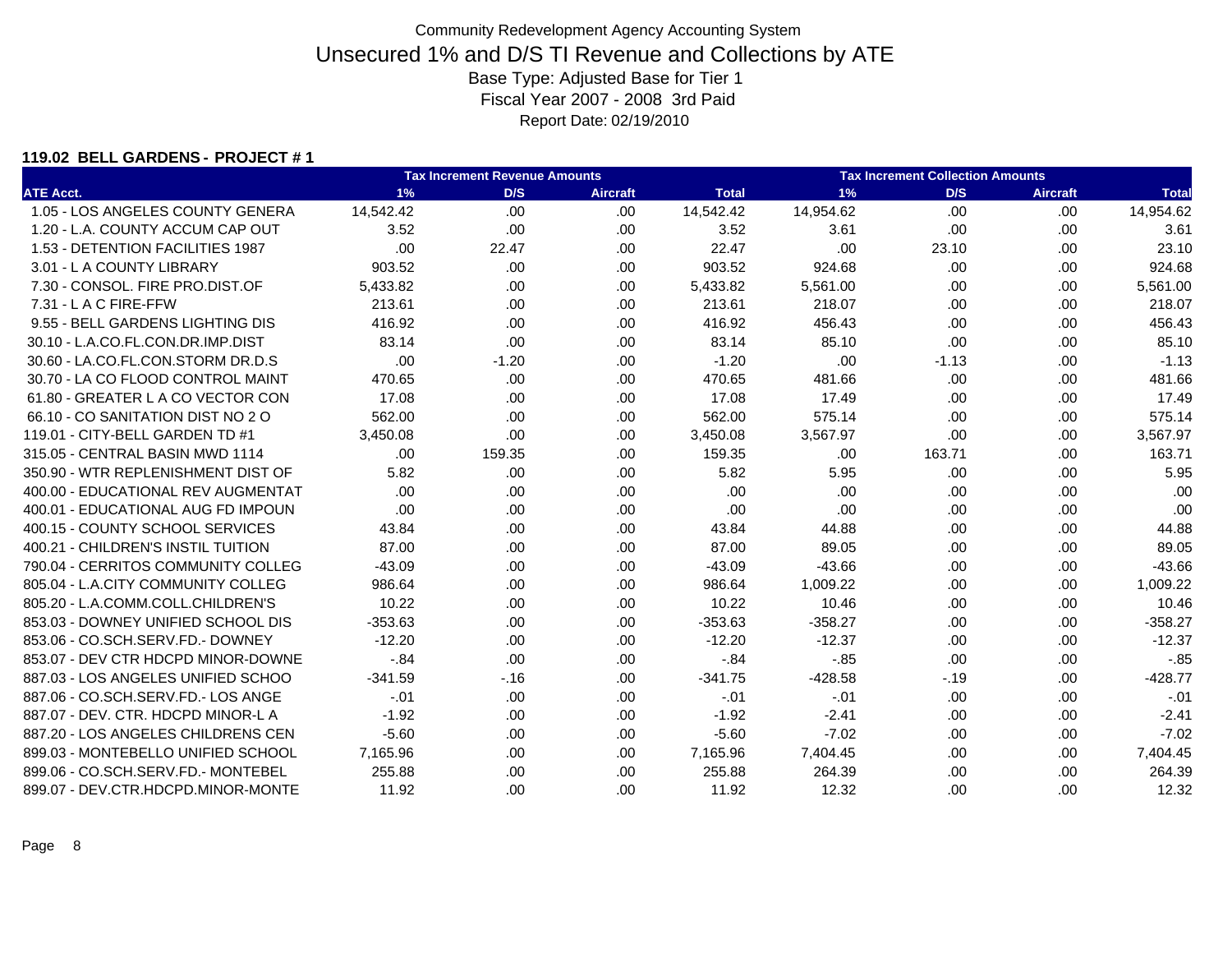# Community Redevelopment Agency Accounting System

## Unsecured 1% and D/S TI Revenue and Collections by ATE

Base Type: Adjusted Base for Tier 1

Fiscal Year 2007 - 2008 3rd Paid

Report Date: 02/19/2010

### 119.02 BELL GARDENS - PROJECT # 1

| | Tax Increment Revenue Amounts | | | | Tax Increment Collection Amounts | | | |
|---|---|---|---|---|---|---|---|---|
| ATE Acct. | 1% | D/S | Aircraft | Total | 1% | D/S | Aircraft | Total |
| 1.05 - LOS ANGELES COUNTY GENERA | 14,542.42 | .00 | .00 | 14,542.42 | 14,954.62 | .00 | .00 | 14,954.62 |
| 1.20 - L.A. COUNTY ACCUM CAP OUT | 3.52 | .00 | .00 | 3.52 | 3.61 | .00 | .00 | 3.61 |
| 1.53 - DETENTION FACILITIES 1987 | .00 | 22.47 | .00 | 22.47 | .00 | 23.10 | .00 | 23.10 |
| 3.01 - L A COUNTY LIBRARY | 903.52 | .00 | .00 | 903.52 | 924.68 | .00 | .00 | 924.68 |
| 7.30 - CONSOL. FIRE PRO.DIST.OF | 5,433.82 | .00 | .00 | 5,433.82 | 5,561.00 | .00 | .00 | 5,561.00 |
| 7.31 - L A C FIRE-FFW | 213.61 | .00 | .00 | 213.61 | 218.07 | .00 | .00 | 218.07 |
| 9.55 - BELL GARDENS LIGHTING DIS | 416.92 | .00 | .00 | 416.92 | 456.43 | .00 | .00 | 456.43 |
| 30.10 - L.A.CO.FL.CON.DR.IMP.DIST | 83.14 | .00 | .00 | 83.14 | 85.10 | .00 | .00 | 85.10 |
| 30.60 - LA.CO.FL.CON.STORM DR.D.S | .00 | -1.20 | .00 | -1.20 | .00 | -1.13 | .00 | -1.13 |
| 30.70 - LA CO FLOOD CONTROL MAINT | 470.65 | .00 | .00 | 470.65 | 481.66 | .00 | .00 | 481.66 |
| 61.80 - GREATER L A CO VECTOR CON | 17.08 | .00 | .00 | 17.08 | 17.49 | .00 | .00 | 17.49 |
| 66.10 - CO SANITATION DIST NO 2 O | 562.00 | .00 | .00 | 562.00 | 575.14 | .00 | .00 | 575.14 |
| 119.01 - CITY-BELL GARDEN TD #1 | 3,450.08 | .00 | .00 | 3,450.08 | 3,567.97 | .00 | .00 | 3,567.97 |
| 315.05 - CENTRAL BASIN MWD 1114 | .00 | 159.35 | .00 | 159.35 | .00 | 163.71 | .00 | 163.71 |
| 350.90 - WTR REPLENISHMENT DIST OF | 5.82 | .00 | .00 | 5.82 | 5.95 | .00 | .00 | 5.95 |
| 400.00 - EDUCATIONAL REV AUGMENTAT | .00 | .00 | .00 | .00 | .00 | .00 | .00 | .00 |
| 400.01 - EDUCATIONAL AUG FD IMPOUN | .00 | .00 | .00 | .00 | .00 | .00 | .00 | .00 |
| 400.15 - COUNTY SCHOOL SERVICES | 43.84 | .00 | .00 | 43.84 | 44.88 | .00 | .00 | 44.88 |
| 400.21 - CHILDREN'S INSTIL TUITION | 87.00 | .00 | .00 | 87.00 | 89.05 | .00 | .00 | 89.05 |
| 790.04 - CERRITOS COMMUNITY COLLEG | -43.09 | .00 | .00 | -43.09 | -43.66 | .00 | .00 | -43.66 |
| 805.04 - L.A.CITY COMMUNITY COLLEG | 986.64 | .00 | .00 | 986.64 | 1,009.22 | .00 | .00 | 1,009.22 |
| 805.20 - L.A.COMM.COLL.CHILDREN'S | 10.22 | .00 | .00 | 10.22 | 10.46 | .00 | .00 | 10.46 |
| 853.03 - DOWNEY UNIFIED SCHOOL DIS | -353.63 | .00 | .00 | -353.63 | -358.27 | .00 | .00 | -358.27 |
| 853.06 - CO.SCH.SERV.FD.- DOWNEY | -12.20 | .00 | .00 | -12.20 | -12.37 | .00 | .00 | -12.37 |
| 853.07 - DEV CTR HDCPD MINOR-DOWNE | -.84 | .00 | .00 | -.84 | -.85 | .00 | .00 | -.85 |
| 887.03 - LOS ANGELES UNIFIED SCHOO | -341.59 | -.16 | .00 | -341.75 | -428.58 | -.19 | .00 | -428.77 |
| 887.06 - CO.SCH.SERV.FD.- LOS ANGE | -.01 | .00 | .00 | -.01 | -.01 | .00 | .00 | -.01 |
| 887.07 - DEV. CTR. HDCPD MINOR-L A | -1.92 | .00 | .00 | -1.92 | -2.41 | .00 | .00 | -2.41 |
| 887.20 - LOS ANGELES CHILDRENS CEN | -5.60 | .00 | .00 | -5.60 | -7.02 | .00 | .00 | -7.02 |
| 899.03 - MONTEBELLO UNIFIED SCHOOL | 7,165.96 | .00 | .00 | 7,165.96 | 7,404.45 | .00 | .00 | 7,404.45 |
| 899.06 - CO.SCH.SERV.FD.- MONTEBEL | 255.88 | .00 | .00 | 255.88 | 264.39 | .00 | .00 | 264.39 |
| 899.07 - DEV.CTR.HDCPD.MINOR-MONTE | 11.92 | .00 | .00 | 11.92 | 12.32 | .00 | .00 | 12.32 |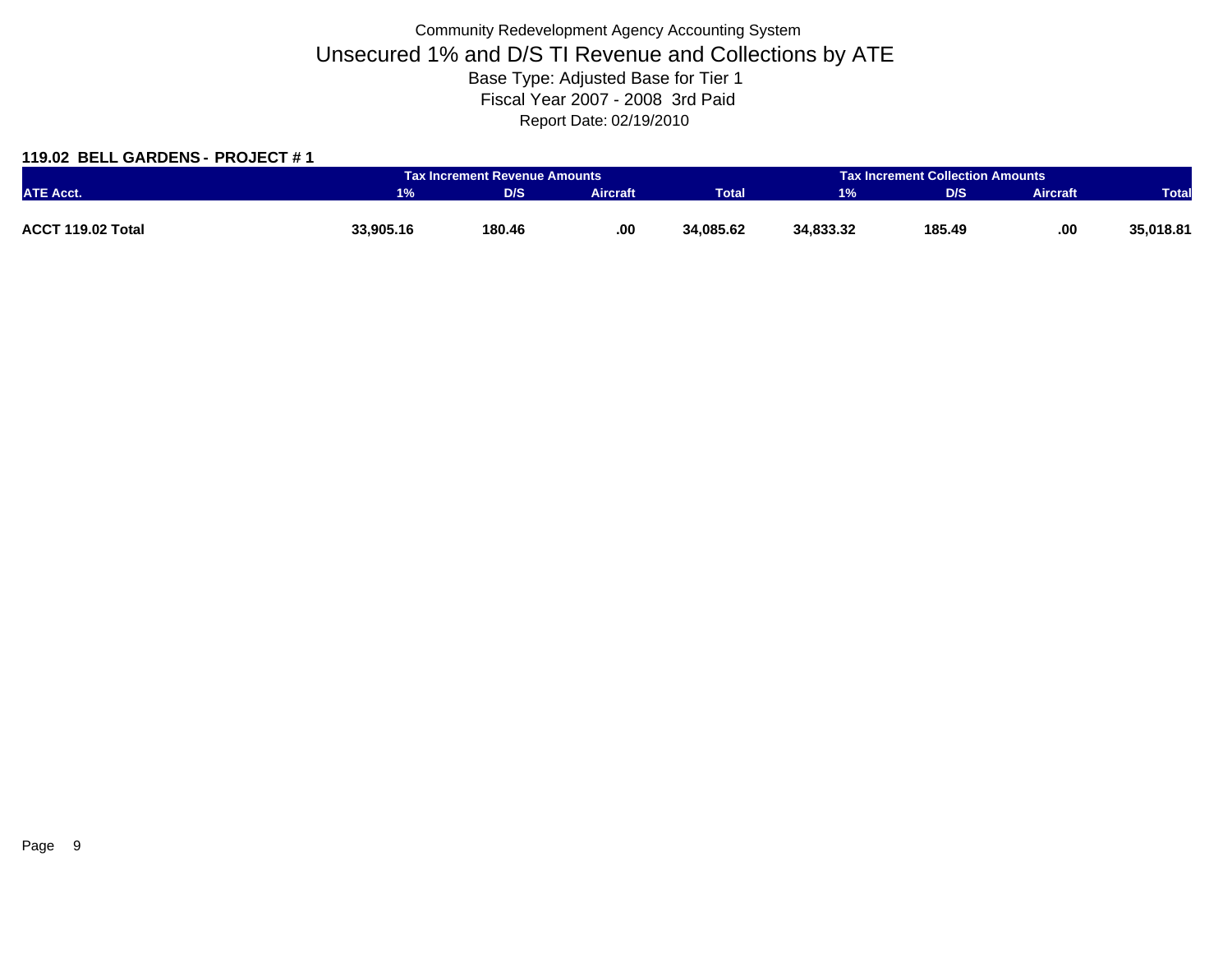Community Redevelopment Agency Accounting System

# Unsecured 1% and D/S TI Revenue and Collections by ATE

Base Type: Adjusted Base for Tier 1

Fiscal Year 2007 - 2008 3rd Paid

Report Date: 02/19/2010

**119.02 BELL GARDENS - PROJECT # 1**

| | Tax Increment Revenue Amounts | | | | Tax Increment Collection Amounts | | | |
|---|---|---|---|---|---|---|---|---|
| ATE Acct. | 1% | D/S | Aircraft | Total | 1% | D/S | Aircraft | Total |
| **ACCT 119.02 Total** | **33,905.16** | **180.46** | **.00** | **34,085.62** | **34,833.32** | **185.49** | **.00** | **35,018.81** |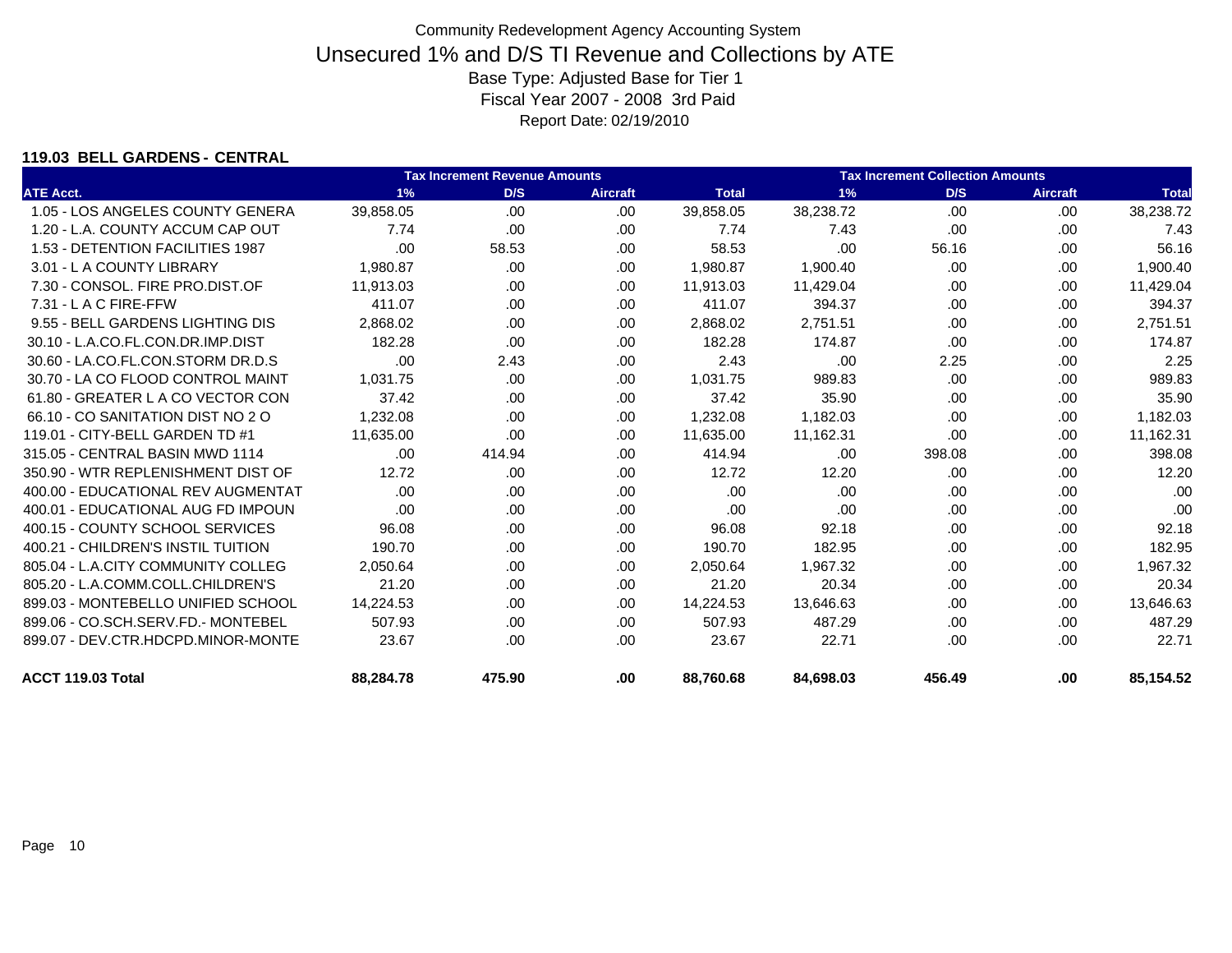Community Redevelopment Agency Accounting System

# Unsecured 1% and D/S TI Revenue and Collections by ATE

Base Type: Adjusted Base for Tier 1

Fiscal Year 2007 - 2008 3rd Paid

Report Date: 02/19/2010

### 119.03 BELL GARDENS - CENTRAL

| | Tax Increment Revenue Amounts | | | | Tax Increment Collection Amounts | | | |
|---|---|---|---|---|---|---|---|---|
| ATE Acct. | 1% | D/S | Aircraft | Total | 1% | D/S | Aircraft | Total |
| 1.05 - LOS ANGELES COUNTY GENERA | 39,858.05 | .00 | .00 | 39,858.05 | 38,238.72 | .00 | .00 | 38,238.72 |
| 1.20 - L.A. COUNTY ACCUM CAP OUT | 7.74 | .00 | .00 | 7.74 | 7.43 | .00 | .00 | 7.43 |
| 1.53 - DETENTION FACILITIES 1987 | .00 | 58.53 | .00 | 58.53 | .00 | 56.16 | .00 | 56.16 |
| 3.01 - L A COUNTY LIBRARY | 1,980.87 | .00 | .00 | 1,980.87 | 1,900.40 | .00 | .00 | 1,900.40 |
| 7.30 - CONSOL. FIRE PRO.DIST.OF | 11,913.03 | .00 | .00 | 11,913.03 | 11,429.04 | .00 | .00 | 11,429.04 |
| 7.31 - L A C FIRE-FFW | 411.07 | .00 | .00 | 411.07 | 394.37 | .00 | .00 | 394.37 |
| 9.55 - BELL GARDENS LIGHTING DIS | 2,868.02 | .00 | .00 | 2,868.02 | 2,751.51 | .00 | .00 | 2,751.51 |
| 30.10 - L.A.CO.FL.CON.DR.IMP.DIST | 182.28 | .00 | .00 | 182.28 | 174.87 | .00 | .00 | 174.87 |
| 30.60 - LA.CO.FL.CON.STORM DR.D.S | .00 | 2.43 | .00 | 2.43 | .00 | 2.25 | .00 | 2.25 |
| 30.70 - LA CO FLOOD CONTROL MAINT | 1,031.75 | .00 | .00 | 1,031.75 | 989.83 | .00 | .00 | 989.83 |
| 61.80 - GREATER L A CO VECTOR CON | 37.42 | .00 | .00 | 37.42 | 35.90 | .00 | .00 | 35.90 |
| 66.10 - CO SANITATION DIST NO 2 O | 1,232.08 | .00 | .00 | 1,232.08 | 1,182.03 | .00 | .00 | 1,182.03 |
| 119.01 - CITY-BELL GARDEN TD #1 | 11,635.00 | .00 | .00 | 11,635.00 | 11,162.31 | .00 | .00 | 11,162.31 |
| 315.05 - CENTRAL BASIN MWD 1114 | .00 | 414.94 | .00 | 414.94 | .00 | 398.08 | .00 | 398.08 |
| 350.90 - WTR REPLENISHMENT DIST OF | 12.72 | .00 | .00 | 12.72 | 12.20 | .00 | .00 | 12.20 |
| 400.00 - EDUCATIONAL REV AUGMENTAT | .00 | .00 | .00 | .00 | .00 | .00 | .00 | .00 |
| 400.01 - EDUCATIONAL AUG FD IMPOUN | .00 | .00 | .00 | .00 | .00 | .00 | .00 | .00 |
| 400.15 - COUNTY SCHOOL SERVICES | 96.08 | .00 | .00 | 96.08 | 92.18 | .00 | .00 | 92.18 |
| 400.21 - CHILDREN'S INSTIL TUITION | 190.70 | .00 | .00 | 190.70 | 182.95 | .00 | .00 | 182.95 |
| 805.04 - L.A.CITY COMMUNITY COLLEG | 2,050.64 | .00 | .00 | 2,050.64 | 1,967.32 | .00 | .00 | 1,967.32 |
| 805.20 - L.A.COMM.COLL.CHILDREN'S | 21.20 | .00 | .00 | 21.20 | 20.34 | .00 | .00 | 20.34 |
| 899.03 - MONTEBELLO UNIFIED SCHOOL | 14,224.53 | .00 | .00 | 14,224.53 | 13,646.63 | .00 | .00 | 13,646.63 |
| 899.06 - CO.SCH.SERV.FD.- MONTEBEL | 507.93 | .00 | .00 | 507.93 | 487.29 | .00 | .00 | 487.29 |
| 899.07 - DEV.CTR.HDCPD.MINOR-MONTE | 23.67 | .00 | .00 | 23.67 | 22.71 | .00 | .00 | 22.71 |
| **ACCT 119.03 Total** | **88,284.78** | **475.90** | **.00** | **88,760.68** | **84,698.03** | **456.49** | **.00** | **85,154.52** |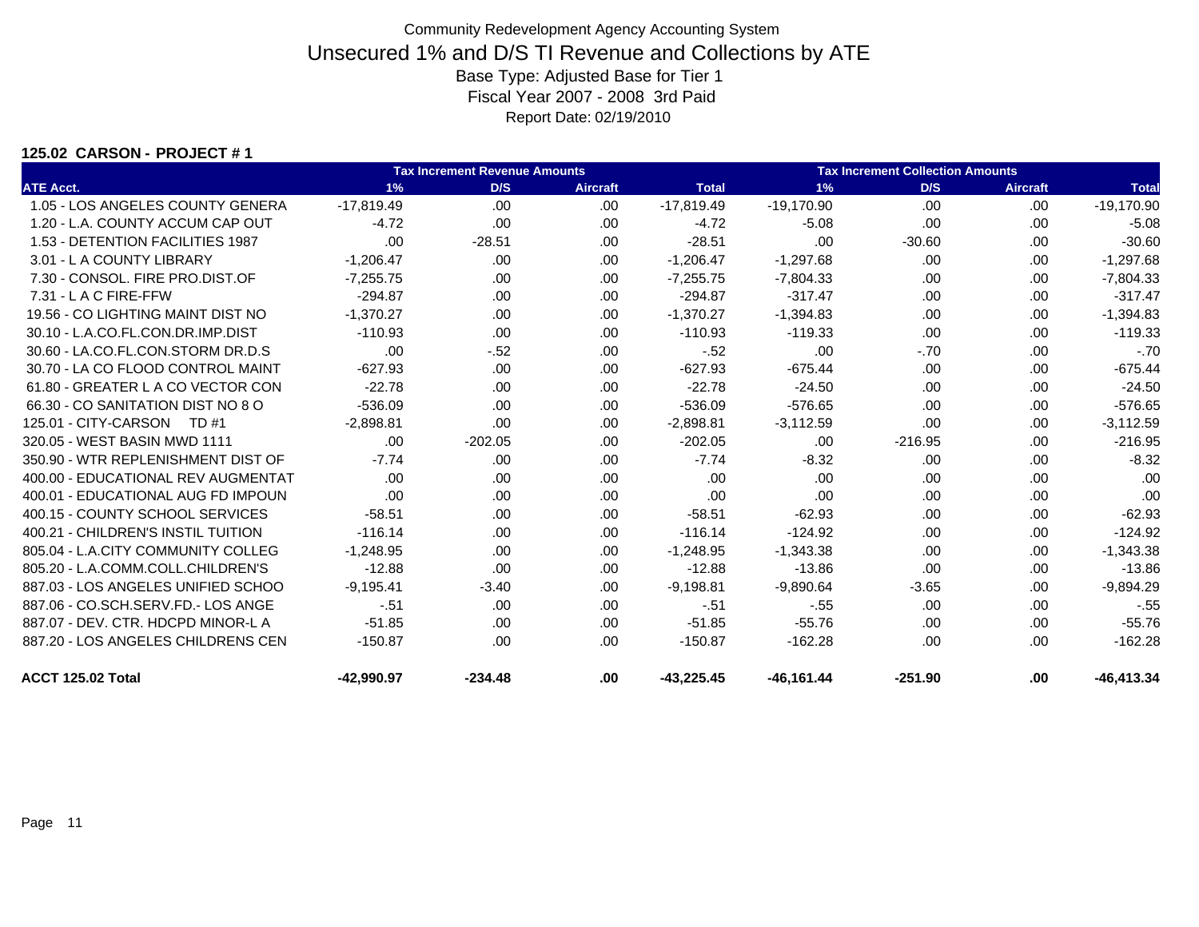# Community Redevelopment Agency Accounting System

## Unsecured 1% and D/S TI Revenue and Collections by ATE

Base Type: Adjusted Base for Tier 1

Fiscal Year 2007 - 2008 3rd Paid

Report Date: 02/19/2010

### 125.02 CARSON - PROJECT # 1

| | Tax Increment Revenue Amounts | | | | Tax Increment Collection Amounts | | | |
|---|---|---|---|---|---|---|---|---|
| ATE Acct. | 1% | D/S | Aircraft | Total | 1% | D/S | Aircraft | Total |
| 1.05 - LOS ANGELES COUNTY GENERA | -17,819.49 | .00 | .00 | -17,819.49 | -19,170.90 | .00 | .00 | -19,170.90 |
| 1.20 - L.A. COUNTY ACCUM CAP OUT | -4.72 | .00 | .00 | -4.72 | -5.08 | .00 | .00 | -5.08 |
| 1.53 - DETENTION FACILITIES 1987 | .00 | -28.51 | .00 | -28.51 | .00 | -30.60 | .00 | -30.60 |
| 3.01 - L A COUNTY LIBRARY | -1,206.47 | .00 | .00 | -1,206.47 | -1,297.68 | .00 | .00 | -1,297.68 |
| 7.30 - CONSOL. FIRE PRO.DIST.OF | -7,255.75 | .00 | .00 | -7,255.75 | -7,804.33 | .00 | .00 | -7,804.33 |
| 7.31 - L A C FIRE-FFW | -294.87 | .00 | .00 | -294.87 | -317.47 | .00 | .00 | -317.47 |
| 19.56 - CO LIGHTING MAINT DIST NO | -1,370.27 | .00 | .00 | -1,370.27 | -1,394.83 | .00 | .00 | -1,394.83 |
| 30.10 - L.A.CO.FL.CON.DR.IMP.DIST | -110.93 | .00 | .00 | -110.93 | -119.33 | .00 | .00 | -119.33 |
| 30.60 - LA.CO.FL.CON.STORM DR.D.S | .00 | -.52 | .00 | -.52 | .00 | -.70 | .00 | -.70 |
| 30.70 - LA CO FLOOD CONTROL MAINT | -627.93 | .00 | .00 | -627.93 | -675.44 | .00 | .00 | -675.44 |
| 61.80 - GREATER L A CO VECTOR CON | -22.78 | .00 | .00 | -22.78 | -24.50 | .00 | .00 | -24.50 |
| 66.30 - CO SANITATION DIST NO 8 O | -536.09 | .00 | .00 | -536.09 | -576.65 | .00 | .00 | -576.65 |
| 125.01 - CITY-CARSON TD #1 | -2,898.81 | .00 | .00 | -2,898.81 | -3,112.59 | .00 | .00 | -3,112.59 |
| 320.05 - WEST BASIN MWD 1111 | .00 | -202.05 | .00 | -202.05 | .00 | -216.95 | .00 | -216.95 |
| 350.90 - WTR REPLENISHMENT DIST OF | -7.74 | .00 | .00 | -7.74 | -8.32 | .00 | .00 | -8.32 |
| 400.00 - EDUCATIONAL REV AUGMENTAT | .00 | .00 | .00 | .00 | .00 | .00 | .00 | .00 |
| 400.01 - EDUCATIONAL AUG FD IMPOUN | .00 | .00 | .00 | .00 | .00 | .00 | .00 | .00 |
| 400.15 - COUNTY SCHOOL SERVICES | -58.51 | .00 | .00 | -58.51 | -62.93 | .00 | .00 | -62.93 |
| 400.21 - CHILDREN'S INSTIL TUITION | -116.14 | .00 | .00 | -116.14 | -124.92 | .00 | .00 | -124.92 |
| 805.04 - L.A.CITY COMMUNITY COLLEG | -1,248.95 | .00 | .00 | -1,248.95 | -1,343.38 | .00 | .00 | -1,343.38 |
| 805.20 - L.A.COMM.COLL.CHILDREN'S | -12.88 | .00 | .00 | -12.88 | -13.86 | .00 | .00 | -13.86 |
| 887.03 - LOS ANGELES UNIFIED SCHOO | -9,195.41 | -3.40 | .00 | -9,198.81 | -9,890.64 | -3.65 | .00 | -9,894.29 |
| 887.06 - CO.SCH.SERV.FD.- LOS ANGE | -.51 | .00 | .00 | -.51 | -.55 | .00 | .00 | -.55 |
| 887.07 - DEV. CTR. HDCPD MINOR-L A | -51.85 | .00 | .00 | -51.85 | -55.76 | .00 | .00 | -55.76 |
| 887.20 - LOS ANGELES CHILDRENS CEN | -150.87 | .00 | .00 | -150.87 | -162.28 | .00 | .00 | -162.28 |
| **ACCT 125.02 Total** | **-42,990.97** | **-234.48** | **.00** | **-43,225.45** | **-46,161.44** | **-251.90** | **.00** | **-46,413.34** |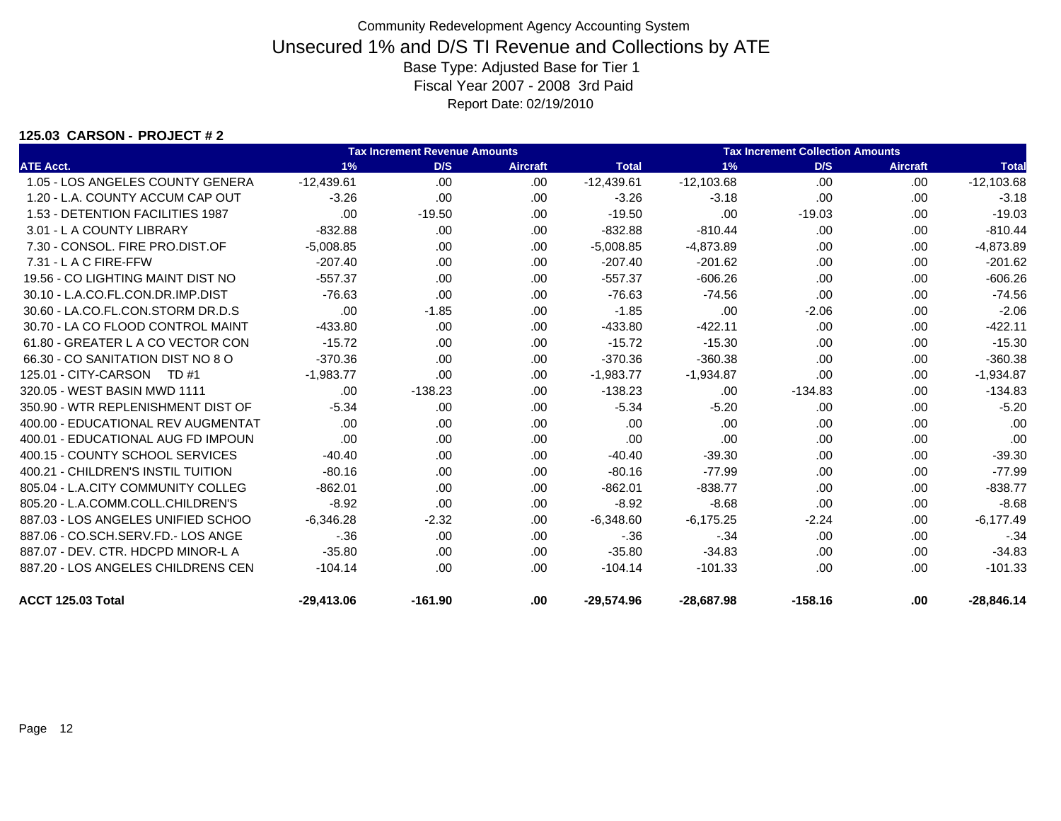Community Redevelopment Agency Accounting System

# Unsecured 1% and D/S TI Revenue and Collections by ATE

Base Type: Adjusted Base for Tier 1

Fiscal Year 2007 - 2008 3rd Paid

Report Date: 02/19/2010

**125.03 CARSON - PROJECT # 2**

| | Tax Increment Revenue Amounts | | | | Tax Increment Collection Amounts | | | |
|---|---|---|---|---|---|---|---|---|
| **ATE Acct.** | **1%** | **D/S** | **Aircraft** | **Total** | **1%** | **D/S** | **Aircraft** | **Total** |
| 1.05 - LOS ANGELES COUNTY GENERA | -12,439.61 | .00 | .00 | -12,439.61 | -12,103.68 | .00 | .00 | -12,103.68 |
| 1.20 - L.A. COUNTY ACCUM CAP OUT | -3.26 | .00 | .00 | -3.26 | -3.18 | .00 | .00 | -3.18 |
| 1.53 - DETENTION FACILITIES 1987 | .00 | -19.50 | .00 | -19.50 | .00 | -19.03 | .00 | -19.03 |
| 3.01 - L A COUNTY LIBRARY | -832.88 | .00 | .00 | -832.88 | -810.44 | .00 | .00 | -810.44 |
| 7.30 - CONSOL. FIRE PRO.DIST.OF | -5,008.85 | .00 | .00 | -5,008.85 | -4,873.89 | .00 | .00 | -4,873.89 |
| 7.31 - L A C FIRE-FFW | -207.40 | .00 | .00 | -207.40 | -201.62 | .00 | .00 | -201.62 |
| 19.56 - CO LIGHTING MAINT DIST NO | -557.37 | .00 | .00 | -557.37 | -606.26 | .00 | .00 | -606.26 |
| 30.10 - L.A.CO.FL.CON.DR.IMP.DIST | -76.63 | .00 | .00 | -76.63 | -74.56 | .00 | .00 | -74.56 |
| 30.60 - LA.CO.FL.CON.STORM DR.D.S | .00 | -1.85 | .00 | -1.85 | .00 | -2.06 | .00 | -2.06 |
| 30.70 - LA CO FLOOD CONTROL MAINT | -433.80 | .00 | .00 | -433.80 | -422.11 | .00 | .00 | -422.11 |
| 61.80 - GREATER L A CO VECTOR CON | -15.72 | .00 | .00 | -15.72 | -15.30 | .00 | .00 | -15.30 |
| 66.30 - CO SANITATION DIST NO 8 O | -370.36 | .00 | .00 | -370.36 | -360.38 | .00 | .00 | -360.38 |
| 125.01 - CITY-CARSON TD #1 | -1,983.77 | .00 | .00 | -1,983.77 | -1,934.87 | .00 | .00 | -1,934.87 |
| 320.05 - WEST BASIN MWD 1111 | .00 | -138.23 | .00 | -138.23 | .00 | -134.83 | .00 | -134.83 |
| 350.90 - WTR REPLENISHMENT DIST OF | -5.34 | .00 | .00 | -5.34 | -5.20 | .00 | .00 | -5.20 |
| 400.00 - EDUCATIONAL REV AUGMENTAT | .00 | .00 | .00 | .00 | .00 | .00 | .00 | .00 |
| 400.01 - EDUCATIONAL AUG FD IMPOUN | .00 | .00 | .00 | .00 | .00 | .00 | .00 | .00 |
| 400.15 - COUNTY SCHOOL SERVICES | -40.40 | .00 | .00 | -40.40 | -39.30 | .00 | .00 | -39.30 |
| 400.21 - CHILDREN'S INSTIL TUITION | -80.16 | .00 | .00 | -80.16 | -77.99 | .00 | .00 | -77.99 |
| 805.04 - L.A.CITY COMMUNITY COLLEG | -862.01 | .00 | .00 | -862.01 | -838.77 | .00 | .00 | -838.77 |
| 805.20 - L.A.COMM.COLL.CHILDREN'S | -8.92 | .00 | .00 | -8.92 | -8.68 | .00 | .00 | -8.68 |
| 887.03 - LOS ANGELES UNIFIED SCHOO | -6,346.28 | -2.32 | .00 | -6,348.60 | -6,175.25 | -2.24 | .00 | -6,177.49 |
| 887.06 - CO.SCH.SERV.FD.- LOS ANGE | -.36 | .00 | .00 | -.36 | -.34 | .00 | .00 | -.34 |
| 887.07 - DEV. CTR. HDCPD MINOR-L A | -35.80 | .00 | .00 | -35.80 | -34.83 | .00 | .00 | -34.83 |
| 887.20 - LOS ANGELES CHILDRENS CEN | -104.14 | .00 | .00 | -104.14 | -101.33 | .00 | .00 | -101.33 |
| **ACCT 125.03 Total** | **-29,413.06** | **-161.90** | **.00** | **-29,574.96** | **-28,687.98** | **-158.16** | **.00** | **-28,846.14** |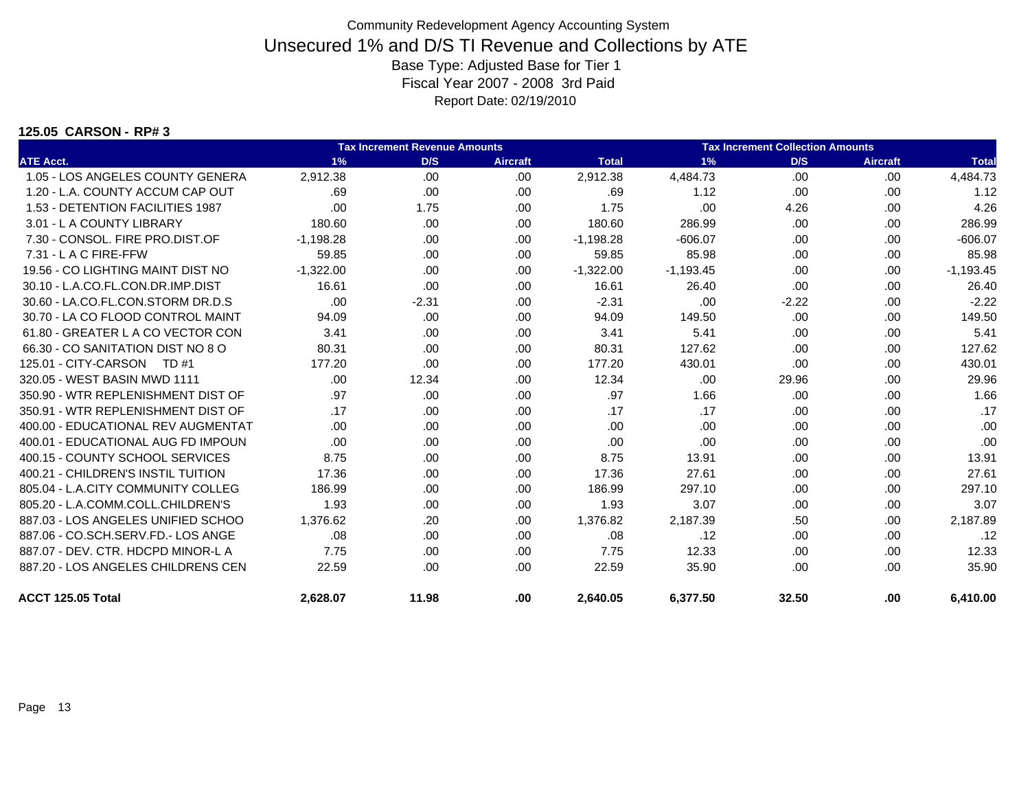# Community Redevelopment Agency Accounting System

## Unsecured 1% and D/S TI Revenue and Collections by ATE

Base Type: Adjusted Base for Tier 1
Fiscal Year 2007 - 2008 3rd Paid
Report Date: 02/19/2010

**125.05 CARSON - RP# 3**

| | Tax Increment Revenue Amounts | | | | Tax Increment Collection Amounts | | | |
|---|---|---|---|---|---|---|---|---|
| ATE Acct. | 1% | D/S | Aircraft | Total | 1% | D/S | Aircraft | Total |
| 1.05 - LOS ANGELES COUNTY GENERA | 2,912.38 | .00 | .00 | 2,912.38 | 4,484.73 | .00 | .00 | 4,484.73 |
| 1.20 - L.A. COUNTY ACCUM CAP OUT | .69 | .00 | .00 | .69 | 1.12 | .00 | .00 | 1.12 |
| 1.53 - DETENTION FACILITIES 1987 | .00 | 1.75 | .00 | 1.75 | .00 | 4.26 | .00 | 4.26 |
| 3.01 - L A COUNTY LIBRARY | 180.60 | .00 | .00 | 180.60 | 286.99 | .00 | .00 | 286.99 |
| 7.30 - CONSOL. FIRE PRO.DIST.OF | -1,198.28 | .00 | .00 | -1,198.28 | -606.07 | .00 | .00 | -606.07 |
| 7.31 - L A C FIRE-FFW | 59.85 | .00 | .00 | 59.85 | 85.98 | .00 | .00 | 85.98 |
| 19.56 - CO LIGHTING MAINT DIST NO | -1,322.00 | .00 | .00 | -1,322.00 | -1,193.45 | .00 | .00 | -1,193.45 |
| 30.10 - L.A.CO.FL.CON.DR.IMP.DIST | 16.61 | .00 | .00 | 16.61 | 26.40 | .00 | .00 | 26.40 |
| 30.60 - LA.CO.FL.CON.STORM DR.D.S | .00 | -2.31 | .00 | -2.31 | .00 | -2.22 | .00 | -2.22 |
| 30.70 - LA CO FLOOD CONTROL MAINT | 94.09 | .00 | .00 | 94.09 | 149.50 | .00 | .00 | 149.50 |
| 61.80 - GREATER L A CO VECTOR CON | 3.41 | .00 | .00 | 3.41 | 5.41 | .00 | .00 | 5.41 |
| 66.30 - CO SANITATION DIST NO 8 O | 80.31 | .00 | .00 | 80.31 | 127.62 | .00 | .00 | 127.62 |
| 125.01 - CITY-CARSON TD #1 | 177.20 | .00 | .00 | 177.20 | 430.01 | .00 | .00 | 430.01 |
| 320.05 - WEST BASIN MWD 1111 | .00 | 12.34 | .00 | 12.34 | .00 | 29.96 | .00 | 29.96 |
| 350.90 - WTR REPLENISHMENT DIST OF | .97 | .00 | .00 | .97 | 1.66 | .00 | .00 | 1.66 |
| 350.91 - WTR REPLENISHMENT DIST OF | .17 | .00 | .00 | .17 | .17 | .00 | .00 | .17 |
| 400.00 - EDUCATIONAL REV AUGMENTAT | .00 | .00 | .00 | .00 | .00 | .00 | .00 | .00 |
| 400.01 - EDUCATIONAL AUG FD IMPOUN | .00 | .00 | .00 | .00 | .00 | .00 | .00 | .00 |
| 400.15 - COUNTY SCHOOL SERVICES | 8.75 | .00 | .00 | 8.75 | 13.91 | .00 | .00 | 13.91 |
| 400.21 - CHILDREN'S INSTIL TUITION | 17.36 | .00 | .00 | 17.36 | 27.61 | .00 | .00 | 27.61 |
| 805.04 - L.A.CITY COMMUNITY COLLEG | 186.99 | .00 | .00 | 186.99 | 297.10 | .00 | .00 | 297.10 |
| 805.20 - L.A.COMM.COLL.CHILDREN'S | 1.93 | .00 | .00 | 1.93 | 3.07 | .00 | .00 | 3.07 |
| 887.03 - LOS ANGELES UNIFIED SCHOO | 1,376.62 | .20 | .00 | 1,376.82 | 2,187.39 | .50 | .00 | 2,187.89 |
| 887.06 - CO.SCH.SERV.FD.- LOS ANGE | .08 | .00 | .00 | .08 | .12 | .00 | .00 | .12 |
| 887.07 - DEV. CTR. HDCPD MINOR-L A | 7.75 | .00 | .00 | 7.75 | 12.33 | .00 | .00 | 12.33 |
| 887.20 - LOS ANGELES CHILDRENS CEN | 22.59 | .00 | .00 | 22.59 | 35.90 | .00 | .00 | 35.90 |
| **ACCT 125.05 Total** | **2,628.07** | **11.98** | **.00** | **2,640.05** | **6,377.50** | **32.50** | **.00** | **6,410.00** |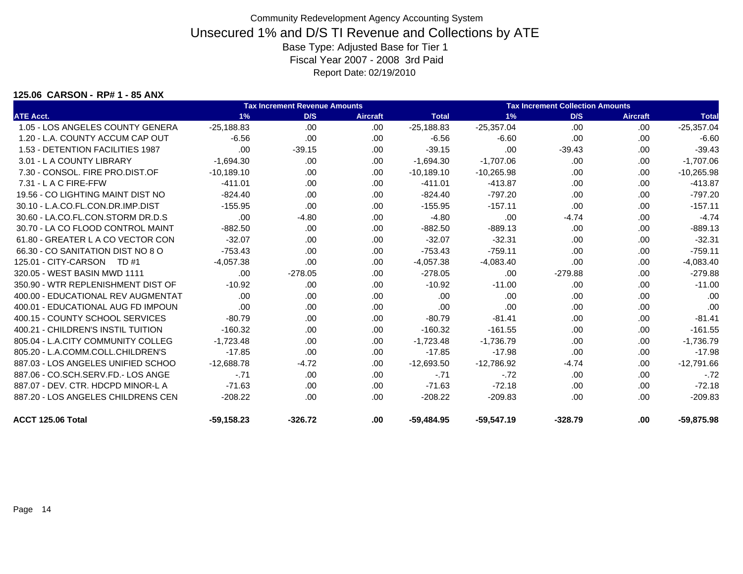# Community Redevelopment Agency Accounting System

## Unsecured 1% and D/S TI Revenue and Collections by ATE

Base Type: Adjusted Base for Tier 1
Fiscal Year 2007 - 2008 3rd Paid
Report Date: 02/19/2010

### 125.06 CARSON - RP# 1 - 85 ANX

| | Tax Increment Revenue Amounts | | | | Tax Increment Collection Amounts | | | |
|---|---|---|---|---|---|---|---|---|
| ATE Acct. | 1% | D/S | Aircraft | Total | 1% | D/S | Aircraft | Total |
| 1.05 - LOS ANGELES COUNTY GENERA | -25,188.83 | .00 | .00 | -25,188.83 | -25,357.04 | .00 | .00 | -25,357.04 |
| 1.20 - L.A. COUNTY ACCUM CAP OUT | -6.56 | .00 | .00 | -6.56 | -6.60 | .00 | .00 | -6.60 |
| 1.53 - DETENTION FACILITIES 1987 | .00 | -39.15 | .00 | -39.15 | .00 | -39.43 | .00 | -39.43 |
| 3.01 - L A COUNTY LIBRARY | -1,694.30 | .00 | .00 | -1,694.30 | -1,707.06 | .00 | .00 | -1,707.06 |
| 7.30 - CONSOL. FIRE PRO.DIST.OF | -10,189.10 | .00 | .00 | -10,189.10 | -10,265.98 | .00 | .00 | -10,265.98 |
| 7.31 - L A C FIRE-FFW | -411.01 | .00 | .00 | -411.01 | -413.87 | .00 | .00 | -413.87 |
| 19.56 - CO LIGHTING MAINT DIST NO | -824.40 | .00 | .00 | -824.40 | -797.20 | .00 | .00 | -797.20 |
| 30.10 - L.A.CO.FL.CON.DR.IMP.DIST | -155.95 | .00 | .00 | -155.95 | -157.11 | .00 | .00 | -157.11 |
| 30.60 - LA.CO.FL.CON.STORM DR.D.S | .00 | -4.80 | .00 | -4.80 | .00 | -4.74 | .00 | -4.74 |
| 30.70 - LA CO FLOOD CONTROL MAINT | -882.50 | .00 | .00 | -882.50 | -889.13 | .00 | .00 | -889.13 |
| 61.80 - GREATER L A CO VECTOR CON | -32.07 | .00 | .00 | -32.07 | -32.31 | .00 | .00 | -32.31 |
| 66.30 - CO SANITATION DIST NO 8 O | -753.43 | .00 | .00 | -753.43 | -759.11 | .00 | .00 | -759.11 |
| 125.01 - CITY-CARSON TD #1 | -4,057.38 | .00 | .00 | -4,057.38 | -4,083.40 | .00 | .00 | -4,083.40 |
| 320.05 - WEST BASIN MWD 1111 | .00 | -278.05 | .00 | -278.05 | .00 | -279.88 | .00 | -279.88 |
| 350.90 - WTR REPLENISHMENT DIST OF | -10.92 | .00 | .00 | -10.92 | -11.00 | .00 | .00 | -11.00 |
| 400.00 - EDUCATIONAL REV AUGMENTAT | .00 | .00 | .00 | .00 | .00 | .00 | .00 | .00 |
| 400.01 - EDUCATIONAL AUG FD IMPOUN | .00 | .00 | .00 | .00 | .00 | .00 | .00 | .00 |
| 400.15 - COUNTY SCHOOL SERVICES | -80.79 | .00 | .00 | -80.79 | -81.41 | .00 | .00 | -81.41 |
| 400.21 - CHILDREN'S INSTIL TUITION | -160.32 | .00 | .00 | -160.32 | -161.55 | .00 | .00 | -161.55 |
| 805.04 - L.A.CITY COMMUNITY COLLEG | -1,723.48 | .00 | .00 | -1,723.48 | -1,736.79 | .00 | .00 | -1,736.79 |
| 805.20 - L.A.COMM.COLL.CHILDREN'S | -17.85 | .00 | .00 | -17.85 | -17.98 | .00 | .00 | -17.98 |
| 887.03 - LOS ANGELES UNIFIED SCHOO | -12,688.78 | -4.72 | .00 | -12,693.50 | -12,786.92 | -4.74 | .00 | -12,791.66 |
| 887.06 - CO.SCH.SERV.FD.- LOS ANGE | -.71 | .00 | .00 | -.71 | -.72 | .00 | .00 | -.72 |
| 887.07 - DEV. CTR. HDCPD MINOR-L A | -71.63 | .00 | .00 | -71.63 | -72.18 | .00 | .00 | -72.18 |
| 887.20 - LOS ANGELES CHILDRENS CEN | -208.22 | .00 | .00 | -208.22 | -209.83 | .00 | .00 | -209.83 |
| **ACCT 125.06 Total** | **-59,158.23** | **-326.72** | **.00** | **-59,484.95** | **-59,547.19** | **-328.79** | **.00** | **-59,875.98** |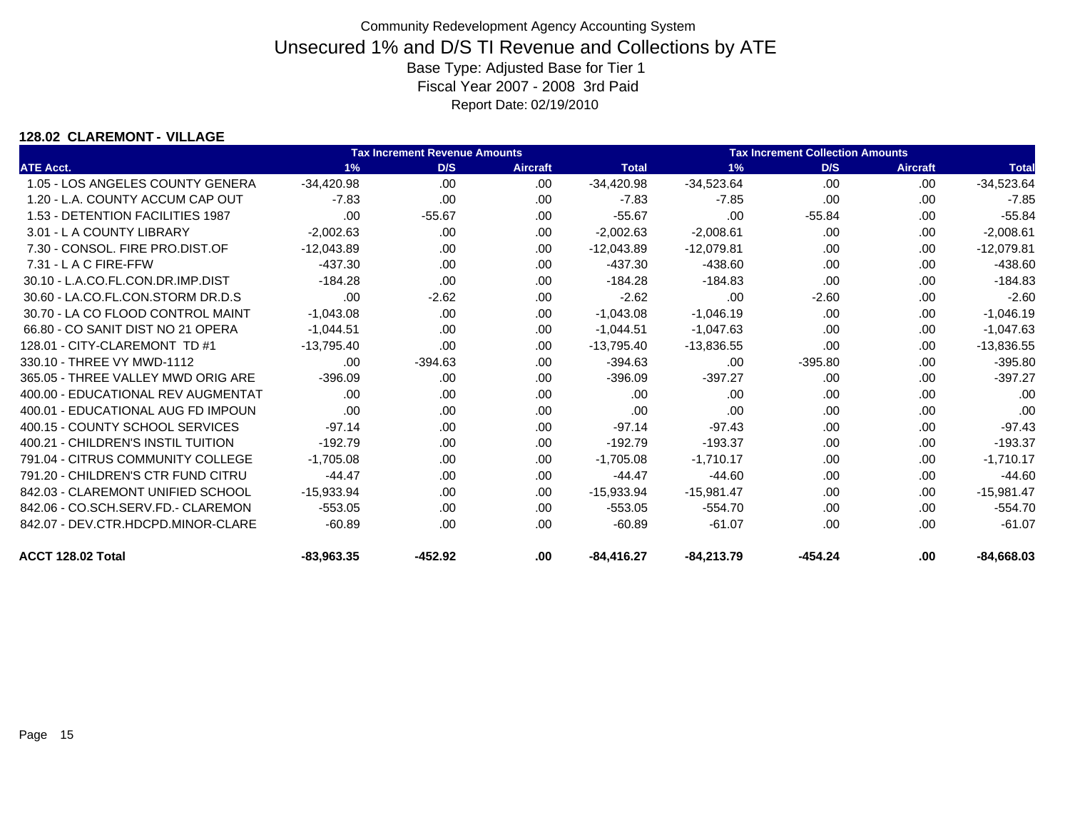Community Redevelopment Agency Accounting System

# Unsecured 1% and D/S TI Revenue and Collections by ATE

Base Type: Adjusted Base for Tier 1

Fiscal Year 2007 - 2008 3rd Paid

Report Date: 02/19/2010

### 128.02 CLAREMONT - VILLAGE

| | Tax Increment Revenue Amounts | | | | Tax Increment Collection Amounts | | | |
|---|---|---|---|---|---|---|---|---|
| ATE Acct. | 1% | D/S | Aircraft | Total | 1% | D/S | Aircraft | Total |
| 1.05 - LOS ANGELES COUNTY GENERA | -34,420.98 | .00 | .00 | -34,420.98 | -34,523.64 | .00 | .00 | -34,523.64 |
| 1.20 - L.A. COUNTY ACCUM CAP OUT | -7.83 | .00 | .00 | -7.83 | -7.85 | .00 | .00 | -7.85 |
| 1.53 - DETENTION FACILITIES 1987 | .00 | -55.67 | .00 | -55.67 | .00 | -55.84 | .00 | -55.84 |
| 3.01 - L A COUNTY LIBRARY | -2,002.63 | .00 | .00 | -2,002.63 | -2,008.61 | .00 | .00 | -2,008.61 |
| 7.30 - CONSOL. FIRE PRO.DIST.OF | -12,043.89 | .00 | .00 | -12,043.89 | -12,079.81 | .00 | .00 | -12,079.81 |
| 7.31 - L A C FIRE-FFW | -437.30 | .00 | .00 | -437.30 | -438.60 | .00 | .00 | -438.60 |
| 30.10 - L.A.CO.FL.CON.DR.IMP.DIST | -184.28 | .00 | .00 | -184.28 | -184.83 | .00 | .00 | -184.83 |
| 30.60 - LA.CO.FL.CON.STORM DR.D.S | .00 | -2.62 | .00 | -2.62 | .00 | -2.60 | .00 | -2.60 |
| 30.70 - LA CO FLOOD CONTROL MAINT | -1,043.08 | .00 | .00 | -1,043.08 | -1,046.19 | .00 | .00 | -1,046.19 |
| 66.80 - CO SANIT DIST NO 21 OPERA | -1,044.51 | .00 | .00 | -1,044.51 | -1,047.63 | .00 | .00 | -1,047.63 |
| 128.01 - CITY-CLAREMONT TD #1 | -13,795.40 | .00 | .00 | -13,795.40 | -13,836.55 | .00 | .00 | -13,836.55 |
| 330.10 - THREE VY MWD-1112 | .00 | -394.63 | .00 | -394.63 | .00 | -395.80 | .00 | -395.80 |
| 365.05 - THREE VALLEY MWD ORIG ARE | -396.09 | .00 | .00 | -396.09 | -397.27 | .00 | .00 | -397.27 |
| 400.00 - EDUCATIONAL REV AUGMENTAT | .00 | .00 | .00 | .00 | .00 | .00 | .00 | .00 |
| 400.01 - EDUCATIONAL AUG FD IMPOUN | .00 | .00 | .00 | .00 | .00 | .00 | .00 | .00 |
| 400.15 - COUNTY SCHOOL SERVICES | -97.14 | .00 | .00 | -97.14 | -97.43 | .00 | .00 | -97.43 |
| 400.21 - CHILDREN'S INSTIL TUITION | -192.79 | .00 | .00 | -192.79 | -193.37 | .00 | .00 | -193.37 |
| 791.04 - CITRUS COMMUNITY COLLEGE | -1,705.08 | .00 | .00 | -1,705.08 | -1,710.17 | .00 | .00 | -1,710.17 |
| 791.20 - CHILDREN'S CTR FUND CITRU | -44.47 | .00 | .00 | -44.47 | -44.60 | .00 | .00 | -44.60 |
| 842.03 - CLAREMONT UNIFIED SCHOOL | -15,933.94 | .00 | .00 | -15,933.94 | -15,981.47 | .00 | .00 | -15,981.47 |
| 842.06 - CO.SCH.SERV.FD.- CLAREMON | -553.05 | .00 | .00 | -553.05 | -554.70 | .00 | .00 | -554.70 |
| 842.07 - DEV.CTR.HDCPD.MINOR-CLARE | -60.89 | .00 | .00 | -60.89 | -61.07 | .00 | .00 | -61.07 |
| **ACCT 128.02 Total** | **-83,963.35** | **-452.92** | **.00** | **-84,416.27** | **-84,213.79** | **-454.24** | **.00** | **-84,668.03** |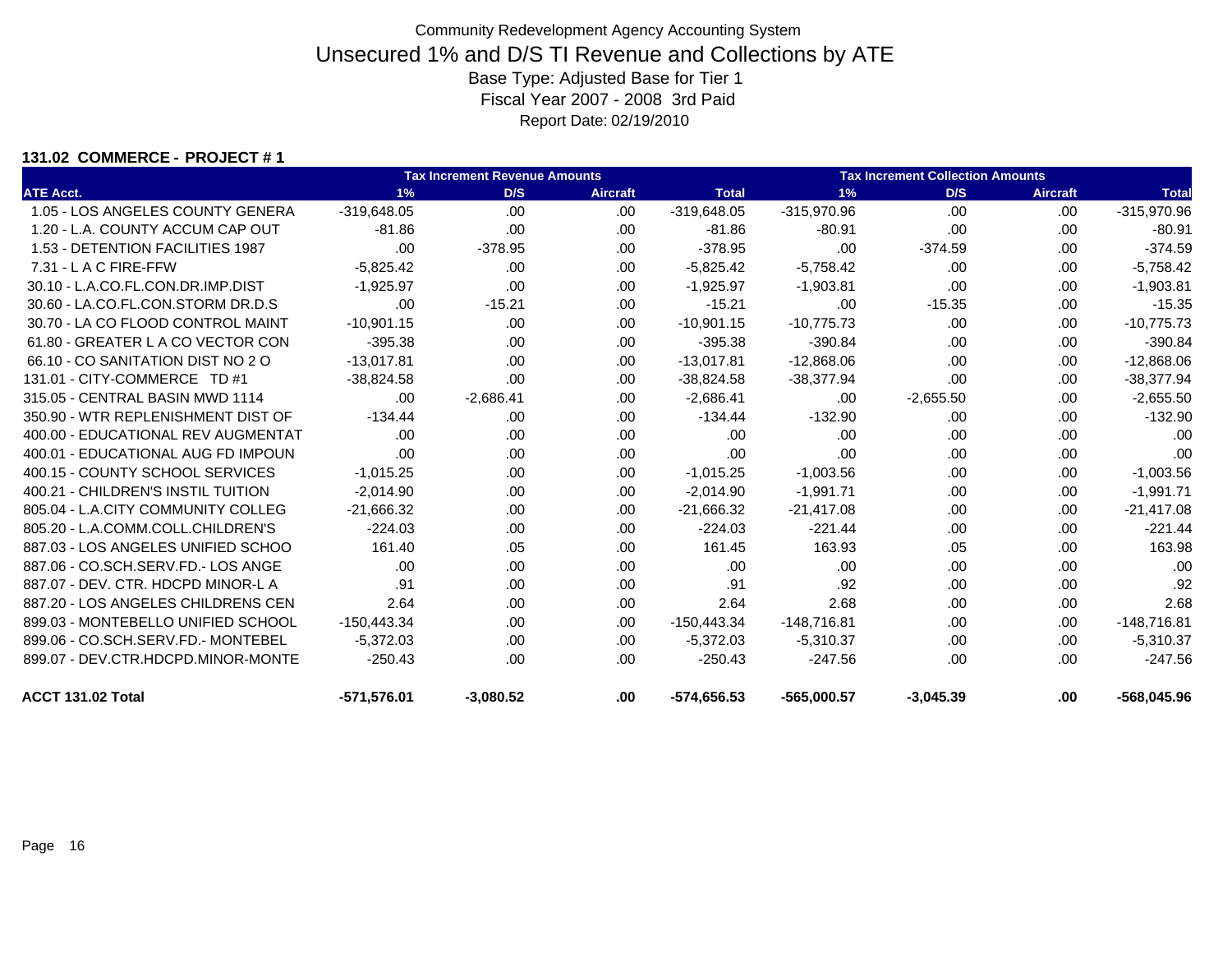Community Redevelopment Agency Accounting System

# Unsecured 1% and D/S TI Revenue and Collections by ATE

Base Type: Adjusted Base for Tier 1

Fiscal Year 2007 - 2008 3rd Paid

Report Date: 02/19/2010

**131.02 COMMERCE - PROJECT # 1**

| | Tax Increment Revenue Amounts | | | | Tax Increment Collection Amounts | | | |
|---|---|---|---|---|---|---|---|---|
| ATE Acct. | 1% | D/S | Aircraft | Total | 1% | D/S | Aircraft | Total |
| 1.05 - LOS ANGELES COUNTY GENERA | -319,648.05 | .00 | .00 | -319,648.05 | -315,970.96 | .00 | .00 | -315,970.96 |
| 1.20 - L.A. COUNTY ACCUM CAP OUT | -81.86 | .00 | .00 | -81.86 | -80.91 | .00 | .00 | -80.91 |
| 1.53 - DETENTION FACILITIES 1987 | .00 | -378.95 | .00 | -378.95 | .00 | -374.59 | .00 | -374.59 |
| 7.31 - L A C FIRE-FFW | -5,825.42 | .00 | .00 | -5,825.42 | -5,758.42 | .00 | .00 | -5,758.42 |
| 30.10 - L.A.CO.FL.CON.DR.IMP.DIST | -1,925.97 | .00 | .00 | -1,925.97 | -1,903.81 | .00 | .00 | -1,903.81 |
| 30.60 - LA.CO.FL.CON.STORM DR.D.S | .00 | -15.21 | .00 | -15.21 | .00 | -15.35 | .00 | -15.35 |
| 30.70 - LA CO FLOOD CONTROL MAINT | -10,901.15 | .00 | .00 | -10,901.15 | -10,775.73 | .00 | .00 | -10,775.73 |
| 61.80 - GREATER L A CO VECTOR CON | -395.38 | .00 | .00 | -395.38 | -390.84 | .00 | .00 | -390.84 |
| 66.10 - CO SANITATION DIST NO 2 O | -13,017.81 | .00 | .00 | -13,017.81 | -12,868.06 | .00 | .00 | -12,868.06 |
| 131.01 - CITY-COMMERCE TD #1 | -38,824.58 | .00 | .00 | -38,824.58 | -38,377.94 | .00 | .00 | -38,377.94 |
| 315.05 - CENTRAL BASIN MWD 1114 | .00 | -2,686.41 | .00 | -2,686.41 | .00 | -2,655.50 | .00 | -2,655.50 |
| 350.90 - WTR REPLENISHMENT DIST OF | -134.44 | .00 | .00 | -134.44 | -132.90 | .00 | .00 | -132.90 |
| 400.00 - EDUCATIONAL REV AUGMENTAT | .00 | .00 | .00 | .00 | .00 | .00 | .00 | .00 |
| 400.01 - EDUCATIONAL AUG FD IMPOUN | .00 | .00 | .00 | .00 | .00 | .00 | .00 | .00 |
| 400.15 - COUNTY SCHOOL SERVICES | -1,015.25 | .00 | .00 | -1,015.25 | -1,003.56 | .00 | .00 | -1,003.56 |
| 400.21 - CHILDREN'S INSTIL TUITION | -2,014.90 | .00 | .00 | -2,014.90 | -1,991.71 | .00 | .00 | -1,991.71 |
| 805.04 - L.A.CITY COMMUNITY COLLEG | -21,666.32 | .00 | .00 | -21,666.32 | -21,417.08 | .00 | .00 | -21,417.08 |
| 805.20 - L.A.COMM.COLL.CHILDREN'S | -224.03 | .00 | .00 | -224.03 | -221.44 | .00 | .00 | -221.44 |
| 887.03 - LOS ANGELES UNIFIED SCHOO | 161.40 | .05 | .00 | 161.45 | 163.93 | .05 | .00 | 163.98 |
| 887.06 - CO.SCH.SERV.FD.- LOS ANGE | .00 | .00 | .00 | .00 | .00 | .00 | .00 | .00 |
| 887.07 - DEV. CTR. HDCPD MINOR-L A | .91 | .00 | .00 | .91 | .92 | .00 | .00 | .92 |
| 887.20 - LOS ANGELES CHILDRENS CEN | 2.64 | .00 | .00 | 2.64 | 2.68 | .00 | .00 | 2.68 |
| 899.03 - MONTEBELLO UNIFIED SCHOOL | -150,443.34 | .00 | .00 | -150,443.34 | -148,716.81 | .00 | .00 | -148,716.81 |
| 899.06 - CO.SCH.SERV.FD.- MONTEBEL | -5,372.03 | .00 | .00 | -5,372.03 | -5,310.37 | .00 | .00 | -5,310.37 |
| 899.07 - DEV.CTR.HDCPD.MINOR-MONTE | -250.43 | .00 | .00 | -250.43 | -247.56 | .00 | .00 | -247.56 |
| **ACCT 131.02 Total** | **-571,576.01** | **-3,080.52** | **.00** | **-574,656.53** | **-565,000.57** | **-3,045.39** | **.00** | **-568,045.96** |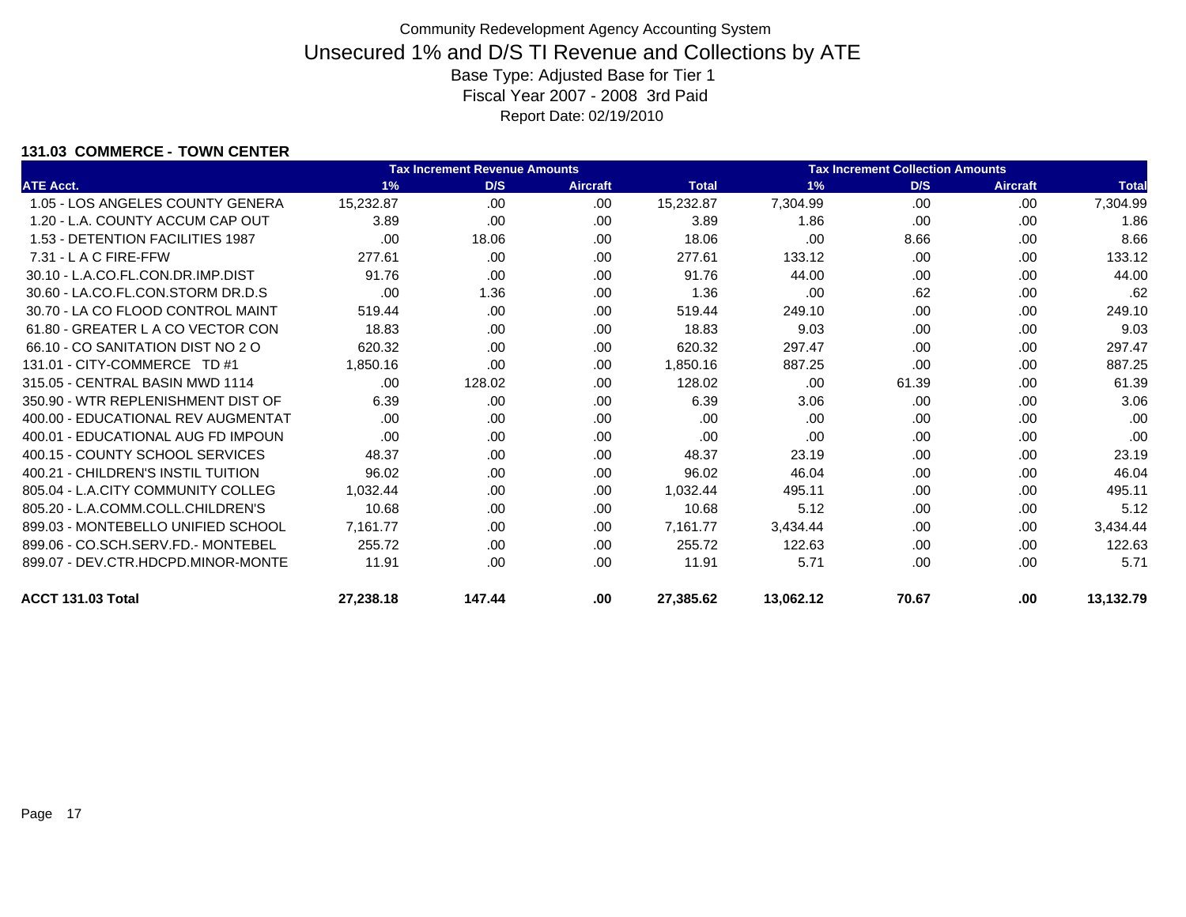# Community Redevelopment Agency Accounting System

## Unsecured 1% and D/S TI Revenue and Collections by ATE

Base Type: Adjusted Base for Tier 1

Fiscal Year 2007 - 2008 3rd Paid

Report Date: 02/19/2010

### 131.03 COMMERCE - TOWN CENTER

| | Tax Increment Revenue Amounts | | | | Tax Increment Collection Amounts | | | |
|---|---|---|---|---|---|---|---|---|
| ATE Acct. | 1% | D/S | Aircraft | Total | 1% | D/S | Aircraft | Total |
| 1.05 - LOS ANGELES COUNTY GENERA | 15,232.87 | .00 | .00 | 15,232.87 | 7,304.99 | .00 | .00 | 7,304.99 |
| 1.20 - L.A. COUNTY ACCUM CAP OUT | 3.89 | .00 | .00 | 3.89 | 1.86 | .00 | .00 | 1.86 |
| 1.53 - DETENTION FACILITIES 1987 | .00 | 18.06 | .00 | 18.06 | .00 | 8.66 | .00 | 8.66 |
| 7.31 - L A C FIRE-FFW | 277.61 | .00 | .00 | 277.61 | 133.12 | .00 | .00 | 133.12 |
| 30.10 - L.A.CO.FL.CON.DR.IMP.DIST | 91.76 | .00 | .00 | 91.76 | 44.00 | .00 | .00 | 44.00 |
| 30.60 - LA.CO.FL.CON.STORM DR.D.S | .00 | 1.36 | .00 | 1.36 | .00 | .62 | .00 | .62 |
| 30.70 - LA CO FLOOD CONTROL MAINT | 519.44 | .00 | .00 | 519.44 | 249.10 | .00 | .00 | 249.10 |
| 61.80 - GREATER L A CO VECTOR CON | 18.83 | .00 | .00 | 18.83 | 9.03 | .00 | .00 | 9.03 |
| 66.10 - CO SANITATION DIST NO 2 O | 620.32 | .00 | .00 | 620.32 | 297.47 | .00 | .00 | 297.47 |
| 131.01 - CITY-COMMERCE TD #1 | 1,850.16 | .00 | .00 | 1,850.16 | 887.25 | .00 | .00 | 887.25 |
| 315.05 - CENTRAL BASIN MWD 1114 | .00 | 128.02 | .00 | 128.02 | .00 | 61.39 | .00 | 61.39 |
| 350.90 - WTR REPLENISHMENT DIST OF | 6.39 | .00 | .00 | 6.39 | 3.06 | .00 | .00 | 3.06 |
| 400.00 - EDUCATIONAL REV AUGMENTAT | .00 | .00 | .00 | .00 | .00 | .00 | .00 | .00 |
| 400.01 - EDUCATIONAL AUG FD IMPOUN | .00 | .00 | .00 | .00 | .00 | .00 | .00 | .00 |
| 400.15 - COUNTY SCHOOL SERVICES | 48.37 | .00 | .00 | 48.37 | 23.19 | .00 | .00 | 23.19 |
| 400.21 - CHILDREN'S INSTIL TUITION | 96.02 | .00 | .00 | 96.02 | 46.04 | .00 | .00 | 46.04 |
| 805.04 - L.A.CITY COMMUNITY COLLEG | 1,032.44 | .00 | .00 | 1,032.44 | 495.11 | .00 | .00 | 495.11 |
| 805.20 - L.A.COMM.COLL.CHILDREN'S | 10.68 | .00 | .00 | 10.68 | 5.12 | .00 | .00 | 5.12 |
| 899.03 - MONTEBELLO UNIFIED SCHOOL | 7,161.77 | .00 | .00 | 7,161.77 | 3,434.44 | .00 | .00 | 3,434.44 |
| 899.06 - CO.SCH.SERV.FD.- MONTEBEL | 255.72 | .00 | .00 | 255.72 | 122.63 | .00 | .00 | 122.63 |
| 899.07 - DEV.CTR.HDCPD.MINOR-MONTE | 11.91 | .00 | .00 | 11.91 | 5.71 | .00 | .00 | 5.71 |
| **ACCT 131.03 Total** | **27,238.18** | **147.44** | **.00** | **27,385.62** | **13,062.12** | **70.67** | **.00** | **13,132.79** |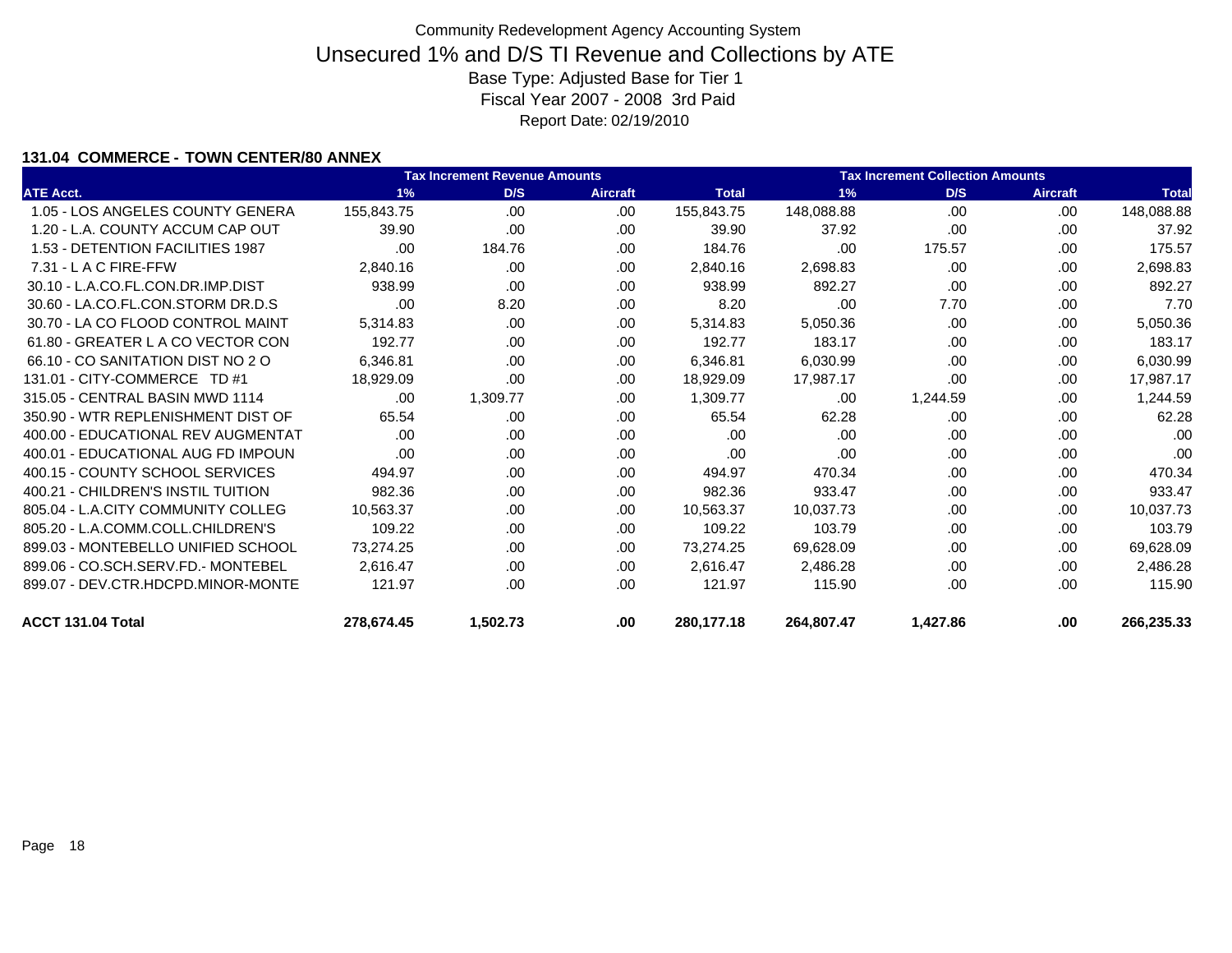Community Redevelopment Agency Accounting System

# Unsecured 1% and D/S TI Revenue and Collections by ATE

Base Type: Adjusted Base for Tier 1

Fiscal Year 2007 - 2008 3rd Paid

Report Date: 02/19/2010

### 131.04 COMMERCE - TOWN CENTER/80 ANNEX

| | Tax Increment Revenue Amounts | | | | Tax Increment Collection Amounts | | | |
|---|---|---|---|---|---|---|---|---|
| ATE Acct. | 1% | D/S | Aircraft | Total | 1% | D/S | Aircraft | Total |
| 1.05 - LOS ANGELES COUNTY GENERA | 155,843.75 | .00 | .00 | 155,843.75 | 148,088.88 | .00 | .00 | 148,088.88 |
| 1.20 - L.A. COUNTY ACCUM CAP OUT | 39.90 | .00 | .00 | 39.90 | 37.92 | .00 | .00 | 37.92 |
| 1.53 - DETENTION FACILITIES 1987 | .00 | 184.76 | .00 | 184.76 | .00 | 175.57 | .00 | 175.57 |
| 7.31 - L A C FIRE-FFW | 2,840.16 | .00 | .00 | 2,840.16 | 2,698.83 | .00 | .00 | 2,698.83 |
| 30.10 - L.A.CO.FL.CON.DR.IMP.DIST | 938.99 | .00 | .00 | 938.99 | 892.27 | .00 | .00 | 892.27 |
| 30.60 - LA.CO.FL.CON.STORM DR.D.S | .00 | 8.20 | .00 | 8.20 | .00 | 7.70 | .00 | 7.70 |
| 30.70 - LA CO FLOOD CONTROL MAINT | 5,314.83 | .00 | .00 | 5,314.83 | 5,050.36 | .00 | .00 | 5,050.36 |
| 61.80 - GREATER L A CO VECTOR CON | 192.77 | .00 | .00 | 192.77 | 183.17 | .00 | .00 | 183.17 |
| 66.10 - CO SANITATION DIST NO 2 O | 6,346.81 | .00 | .00 | 6,346.81 | 6,030.99 | .00 | .00 | 6,030.99 |
| 131.01 - CITY-COMMERCE TD #1 | 18,929.09 | .00 | .00 | 18,929.09 | 17,987.17 | .00 | .00 | 17,987.17 |
| 315.05 - CENTRAL BASIN MWD 1114 | .00 | 1,309.77 | .00 | 1,309.77 | .00 | 1,244.59 | .00 | 1,244.59 |
| 350.90 - WTR REPLENISHMENT DIST OF | 65.54 | .00 | .00 | 65.54 | 62.28 | .00 | .00 | 62.28 |
| 400.00 - EDUCATIONAL REV AUGMENTAT | .00 | .00 | .00 | .00 | .00 | .00 | .00 | .00 |
| 400.01 - EDUCATIONAL AUG FD IMPOUN | .00 | .00 | .00 | .00 | .00 | .00 | .00 | .00 |
| 400.15 - COUNTY SCHOOL SERVICES | 494.97 | .00 | .00 | 494.97 | 470.34 | .00 | .00 | 470.34 |
| 400.21 - CHILDREN'S INSTIL TUITION | 982.36 | .00 | .00 | 982.36 | 933.47 | .00 | .00 | 933.47 |
| 805.04 - L.A.CITY COMMUNITY COLLEG | 10,563.37 | .00 | .00 | 10,563.37 | 10,037.73 | .00 | .00 | 10,037.73 |
| 805.20 - L.A.COMM.COLL.CHILDREN'S | 109.22 | .00 | .00 | 109.22 | 103.79 | .00 | .00 | 103.79 |
| 899.03 - MONTEBELLO UNIFIED SCHOOL | 73,274.25 | .00 | .00 | 73,274.25 | 69,628.09 | .00 | .00 | 69,628.09 |
| 899.06 - CO.SCH.SERV.FD.- MONTEBEL | 2,616.47 | .00 | .00 | 2,616.47 | 2,486.28 | .00 | .00 | 2,486.28 |
| 899.07 - DEV.CTR.HDCPD.MINOR-MONTE | 121.97 | .00 | .00 | 121.97 | 115.90 | .00 | .00 | 115.90 |
| **ACCT 131.04 Total** | **278,674.45** | **1,502.73** | **.00** | **280,177.18** | **264,807.47** | **1,427.86** | **.00** | **266,235.33** |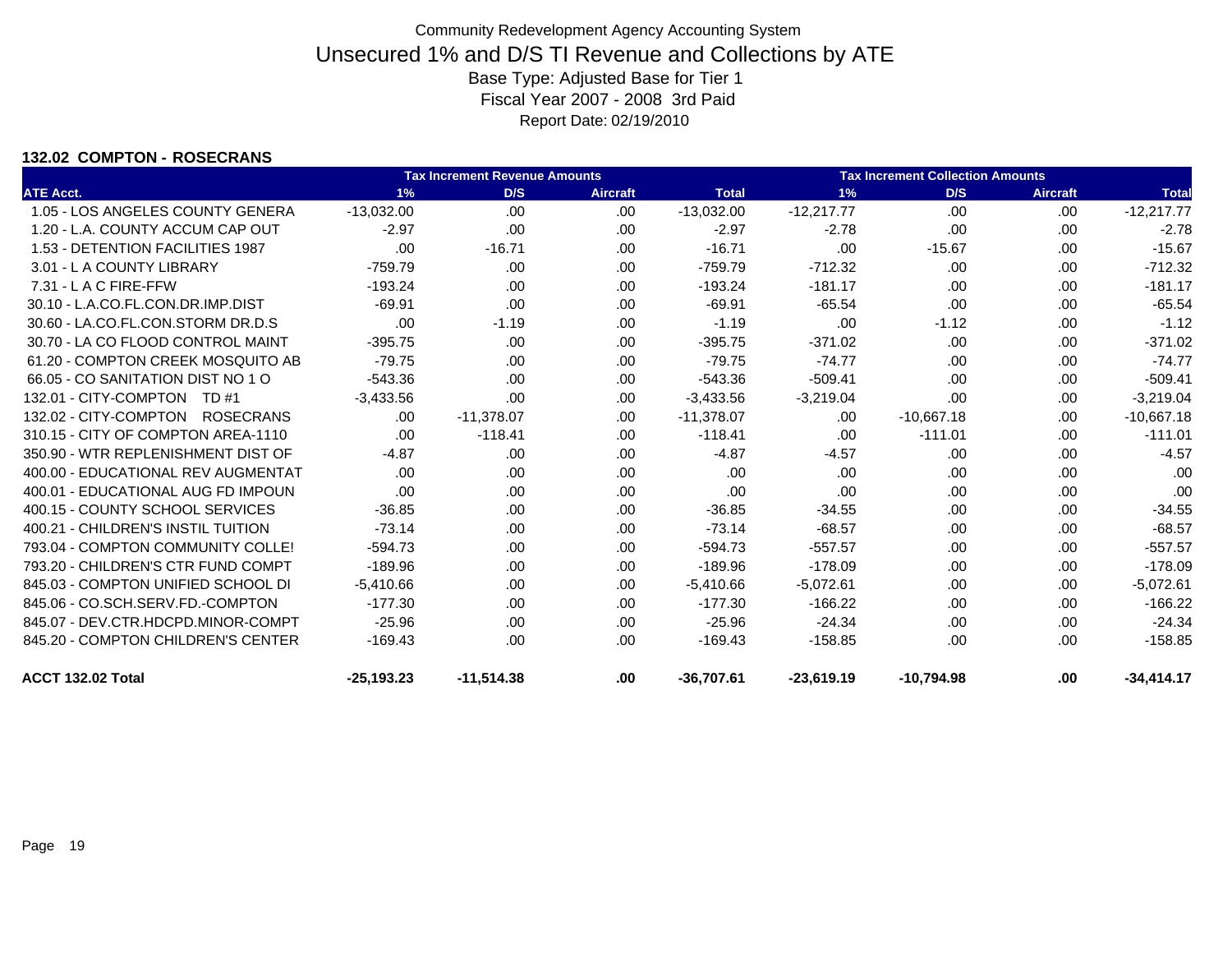# Community Redevelopment Agency Accounting System

## Unsecured 1% and D/S TI Revenue and Collections by ATE

Base Type: Adjusted Base for Tier 1

Fiscal Year 2007 - 2008 3rd Paid

Report Date: 02/19/2010

### 132.02 COMPTON - ROSECRANS

| | Tax Increment Revenue Amounts | | | | Tax Increment Collection Amounts | | | |
|---|---|---|---|---|---|---|---|---|
| ATE Acct. | 1% | D/S | Aircraft | Total | 1% | D/S | Aircraft | Total |
| 1.05 - LOS ANGELES COUNTY GENERA | -13,032.00 | .00 | .00 | -13,032.00 | -12,217.77 | .00 | .00 | -12,217.77 |
| 1.20 - L.A. COUNTY ACCUM CAP OUT | -2.97 | .00 | .00 | -2.97 | -2.78 | .00 | .00 | -2.78 |
| 1.53 - DETENTION FACILITIES 1987 | .00 | -16.71 | .00 | -16.71 | .00 | -15.67 | .00 | -15.67 |
| 3.01 - L A COUNTY LIBRARY | -759.79 | .00 | .00 | -759.79 | -712.32 | .00 | .00 | -712.32 |
| 7.31 - L A C FIRE-FFW | -193.24 | .00 | .00 | -193.24 | -181.17 | .00 | .00 | -181.17 |
| 30.10 - L.A.CO.FL.CON.DR.IMP.DIST | -69.91 | .00 | .00 | -69.91 | -65.54 | .00 | .00 | -65.54 |
| 30.60 - LA.CO.FL.CON.STORM DR.D.S | .00 | -1.19 | .00 | -1.19 | .00 | -1.12 | .00 | -1.12 |
| 30.70 - LA CO FLOOD CONTROL MAINT | -395.75 | .00 | .00 | -395.75 | -371.02 | .00 | .00 | -371.02 |
| 61.20 - COMPTON CREEK MOSQUITO AB | -79.75 | .00 | .00 | -79.75 | -74.77 | .00 | .00 | -74.77 |
| 66.05 - CO SANITATION DIST NO 1 O | -543.36 | .00 | .00 | -543.36 | -509.41 | .00 | .00 | -509.41 |
| 132.01 - CITY-COMPTON TD #1 | -3,433.56 | .00 | .00 | -3,433.56 | -3,219.04 | .00 | .00 | -3,219.04 |
| 132.02 - CITY-COMPTON ROSECRANS | .00 | -11,378.07 | .00 | -11,378.07 | .00 | -10,667.18 | .00 | -10,667.18 |
| 310.15 - CITY OF COMPTON AREA-1110 | .00 | -118.41 | .00 | -118.41 | .00 | -111.01 | .00 | -111.01 |
| 350.90 - WTR REPLENISHMENT DIST OF | -4.87 | .00 | .00 | -4.87 | -4.57 | .00 | .00 | -4.57 |
| 400.00 - EDUCATIONAL REV AUGMENTAT | .00 | .00 | .00 | .00 | .00 | .00 | .00 | .00 |
| 400.01 - EDUCATIONAL AUG FD IMPOUN | .00 | .00 | .00 | .00 | .00 | .00 | .00 | .00 |
| 400.15 - COUNTY SCHOOL SERVICES | -36.85 | .00 | .00 | -36.85 | -34.55 | .00 | .00 | -34.55 |
| 400.21 - CHILDREN'S INSTIL TUITION | -73.14 | .00 | .00 | -73.14 | -68.57 | .00 | .00 | -68.57 |
| 793.04 - COMPTON COMMUNITY COLLE! | -594.73 | .00 | .00 | -594.73 | -557.57 | .00 | .00 | -557.57 |
| 793.20 - CHILDREN'S CTR FUND COMPT | -189.96 | .00 | .00 | -189.96 | -178.09 | .00 | .00 | -178.09 |
| 845.03 - COMPTON UNIFIED SCHOOL DI | -5,410.66 | .00 | .00 | -5,410.66 | -5,072.61 | .00 | .00 | -5,072.61 |
| 845.06 - CO.SCH.SERV.FD.-COMPTON | -177.30 | .00 | .00 | -177.30 | -166.22 | .00 | .00 | -166.22 |
| 845.07 - DEV.CTR.HDCPD.MINOR-COMPT | -25.96 | .00 | .00 | -25.96 | -24.34 | .00 | .00 | -24.34 |
| 845.20 - COMPTON CHILDREN'S CENTER | -169.43 | .00 | .00 | -169.43 | -158.85 | .00 | .00 | -158.85 |
| **ACCT 132.02 Total** | **-25,193.23** | **-11,514.38** | **.00** | **-36,707.61** | **-23,619.19** | **-10,794.98** | **.00** | **-34,414.17** |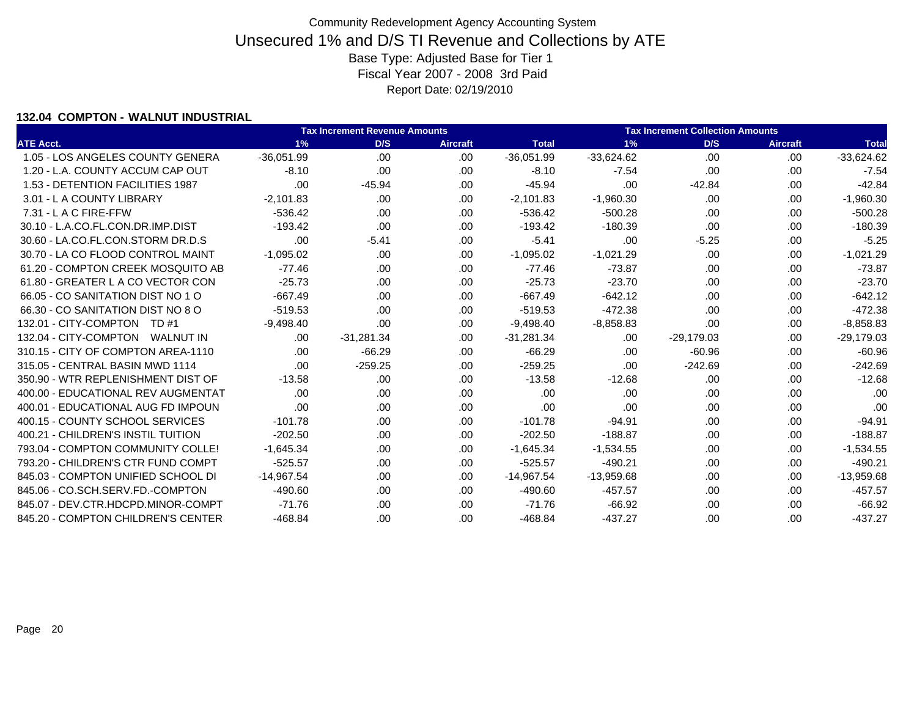Community Redevelopment Agency Accounting System

# Unsecured 1% and D/S TI Revenue and Collections by ATE

Base Type: Adjusted Base for Tier 1

Fiscal Year 2007 - 2008 3rd Paid

Report Date: 02/19/2010

### 132.04 COMPTON - WALNUT INDUSTRIAL

| | Tax Increment Revenue Amounts | | | | Tax Increment Collection Amounts | | | |
|---|---|---|---|---|---|---|---|---|
| ATE Acct. | 1% | D/S | Aircraft | Total | 1% | D/S | Aircraft | Total |
| 1.05 - LOS ANGELES COUNTY GENERA | -36,051.99 | .00 | .00 | -36,051.99 | -33,624.62 | .00 | .00 | -33,624.62 |
| 1.20 - L.A. COUNTY ACCUM CAP OUT | -8.10 | .00 | .00 | -8.10 | -7.54 | .00 | .00 | -7.54 |
| 1.53 - DETENTION FACILITIES 1987 | .00 | -45.94 | .00 | -45.94 | .00 | -42.84 | .00 | -42.84 |
| 3.01 - L A COUNTY LIBRARY | -2,101.83 | .00 | .00 | -2,101.83 | -1,960.30 | .00 | .00 | -1,960.30 |
| 7.31 - L A C FIRE-FFW | -536.42 | .00 | .00 | -536.42 | -500.28 | .00 | .00 | -500.28 |
| 30.10 - L.A.CO.FL.CON.DR.IMP.DIST | -193.42 | .00 | .00 | -193.42 | -180.39 | .00 | .00 | -180.39 |
| 30.60 - LA.CO.FL.CON.STORM DR.D.S | .00 | -5.41 | .00 | -5.41 | .00 | -5.25 | .00 | -5.25 |
| 30.70 - LA CO FLOOD CONTROL MAINT | -1,095.02 | .00 | .00 | -1,095.02 | -1,021.29 | .00 | .00 | -1,021.29 |
| 61.20 - COMPTON CREEK MOSQUITO AB | -77.46 | .00 | .00 | -77.46 | -73.87 | .00 | .00 | -73.87 |
| 61.80 - GREATER L A CO VECTOR CON | -25.73 | .00 | .00 | -25.73 | -23.70 | .00 | .00 | -23.70 |
| 66.05 - CO SANITATION DIST NO 1 O | -667.49 | .00 | .00 | -667.49 | -642.12 | .00 | .00 | -642.12 |
| 66.30 - CO SANITATION DIST NO 8 O | -519.53 | .00 | .00 | -519.53 | -472.38 | .00 | .00 | -472.38 |
| 132.01 - CITY-COMPTON TD #1 | -9,498.40 | .00 | .00 | -9,498.40 | -8,858.83 | .00 | .00 | -8,858.83 |
| 132.04 - CITY-COMPTON WALNUT IN | .00 | -31,281.34 | .00 | -31,281.34 | .00 | -29,179.03 | .00 | -29,179.03 |
| 310.15 - CITY OF COMPTON AREA-1110 | .00 | -66.29 | .00 | -66.29 | .00 | -60.96 | .00 | -60.96 |
| 315.05 - CENTRAL BASIN MWD 1114 | .00 | -259.25 | .00 | -259.25 | .00 | -242.69 | .00 | -242.69 |
| 350.90 - WTR REPLENISHMENT DIST OF | -13.58 | .00 | .00 | -13.58 | -12.68 | .00 | .00 | -12.68 |
| 400.00 - EDUCATIONAL REV AUGMENTAT | .00 | .00 | .00 | .00 | .00 | .00 | .00 | .00 |
| 400.01 - EDUCATIONAL AUG FD IMPOUN | .00 | .00 | .00 | .00 | .00 | .00 | .00 | .00 |
| 400.15 - COUNTY SCHOOL SERVICES | -101.78 | .00 | .00 | -101.78 | -94.91 | .00 | .00 | -94.91 |
| 400.21 - CHILDREN'S INSTIL TUITION | -202.50 | .00 | .00 | -202.50 | -188.87 | .00 | .00 | -188.87 |
| 793.04 - COMPTON COMMUNITY COLLE! | -1,645.34 | .00 | .00 | -1,645.34 | -1,534.55 | .00 | .00 | -1,534.55 |
| 793.20 - CHILDREN'S CTR FUND COMPT | -525.57 | .00 | .00 | -525.57 | -490.21 | .00 | .00 | -490.21 |
| 845.03 - COMPTON UNIFIED SCHOOL DI | -14,967.54 | .00 | .00 | -14,967.54 | -13,959.68 | .00 | .00 | -13,959.68 |
| 845.06 - CO.SCH.SERV.FD.-COMPTON | -490.60 | .00 | .00 | -490.60 | -457.57 | .00 | .00 | -457.57 |
| 845.07 - DEV.CTR.HDCPD.MINOR-COMPT | -71.76 | .00 | .00 | -71.76 | -66.92 | .00 | .00 | -66.92 |
| 845.20 - COMPTON CHILDREN'S CENTER | -468.84 | .00 | .00 | -468.84 | -437.27 | .00 | .00 | -437.27 |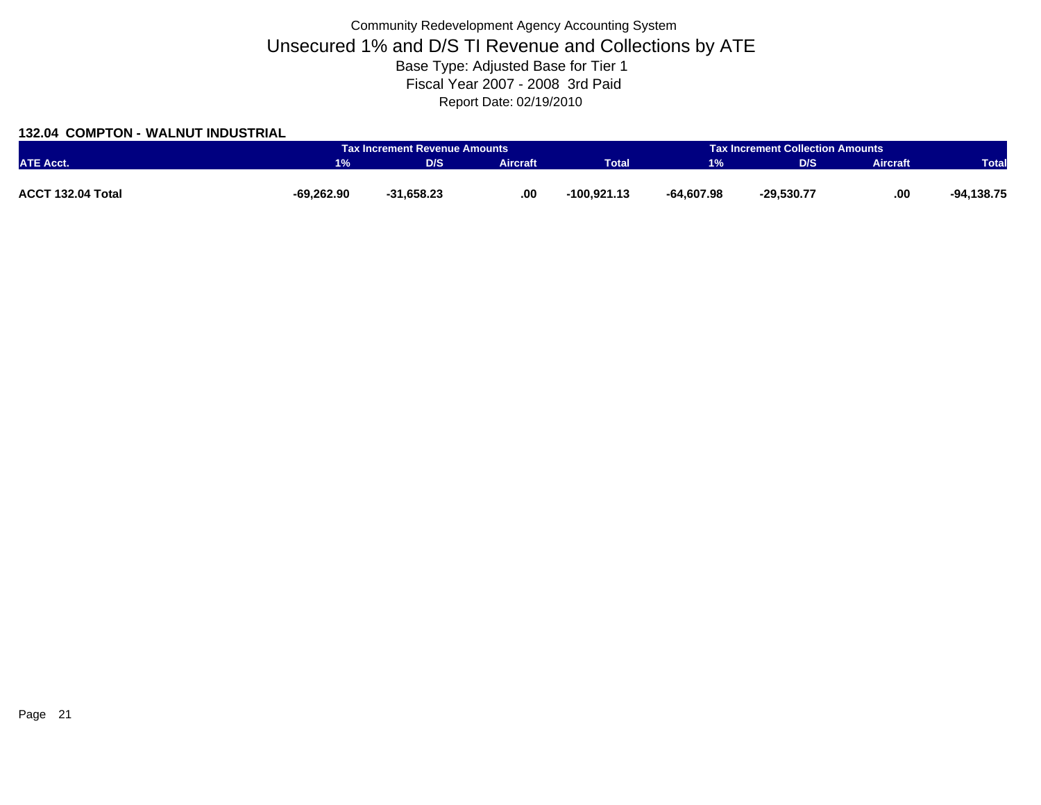Community Redevelopment Agency Accounting System

# Unsecured 1% and D/S TI Revenue and Collections by ATE

Base Type: Adjusted Base for Tier 1

Fiscal Year 2007 - 2008 3rd Paid

Report Date: 02/19/2010

## 132.04 COMPTON - WALNUT INDUSTRIAL

| | Tax Increment Revenue Amounts | | | | Tax Increment Collection Amounts | | | |
|---|---|---|---|---|---|---|---|---|
| ATE Acct. | 1% | D/S | Aircraft | Total | 1% | D/S | Aircraft | Total |
| **ACCT 132.04 Total** | **-69,262.90** | **-31,658.23** | **.00** | **-100,921.13** | **-64,607.98** | **-29,530.77** | **.00** | **-94,138.75** |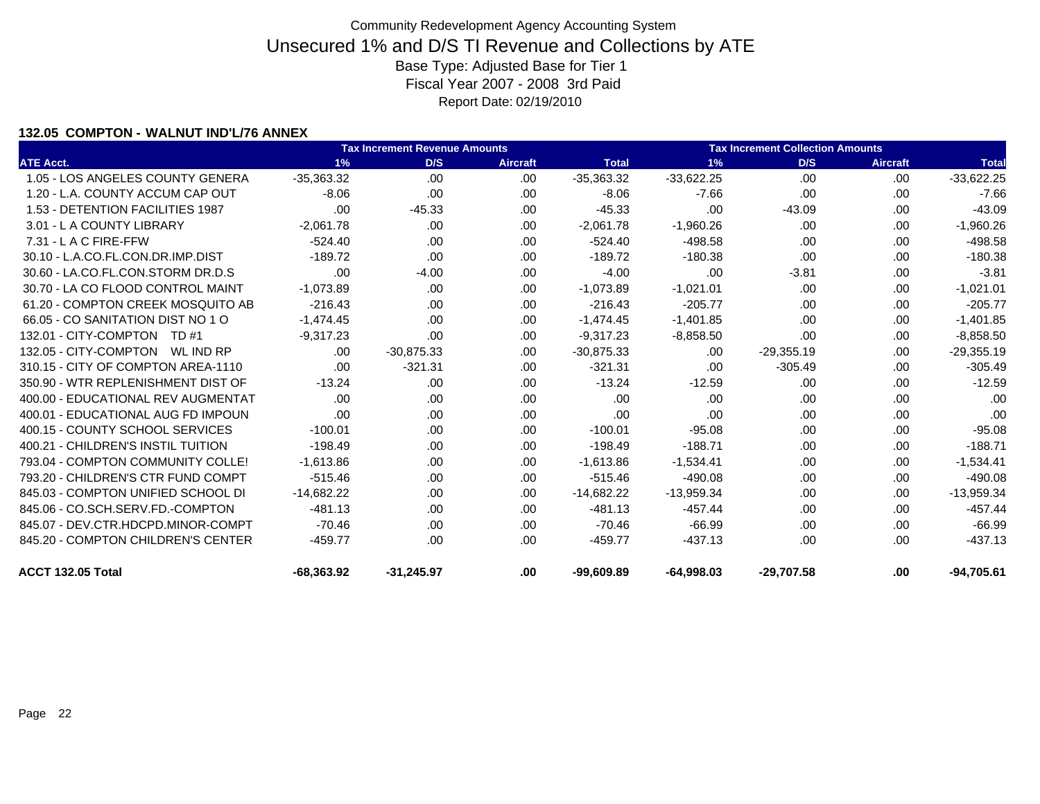# Community Redevelopment Agency Accounting System

## Unsecured 1% and D/S TI Revenue and Collections by ATE

Base Type: Adjusted Base for Tier 1

Fiscal Year 2007 - 2008 3rd Paid

Report Date: 02/19/2010

### 132.05 COMPTON - WALNUT IND'L/76 ANNEX

| | Tax Increment Revenue Amounts | | | | Tax Increment Collection Amounts | | | |
|---|---|---|---|---|---|---|---|---|
| ATE Acct. | 1% | D/S | Aircraft | Total | 1% | D/S | Aircraft | Total |
| 1.05 - LOS ANGELES COUNTY GENERA | -35,363.32 | .00 | .00 | -35,363.32 | -33,622.25 | .00 | .00 | -33,622.25 |
| 1.20 - L.A. COUNTY ACCUM CAP OUT | -8.06 | .00 | .00 | -8.06 | -7.66 | .00 | .00 | -7.66 |
| 1.53 - DETENTION FACILITIES 1987 | .00 | -45.33 | .00 | -45.33 | .00 | -43.09 | .00 | -43.09 |
| 3.01 - L A COUNTY LIBRARY | -2,061.78 | .00 | .00 | -2,061.78 | -1,960.26 | .00 | .00 | -1,960.26 |
| 7.31 - L A C FIRE-FFW | -524.40 | .00 | .00 | -524.40 | -498.58 | .00 | .00 | -498.58 |
| 30.10 - L.A.CO.FL.CON.DR.IMP.DIST | -189.72 | .00 | .00 | -189.72 | -180.38 | .00 | .00 | -180.38 |
| 30.60 - LA.CO.FL.CON.STORM DR.D.S | .00 | -4.00 | .00 | -4.00 | .00 | -3.81 | .00 | -3.81 |
| 30.70 - LA CO FLOOD CONTROL MAINT | -1,073.89 | .00 | .00 | -1,073.89 | -1,021.01 | .00 | .00 | -1,021.01 |
| 61.20 - COMPTON CREEK MOSQUITO AB | -216.43 | .00 | .00 | -216.43 | -205.77 | .00 | .00 | -205.77 |
| 66.05 - CO SANITATION DIST NO 1 O | -1,474.45 | .00 | .00 | -1,474.45 | -1,401.85 | .00 | .00 | -1,401.85 |
| 132.01 - CITY-COMPTON TD #1 | -9,317.23 | .00 | .00 | -9,317.23 | -8,858.50 | .00 | .00 | -8,858.50 |
| 132.05 - CITY-COMPTON WL IND RP | .00 | -30,875.33 | .00 | -30,875.33 | .00 | -29,355.19 | .00 | -29,355.19 |
| 310.15 - CITY OF COMPTON AREA-1110 | .00 | -321.31 | .00 | -321.31 | .00 | -305.49 | .00 | -305.49 |
| 350.90 - WTR REPLENISHMENT DIST OF | -13.24 | .00 | .00 | -13.24 | -12.59 | .00 | .00 | -12.59 |
| 400.00 - EDUCATIONAL REV AUGMENTAT | .00 | .00 | .00 | .00 | .00 | .00 | .00 | .00 |
| 400.01 - EDUCATIONAL AUG FD IMPOUN | .00 | .00 | .00 | .00 | .00 | .00 | .00 | .00 |
| 400.15 - COUNTY SCHOOL SERVICES | -100.01 | .00 | .00 | -100.01 | -95.08 | .00 | .00 | -95.08 |
| 400.21 - CHILDREN'S INSTIL TUITION | -198.49 | .00 | .00 | -198.49 | -188.71 | .00 | .00 | -188.71 |
| 793.04 - COMPTON COMMUNITY COLLE! | -1,613.86 | .00 | .00 | -1,613.86 | -1,534.41 | .00 | .00 | -1,534.41 |
| 793.20 - CHILDREN'S CTR FUND COMPT | -515.46 | .00 | .00 | -515.46 | -490.08 | .00 | .00 | -490.08 |
| 845.03 - COMPTON UNIFIED SCHOOL DI | -14,682.22 | .00 | .00 | -14,682.22 | -13,959.34 | .00 | .00 | -13,959.34 |
| 845.06 - CO.SCH.SERV.FD.-COMPTON | -481.13 | .00 | .00 | -481.13 | -457.44 | .00 | .00 | -457.44 |
| 845.07 - DEV.CTR.HDCPD.MINOR-COMPT | -70.46 | .00 | .00 | -70.46 | -66.99 | .00 | .00 | -66.99 |
| 845.20 - COMPTON CHILDREN'S CENTER | -459.77 | .00 | .00 | -459.77 | -437.13 | .00 | .00 | -437.13 |
| **ACCT 132.05 Total** | **-68,363.92** | **-31,245.97** | **.00** | **-99,609.89** | **-64,998.03** | **-29,707.58** | **.00** | **-94,705.61** |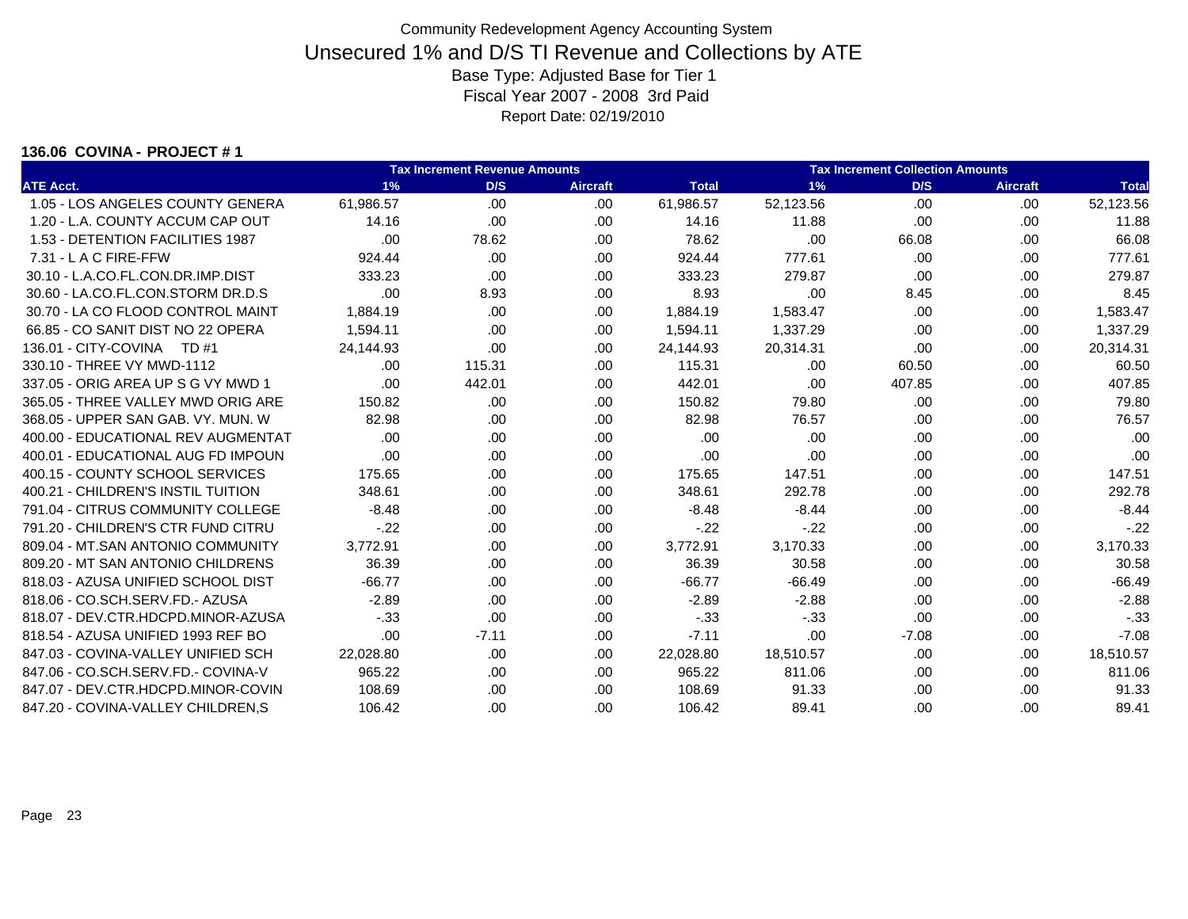Community Redevelopment Agency Accounting System

# Unsecured 1% and D/S TI Revenue and Collections by ATE

Base Type: Adjusted Base for Tier 1

Fiscal Year 2007 - 2008 3rd Paid

Report Date: 02/19/2010

**136.06 COVINA - PROJECT # 1**

| | Tax Increment Revenue Amounts | | | | Tax Increment Collection Amounts | | | |
|---|---|---|---|---|---|---|---|---|
| ATE Acct. | 1% | D/S | Aircraft | Total | 1% | D/S | Aircraft | Total |
| 1.05 - LOS ANGELES COUNTY GENERA | 61,986.57 | .00 | .00 | 61,986.57 | 52,123.56 | .00 | .00 | 52,123.56 |
| 1.20 - L.A. COUNTY ACCUM CAP OUT | 14.16 | .00 | .00 | 14.16 | 11.88 | .00 | .00 | 11.88 |
| 1.53 - DETENTION FACILITIES 1987 | .00 | 78.62 | .00 | 78.62 | .00 | 66.08 | .00 | 66.08 |
| 7.31 - L A C FIRE-FFW | 924.44 | .00 | .00 | 924.44 | 777.61 | .00 | .00 | 777.61 |
| 30.10 - L.A.CO.FL.CON.DR.IMP.DIST | 333.23 | .00 | .00 | 333.23 | 279.87 | .00 | .00 | 279.87 |
| 30.60 - LA.CO.FL.CON.STORM DR.D.S | .00 | 8.93 | .00 | 8.93 | .00 | 8.45 | .00 | 8.45 |
| 30.70 - LA CO FLOOD CONTROL MAINT | 1,884.19 | .00 | .00 | 1,884.19 | 1,583.47 | .00 | .00 | 1,583.47 |
| 66.85 - CO SANIT DIST NO 22 OPERA | 1,594.11 | .00 | .00 | 1,594.11 | 1,337.29 | .00 | .00 | 1,337.29 |
| 136.01 - CITY-COVINA TD #1 | 24,144.93 | .00 | .00 | 24,144.93 | 20,314.31 | .00 | .00 | 20,314.31 |
| 330.10 - THREE VY MWD-1112 | .00 | 115.31 | .00 | 115.31 | .00 | 60.50 | .00 | 60.50 |
| 337.05 - ORIG AREA UP S G VY MWD 1 | .00 | 442.01 | .00 | 442.01 | .00 | 407.85 | .00 | 407.85 |
| 365.05 - THREE VALLEY MWD ORIG ARE | 150.82 | .00 | .00 | 150.82 | 79.80 | .00 | .00 | 79.80 |
| 368.05 - UPPER SAN GAB. VY. MUN. W | 82.98 | .00 | .00 | 82.98 | 76.57 | .00 | .00 | 76.57 |
| 400.00 - EDUCATIONAL REV AUGMENTAT | .00 | .00 | .00 | .00 | .00 | .00 | .00 | .00 |
| 400.01 - EDUCATIONAL AUG FD IMPOUN | .00 | .00 | .00 | .00 | .00 | .00 | .00 | .00 |
| 400.15 - COUNTY SCHOOL SERVICES | 175.65 | .00 | .00 | 175.65 | 147.51 | .00 | .00 | 147.51 |
| 400.21 - CHILDREN'S INSTIL TUITION | 348.61 | .00 | .00 | 348.61 | 292.78 | .00 | .00 | 292.78 |
| 791.04 - CITRUS COMMUNITY COLLEGE | -8.48 | .00 | .00 | -8.48 | -8.44 | .00 | .00 | -8.44 |
| 791.20 - CHILDREN'S CTR FUND CITRU | -.22 | .00 | .00 | -.22 | -.22 | .00 | .00 | -.22 |
| 809.04 - MT.SAN ANTONIO COMMUNITY | 3,772.91 | .00 | .00 | 3,772.91 | 3,170.33 | .00 | .00 | 3,170.33 |
| 809.20 - MT SAN ANTONIO CHILDRENS | 36.39 | .00 | .00 | 36.39 | 30.58 | .00 | .00 | 30.58 |
| 818.03 - AZUSA UNIFIED SCHOOL DIST | -66.77 | .00 | .00 | -66.77 | -66.49 | .00 | .00 | -66.49 |
| 818.06 - CO.SCH.SERV.FD.- AZUSA | -2.89 | .00 | .00 | -2.89 | -2.88 | .00 | .00 | -2.88 |
| 818.07 - DEV.CTR.HDCPD.MINOR-AZUSA | -.33 | .00 | .00 | -.33 | -.33 | .00 | .00 | -.33 |
| 818.54 - AZUSA UNIFIED 1993 REF BO | .00 | -7.11 | .00 | -7.11 | .00 | -7.08 | .00 | -7.08 |
| 847.03 - COVINA-VALLEY UNIFIED SCH | 22,028.80 | .00 | .00 | 22,028.80 | 18,510.57 | .00 | .00 | 18,510.57 |
| 847.06 - CO.SCH.SERV.FD.- COVINA-V | 965.22 | .00 | .00 | 965.22 | 811.06 | .00 | .00 | 811.06 |
| 847.07 - DEV.CTR.HDCPD.MINOR-COVIN | 108.69 | .00 | .00 | 108.69 | 91.33 | .00 | .00 | 91.33 |
| 847.20 - COVINA-VALLEY CHILDREN,S | 106.42 | .00 | .00 | 106.42 | 89.41 | .00 | .00 | 89.41 |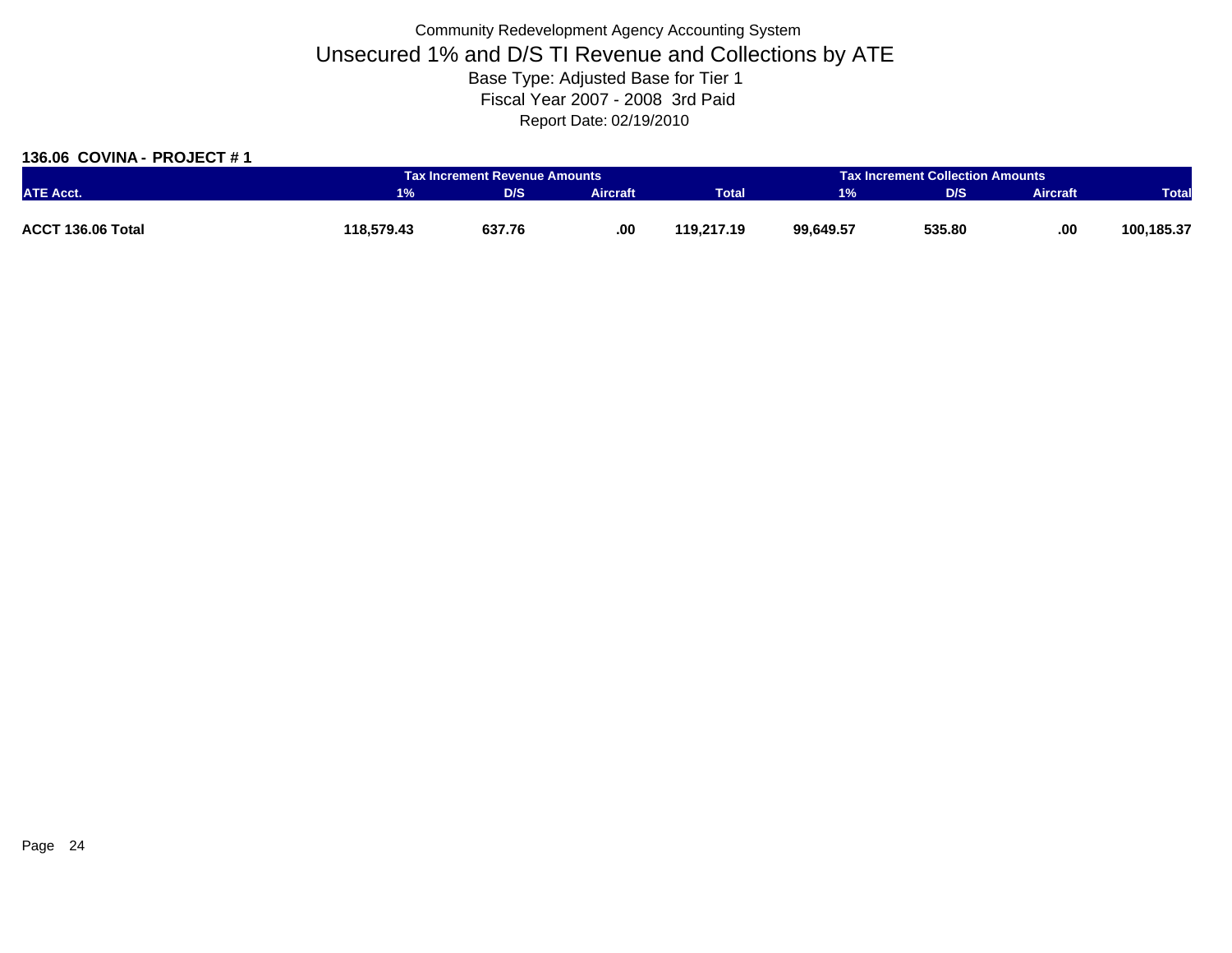Community Redevelopment Agency Accounting System

# Unsecured 1% and D/S TI Revenue and Collections by ATE

Base Type: Adjusted Base for Tier 1

Fiscal Year 2007 - 2008 3rd Paid

Report Date: 02/19/2010

**136.06 COVINA - PROJECT # 1**

| | Tax Increment Revenue Amounts | | | | Tax Increment Collection Amounts | | | |
|---|---|---|---|---|---|---|---|---|
| ATE Acct. | 1% | D/S | Aircraft | Total | 1% | D/S | Aircraft | Total |
| **ACCT 136.06 Total** | **118,579.43** | **637.76** | **.00** | **119,217.19** | **99,649.57** | **535.80** | **.00** | **100,185.37** |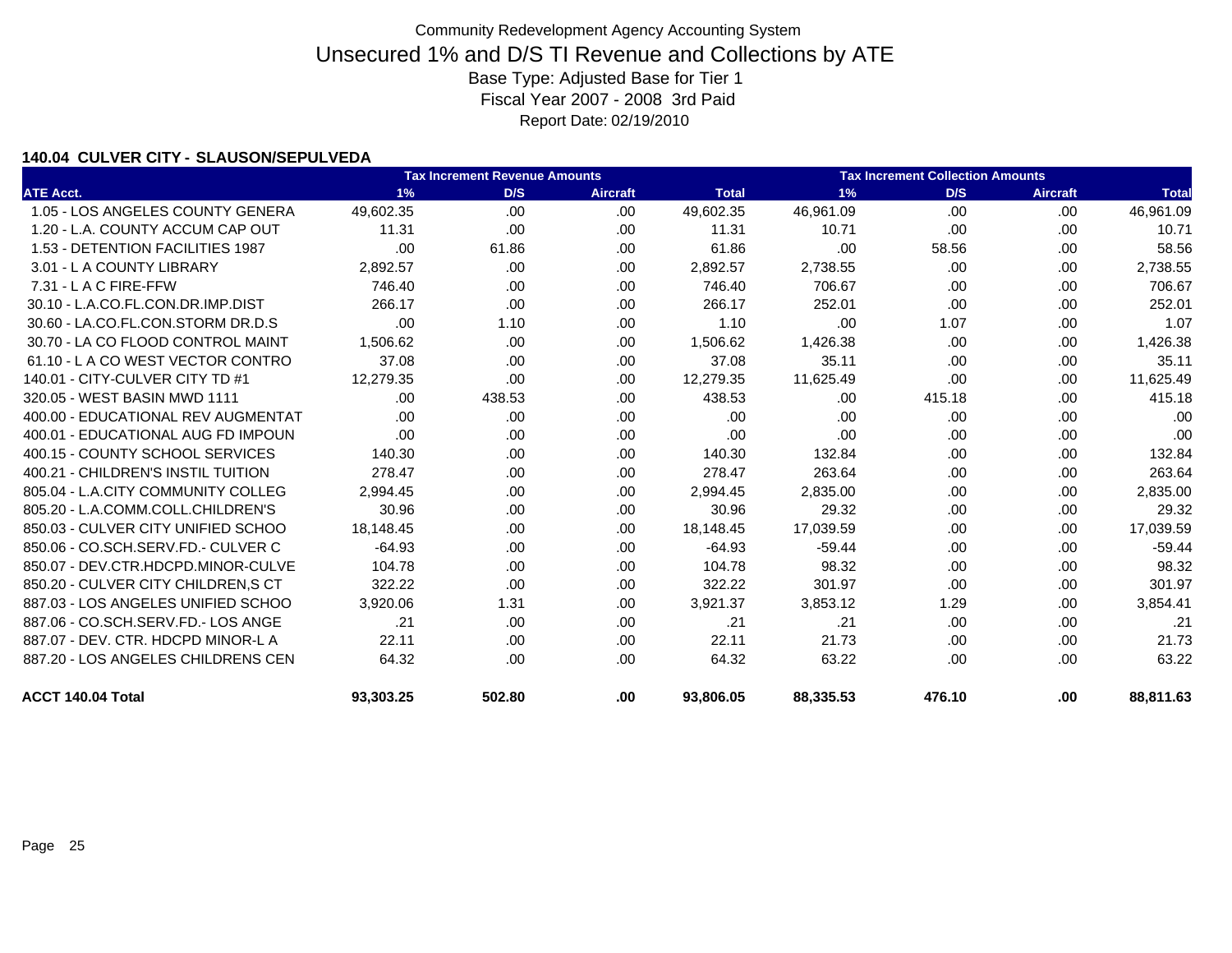Community Redevelopment Agency Accounting System

# Unsecured 1% and D/S TI Revenue and Collections by ATE

Base Type: Adjusted Base for Tier 1

Fiscal Year 2007 - 2008 3rd Paid

Report Date: 02/19/2010

### 140.04 CULVER CITY - SLAUSON/SEPULVEDA

| | Tax Increment Revenue Amounts | | | | Tax Increment Collection Amounts | | | |
|---|---|---|---|---|---|---|---|---|
| ATE Acct. | 1% | D/S | Aircraft | Total | 1% | D/S | Aircraft | Total |
| 1.05 - LOS ANGELES COUNTY GENERA | 49,602.35 | .00 | .00 | 49,602.35 | 46,961.09 | .00 | .00 | 46,961.09 |
| 1.20 - L.A. COUNTY ACCUM CAP OUT | 11.31 | .00 | .00 | 11.31 | 10.71 | .00 | .00 | 10.71 |
| 1.53 - DETENTION FACILITIES 1987 | .00 | 61.86 | .00 | 61.86 | .00 | 58.56 | .00 | 58.56 |
| 3.01 - L A COUNTY LIBRARY | 2,892.57 | .00 | .00 | 2,892.57 | 2,738.55 | .00 | .00 | 2,738.55 |
| 7.31 - L A C FIRE-FFW | 746.40 | .00 | .00 | 746.40 | 706.67 | .00 | .00 | 706.67 |
| 30.10 - L.A.CO.FL.CON.DR.IMP.DIST | 266.17 | .00 | .00 | 266.17 | 252.01 | .00 | .00 | 252.01 |
| 30.60 - LA.CO.FL.CON.STORM DR.D.S | .00 | 1.10 | .00 | 1.10 | .00 | 1.07 | .00 | 1.07 |
| 30.70 - LA CO FLOOD CONTROL MAINT | 1,506.62 | .00 | .00 | 1,506.62 | 1,426.38 | .00 | .00 | 1,426.38 |
| 61.10 - L A CO WEST VECTOR CONTRO | 37.08 | .00 | .00 | 37.08 | 35.11 | .00 | .00 | 35.11 |
| 140.01 - CITY-CULVER CITY TD #1 | 12,279.35 | .00 | .00 | 12,279.35 | 11,625.49 | .00 | .00 | 11,625.49 |
| 320.05 - WEST BASIN MWD 1111 | .00 | 438.53 | .00 | 438.53 | .00 | 415.18 | .00 | 415.18 |
| 400.00 - EDUCATIONAL REV AUGMENTAT | .00 | .00 | .00 | .00 | .00 | .00 | .00 | .00 |
| 400.01 - EDUCATIONAL AUG FD IMPOUN | .00 | .00 | .00 | .00 | .00 | .00 | .00 | .00 |
| 400.15 - COUNTY SCHOOL SERVICES | 140.30 | .00 | .00 | 140.30 | 132.84 | .00 | .00 | 132.84 |
| 400.21 - CHILDREN'S INSTIL TUITION | 278.47 | .00 | .00 | 278.47 | 263.64 | .00 | .00 | 263.64 |
| 805.04 - L.A.CITY COMMUNITY COLLEG | 2,994.45 | .00 | .00 | 2,994.45 | 2,835.00 | .00 | .00 | 2,835.00 |
| 805.20 - L.A.COMM.COLL.CHILDREN'S | 30.96 | .00 | .00 | 30.96 | 29.32 | .00 | .00 | 29.32 |
| 850.03 - CULVER CITY UNIFIED SCHOO | 18,148.45 | .00 | .00 | 18,148.45 | 17,039.59 | .00 | .00 | 17,039.59 |
| 850.06 - CO.SCH.SERV.FD.- CULVER C | -64.93 | .00 | .00 | -64.93 | -59.44 | .00 | .00 | -59.44 |
| 850.07 - DEV.CTR.HDCPD.MINOR-CULVE | 104.78 | .00 | .00 | 104.78 | 98.32 | .00 | .00 | 98.32 |
| 850.20 - CULVER CITY CHILDREN,S CT | 322.22 | .00 | .00 | 322.22 | 301.97 | .00 | .00 | 301.97 |
| 887.03 - LOS ANGELES UNIFIED SCHOO | 3,920.06 | 1.31 | .00 | 3,921.37 | 3,853.12 | 1.29 | .00 | 3,854.41 |
| 887.06 - CO.SCH.SERV.FD.- LOS ANGE | .21 | .00 | .00 | .21 | .21 | .00 | .00 | .21 |
| 887.07 - DEV. CTR. HDCPD MINOR-L A | 22.11 | .00 | .00 | 22.11 | 21.73 | .00 | .00 | 21.73 |
| 887.20 - LOS ANGELES CHILDRENS CEN | 64.32 | .00 | .00 | 64.32 | 63.22 | .00 | .00 | 63.22 |
| **ACCT 140.04 Total** | **93,303.25** | **502.80** | **.00** | **93,806.05** | **88,335.53** | **476.10** | **.00** | **88,811.63** |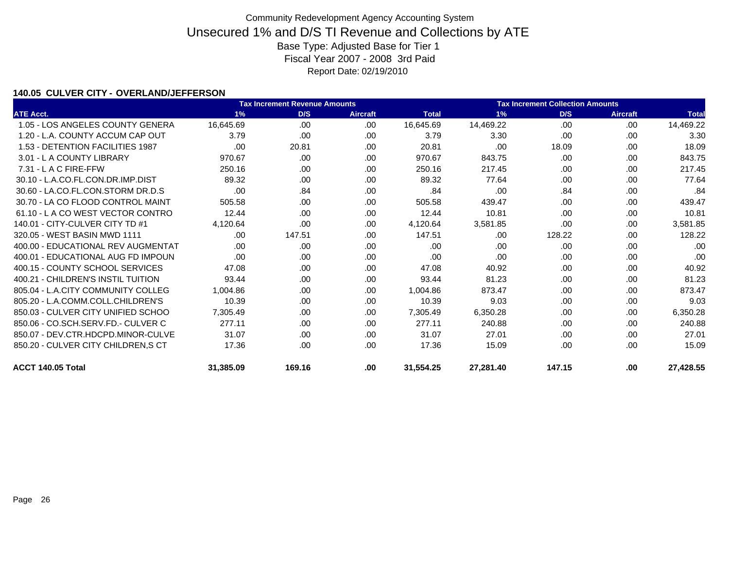Community Redevelopment Agency Accounting System

# Unsecured 1% and D/S TI Revenue and Collections by ATE

Base Type: Adjusted Base for Tier 1

Fiscal Year 2007 - 2008 3rd Paid

Report Date: 02/19/2010

### 140.05 CULVER CITY - OVERLAND/JEFFERSON

| | Tax Increment Revenue Amounts | | | | Tax Increment Collection Amounts | | | |
|---|---|---|---|---|---|---|---|---|
| ATE Acct. | 1% | D/S | Aircraft | Total | 1% | D/S | Aircraft | Total |
| 1.05 - LOS ANGELES COUNTY GENERA | 16,645.69 | .00 | .00 | 16,645.69 | 14,469.22 | .00 | .00 | 14,469.22 |
| 1.20 - L.A. COUNTY ACCUM CAP OUT | 3.79 | .00 | .00 | 3.79 | 3.30 | .00 | .00 | 3.30 |
| 1.53 - DETENTION FACILITIES 1987 | .00 | 20.81 | .00 | 20.81 | .00 | 18.09 | .00 | 18.09 |
| 3.01 - L A COUNTY LIBRARY | 970.67 | .00 | .00 | 970.67 | 843.75 | .00 | .00 | 843.75 |
| 7.31 - L A C FIRE-FFW | 250.16 | .00 | .00 | 250.16 | 217.45 | .00 | .00 | 217.45 |
| 30.10 - L.A.CO.FL.CON.DR.IMP.DIST | 89.32 | .00 | .00 | 89.32 | 77.64 | .00 | .00 | 77.64 |
| 30.60 - LA.CO.FL.CON.STORM DR.D.S | .00 | .84 | .00 | .84 | .00 | .84 | .00 | .84 |
| 30.70 - LA CO FLOOD CONTROL MAINT | 505.58 | .00 | .00 | 505.58 | 439.47 | .00 | .00 | 439.47 |
| 61.10 - L A CO WEST VECTOR CONTRO | 12.44 | .00 | .00 | 12.44 | 10.81 | .00 | .00 | 10.81 |
| 140.01 - CITY-CULVER CITY TD #1 | 4,120.64 | .00 | .00 | 4,120.64 | 3,581.85 | .00 | .00 | 3,581.85 |
| 320.05 - WEST BASIN MWD 1111 | .00 | 147.51 | .00 | 147.51 | .00 | 128.22 | .00 | 128.22 |
| 400.00 - EDUCATIONAL REV AUGMENTAT | .00 | .00 | .00 | .00 | .00 | .00 | .00 | .00 |
| 400.01 - EDUCATIONAL AUG FD IMPOUN | .00 | .00 | .00 | .00 | .00 | .00 | .00 | .00 |
| 400.15 - COUNTY SCHOOL SERVICES | 47.08 | .00 | .00 | 47.08 | 40.92 | .00 | .00 | 40.92 |
| 400.21 - CHILDREN'S INSTIL TUITION | 93.44 | .00 | .00 | 93.44 | 81.23 | .00 | .00 | 81.23 |
| 805.04 - L.A.CITY COMMUNITY COLLEG | 1,004.86 | .00 | .00 | 1,004.86 | 873.47 | .00 | .00 | 873.47 |
| 805.20 - L.A.COMM.COLL.CHILDREN'S | 10.39 | .00 | .00 | 10.39 | 9.03 | .00 | .00 | 9.03 |
| 850.03 - CULVER CITY UNIFIED SCHOO | 7,305.49 | .00 | .00 | 7,305.49 | 6,350.28 | .00 | .00 | 6,350.28 |
| 850.06 - CO.SCH.SERV.FD.- CULVER C | 277.11 | .00 | .00 | 277.11 | 240.88 | .00 | .00 | 240.88 |
| 850.07 - DEV.CTR.HDCPD.MINOR-CULVE | 31.07 | .00 | .00 | 31.07 | 27.01 | .00 | .00 | 27.01 |
| 850.20 - CULVER CITY CHILDREN,S CT | 17.36 | .00 | .00 | 17.36 | 15.09 | .00 | .00 | 15.09 |
| **ACCT 140.05 Total** | **31,385.09** | **169.16** | **.00** | **31,554.25** | **27,281.40** | **147.15** | **.00** | **27,428.55** |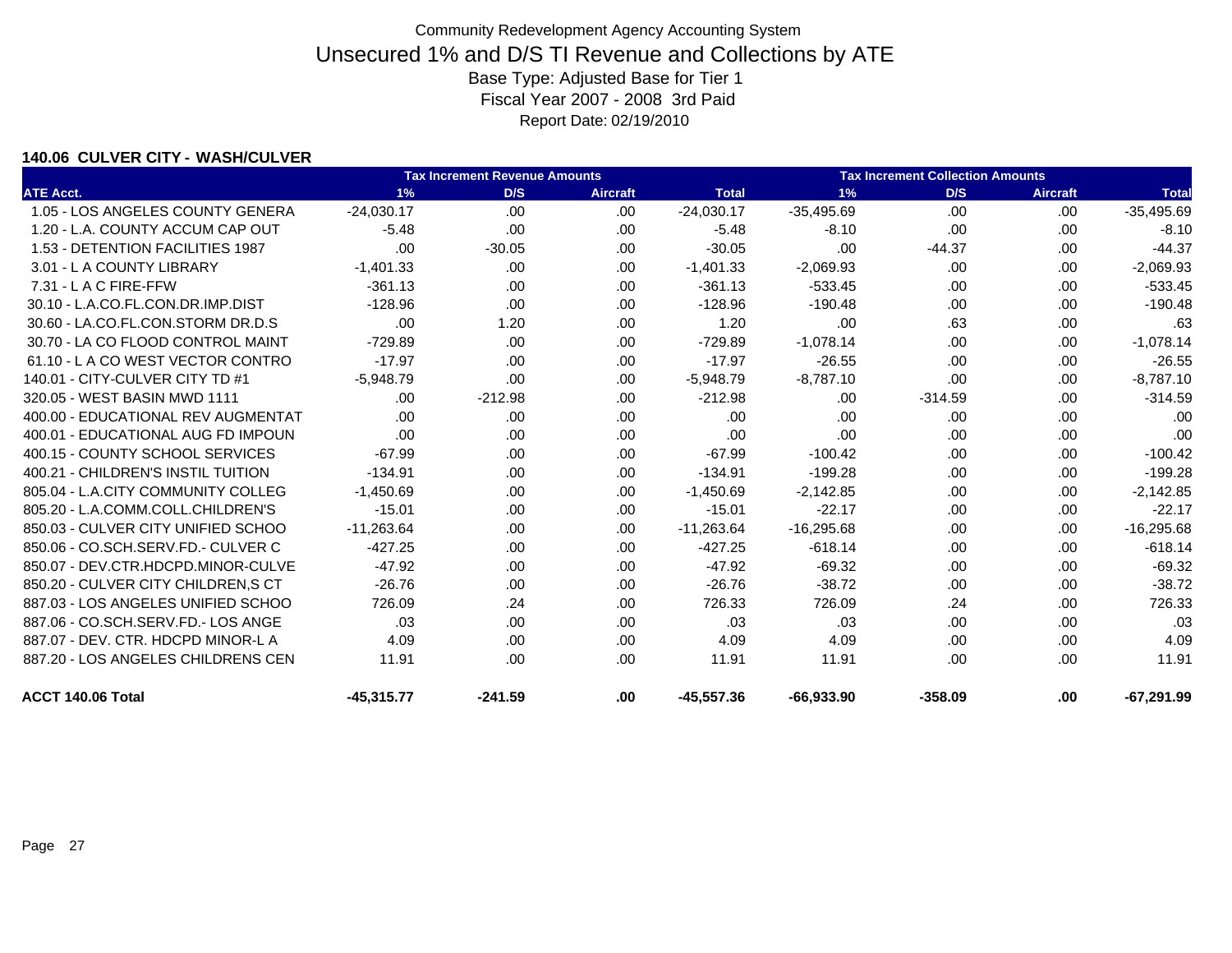# Community Redevelopment Agency Accounting System

## Unsecured 1% and D/S TI Revenue and Collections by ATE

Base Type: Adjusted Base for Tier 1

Fiscal Year 2007 - 2008 3rd Paid

Report Date: 02/19/2010

**140.06 CULVER CITY - WASH/CULVER**

| | Tax Increment Revenue Amounts | | | | Tax Increment Collection Amounts | | | |
|---|---|---|---|---|---|---|---|---|
| ATE Acct. | 1% | D/S | Aircraft | Total | 1% | D/S | Aircraft | Total |
| 1.05 - LOS ANGELES COUNTY GENERA | -24,030.17 | .00 | .00 | -24,030.17 | -35,495.69 | .00 | .00 | -35,495.69 |
| 1.20 - L.A. COUNTY ACCUM CAP OUT | -5.48 | .00 | .00 | -5.48 | -8.10 | .00 | .00 | -8.10 |
| 1.53 - DETENTION FACILITIES 1987 | .00 | -30.05 | .00 | -30.05 | .00 | -44.37 | .00 | -44.37 |
| 3.01 - L A COUNTY LIBRARY | -1,401.33 | .00 | .00 | -1,401.33 | -2,069.93 | .00 | .00 | -2,069.93 |
| 7.31 - L A C FIRE-FFW | -361.13 | .00 | .00 | -361.13 | -533.45 | .00 | .00 | -533.45 |
| 30.10 - L.A.CO.FL.CON.DR.IMP.DIST | -128.96 | .00 | .00 | -128.96 | -190.48 | .00 | .00 | -190.48 |
| 30.60 - LA.CO.FL.CON.STORM DR.D.S | .00 | 1.20 | .00 | 1.20 | .00 | .63 | .00 | .63 |
| 30.70 - LA CO FLOOD CONTROL MAINT | -729.89 | .00 | .00 | -729.89 | -1,078.14 | .00 | .00 | -1,078.14 |
| 61.10 - L A CO WEST VECTOR CONTRO | -17.97 | .00 | .00 | -17.97 | -26.55 | .00 | .00 | -26.55 |
| 140.01 - CITY-CULVER CITY TD #1 | -5,948.79 | .00 | .00 | -5,948.79 | -8,787.10 | .00 | .00 | -8,787.10 |
| 320.05 - WEST BASIN MWD 1111 | .00 | -212.98 | .00 | -212.98 | .00 | -314.59 | .00 | -314.59 |
| 400.00 - EDUCATIONAL REV AUGMENTAT | .00 | .00 | .00 | .00 | .00 | .00 | .00 | .00 |
| 400.01 - EDUCATIONAL AUG FD IMPOUN | .00 | .00 | .00 | .00 | .00 | .00 | .00 | .00 |
| 400.15 - COUNTY SCHOOL SERVICES | -67.99 | .00 | .00 | -67.99 | -100.42 | .00 | .00 | -100.42 |
| 400.21 - CHILDREN'S INSTIL TUITION | -134.91 | .00 | .00 | -134.91 | -199.28 | .00 | .00 | -199.28 |
| 805.04 - L.A.CITY COMMUNITY COLLEG | -1,450.69 | .00 | .00 | -1,450.69 | -2,142.85 | .00 | .00 | -2,142.85 |
| 805.20 - L.A.COMM.COLL.CHILDREN'S | -15.01 | .00 | .00 | -15.01 | -22.17 | .00 | .00 | -22.17 |
| 850.03 - CULVER CITY UNIFIED SCHOO | -11,263.64 | .00 | .00 | -11,263.64 | -16,295.68 | .00 | .00 | -16,295.68 |
| 850.06 - CO.SCH.SERV.FD.- CULVER C | -427.25 | .00 | .00 | -427.25 | -618.14 | .00 | .00 | -618.14 |
| 850.07 - DEV.CTR.HDCPD.MINOR-CULVE | -47.92 | .00 | .00 | -47.92 | -69.32 | .00 | .00 | -69.32 |
| 850.20 - CULVER CITY CHILDREN,S CT | -26.76 | .00 | .00 | -26.76 | -38.72 | .00 | .00 | -38.72 |
| 887.03 - LOS ANGELES UNIFIED SCHOO | 726.09 | .24 | .00 | 726.33 | 726.09 | .24 | .00 | 726.33 |
| 887.06 - CO.SCH.SERV.FD.- LOS ANGE | .03 | .00 | .00 | .03 | .03 | .00 | .00 | .03 |
| 887.07 - DEV. CTR. HDCPD MINOR-L A | 4.09 | .00 | .00 | 4.09 | 4.09 | .00 | .00 | 4.09 |
| 887.20 - LOS ANGELES CHILDRENS CEN | 11.91 | .00 | .00 | 11.91 | 11.91 | .00 | .00 | 11.91 |
| **ACCT 140.06 Total** | **-45,315.77** | **-241.59** | **.00** | **-45,557.36** | **-66,933.90** | **-358.09** | **.00** | **-67,291.99** |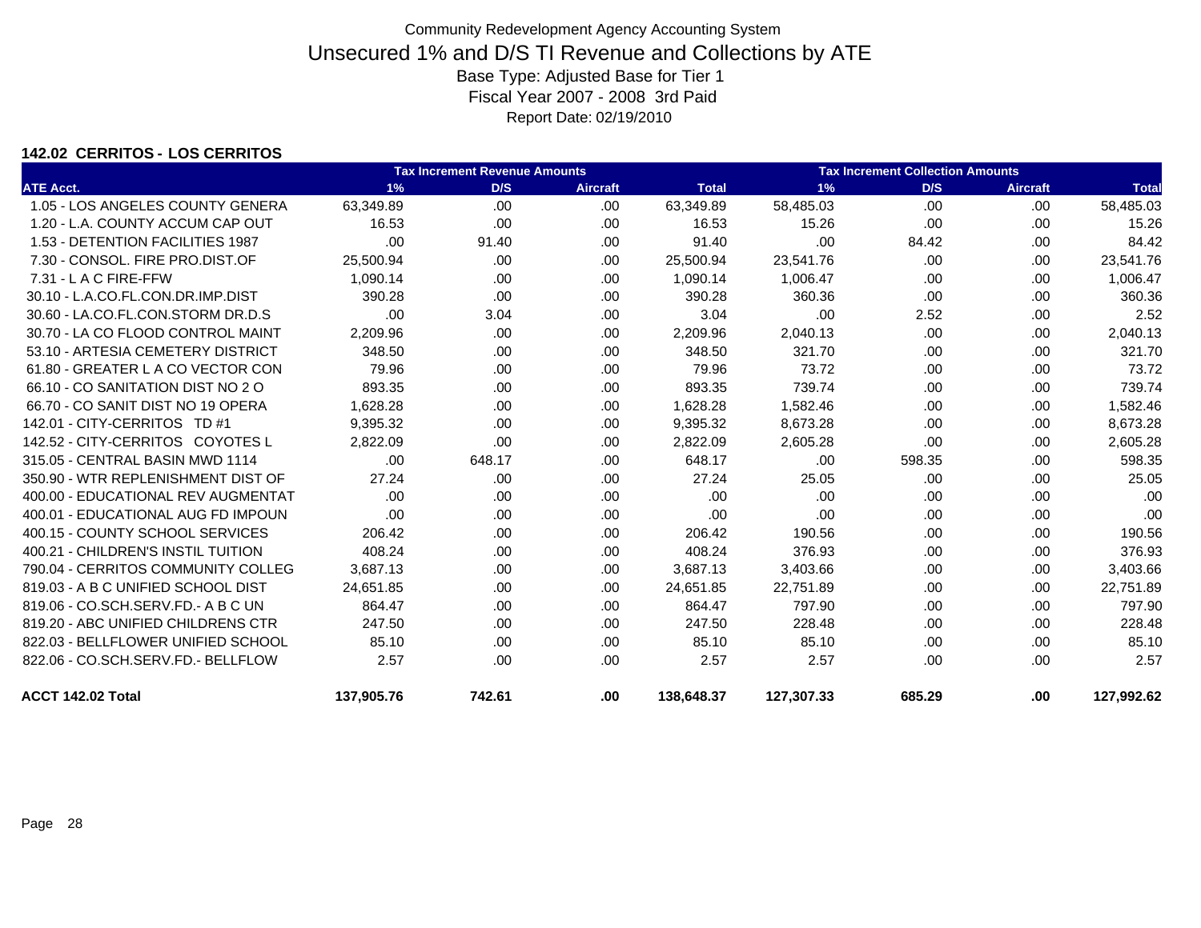# Community Redevelopment Agency Accounting System

## Unsecured 1% and D/S TI Revenue and Collections by ATE

Base Type: Adjusted Base for Tier 1

Fiscal Year 2007 - 2008 3rd Paid

Report Date: 02/19/2010

### 142.02 CERRITOS - LOS CERRITOS

| | Tax Increment Revenue Amounts | | | | Tax Increment Collection Amounts | | | |
|---|---|---|---|---|---|---|---|---|
| ATE Acct. | 1% | D/S | Aircraft | Total | 1% | D/S | Aircraft | Total |
| 1.05 - LOS ANGELES COUNTY GENERA | 63,349.89 | .00 | .00 | 63,349.89 | 58,485.03 | .00 | .00 | 58,485.03 |
| 1.20 - L.A. COUNTY ACCUM CAP OUT | 16.53 | .00 | .00 | 16.53 | 15.26 | .00 | .00 | 15.26 |
| 1.53 - DETENTION FACILITIES 1987 | .00 | 91.40 | .00 | 91.40 | .00 | 84.42 | .00 | 84.42 |
| 7.30 - CONSOL. FIRE PRO.DIST.OF | 25,500.94 | .00 | .00 | 25,500.94 | 23,541.76 | .00 | .00 | 23,541.76 |
| 7.31 - L A C FIRE-FFW | 1,090.14 | .00 | .00 | 1,090.14 | 1,006.47 | .00 | .00 | 1,006.47 |
| 30.10 - L.A.CO.FL.CON.DR.IMP.DIST | 390.28 | .00 | .00 | 390.28 | 360.36 | .00 | .00 | 360.36 |
| 30.60 - LA.CO.FL.CON.STORM DR.D.S | .00 | 3.04 | .00 | 3.04 | .00 | 2.52 | .00 | 2.52 |
| 30.70 - LA CO FLOOD CONTROL MAINT | 2,209.96 | .00 | .00 | 2,209.96 | 2,040.13 | .00 | .00 | 2,040.13 |
| 53.10 - ARTESIA CEMETERY DISTRICT | 348.50 | .00 | .00 | 348.50 | 321.70 | .00 | .00 | 321.70 |
| 61.80 - GREATER L A CO VECTOR CON | 79.96 | .00 | .00 | 79.96 | 73.72 | .00 | .00 | 73.72 |
| 66.10 - CO SANITATION DIST NO 2 O | 893.35 | .00 | .00 | 893.35 | 739.74 | .00 | .00 | 739.74 |
| 66.70 - CO SANIT DIST NO 19 OPERA | 1,628.28 | .00 | .00 | 1,628.28 | 1,582.46 | .00 | .00 | 1,582.46 |
| 142.01 - CITY-CERRITOS TD #1 | 9,395.32 | .00 | .00 | 9,395.32 | 8,673.28 | .00 | .00 | 8,673.28 |
| 142.52 - CITY-CERRITOS COYOTES L | 2,822.09 | .00 | .00 | 2,822.09 | 2,605.28 | .00 | .00 | 2,605.28 |
| 315.05 - CENTRAL BASIN MWD 1114 | .00 | 648.17 | .00 | 648.17 | .00 | 598.35 | .00 | 598.35 |
| 350.90 - WTR REPLENISHMENT DIST OF | 27.24 | .00 | .00 | 27.24 | 25.05 | .00 | .00 | 25.05 |
| 400.00 - EDUCATIONAL REV AUGMENTAT | .00 | .00 | .00 | .00 | .00 | .00 | .00 | .00 |
| 400.01 - EDUCATIONAL AUG FD IMPOUN | .00 | .00 | .00 | .00 | .00 | .00 | .00 | .00 |
| 400.15 - COUNTY SCHOOL SERVICES | 206.42 | .00 | .00 | 206.42 | 190.56 | .00 | .00 | 190.56 |
| 400.21 - CHILDREN'S INSTIL TUITION | 408.24 | .00 | .00 | 408.24 | 376.93 | .00 | .00 | 376.93 |
| 790.04 - CERRITOS COMMUNITY COLLEG | 3,687.13 | .00 | .00 | 3,687.13 | 3,403.66 | .00 | .00 | 3,403.66 |
| 819.03 - A B C UNIFIED SCHOOL DIST | 24,651.85 | .00 | .00 | 24,651.85 | 22,751.89 | .00 | .00 | 22,751.89 |
| 819.06 - CO.SCH.SERV.FD.- A B C UN | 864.47 | .00 | .00 | 864.47 | 797.90 | .00 | .00 | 797.90 |
| 819.20 - ABC UNIFIED CHILDRENS CTR | 247.50 | .00 | .00 | 247.50 | 228.48 | .00 | .00 | 228.48 |
| 822.03 - BELLFLOWER UNIFIED SCHOOL | 85.10 | .00 | .00 | 85.10 | 85.10 | .00 | .00 | 85.10 |
| 822.06 - CO.SCH.SERV.FD.- BELLFLOW | 2.57 | .00 | .00 | 2.57 | 2.57 | .00 | .00 | 2.57 |
| **ACCT 142.02 Total** | **137,905.76** | **742.61** | **.00** | **138,648.37** | **127,307.33** | **685.29** | **.00** | **127,992.62** |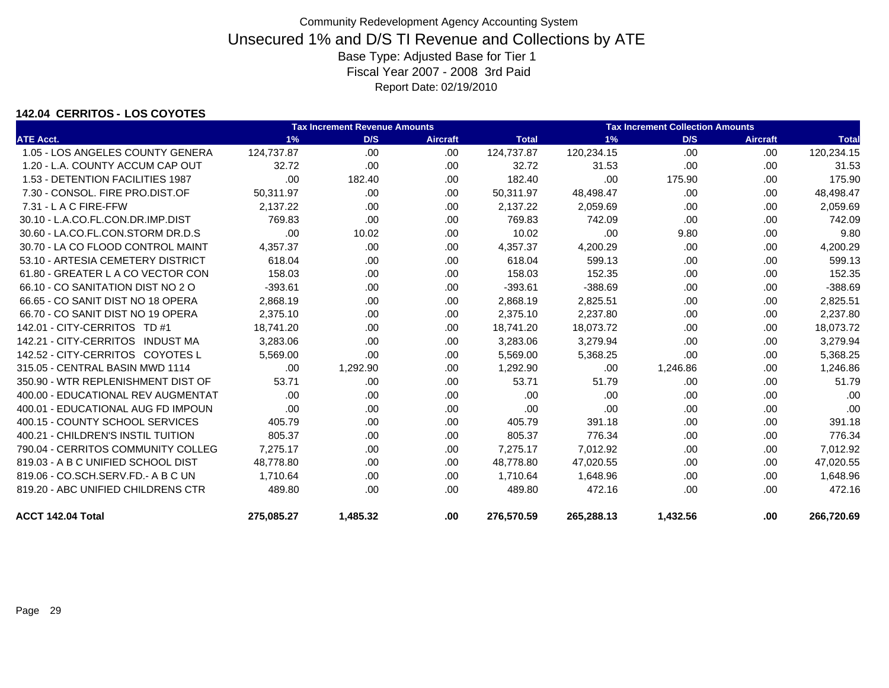# Community Redevelopment Agency Accounting System

## Unsecured 1% and D/S TI Revenue and Collections by ATE

Base Type: Adjusted Base for Tier 1

Fiscal Year 2007 - 2008 3rd Paid

Report Date: 02/19/2010

### 142.04 CERRITOS - LOS COYOTES

| ATE Acct. | Tax Increment Revenue Amounts 1% | D/S | Aircraft | Total | Tax Increment Collection Amounts 1% | D/S | Aircraft | Total |
|---|---|---|---|---|---|---|---|---|
| 1.05 - LOS ANGELES COUNTY GENERA | 124,737.87 | .00 | .00 | 124,737.87 | 120,234.15 | .00 | .00 | 120,234.15 |
| 1.20 - L.A. COUNTY ACCUM CAP OUT | 32.72 | .00 | .00 | 32.72 | 31.53 | .00 | .00 | 31.53 |
| 1.53 - DETENTION FACILITIES 1987 | .00 | 182.40 | .00 | 182.40 | .00 | 175.90 | .00 | 175.90 |
| 7.30 - CONSOL. FIRE PRO.DIST.OF | 50,311.97 | .00 | .00 | 50,311.97 | 48,498.47 | .00 | .00 | 48,498.47 |
| 7.31 - L A C FIRE-FFW | 2,137.22 | .00 | .00 | 2,137.22 | 2,059.69 | .00 | .00 | 2,059.69 |
| 30.10 - L.A.CO.FL.CON.DR.IMP.DIST | 769.83 | .00 | .00 | 769.83 | 742.09 | .00 | .00 | 742.09 |
| 30.60 - LA.CO.FL.CON.STORM DR.D.S | .00 | 10.02 | .00 | 10.02 | .00 | 9.80 | .00 | 9.80 |
| 30.70 - LA CO FLOOD CONTROL MAINT | 4,357.37 | .00 | .00 | 4,357.37 | 4,200.29 | .00 | .00 | 4,200.29 |
| 53.10 - ARTESIA CEMETERY DISTRICT | 618.04 | .00 | .00 | 618.04 | 599.13 | .00 | .00 | 599.13 |
| 61.80 - GREATER L A CO VECTOR CON | 158.03 | .00 | .00 | 158.03 | 152.35 | .00 | .00 | 152.35 |
| 66.10 - CO SANITATION DIST NO 2 O | -393.61 | .00 | .00 | -393.61 | -388.69 | .00 | .00 | -388.69 |
| 66.65 - CO SANIT DIST NO 18 OPERA | 2,868.19 | .00 | .00 | 2,868.19 | 2,825.51 | .00 | .00 | 2,825.51 |
| 66.70 - CO SANIT DIST NO 19 OPERA | 2,375.10 | .00 | .00 | 2,375.10 | 2,237.80 | .00 | .00 | 2,237.80 |
| 142.01 - CITY-CERRITOS TD #1 | 18,741.20 | .00 | .00 | 18,741.20 | 18,073.72 | .00 | .00 | 18,073.72 |
| 142.21 - CITY-CERRITOS INDUST MA | 3,283.06 | .00 | .00 | 3,283.06 | 3,279.94 | .00 | .00 | 3,279.94 |
| 142.52 - CITY-CERRITOS COYOTES L | 5,569.00 | .00 | .00 | 5,569.00 | 5,368.25 | .00 | .00 | 5,368.25 |
| 315.05 - CENTRAL BASIN MWD 1114 | .00 | 1,292.90 | .00 | 1,292.90 | .00 | 1,246.86 | .00 | 1,246.86 |
| 350.90 - WTR REPLENISHMENT DIST OF | 53.71 | .00 | .00 | 53.71 | 51.79 | .00 | .00 | 51.79 |
| 400.00 - EDUCATIONAL REV AUGMENTAT | .00 | .00 | .00 | .00 | .00 | .00 | .00 | .00 |
| 400.01 - EDUCATIONAL AUG FD IMPOUN | .00 | .00 | .00 | .00 | .00 | .00 | .00 | .00 |
| 400.15 - COUNTY SCHOOL SERVICES | 405.79 | .00 | .00 | 405.79 | 391.18 | .00 | .00 | 391.18 |
| 400.21 - CHILDREN'S INSTIL TUITION | 805.37 | .00 | .00 | 805.37 | 776.34 | .00 | .00 | 776.34 |
| 790.04 - CERRITOS COMMUNITY COLLEG | 7,275.17 | .00 | .00 | 7,275.17 | 7,012.92 | .00 | .00 | 7,012.92 |
| 819.03 - A B C UNIFIED SCHOOL DIST | 48,778.80 | .00 | .00 | 48,778.80 | 47,020.55 | .00 | .00 | 47,020.55 |
| 819.06 - CO.SCH.SERV.FD.- A B C UN | 1,710.64 | .00 | .00 | 1,710.64 | 1,648.96 | .00 | .00 | 1,648.96 |
| 819.20 - ABC UNIFIED CHILDRENS CTR | 489.80 | .00 | .00 | 489.80 | 472.16 | .00 | .00 | 472.16 |
| **ACCT 142.04 Total** | **275,085.27** | **1,485.32** | **.00** | **276,570.59** | **265,288.13** | **1,432.56** | **.00** | **266,720.69** |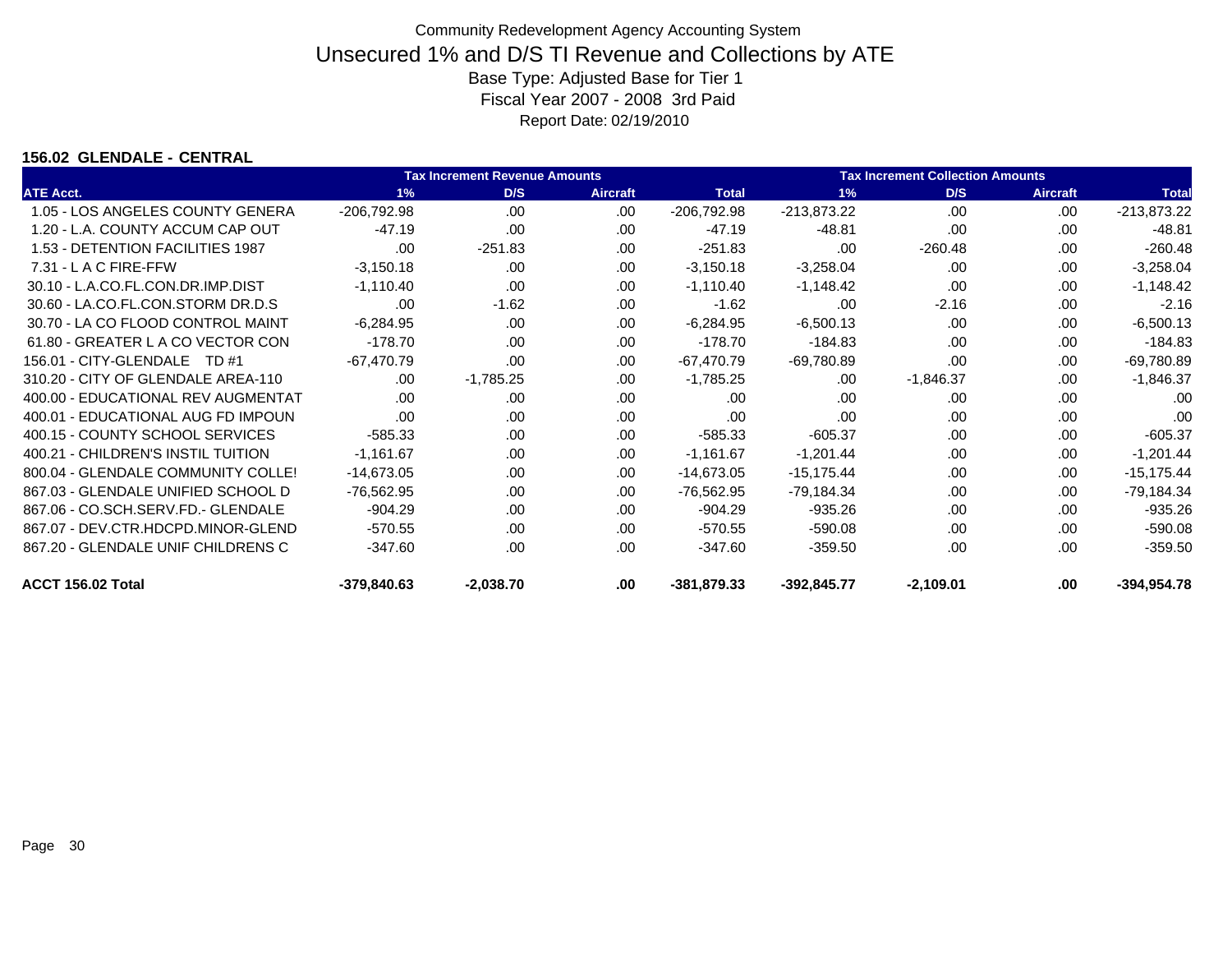Community Redevelopment Agency Accounting System

# Unsecured 1% and D/S TI Revenue and Collections by ATE

Base Type: Adjusted Base for Tier 1

Fiscal Year 2007 - 2008 3rd Paid

Report Date: 02/19/2010

### 156.02 GLENDALE - CENTRAL

| | Tax Increment Revenue Amounts | | | | Tax Increment Collection Amounts | | | |
|---|---|---|---|---|---|---|---|---|
| ATE Acct. | 1% | D/S | Aircraft | Total | 1% | D/S | Aircraft | Total |
| 1.05 - LOS ANGELES COUNTY GENERA | -206,792.98 | .00 | .00 | -206,792.98 | -213,873.22 | .00 | .00 | -213,873.22 |
| 1.20 - L.A. COUNTY ACCUM CAP OUT | -47.19 | .00 | .00 | -47.19 | -48.81 | .00 | .00 | -48.81 |
| 1.53 - DETENTION FACILITIES 1987 | .00 | -251.83 | .00 | -251.83 | .00 | -260.48 | .00 | -260.48 |
| 7.31 - L A C FIRE-FFW | -3,150.18 | .00 | .00 | -3,150.18 | -3,258.04 | .00 | .00 | -3,258.04 |
| 30.10 - L.A.CO.FL.CON.DR.IMP.DIST | -1,110.40 | .00 | .00 | -1,110.40 | -1,148.42 | .00 | .00 | -1,148.42 |
| 30.60 - LA.CO.FL.CON.STORM DR.D.S | .00 | -1.62 | .00 | -1.62 | .00 | -2.16 | .00 | -2.16 |
| 30.70 - LA CO FLOOD CONTROL MAINT | -6,284.95 | .00 | .00 | -6,284.95 | -6,500.13 | .00 | .00 | -6,500.13 |
| 61.80 - GREATER L A CO VECTOR CON | -178.70 | .00 | .00 | -178.70 | -184.83 | .00 | .00 | -184.83 |
| 156.01 - CITY-GLENDALE TD #1 | -67,470.79 | .00 | .00 | -67,470.79 | -69,780.89 | .00 | .00 | -69,780.89 |
| 310.20 - CITY OF GLENDALE AREA-110 | .00 | -1,785.25 | .00 | -1,785.25 | .00 | -1,846.37 | .00 | -1,846.37 |
| 400.00 - EDUCATIONAL REV AUGMENTAT | .00 | .00 | .00 | .00 | .00 | .00 | .00 | .00 |
| 400.01 - EDUCATIONAL AUG FD IMPOUN | .00 | .00 | .00 | .00 | .00 | .00 | .00 | .00 |
| 400.15 - COUNTY SCHOOL SERVICES | -585.33 | .00 | .00 | -585.33 | -605.37 | .00 | .00 | -605.37 |
| 400.21 - CHILDREN'S INSTIL TUITION | -1,161.67 | .00 | .00 | -1,161.67 | -1,201.44 | .00 | .00 | -1,201.44 |
| 800.04 - GLENDALE COMMUNITY COLLE! | -14,673.05 | .00 | .00 | -14,673.05 | -15,175.44 | .00 | .00 | -15,175.44 |
| 867.03 - GLENDALE UNIFIED SCHOOL D | -76,562.95 | .00 | .00 | -76,562.95 | -79,184.34 | .00 | .00 | -79,184.34 |
| 867.06 - CO.SCH.SERV.FD.- GLENDALE | -904.29 | .00 | .00 | -904.29 | -935.26 | .00 | .00 | -935.26 |
| 867.07 - DEV.CTR.HDCPD.MINOR-GLEND | -570.55 | .00 | .00 | -570.55 | -590.08 | .00 | .00 | -590.08 |
| 867.20 - GLENDALE UNIF CHILDRENS C | -347.60 | .00 | .00 | -347.60 | -359.50 | .00 | .00 | -359.50 |
| **ACCT 156.02 Total** | **-379,840.63** | **-2,038.70** | **.00** | **-381,879.33** | **-392,845.77** | **-2,109.01** | **.00** | **-394,954.78** |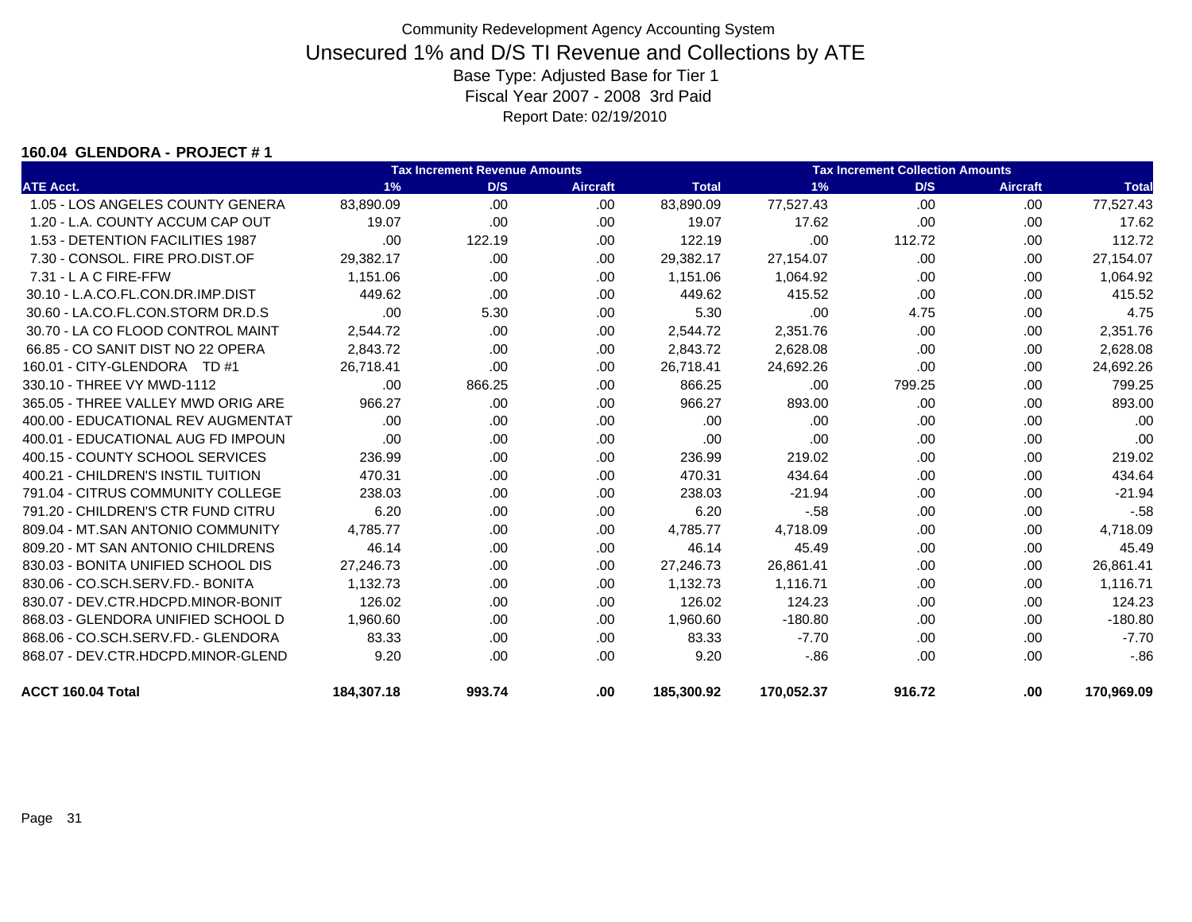# Community Redevelopment Agency Accounting System
## Unsecured 1% and D/S TI Revenue and Collections by ATE
Base Type: Adjusted Base for Tier 1
Fiscal Year 2007 - 2008 3rd Paid
Report Date: 02/19/2010

### 160.04 GLENDORA - PROJECT # 1

| | Tax Increment Revenue Amounts | | | | Tax Increment Collection Amounts | | | |
|---|---|---|---|---|---|---|---|---|
| ATE Acct. | 1% | D/S | Aircraft | Total | 1% | D/S | Aircraft | Total |
| 1.05 - LOS ANGELES COUNTY GENERA | 83,890.09 | .00 | .00 | 83,890.09 | 77,527.43 | .00 | .00 | 77,527.43 |
| 1.20 - L.A. COUNTY ACCUM CAP OUT | 19.07 | .00 | .00 | 19.07 | 17.62 | .00 | .00 | 17.62 |
| 1.53 - DETENTION FACILITIES 1987 | .00 | 122.19 | .00 | 122.19 | .00 | 112.72 | .00 | 112.72 |
| 7.30 - CONSOL. FIRE PRO.DIST.OF | 29,382.17 | .00 | .00 | 29,382.17 | 27,154.07 | .00 | .00 | 27,154.07 |
| 7.31 - L A C FIRE-FFW | 1,151.06 | .00 | .00 | 1,151.06 | 1,064.92 | .00 | .00 | 1,064.92 |
| 30.10 - L.A.CO.FL.CON.DR.IMP.DIST | 449.62 | .00 | .00 | 449.62 | 415.52 | .00 | .00 | 415.52 |
| 30.60 - LA.CO.FL.CON.STORM DR.D.S | .00 | 5.30 | .00 | 5.30 | .00 | 4.75 | .00 | 4.75 |
| 30.70 - LA CO FLOOD CONTROL MAINT | 2,544.72 | .00 | .00 | 2,544.72 | 2,351.76 | .00 | .00 | 2,351.76 |
| 66.85 - CO SANIT DIST NO 22 OPERA | 2,843.72 | .00 | .00 | 2,843.72 | 2,628.08 | .00 | .00 | 2,628.08 |
| 160.01 - CITY-GLENDORA TD #1 | 26,718.41 | .00 | .00 | 26,718.41 | 24,692.26 | .00 | .00 | 24,692.26 |
| 330.10 - THREE VY MWD-1112 | .00 | 866.25 | .00 | 866.25 | .00 | 799.25 | .00 | 799.25 |
| 365.05 - THREE VALLEY MWD ORIG ARE | 966.27 | .00 | .00 | 966.27 | 893.00 | .00 | .00 | 893.00 |
| 400.00 - EDUCATIONAL REV AUGMENTAT | .00 | .00 | .00 | .00 | .00 | .00 | .00 | .00 |
| 400.01 - EDUCATIONAL AUG FD IMPOUN | .00 | .00 | .00 | .00 | .00 | .00 | .00 | .00 |
| 400.15 - COUNTY SCHOOL SERVICES | 236.99 | .00 | .00 | 236.99 | 219.02 | .00 | .00 | 219.02 |
| 400.21 - CHILDREN'S INSTIL TUITION | 470.31 | .00 | .00 | 470.31 | 434.64 | .00 | .00 | 434.64 |
| 791.04 - CITRUS COMMUNITY COLLEGE | 238.03 | .00 | .00 | 238.03 | -21.94 | .00 | .00 | -21.94 |
| 791.20 - CHILDREN'S CTR FUND CITRU | 6.20 | .00 | .00 | 6.20 | -.58 | .00 | .00 | -.58 |
| 809.04 - MT.SAN ANTONIO COMMUNITY | 4,785.77 | .00 | .00 | 4,785.77 | 4,718.09 | .00 | .00 | 4,718.09 |
| 809.20 - MT SAN ANTONIO CHILDRENS | 46.14 | .00 | .00 | 46.14 | 45.49 | .00 | .00 | 45.49 |
| 830.03 - BONITA UNIFIED SCHOOL DIS | 27,246.73 | .00 | .00 | 27,246.73 | 26,861.41 | .00 | .00 | 26,861.41 |
| 830.06 - CO.SCH.SERV.FD.- BONITA | 1,132.73 | .00 | .00 | 1,132.73 | 1,116.71 | .00 | .00 | 1,116.71 |
| 830.07 - DEV.CTR.HDCPD.MINOR-BONIT | 126.02 | .00 | .00 | 126.02 | 124.23 | .00 | .00 | 124.23 |
| 868.03 - GLENDORA UNIFIED SCHOOL D | 1,960.60 | .00 | .00 | 1,960.60 | -180.80 | .00 | .00 | -180.80 |
| 868.06 - CO.SCH.SERV.FD.- GLENDORA | 83.33 | .00 | .00 | 83.33 | -7.70 | .00 | .00 | -7.70 |
| 868.07 - DEV.CTR.HDCPD.MINOR-GLEND | 9.20 | .00 | .00 | 9.20 | -.86 | .00 | .00 | -.86 |
| **ACCT 160.04 Total** | **184,307.18** | **993.74** | **.00** | **185,300.92** | **170,052.37** | **916.72** | **.00** | **170,969.09** |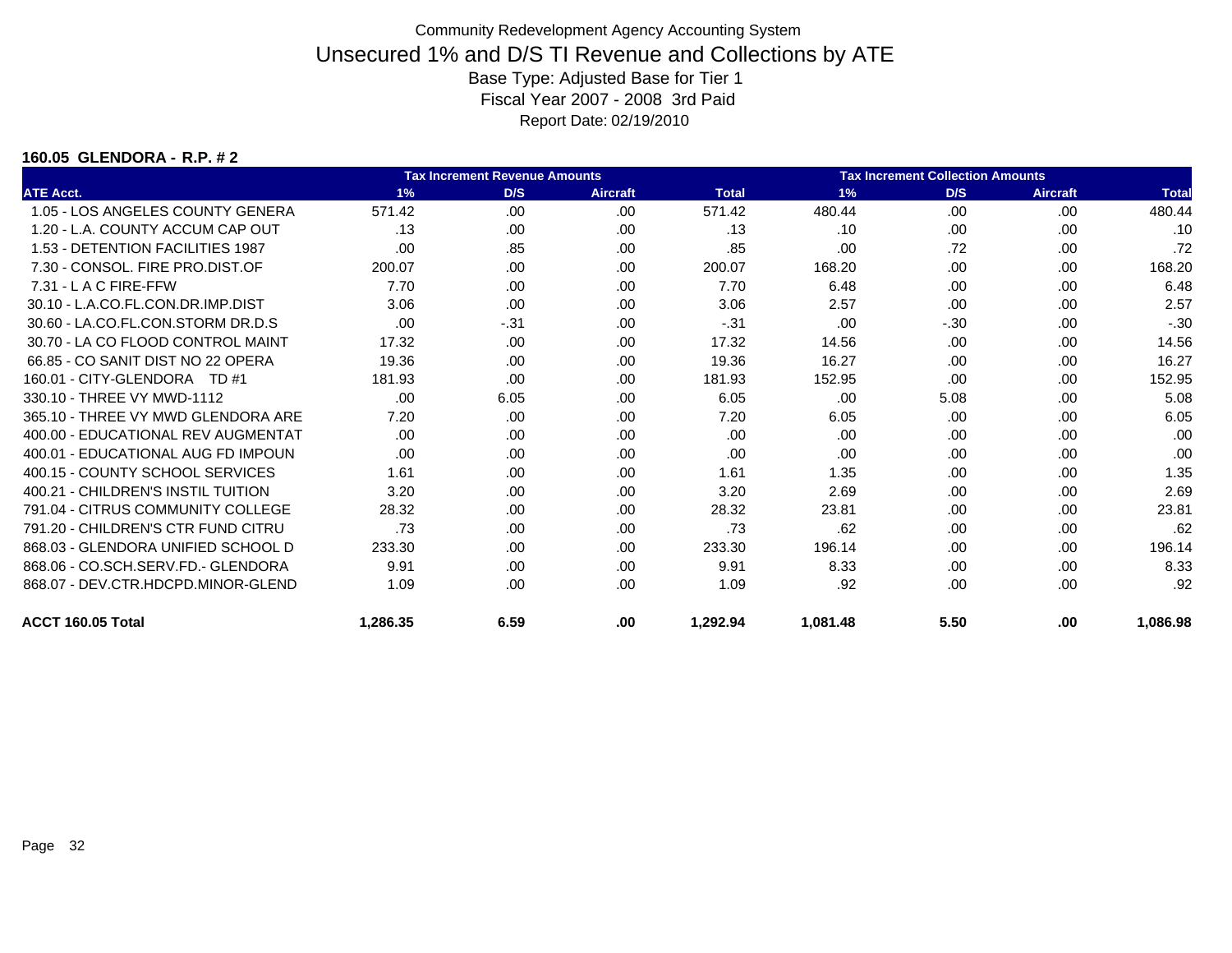Community Redevelopment Agency Accounting System

# Unsecured 1% and D/S TI Revenue and Collections by ATE

Base Type: Adjusted Base for Tier 1

Fiscal Year 2007 - 2008 3rd Paid

Report Date: 02/19/2010

**160.05 GLENDORA - R.P. # 2**

| | Tax Increment Revenue Amounts | | | | Tax Increment Collection Amounts | | | |
|---|---|---|---|---|---|---|---|---|
| ATE Acct. | 1% | D/S | Aircraft | Total | 1% | D/S | Aircraft | Total |
| 1.05 - LOS ANGELES COUNTY GENERA | 571.42 | .00 | .00 | 571.42 | 480.44 | .00 | .00 | 480.44 |
| 1.20 - L.A. COUNTY ACCUM CAP OUT | .13 | .00 | .00 | .13 | .10 | .00 | .00 | .10 |
| 1.53 - DETENTION FACILITIES 1987 | .00 | .85 | .00 | .85 | .00 | .72 | .00 | .72 |
| 7.30 - CONSOL. FIRE PRO.DIST.OF | 200.07 | .00 | .00 | 200.07 | 168.20 | .00 | .00 | 168.20 |
| 7.31 - L A C FIRE-FFW | 7.70 | .00 | .00 | 7.70 | 6.48 | .00 | .00 | 6.48 |
| 30.10 - L.A.CO.FL.CON.DR.IMP.DIST | 3.06 | .00 | .00 | 3.06 | 2.57 | .00 | .00 | 2.57 |
| 30.60 - LA.CO.FL.CON.STORM DR.D.S | .00 | -.31 | .00 | -.31 | .00 | -.30 | .00 | -.30 |
| 30.70 - LA CO FLOOD CONTROL MAINT | 17.32 | .00 | .00 | 17.32 | 14.56 | .00 | .00 | 14.56 |
| 66.85 - CO SANIT DIST NO 22 OPERA | 19.36 | .00 | .00 | 19.36 | 16.27 | .00 | .00 | 16.27 |
| 160.01 - CITY-GLENDORA TD #1 | 181.93 | .00 | .00 | 181.93 | 152.95 | .00 | .00 | 152.95 |
| 330.10 - THREE VY MWD-1112 | .00 | 6.05 | .00 | 6.05 | .00 | 5.08 | .00 | 5.08 |
| 365.10 - THREE VY MWD GLENDORA ARE | 7.20 | .00 | .00 | 7.20 | 6.05 | .00 | .00 | 6.05 |
| 400.00 - EDUCATIONAL REV AUGMENTAT | .00 | .00 | .00 | .00 | .00 | .00 | .00 | .00 |
| 400.01 - EDUCATIONAL AUG FD IMPOUN | .00 | .00 | .00 | .00 | .00 | .00 | .00 | .00 |
| 400.15 - COUNTY SCHOOL SERVICES | 1.61 | .00 | .00 | 1.61 | 1.35 | .00 | .00 | 1.35 |
| 400.21 - CHILDREN'S INSTIL TUITION | 3.20 | .00 | .00 | 3.20 | 2.69 | .00 | .00 | 2.69 |
| 791.04 - CITRUS COMMUNITY COLLEGE | 28.32 | .00 | .00 | 28.32 | 23.81 | .00 | .00 | 23.81 |
| 791.20 - CHILDREN'S CTR FUND CITRU | .73 | .00 | .00 | .73 | .62 | .00 | .00 | .62 |
| 868.03 - GLENDORA UNIFIED SCHOOL D | 233.30 | .00 | .00 | 233.30 | 196.14 | .00 | .00 | 196.14 |
| 868.06 - CO.SCH.SERV.FD.- GLENDORA | 9.91 | .00 | .00 | 9.91 | 8.33 | .00 | .00 | 8.33 |
| 868.07 - DEV.CTR.HDCPD.MINOR-GLEND | 1.09 | .00 | .00 | 1.09 | .92 | .00 | .00 | .92 |
| **ACCT 160.05 Total** | **1,286.35** | **6.59** | **.00** | **1,292.94** | **1,081.48** | **5.50** | **.00** | **1,086.98** |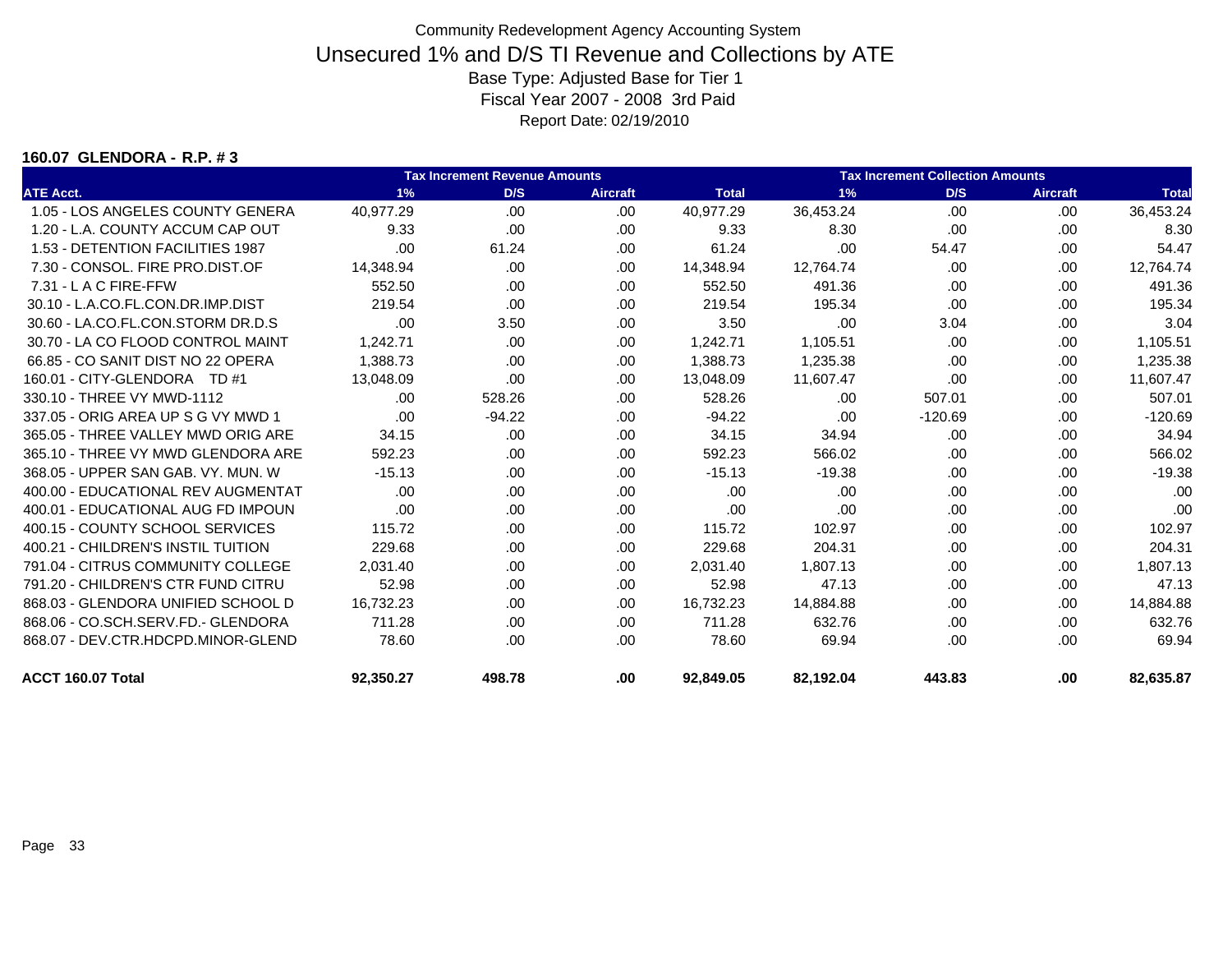Community Redevelopment Agency Accounting System

# Unsecured 1% and D/S TI Revenue and Collections by ATE

Base Type: Adjusted Base for Tier 1

Fiscal Year 2007 - 2008 3rd Paid

Report Date: 02/19/2010

### 160.07 GLENDORA - R.P. # 3

| | Tax Increment Revenue Amounts | | | | Tax Increment Collection Amounts | | | |
|---|---|---|---|---|---|---|---|---|
| ATE Acct. | 1% | D/S | Aircraft | Total | 1% | D/S | Aircraft | Total |
| 1.05 - LOS ANGELES COUNTY GENERA | 40,977.29 | .00 | .00 | 40,977.29 | 36,453.24 | .00 | .00 | 36,453.24 |
| 1.20 - L.A. COUNTY ACCUM CAP OUT | 9.33 | .00 | .00 | 9.33 | 8.30 | .00 | .00 | 8.30 |
| 1.53 - DETENTION FACILITIES 1987 | .00 | 61.24 | .00 | 61.24 | .00 | 54.47 | .00 | 54.47 |
| 7.30 - CONSOL. FIRE PRO.DIST.OF | 14,348.94 | .00 | .00 | 14,348.94 | 12,764.74 | .00 | .00 | 12,764.74 |
| 7.31 - L A C FIRE-FFW | 552.50 | .00 | .00 | 552.50 | 491.36 | .00 | .00 | 491.36 |
| 30.10 - L.A.CO.FL.CON.DR.IMP.DIST | 219.54 | .00 | .00 | 219.54 | 195.34 | .00 | .00 | 195.34 |
| 30.60 - LA.CO.FL.CON.STORM DR.D.S | .00 | 3.50 | .00 | 3.50 | .00 | 3.04 | .00 | 3.04 |
| 30.70 - LA CO FLOOD CONTROL MAINT | 1,242.71 | .00 | .00 | 1,242.71 | 1,105.51 | .00 | .00 | 1,105.51 |
| 66.85 - CO SANIT DIST NO 22 OPERA | 1,388.73 | .00 | .00 | 1,388.73 | 1,235.38 | .00 | .00 | 1,235.38 |
| 160.01 - CITY-GLENDORA TD #1 | 13,048.09 | .00 | .00 | 13,048.09 | 11,607.47 | .00 | .00 | 11,607.47 |
| 330.10 - THREE VY MWD-1112 | .00 | 528.26 | .00 | 528.26 | .00 | 507.01 | .00 | 507.01 |
| 337.05 - ORIG AREA UP S G VY MWD 1 | .00 | -94.22 | .00 | -94.22 | .00 | -120.69 | .00 | -120.69 |
| 365.05 - THREE VALLEY MWD ORIG ARE | 34.15 | .00 | .00 | 34.15 | 34.94 | .00 | .00 | 34.94 |
| 365.10 - THREE VY MWD GLENDORA ARE | 592.23 | .00 | .00 | 592.23 | 566.02 | .00 | .00 | 566.02 |
| 368.05 - UPPER SAN GAB. VY. MUN. W | -15.13 | .00 | .00 | -15.13 | -19.38 | .00 | .00 | -19.38 |
| 400.00 - EDUCATIONAL REV AUGMENTAT | .00 | .00 | .00 | .00 | .00 | .00 | .00 | .00 |
| 400.01 - EDUCATIONAL AUG FD IMPOUN | .00 | .00 | .00 | .00 | .00 | .00 | .00 | .00 |
| 400.15 - COUNTY SCHOOL SERVICES | 115.72 | .00 | .00 | 115.72 | 102.97 | .00 | .00 | 102.97 |
| 400.21 - CHILDREN'S INSTIL TUITION | 229.68 | .00 | .00 | 229.68 | 204.31 | .00 | .00 | 204.31 |
| 791.04 - CITRUS COMMUNITY COLLEGE | 2,031.40 | .00 | .00 | 2,031.40 | 1,807.13 | .00 | .00 | 1,807.13 |
| 791.20 - CHILDREN'S CTR FUND CITRU | 52.98 | .00 | .00 | 52.98 | 47.13 | .00 | .00 | 47.13 |
| 868.03 - GLENDORA UNIFIED SCHOOL D | 16,732.23 | .00 | .00 | 16,732.23 | 14,884.88 | .00 | .00 | 14,884.88 |
| 868.06 - CO.SCH.SERV.FD.- GLENDORA | 711.28 | .00 | .00 | 711.28 | 632.76 | .00 | .00 | 632.76 |
| 868.07 - DEV.CTR.HDCPD.MINOR-GLEND | 78.60 | .00 | .00 | 78.60 | 69.94 | .00 | .00 | 69.94 |
| **ACCT 160.07 Total** | **92,350.27** | **498.78** | **.00** | **92,849.05** | **82,192.04** | **443.83** | **.00** | **82,635.87** |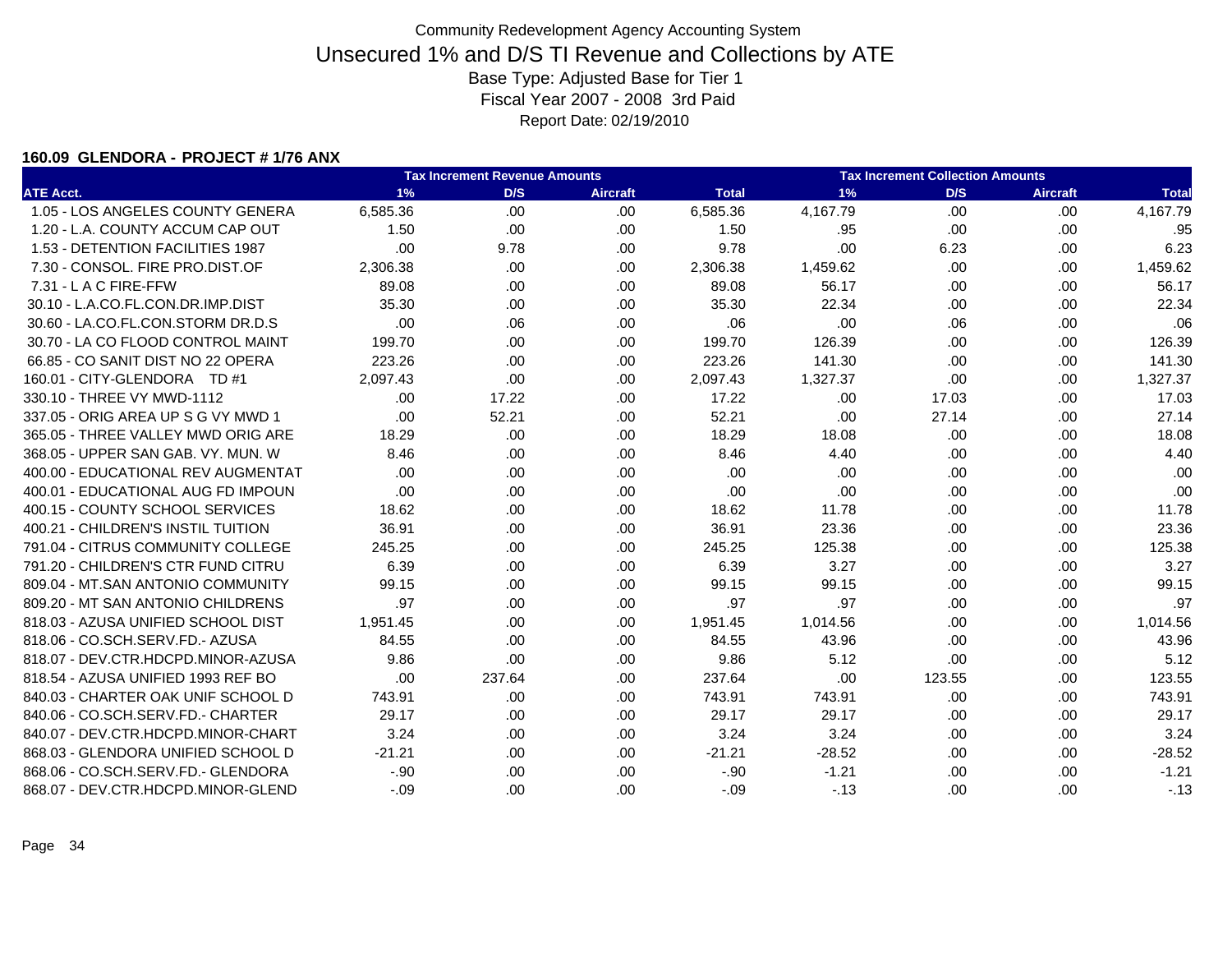Community Redevelopment Agency Accounting System

# Unsecured 1% and D/S TI Revenue and Collections by ATE

Base Type: Adjusted Base for Tier 1

Fiscal Year 2007 - 2008 3rd Paid

Report Date: 02/19/2010

### 160.09 GLENDORA - PROJECT # 1/76 ANX

| | Tax Increment Revenue Amounts | | | | Tax Increment Collection Amounts | | | |
|---|---|---|---|---|---|---|---|---|
| ATE Acct. | 1% | D/S | Aircraft | Total | 1% | D/S | Aircraft | Total |
| 1.05 - LOS ANGELES COUNTY GENERA | 6,585.36 | .00 | .00 | 6,585.36 | 4,167.79 | .00 | .00 | 4,167.79 |
| 1.20 - L.A. COUNTY ACCUM CAP OUT | 1.50 | .00 | .00 | 1.50 | .95 | .00 | .00 | .95 |
| 1.53 - DETENTION FACILITIES 1987 | .00 | 9.78 | .00 | 9.78 | .00 | 6.23 | .00 | 6.23 |
| 7.30 - CONSOL. FIRE PRO.DIST.OF | 2,306.38 | .00 | .00 | 2,306.38 | 1,459.62 | .00 | .00 | 1,459.62 |
| 7.31 - L A C FIRE-FFW | 89.08 | .00 | .00 | 89.08 | 56.17 | .00 | .00 | 56.17 |
| 30.10 - L.A.CO.FL.CON.DR.IMP.DIST | 35.30 | .00 | .00 | 35.30 | 22.34 | .00 | .00 | 22.34 |
| 30.60 - LA.CO.FL.CON.STORM DR.D.S | .00 | .06 | .00 | .06 | .00 | .06 | .00 | .06 |
| 30.70 - LA CO FLOOD CONTROL MAINT | 199.70 | .00 | .00 | 199.70 | 126.39 | .00 | .00 | 126.39 |
| 66.85 - CO SANIT DIST NO 22 OPERA | 223.26 | .00 | .00 | 223.26 | 141.30 | .00 | .00 | 141.30 |
| 160.01 - CITY-GLENDORA TD #1 | 2,097.43 | .00 | .00 | 2,097.43 | 1,327.37 | .00 | .00 | 1,327.37 |
| 330.10 - THREE VY MWD-1112 | .00 | 17.22 | .00 | 17.22 | .00 | 17.03 | .00 | 17.03 |
| 337.05 - ORIG AREA UP S G VY MWD 1 | .00 | 52.21 | .00 | 52.21 | .00 | 27.14 | .00 | 27.14 |
| 365.05 - THREE VALLEY MWD ORIG ARE | 18.29 | .00 | .00 | 18.29 | 18.08 | .00 | .00 | 18.08 |
| 368.05 - UPPER SAN GAB. VY. MUN. W | 8.46 | .00 | .00 | 8.46 | 4.40 | .00 | .00 | 4.40 |
| 400.00 - EDUCATIONAL REV AUGMENTAT | .00 | .00 | .00 | .00 | .00 | .00 | .00 | .00 |
| 400.01 - EDUCATIONAL AUG FD IMPOUN | .00 | .00 | .00 | .00 | .00 | .00 | .00 | .00 |
| 400.15 - COUNTY SCHOOL SERVICES | 18.62 | .00 | .00 | 18.62 | 11.78 | .00 | .00 | 11.78 |
| 400.21 - CHILDREN'S INSTIL TUITION | 36.91 | .00 | .00 | 36.91 | 23.36 | .00 | .00 | 23.36 |
| 791.04 - CITRUS COMMUNITY COLLEGE | 245.25 | .00 | .00 | 245.25 | 125.38 | .00 | .00 | 125.38 |
| 791.20 - CHILDREN'S CTR FUND CITRU | 6.39 | .00 | .00 | 6.39 | 3.27 | .00 | .00 | 3.27 |
| 809.04 - MT.SAN ANTONIO COMMUNITY | 99.15 | .00 | .00 | 99.15 | 99.15 | .00 | .00 | 99.15 |
| 809.20 - MT SAN ANTONIO CHILDRENS | .97 | .00 | .00 | .97 | .97 | .00 | .00 | .97 |
| 818.03 - AZUSA UNIFIED SCHOOL DIST | 1,951.45 | .00 | .00 | 1,951.45 | 1,014.56 | .00 | .00 | 1,014.56 |
| 818.06 - CO.SCH.SERV.FD.- AZUSA | 84.55 | .00 | .00 | 84.55 | 43.96 | .00 | .00 | 43.96 |
| 818.07 - DEV.CTR.HDCPD.MINOR-AZUSA | 9.86 | .00 | .00 | 9.86 | 5.12 | .00 | .00 | 5.12 |
| 818.54 - AZUSA UNIFIED 1993 REF BO | .00 | 237.64 | .00 | 237.64 | .00 | 123.55 | .00 | 123.55 |
| 840.03 - CHARTER OAK UNIF SCHOOL D | 743.91 | .00 | .00 | 743.91 | 743.91 | .00 | .00 | 743.91 |
| 840.06 - CO.SCH.SERV.FD.- CHARTER | 29.17 | .00 | .00 | 29.17 | 29.17 | .00 | .00 | 29.17 |
| 840.07 - DEV.CTR.HDCPD.MINOR-CHART | 3.24 | .00 | .00 | 3.24 | 3.24 | .00 | .00 | 3.24 |
| 868.03 - GLENDORA UNIFIED SCHOOL D | -21.21 | .00 | .00 | -21.21 | -28.52 | .00 | .00 | -28.52 |
| 868.06 - CO.SCH.SERV.FD.- GLENDORA | -.90 | .00 | .00 | -.90 | -1.21 | .00 | .00 | -1.21 |
| 868.07 - DEV.CTR.HDCPD.MINOR-GLEND | -.09 | .00 | .00 | -.09 | -.13 | .00 | .00 | -.13 |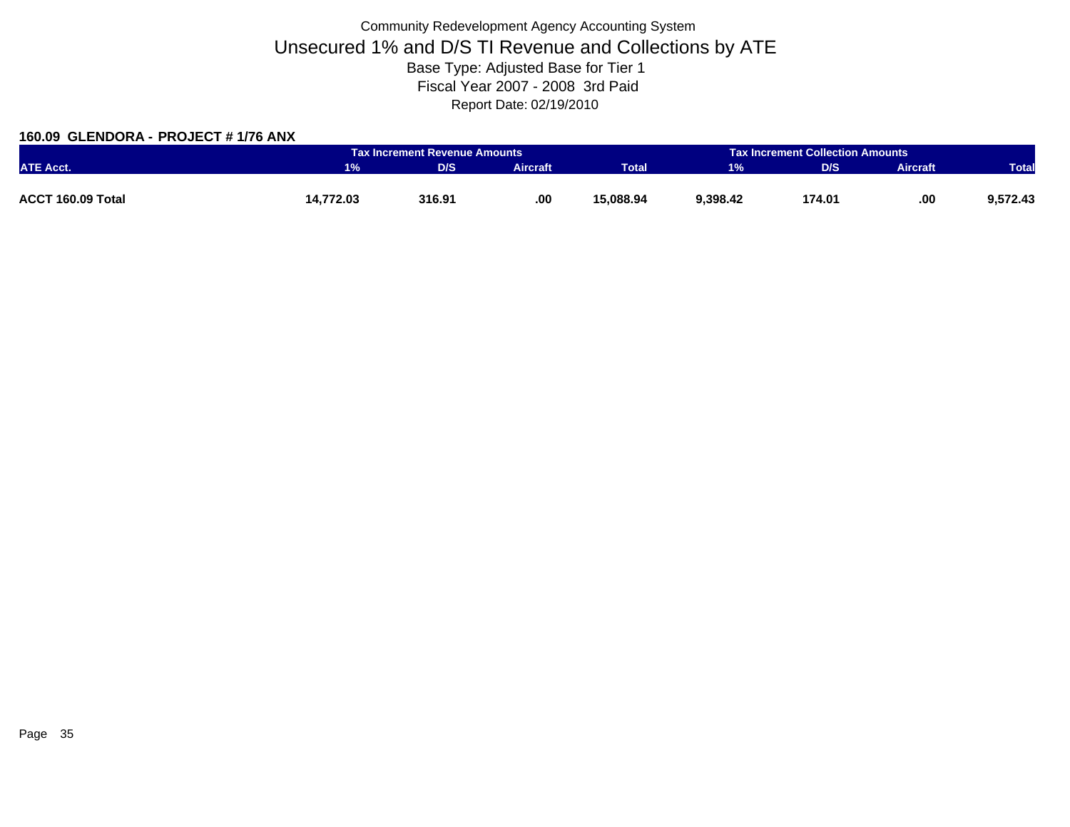Community Redevelopment Agency Accounting System

# Unsecured 1% and D/S TI Revenue and Collections by ATE

Base Type: Adjusted Base for Tier 1

Fiscal Year 2007 - 2008 3rd Paid

Report Date: 02/19/2010

**160.09 GLENDORA - PROJECT # 1/76 ANX**

| | Tax Increment Revenue Amounts | | | | Tax Increment Collection Amounts | | | |
|---|---|---|---|---|---|---|---|---|
| ATE Acct. | 1% | D/S | Aircraft | Total | 1% | D/S | Aircraft | Total |
| **ACCT 160.09 Total** | **14,772.03** | **316.91** | **.00** | **15,088.94** | **9,398.42** | **174.01** | **.00** | **9,572.43** |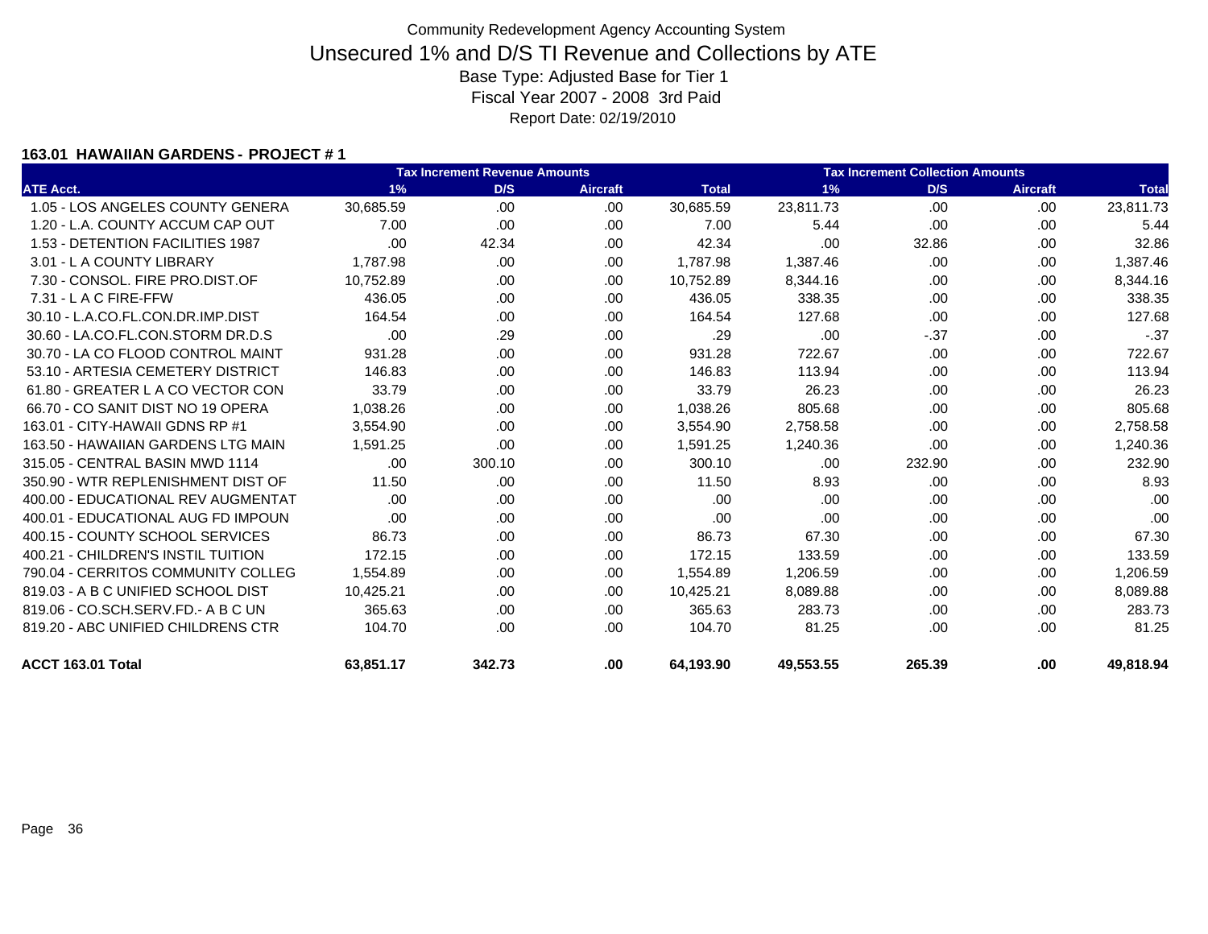Community Redevelopment Agency Accounting System

# Unsecured 1% and D/S TI Revenue and Collections by ATE

Base Type: Adjusted Base for Tier 1

Fiscal Year 2007 - 2008 3rd Paid

Report Date: 02/19/2010

**163.01 HAWAIIAN GARDENS - PROJECT # 1**

| | Tax Increment Revenue Amounts | | | | Tax Increment Collection Amounts | | | |
|---|---|---|---|---|---|---|---|---|
| ATE Acct. | 1% | D/S | Aircraft | Total | 1% | D/S | Aircraft | Total |
| 1.05 - LOS ANGELES COUNTY GENERA | 30,685.59 | .00 | .00 | 30,685.59 | 23,811.73 | .00 | .00 | 23,811.73 |
| 1.20 - L.A. COUNTY ACCUM CAP OUT | 7.00 | .00 | .00 | 7.00 | 5.44 | .00 | .00 | 5.44 |
| 1.53 - DETENTION FACILITIES 1987 | .00 | 42.34 | .00 | 42.34 | .00 | 32.86 | .00 | 32.86 |
| 3.01 - L A COUNTY LIBRARY | 1,787.98 | .00 | .00 | 1,787.98 | 1,387.46 | .00 | .00 | 1,387.46 |
| 7.30 - CONSOL. FIRE PRO.DIST.OF | 10,752.89 | .00 | .00 | 10,752.89 | 8,344.16 | .00 | .00 | 8,344.16 |
| 7.31 - L A C FIRE-FFW | 436.05 | .00 | .00 | 436.05 | 338.35 | .00 | .00 | 338.35 |
| 30.10 - L.A.CO.FL.CON.DR.IMP.DIST | 164.54 | .00 | .00 | 164.54 | 127.68 | .00 | .00 | 127.68 |
| 30.60 - LA.CO.FL.CON.STORM DR.D.S | .00 | .29 | .00 | .29 | .00 | -.37 | .00 | -.37 |
| 30.70 - LA CO FLOOD CONTROL MAINT | 931.28 | .00 | .00 | 931.28 | 722.67 | .00 | .00 | 722.67 |
| 53.10 - ARTESIA CEMETERY DISTRICT | 146.83 | .00 | .00 | 146.83 | 113.94 | .00 | .00 | 113.94 |
| 61.80 - GREATER L A CO VECTOR CON | 33.79 | .00 | .00 | 33.79 | 26.23 | .00 | .00 | 26.23 |
| 66.70 - CO SANIT DIST NO 19 OPERA | 1,038.26 | .00 | .00 | 1,038.26 | 805.68 | .00 | .00 | 805.68 |
| 163.01 - CITY-HAWAII GDNS RP #1 | 3,554.90 | .00 | .00 | 3,554.90 | 2,758.58 | .00 | .00 | 2,758.58 |
| 163.50 - HAWAIIAN GARDENS LTG MAIN | 1,591.25 | .00 | .00 | 1,591.25 | 1,240.36 | .00 | .00 | 1,240.36 |
| 315.05 - CENTRAL BASIN MWD 1114 | .00 | 300.10 | .00 | 300.10 | .00 | 232.90 | .00 | 232.90 |
| 350.90 - WTR REPLENISHMENT DIST OF | 11.50 | .00 | .00 | 11.50 | 8.93 | .00 | .00 | 8.93 |
| 400.00 - EDUCATIONAL REV AUGMENTAT | .00 | .00 | .00 | .00 | .00 | .00 | .00 | .00 |
| 400.01 - EDUCATIONAL AUG FD IMPOUN | .00 | .00 | .00 | .00 | .00 | .00 | .00 | .00 |
| 400.15 - COUNTY SCHOOL SERVICES | 86.73 | .00 | .00 | 86.73 | 67.30 | .00 | .00 | 67.30 |
| 400.21 - CHILDREN'S INSTIL TUITION | 172.15 | .00 | .00 | 172.15 | 133.59 | .00 | .00 | 133.59 |
| 790.04 - CERRITOS COMMUNITY COLLEG | 1,554.89 | .00 | .00 | 1,554.89 | 1,206.59 | .00 | .00 | 1,206.59 |
| 819.03 - A B C UNIFIED SCHOOL DIST | 10,425.21 | .00 | .00 | 10,425.21 | 8,089.88 | .00 | .00 | 8,089.88 |
| 819.06 - CO.SCH.SERV.FD.- A B C UN | 365.63 | .00 | .00 | 365.63 | 283.73 | .00 | .00 | 283.73 |
| 819.20 - ABC UNIFIED CHILDRENS CTR | 104.70 | .00 | .00 | 104.70 | 81.25 | .00 | .00 | 81.25 |
| **ACCT 163.01 Total** | **63,851.17** | **342.73** | **.00** | **64,193.90** | **49,553.55** | **265.39** | **.00** | **49,818.94** |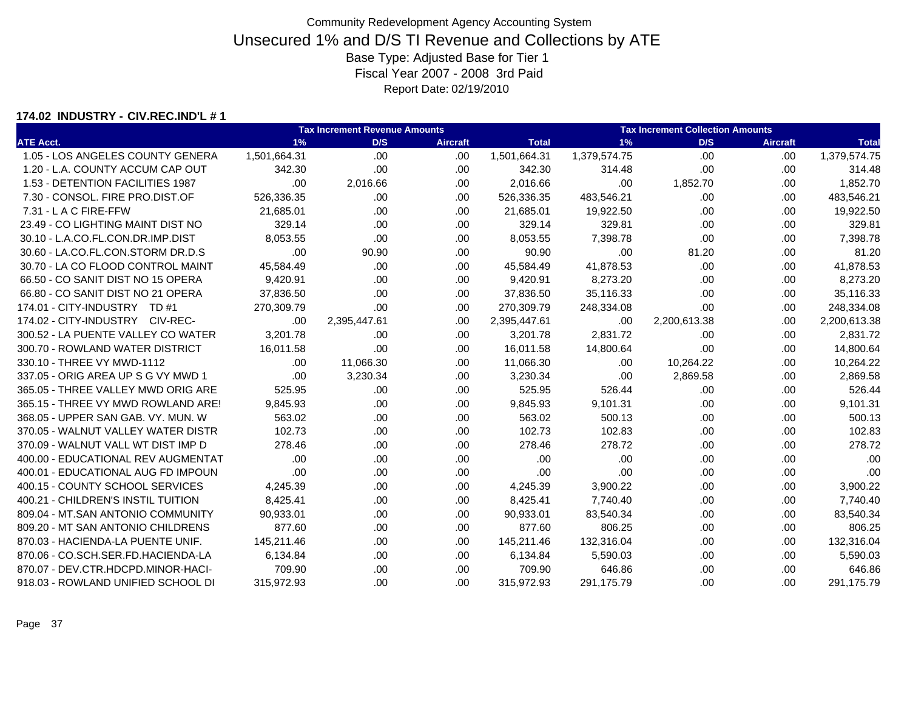Community Redevelopment Agency Accounting System

# Unsecured 1% and D/S TI Revenue and Collections by ATE

Base Type: Adjusted Base for Tier 1

Fiscal Year 2007 - 2008 3rd Paid

Report Date: 02/19/2010

**174.02 INDUSTRY - CIV.REC.IND'L # 1**

| | Tax Increment Revenue Amounts | | | | Tax Increment Collection Amounts | | | |
|---|---|---|---|---|---|---|---|---|
| ATE Acct. | 1% | D/S | Aircraft | Total | 1% | D/S | Aircraft | Total |
| 1.05 - LOS ANGELES COUNTY GENERA | 1,501,664.31 | .00 | .00 | 1,501,664.31 | 1,379,574.75 | .00 | .00 | 1,379,574.75 |
| 1.20 - L.A. COUNTY ACCUM CAP OUT | 342.30 | .00 | .00 | 342.30 | 314.48 | .00 | .00 | 314.48 |
| 1.53 - DETENTION FACILITIES 1987 | .00 | 2,016.66 | .00 | 2,016.66 | .00 | 1,852.70 | .00 | 1,852.70 |
| 7.30 - CONSOL. FIRE PRO.DIST.OF | 526,336.35 | .00 | .00 | 526,336.35 | 483,546.21 | .00 | .00 | 483,546.21 |
| 7.31 - L A C FIRE-FFW | 21,685.01 | .00 | .00 | 21,685.01 | 19,922.50 | .00 | .00 | 19,922.50 |
| 23.49 - CO LIGHTING MAINT DIST NO | 329.14 | .00 | .00 | 329.14 | 329.81 | .00 | .00 | 329.81 |
| 30.10 - L.A.CO.FL.CON.DR.IMP.DIST | 8,053.55 | .00 | .00 | 8,053.55 | 7,398.78 | .00 | .00 | 7,398.78 |
| 30.60 - LA.CO.FL.CON.STORM DR.D.S | .00 | 90.90 | .00 | 90.90 | .00 | 81.20 | .00 | 81.20 |
| 30.70 - LA CO FLOOD CONTROL MAINT | 45,584.49 | .00 | .00 | 45,584.49 | 41,878.53 | .00 | .00 | 41,878.53 |
| 66.50 - CO SANIT DIST NO 15 OPERA | 9,420.91 | .00 | .00 | 9,420.91 | 8,273.20 | .00 | .00 | 8,273.20 |
| 66.80 - CO SANIT DIST NO 21 OPERA | 37,836.50 | .00 | .00 | 37,836.50 | 35,116.33 | .00 | .00 | 35,116.33 |
| 174.01 - CITY-INDUSTRY TD #1 | 270,309.79 | .00 | .00 | 270,309.79 | 248,334.08 | .00 | .00 | 248,334.08 |
| 174.02 - CITY-INDUSTRY CIV-REC- | .00 | 2,395,447.61 | .00 | 2,395,447.61 | .00 | 2,200,613.38 | .00 | 2,200,613.38 |
| 300.52 - LA PUENTE VALLEY CO WATER | 3,201.78 | .00 | .00 | 3,201.78 | 2,831.72 | .00 | .00 | 2,831.72 |
| 300.70 - ROWLAND WATER DISTRICT | 16,011.58 | .00 | .00 | 16,011.58 | 14,800.64 | .00 | .00 | 14,800.64 |
| 330.10 - THREE VY MWD-1112 | .00 | 11,066.30 | .00 | 11,066.30 | .00 | 10,264.22 | .00 | 10,264.22 |
| 337.05 - ORIG AREA UP S G VY MWD 1 | .00 | 3,230.34 | .00 | 3,230.34 | .00 | 2,869.58 | .00 | 2,869.58 |
| 365.05 - THREE VALLEY MWD ORIG ARE | 525.95 | .00 | .00 | 525.95 | 526.44 | .00 | .00 | 526.44 |
| 365.15 - THREE VY MWD ROWLAND ARE! | 9,845.93 | .00 | .00 | 9,845.93 | 9,101.31 | .00 | .00 | 9,101.31 |
| 368.05 - UPPER SAN GAB. VY. MUN. W | 563.02 | .00 | .00 | 563.02 | 500.13 | .00 | .00 | 500.13 |
| 370.05 - WALNUT VALLEY WATER DISTR | 102.73 | .00 | .00 | 102.73 | 102.83 | .00 | .00 | 102.83 |
| 370.09 - WALNUT VALL WT DIST IMP D | 278.46 | .00 | .00 | 278.46 | 278.72 | .00 | .00 | 278.72 |
| 400.00 - EDUCATIONAL REV AUGMENTAT | .00 | .00 | .00 | .00 | .00 | .00 | .00 | .00 |
| 400.01 - EDUCATIONAL AUG FD IMPOUN | .00 | .00 | .00 | .00 | .00 | .00 | .00 | .00 |
| 400.15 - COUNTY SCHOOL SERVICES | 4,245.39 | .00 | .00 | 4,245.39 | 3,900.22 | .00 | .00 | 3,900.22 |
| 400.21 - CHILDREN'S INSTIL TUITION | 8,425.41 | .00 | .00 | 8,425.41 | 7,740.40 | .00 | .00 | 7,740.40 |
| 809.04 - MT.SAN ANTONIO COMMUNITY | 90,933.01 | .00 | .00 | 90,933.01 | 83,540.34 | .00 | .00 | 83,540.34 |
| 809.20 - MT SAN ANTONIO CHILDRENS | 877.60 | .00 | .00 | 877.60 | 806.25 | .00 | .00 | 806.25 |
| 870.03 - HACIENDA-LA PUENTE UNIF. | 145,211.46 | .00 | .00 | 145,211.46 | 132,316.04 | .00 | .00 | 132,316.04 |
| 870.06 - CO.SCH.SER.FD.HACIENDA-LA | 6,134.84 | .00 | .00 | 6,134.84 | 5,590.03 | .00 | .00 | 5,590.03 |
| 870.07 - DEV.CTR.HDCPD.MINOR-HACI- | 709.90 | .00 | .00 | 709.90 | 646.86 | .00 | .00 | 646.86 |
| 918.03 - ROWLAND UNIFIED SCHOOL DI | 315,972.93 | .00 | .00 | 315,972.93 | 291,175.79 | .00 | .00 | 291,175.79 |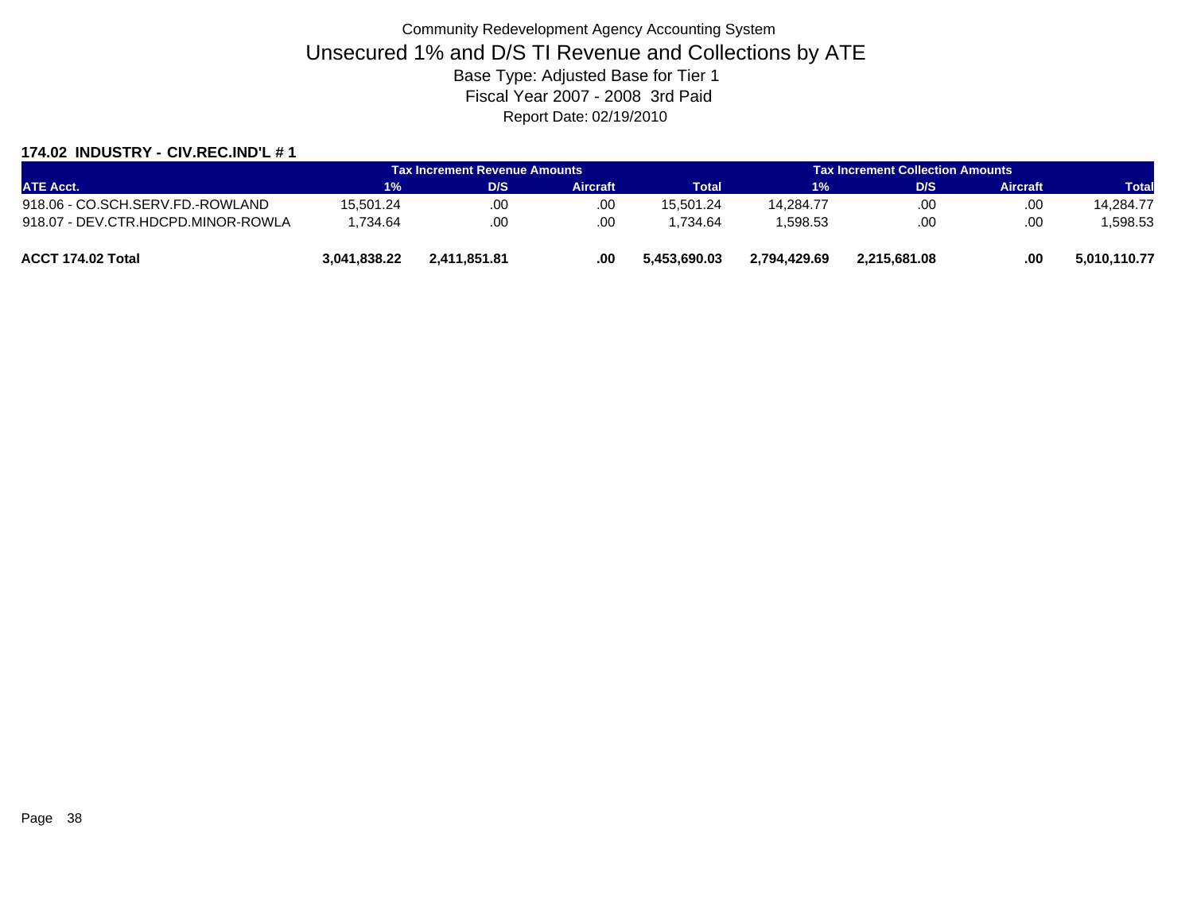Community Redevelopment Agency Accounting System

# Unsecured 1% and D/S TI Revenue and Collections by ATE

Base Type: Adjusted Base for Tier 1

Fiscal Year 2007 - 2008 3rd Paid

Report Date: 02/19/2010

### 174.02 INDUSTRY - CIV.REC.IND'L # 1

| | Tax Increment Revenue Amounts | | | | Tax Increment Collection Amounts | | | |
|---|---|---|---|---|---|---|---|---|
| ATE Acct. | 1% | D/S | Aircraft | Total | 1% | D/S | Aircraft | Total |
| 918.06 - CO.SCH.SERV.FD.-ROWLAND | 15,501.24 | .00 | .00 | 15,501.24 | 14,284.77 | .00 | .00 | 14,284.77 |
| 918.07 - DEV.CTR.HDCPD.MINOR-ROWLA | 1,734.64 | .00 | .00 | 1,734.64 | 1,598.53 | .00 | .00 | 1,598.53 |
| **ACCT 174.02 Total** | **3,041,838.22** | **2,411,851.81** | **.00** | **5,453,690.03** | **2,794,429.69** | **2,215,681.08** | **.00** | **5,010,110.77** |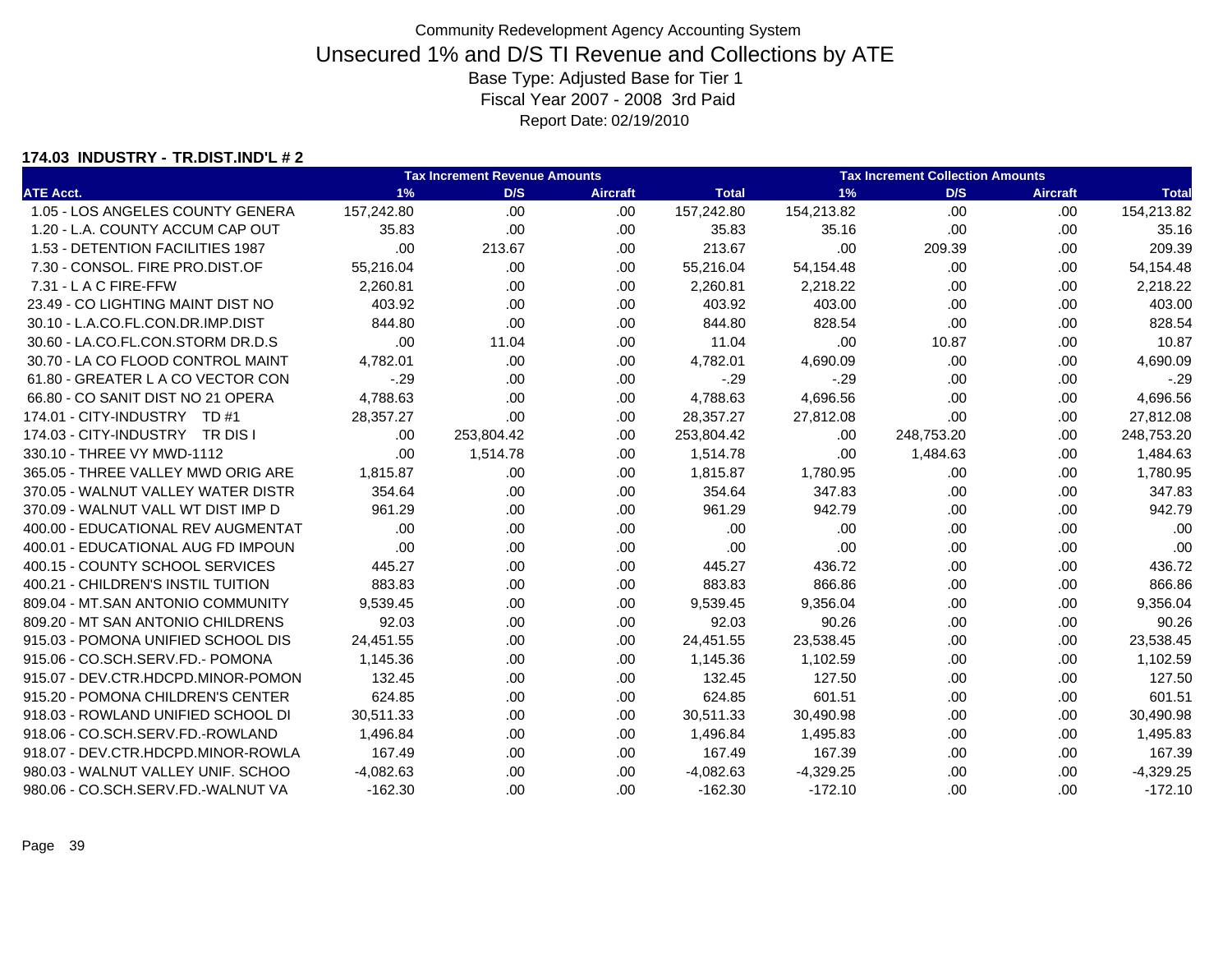Community Redevelopment Agency Accounting System

# Unsecured 1% and D/S TI Revenue and Collections by ATE

Base Type: Adjusted Base for Tier 1

Fiscal Year 2007 - 2008 3rd Paid

Report Date: 02/19/2010

### 174.03 INDUSTRY - TR.DIST.IND'L # 2

| ATE Acct. | Tax Increment Revenue Amounts | | | | Tax Increment Collection Amounts | | | |
|---|---|---|---|---|---|---|---|---|
| | 1% | D/S | Aircraft | Total | 1% | D/S | Aircraft | Total |
| 1.05 - LOS ANGELES COUNTY GENERA | 157,242.80 | .00 | .00 | 157,242.80 | 154,213.82 | .00 | .00 | 154,213.82 |
| 1.20 - L.A. COUNTY ACCUM CAP OUT | 35.83 | .00 | .00 | 35.83 | 35.16 | .00 | .00 | 35.16 |
| 1.53 - DETENTION FACILITIES 1987 | .00 | 213.67 | .00 | 213.67 | .00 | 209.39 | .00 | 209.39 |
| 7.30 - CONSOL. FIRE PRO.DIST.OF | 55,216.04 | .00 | .00 | 55,216.04 | 54,154.48 | .00 | .00 | 54,154.48 |
| 7.31 - L A C FIRE-FFW | 2,260.81 | .00 | .00 | 2,260.81 | 2,218.22 | .00 | .00 | 2,218.22 |
| 23.49 - CO LIGHTING MAINT DIST NO | 403.92 | .00 | .00 | 403.92 | 403.00 | .00 | .00 | 403.00 |
| 30.10 - L.A.CO.FL.CON.DR.IMP.DIST | 844.80 | .00 | .00 | 844.80 | 828.54 | .00 | .00 | 828.54 |
| 30.60 - LA.CO.FL.CON.STORM DR.D.S | .00 | 11.04 | .00 | 11.04 | .00 | 10.87 | .00 | 10.87 |
| 30.70 - LA CO FLOOD CONTROL MAINT | 4,782.01 | .00 | .00 | 4,782.01 | 4,690.09 | .00 | .00 | 4,690.09 |
| 61.80 - GREATER L A CO VECTOR CON | -.29 | .00 | .00 | -.29 | -.29 | .00 | .00 | -.29 |
| 66.80 - CO SANIT DIST NO 21 OPERA | 4,788.63 | .00 | .00 | 4,788.63 | 4,696.56 | .00 | .00 | 4,696.56 |
| 174.01 - CITY-INDUSTRY TD #1 | 28,357.27 | .00 | .00 | 28,357.27 | 27,812.08 | .00 | .00 | 27,812.08 |
| 174.03 - CITY-INDUSTRY TR DIS I | .00 | 253,804.42 | .00 | 253,804.42 | .00 | 248,753.20 | .00 | 248,753.20 |
| 330.10 - THREE VY MWD-1112 | .00 | 1,514.78 | .00 | 1,514.78 | .00 | 1,484.63 | .00 | 1,484.63 |
| 365.05 - THREE VALLEY MWD ORIG ARE | 1,815.87 | .00 | .00 | 1,815.87 | 1,780.95 | .00 | .00 | 1,780.95 |
| 370.05 - WALNUT VALLEY WATER DISTR | 354.64 | .00 | .00 | 354.64 | 347.83 | .00 | .00 | 347.83 |
| 370.09 - WALNUT VALL WT DIST IMP D | 961.29 | .00 | .00 | 961.29 | 942.79 | .00 | .00 | 942.79 |
| 400.00 - EDUCATIONAL REV AUGMENTAT | .00 | .00 | .00 | .00 | .00 | .00 | .00 | .00 |
| 400.01 - EDUCATIONAL AUG FD IMPOUN | .00 | .00 | .00 | .00 | .00 | .00 | .00 | .00 |
| 400.15 - COUNTY SCHOOL SERVICES | 445.27 | .00 | .00 | 445.27 | 436.72 | .00 | .00 | 436.72 |
| 400.21 - CHILDREN'S INSTIL TUITION | 883.83 | .00 | .00 | 883.83 | 866.86 | .00 | .00 | 866.86 |
| 809.04 - MT.SAN ANTONIO COMMUNITY | 9,539.45 | .00 | .00 | 9,539.45 | 9,356.04 | .00 | .00 | 9,356.04 |
| 809.20 - MT SAN ANTONIO CHILDRENS | 92.03 | .00 | .00 | 92.03 | 90.26 | .00 | .00 | 90.26 |
| 915.03 - POMONA UNIFIED SCHOOL DIS | 24,451.55 | .00 | .00 | 24,451.55 | 23,538.45 | .00 | .00 | 23,538.45 |
| 915.06 - CO.SCH.SERV.FD.- POMONA | 1,145.36 | .00 | .00 | 1,145.36 | 1,102.59 | .00 | .00 | 1,102.59 |
| 915.07 - DEV.CTR.HDCPD.MINOR-POMON | 132.45 | .00 | .00 | 132.45 | 127.50 | .00 | .00 | 127.50 |
| 915.20 - POMONA CHILDREN'S CENTER | 624.85 | .00 | .00 | 624.85 | 601.51 | .00 | .00 | 601.51 |
| 918.03 - ROWLAND UNIFIED SCHOOL DI | 30,511.33 | .00 | .00 | 30,511.33 | 30,490.98 | .00 | .00 | 30,490.98 |
| 918.06 - CO.SCH.SERV.FD.-ROWLAND | 1,496.84 | .00 | .00 | 1,496.84 | 1,495.83 | .00 | .00 | 1,495.83 |
| 918.07 - DEV.CTR.HDCPD.MINOR-ROWLA | 167.49 | .00 | .00 | 167.49 | 167.39 | .00 | .00 | 167.39 |
| 980.03 - WALNUT VALLEY UNIF. SCHOO | -4,082.63 | .00 | .00 | -4,082.63 | -4,329.25 | .00 | .00 | -4,329.25 |
| 980.06 - CO.SCH.SERV.FD.-WALNUT VA | -162.30 | .00 | .00 | -162.30 | -172.10 | .00 | .00 | -172.10 |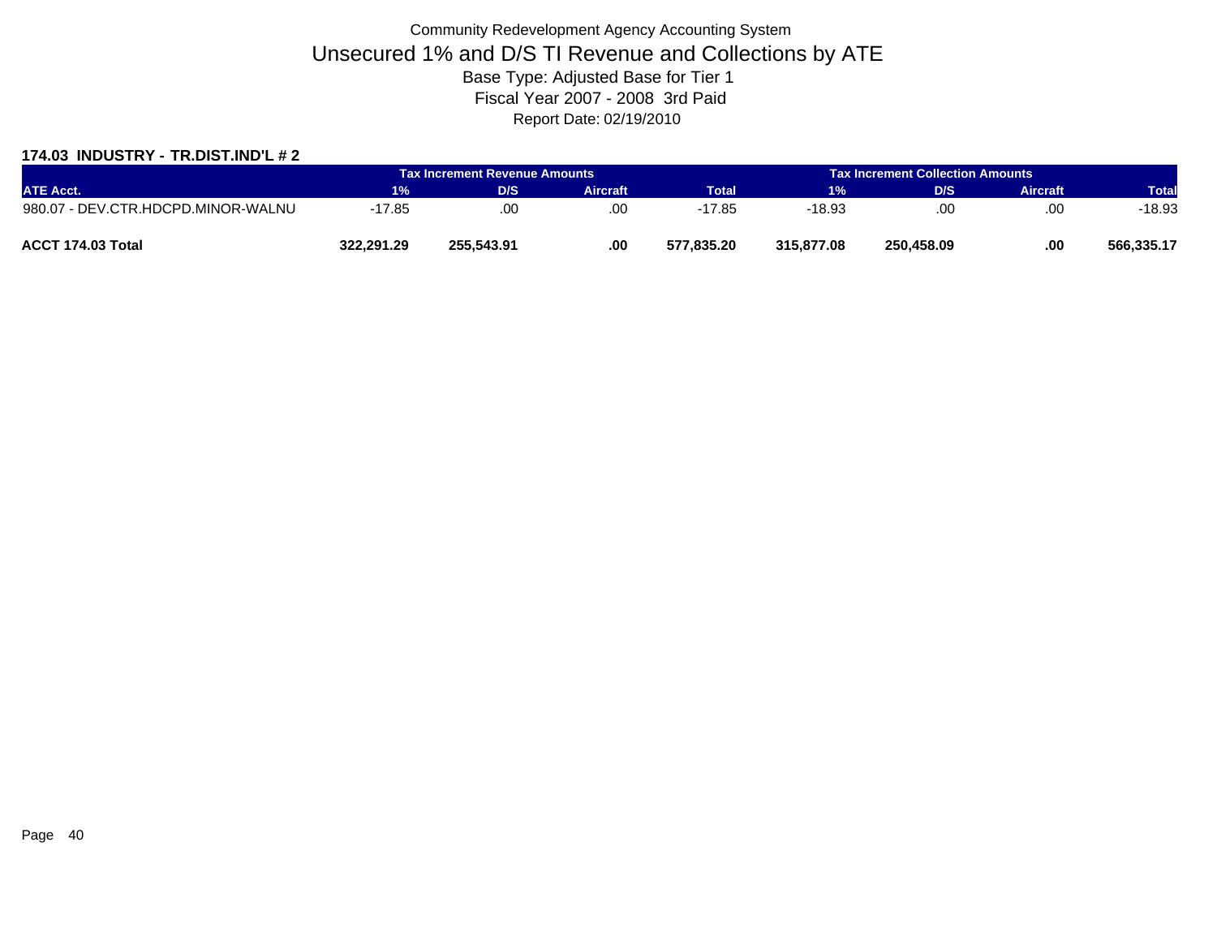Community Redevelopment Agency Accounting System

# Unsecured 1% and D/S TI Revenue and Collections by ATE

Base Type: Adjusted Base for Tier 1

Fiscal Year 2007 - 2008 3rd Paid

Report Date: 02/19/2010

### 174.03 INDUSTRY - TR.DIST.IND'L # 2

| | Tax Increment Revenue Amounts | | | | Tax Increment Collection Amounts | | | |
|---|---|---|---|---|---|---|---|---|
| ATE Acct. | 1% | D/S | Aircraft | Total | 1% | D/S | Aircraft | Total |
| 980.07 - DEV.CTR.HDCPD.MINOR-WALNU | -17.85 | .00 | .00 | -17.85 | -18.93 | .00 | .00 | -18.93 |
| **ACCT 174.03 Total** | **322,291.29** | **255,543.91** | **.00** | **577,835.20** | **315,877.08** | **250,458.09** | **.00** | **566,335.17** |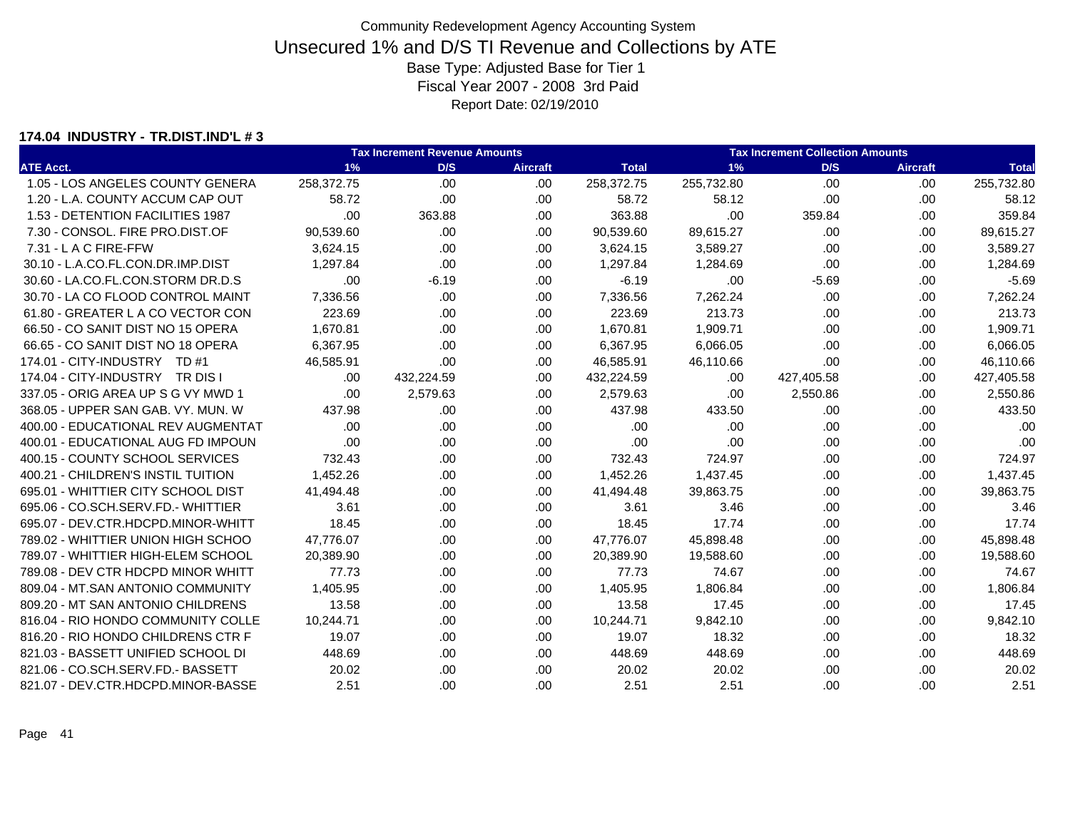Community Redevelopment Agency Accounting System

# Unsecured 1% and D/S TI Revenue and Collections by ATE

Base Type: Adjusted Base for Tier 1

Fiscal Year 2007 - 2008 3rd Paid

Report Date: 02/19/2010

**174.04 INDUSTRY - TR.DIST.IND'L # 3**

| | Tax Increment Revenue Amounts | | | | Tax Increment Collection Amounts | | | |
|---|---|---|---|---|---|---|---|---|
| ATE Acct. | 1% | D/S | Aircraft | Total | 1% | D/S | Aircraft | Total |
| 1.05 - LOS ANGELES COUNTY GENERA | 258,372.75 | .00 | .00 | 258,372.75 | 255,732.80 | .00 | .00 | 255,732.80 |
| 1.20 - L.A. COUNTY ACCUM CAP OUT | 58.72 | .00 | .00 | 58.72 | 58.12 | .00 | .00 | 58.12 |
| 1.53 - DETENTION FACILITIES 1987 | .00 | 363.88 | .00 | 363.88 | .00 | 359.84 | .00 | 359.84 |
| 7.30 - CONSOL. FIRE PRO.DIST.OF | 90,539.60 | .00 | .00 | 90,539.60 | 89,615.27 | .00 | .00 | 89,615.27 |
| 7.31 - L A C FIRE-FFW | 3,624.15 | .00 | .00 | 3,624.15 | 3,589.27 | .00 | .00 | 3,589.27 |
| 30.10 - L.A.CO.FL.CON.DR.IMP.DIST | 1,297.84 | .00 | .00 | 1,297.84 | 1,284.69 | .00 | .00 | 1,284.69 |
| 30.60 - LA.CO.FL.CON.STORM DR.D.S | .00 | -6.19 | .00 | -6.19 | .00 | -5.69 | .00 | -5.69 |
| 30.70 - LA CO FLOOD CONTROL MAINT | 7,336.56 | .00 | .00 | 7,336.56 | 7,262.24 | .00 | .00 | 7,262.24 |
| 61.80 - GREATER L A CO VECTOR CON | 223.69 | .00 | .00 | 223.69 | 213.73 | .00 | .00 | 213.73 |
| 66.50 - CO SANIT DIST NO 15 OPERA | 1,670.81 | .00 | .00 | 1,670.81 | 1,909.71 | .00 | .00 | 1,909.71 |
| 66.65 - CO SANIT DIST NO 18 OPERA | 6,367.95 | .00 | .00 | 6,367.95 | 6,066.05 | .00 | .00 | 6,066.05 |
| 174.01 - CITY-INDUSTRY TD #1 | 46,585.91 | .00 | .00 | 46,585.91 | 46,110.66 | .00 | .00 | 46,110.66 |
| 174.04 - CITY-INDUSTRY TR DIS I | .00 | 432,224.59 | .00 | 432,224.59 | .00 | 427,405.58 | .00 | 427,405.58 |
| 337.05 - ORIG AREA UP S G VY MWD 1 | .00 | 2,579.63 | .00 | 2,579.63 | .00 | 2,550.86 | .00 | 2,550.86 |
| 368.05 - UPPER SAN GAB. VY. MUN. W | 437.98 | .00 | .00 | 437.98 | 433.50 | .00 | .00 | 433.50 |
| 400.00 - EDUCATIONAL REV AUGMENTAT | .00 | .00 | .00 | .00 | .00 | .00 | .00 | .00 |
| 400.01 - EDUCATIONAL AUG FD IMPOUN | .00 | .00 | .00 | .00 | .00 | .00 | .00 | .00 |
| 400.15 - COUNTY SCHOOL SERVICES | 732.43 | .00 | .00 | 732.43 | 724.97 | .00 | .00 | 724.97 |
| 400.21 - CHILDREN'S INSTIL TUITION | 1,452.26 | .00 | .00 | 1,452.26 | 1,437.45 | .00 | .00 | 1,437.45 |
| 695.01 - WHITTIER CITY SCHOOL DIST | 41,494.48 | .00 | .00 | 41,494.48 | 39,863.75 | .00 | .00 | 39,863.75 |
| 695.06 - CO.SCH.SERV.FD.- WHITTIER | 3.61 | .00 | .00 | 3.61 | 3.46 | .00 | .00 | 3.46 |
| 695.07 - DEV.CTR.HDCPD.MINOR-WHITT | 18.45 | .00 | .00 | 18.45 | 17.74 | .00 | .00 | 17.74 |
| 789.02 - WHITTIER UNION HIGH SCHOO | 47,776.07 | .00 | .00 | 47,776.07 | 45,898.48 | .00 | .00 | 45,898.48 |
| 789.07 - WHITTIER HIGH-ELEM SCHOOL | 20,389.90 | .00 | .00 | 20,389.90 | 19,588.60 | .00 | .00 | 19,588.60 |
| 789.08 - DEV CTR HDCPD MINOR WHITT | 77.73 | .00 | .00 | 77.73 | 74.67 | .00 | .00 | 74.67 |
| 809.04 - MT.SAN ANTONIO COMMUNITY | 1,405.95 | .00 | .00 | 1,405.95 | 1,806.84 | .00 | .00 | 1,806.84 |
| 809.20 - MT SAN ANTONIO CHILDRENS | 13.58 | .00 | .00 | 13.58 | 17.45 | .00 | .00 | 17.45 |
| 816.04 - RIO HONDO COMMUNITY COLLE | 10,244.71 | .00 | .00 | 10,244.71 | 9,842.10 | .00 | .00 | 9,842.10 |
| 816.20 - RIO HONDO CHILDRENS CTR F | 19.07 | .00 | .00 | 19.07 | 18.32 | .00 | .00 | 18.32 |
| 821.03 - BASSETT UNIFIED SCHOOL DI | 448.69 | .00 | .00 | 448.69 | 448.69 | .00 | .00 | 448.69 |
| 821.06 - CO.SCH.SERV.FD.- BASSETT | 20.02 | .00 | .00 | 20.02 | 20.02 | .00 | .00 | 20.02 |
| 821.07 - DEV.CTR.HDCPD.MINOR-BASSE | 2.51 | .00 | .00 | 2.51 | 2.51 | .00 | .00 | 2.51 |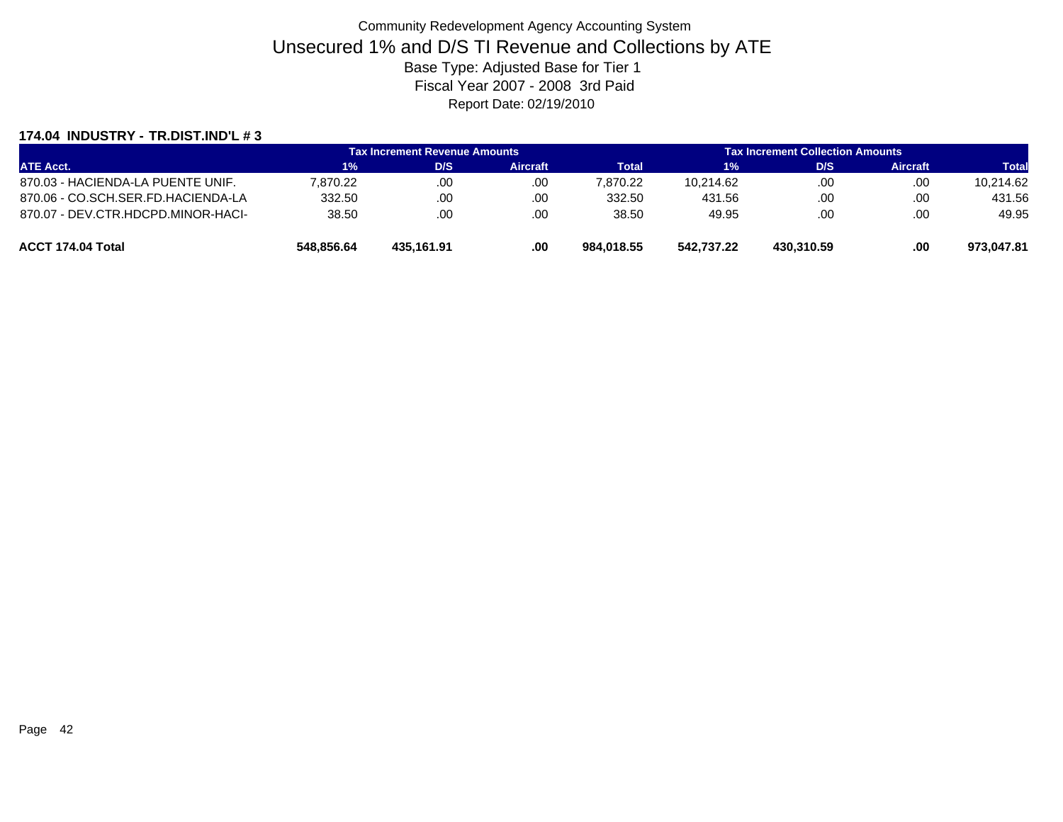Community Redevelopment Agency Accounting System

# Unsecured 1% and D/S TI Revenue and Collections by ATE

Base Type: Adjusted Base for Tier 1

Fiscal Year 2007 - 2008 3rd Paid

Report Date: 02/19/2010

### 174.04 INDUSTRY - TR.DIST.IND'L # 3

| | Tax Increment Revenue Amounts | | | | Tax Increment Collection Amounts | | | |
|---|---|---|---|---|---|---|---|---|
| ATE Acct. | 1% | D/S | Aircraft | Total | 1% | D/S | Aircraft | Total |
| 870.03 - HACIENDA-LA PUENTE UNIF. | 7,870.22 | .00 | .00 | 7,870.22 | 10,214.62 | .00 | .00 | 10,214.62 |
| 870.06 - CO.SCH.SER.FD.HACIENDA-LA | 332.50 | .00 | .00 | 332.50 | 431.56 | .00 | .00 | 431.56 |
| 870.07 - DEV.CTR.HDCPD.MINOR-HACI- | 38.50 | .00 | .00 | 38.50 | 49.95 | .00 | .00 | 49.95 |
| **ACCT 174.04 Total** | **548,856.64** | **435,161.91** | **.00** | **984,018.55** | **542,737.22** | **430,310.59** | **.00** | **973,047.81** |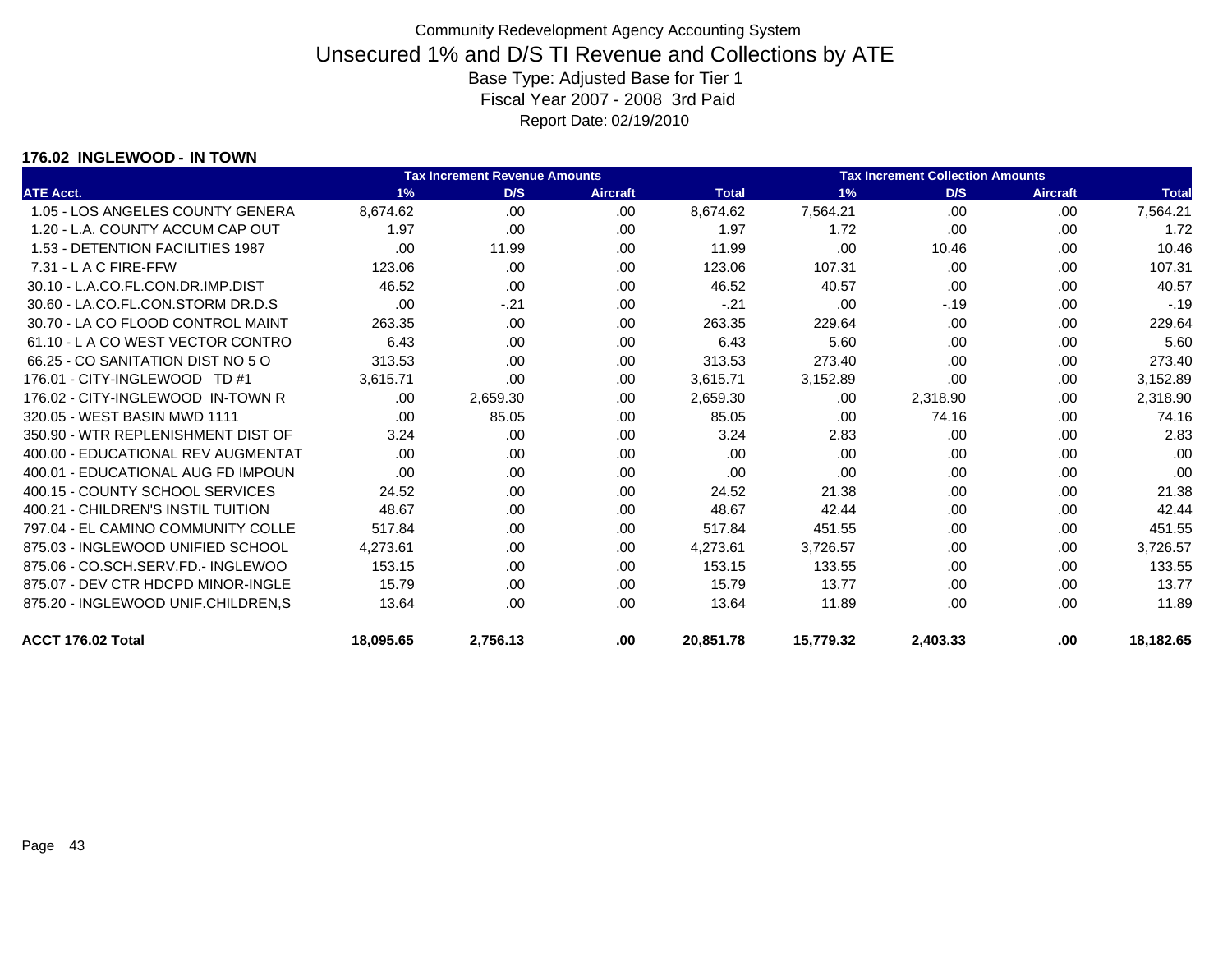Community Redevelopment Agency Accounting System

# Unsecured 1% and D/S TI Revenue and Collections by ATE

Base Type: Adjusted Base for Tier 1

Fiscal Year 2007 - 2008 3rd Paid

Report Date: 02/19/2010

### 176.02 INGLEWOOD - IN TOWN

| | Tax Increment Revenue Amounts | | | | Tax Increment Collection Amounts | | | |
|---|---|---|---|---|---|---|---|---|
| ATE Acct. | 1% | D/S | Aircraft | Total | 1% | D/S | Aircraft | Total |
| 1.05 - LOS ANGELES COUNTY GENERA | 8,674.62 | .00 | .00 | 8,674.62 | 7,564.21 | .00 | .00 | 7,564.21 |
| 1.20 - L.A. COUNTY ACCUM CAP OUT | 1.97 | .00 | .00 | 1.97 | 1.72 | .00 | .00 | 1.72 |
| 1.53 - DETENTION FACILITIES 1987 | .00 | 11.99 | .00 | 11.99 | .00 | 10.46 | .00 | 10.46 |
| 7.31 - L A C FIRE-FFW | 123.06 | .00 | .00 | 123.06 | 107.31 | .00 | .00 | 107.31 |
| 30.10 - L.A.CO.FL.CON.DR.IMP.DIST | 46.52 | .00 | .00 | 46.52 | 40.57 | .00 | .00 | 40.57 |
| 30.60 - LA.CO.FL.CON.STORM DR.D.S | .00 | -.21 | .00 | -.21 | .00 | -.19 | .00 | -.19 |
| 30.70 - LA CO FLOOD CONTROL MAINT | 263.35 | .00 | .00 | 263.35 | 229.64 | .00 | .00 | 229.64 |
| 61.10 - L A CO WEST VECTOR CONTRO | 6.43 | .00 | .00 | 6.43 | 5.60 | .00 | .00 | 5.60 |
| 66.25 - CO SANITATION DIST NO 5 O | 313.53 | .00 | .00 | 313.53 | 273.40 | .00 | .00 | 273.40 |
| 176.01 - CITY-INGLEWOOD TD #1 | 3,615.71 | .00 | .00 | 3,615.71 | 3,152.89 | .00 | .00 | 3,152.89 |
| 176.02 - CITY-INGLEWOOD IN-TOWN R | .00 | 2,659.30 | .00 | 2,659.30 | .00 | 2,318.90 | .00 | 2,318.90 |
| 320.05 - WEST BASIN MWD 1111 | .00 | 85.05 | .00 | 85.05 | .00 | 74.16 | .00 | 74.16 |
| 350.90 - WTR REPLENISHMENT DIST OF | 3.24 | .00 | .00 | 3.24 | 2.83 | .00 | .00 | 2.83 |
| 400.00 - EDUCATIONAL REV AUGMENTAT | .00 | .00 | .00 | .00 | .00 | .00 | .00 | .00 |
| 400.01 - EDUCATIONAL AUG FD IMPOUN | .00 | .00 | .00 | .00 | .00 | .00 | .00 | .00 |
| 400.15 - COUNTY SCHOOL SERVICES | 24.52 | .00 | .00 | 24.52 | 21.38 | .00 | .00 | 21.38 |
| 400.21 - CHILDREN'S INSTIL TUITION | 48.67 | .00 | .00 | 48.67 | 42.44 | .00 | .00 | 42.44 |
| 797.04 - EL CAMINO COMMUNITY COLLE | 517.84 | .00 | .00 | 517.84 | 451.55 | .00 | .00 | 451.55 |
| 875.03 - INGLEWOOD UNIFIED SCHOOL | 4,273.61 | .00 | .00 | 4,273.61 | 3,726.57 | .00 | .00 | 3,726.57 |
| 875.06 - CO.SCH.SERV.FD.- INGLEWOO | 153.15 | .00 | .00 | 153.15 | 133.55 | .00 | .00 | 133.55 |
| 875.07 - DEV CTR HDCPD MINOR-INGLE | 15.79 | .00 | .00 | 15.79 | 13.77 | .00 | .00 | 13.77 |
| 875.20 - INGLEWOOD UNIF.CHILDREN,S | 13.64 | .00 | .00 | 13.64 | 11.89 | .00 | .00 | 11.89 |
| **ACCT 176.02 Total** | **18,095.65** | **2,756.13** | **.00** | **20,851.78** | **15,779.32** | **2,403.33** | **.00** | **18,182.65** |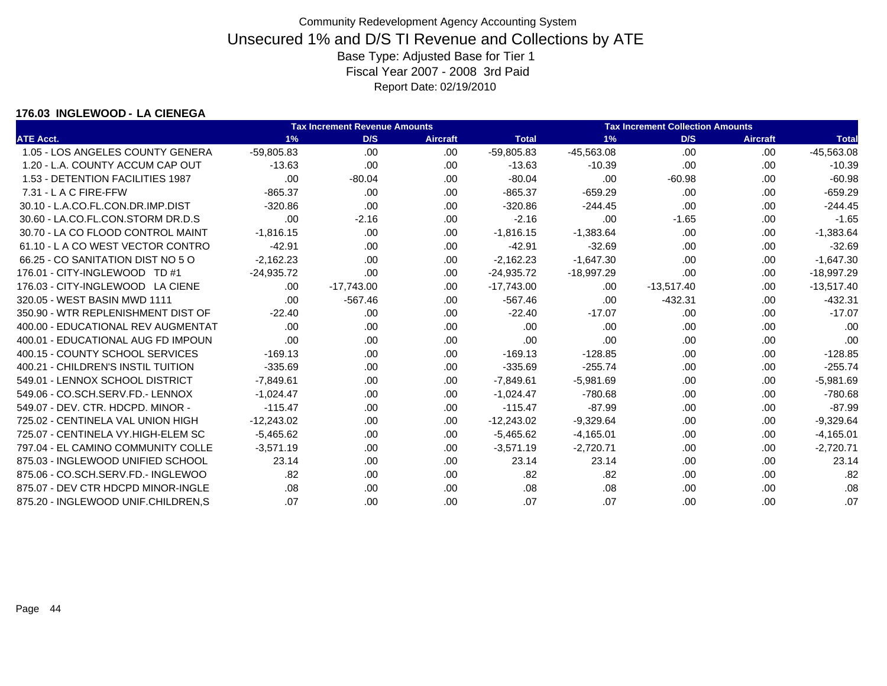Community Redevelopment Agency Accounting System

# Unsecured 1% and D/S TI Revenue and Collections by ATE

Base Type: Adjusted Base for Tier 1

Fiscal Year 2007 - 2008 3rd Paid

Report Date: 02/19/2010

**176.03 INGLEWOOD - LA CIENEGA**

| | Tax Increment Revenue Amounts | | | | Tax Increment Collection Amounts | | | |
|---|---|---|---|---|---|---|---|---|
| ATE Acct. | 1% | D/S | Aircraft | Total | 1% | D/S | Aircraft | Total |
| 1.05 - LOS ANGELES COUNTY GENERA | -59,805.83 | .00 | .00 | -59,805.83 | -45,563.08 | .00 | .00 | -45,563.08 |
| 1.20 - L.A. COUNTY ACCUM CAP OUT | -13.63 | .00 | .00 | -13.63 | -10.39 | .00 | .00 | -10.39 |
| 1.53 - DETENTION FACILITIES 1987 | .00 | -80.04 | .00 | -80.04 | .00 | -60.98 | .00 | -60.98 |
| 7.31 - L A C FIRE-FFW | -865.37 | .00 | .00 | -865.37 | -659.29 | .00 | .00 | -659.29 |
| 30.10 - L.A.CO.FL.CON.DR.IMP.DIST | -320.86 | .00 | .00 | -320.86 | -244.45 | .00 | .00 | -244.45 |
| 30.60 - LA.CO.FL.CON.STORM DR.D.S | .00 | -2.16 | .00 | -2.16 | .00 | -1.65 | .00 | -1.65 |
| 30.70 - LA CO FLOOD CONTROL MAINT | -1,816.15 | .00 | .00 | -1,816.15 | -1,383.64 | .00 | .00 | -1,383.64 |
| 61.10 - L A CO WEST VECTOR CONTRO | -42.91 | .00 | .00 | -42.91 | -32.69 | .00 | .00 | -32.69 |
| 66.25 - CO SANITATION DIST NO 5 O | -2,162.23 | .00 | .00 | -2,162.23 | -1,647.30 | .00 | .00 | -1,647.30 |
| 176.01 - CITY-INGLEWOOD TD #1 | -24,935.72 | .00 | .00 | -24,935.72 | -18,997.29 | .00 | .00 | -18,997.29 |
| 176.03 - CITY-INGLEWOOD LA CIENE | .00 | -17,743.00 | .00 | -17,743.00 | .00 | -13,517.40 | .00 | -13,517.40 |
| 320.05 - WEST BASIN MWD 1111 | .00 | -567.46 | .00 | -567.46 | .00 | -432.31 | .00 | -432.31 |
| 350.90 - WTR REPLENISHMENT DIST OF | -22.40 | .00 | .00 | -22.40 | -17.07 | .00 | .00 | -17.07 |
| 400.00 - EDUCATIONAL REV AUGMENTAT | .00 | .00 | .00 | .00 | .00 | .00 | .00 | .00 |
| 400.01 - EDUCATIONAL AUG FD IMPOUN | .00 | .00 | .00 | .00 | .00 | .00 | .00 | .00 |
| 400.15 - COUNTY SCHOOL SERVICES | -169.13 | .00 | .00 | -169.13 | -128.85 | .00 | .00 | -128.85 |
| 400.21 - CHILDREN'S INSTIL TUITION | -335.69 | .00 | .00 | -335.69 | -255.74 | .00 | .00 | -255.74 |
| 549.01 - LENNOX SCHOOL DISTRICT | -7,849.61 | .00 | .00 | -7,849.61 | -5,981.69 | .00 | .00 | -5,981.69 |
| 549.06 - CO.SCH.SERV.FD.- LENNOX | -1,024.47 | .00 | .00 | -1,024.47 | -780.68 | .00 | .00 | -780.68 |
| 549.07 - DEV. CTR. HDCPD. MINOR - | -115.47 | .00 | .00 | -115.47 | -87.99 | .00 | .00 | -87.99 |
| 725.02 - CENTINELA VAL UNION HIGH | -12,243.02 | .00 | .00 | -12,243.02 | -9,329.64 | .00 | .00 | -9,329.64 |
| 725.07 - CENTINELA VY.HIGH-ELEM SC | -5,465.62 | .00 | .00 | -5,465.62 | -4,165.01 | .00 | .00 | -4,165.01 |
| 797.04 - EL CAMINO COMMUNITY COLLE | -3,571.19 | .00 | .00 | -3,571.19 | -2,720.71 | .00 | .00 | -2,720.71 |
| 875.03 - INGLEWOOD UNIFIED SCHOOL | 23.14 | .00 | .00 | 23.14 | 23.14 | .00 | .00 | 23.14 |
| 875.06 - CO.SCH.SERV.FD.- INGLEWOO | .82 | .00 | .00 | .82 | .82 | .00 | .00 | .82 |
| 875.07 - DEV CTR HDCPD MINOR-INGLE | .08 | .00 | .00 | .08 | .08 | .00 | .00 | .08 |
| 875.20 - INGLEWOOD UNIF.CHILDREN,S | .07 | .00 | .00 | .07 | .07 | .00 | .00 | .07 |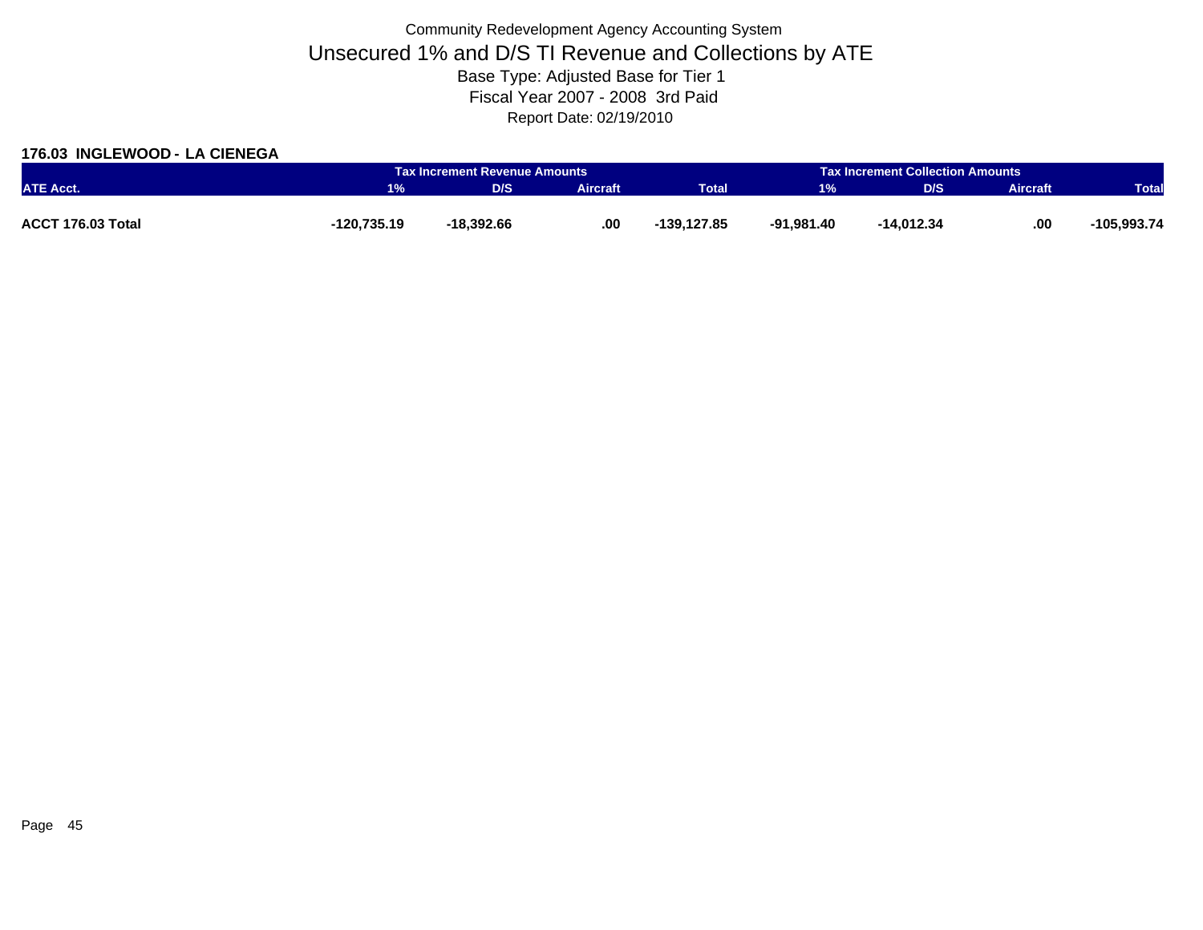Community Redevelopment Agency Accounting System

# Unsecured 1% and D/S TI Revenue and Collections by ATE

Base Type: Adjusted Base for Tier 1

Fiscal Year 2007 - 2008 3rd Paid

Report Date: 02/19/2010

**176.03 INGLEWOOD - LA CIENEGA**

| | Tax Increment Revenue Amounts | | | | Tax Increment Collection Amounts | | | |
|---|---|---|---|---|---|---|---|---|
| ATE Acct. | 1% | D/S | Aircraft | Total | 1% | D/S | Aircraft | Total |
| **ACCT 176.03 Total** | **-120,735.19** | **-18,392.66** | **.00** | **-139,127.85** | **-91,981.40** | **-14,012.34** | **.00** | **-105,993.74** |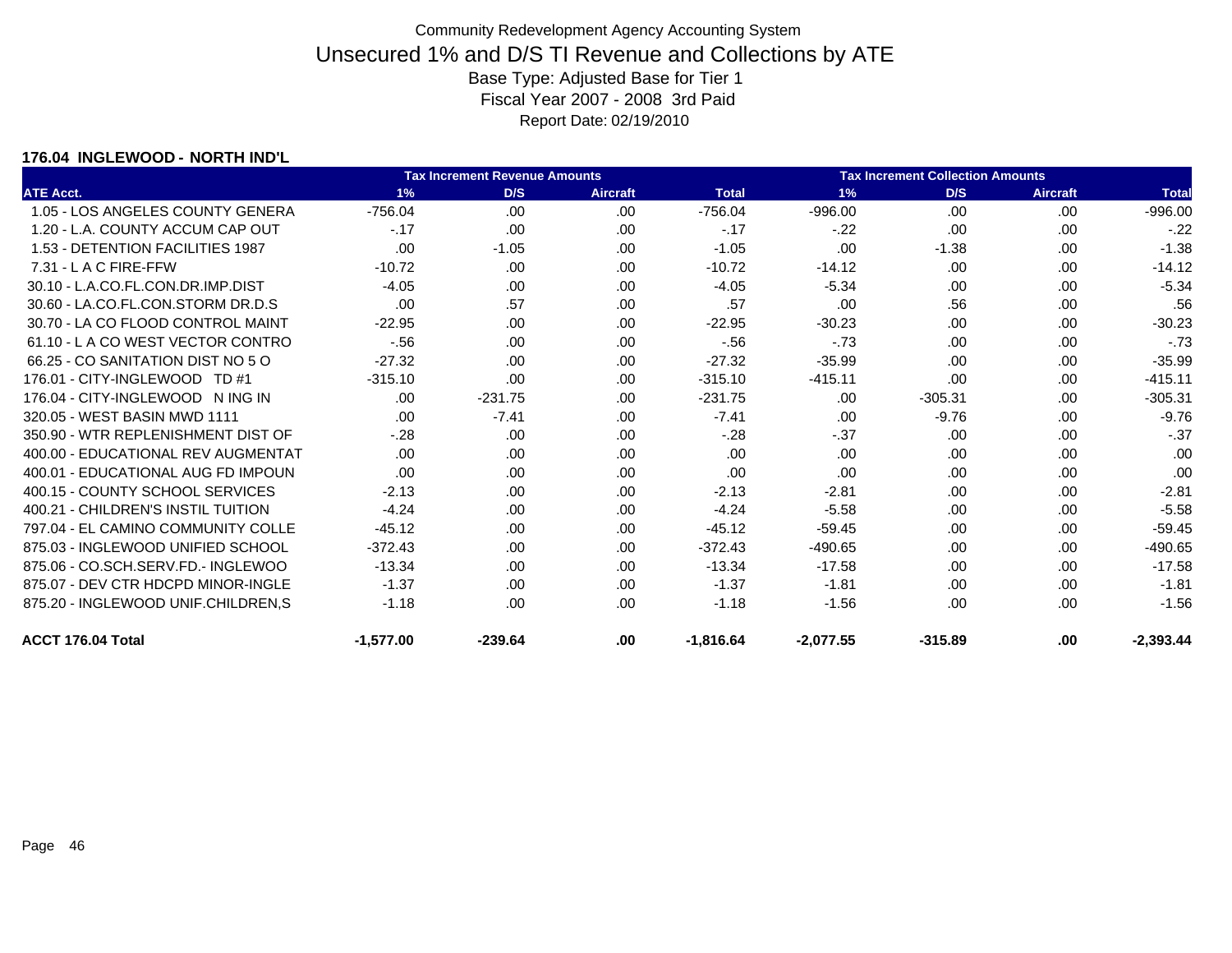Community Redevelopment Agency Accounting System

# Unsecured 1% and D/S TI Revenue and Collections by ATE

Base Type: Adjusted Base for Tier 1

Fiscal Year 2007 - 2008 3rd Paid

Report Date: 02/19/2010

### 176.04 INGLEWOOD - NORTH IND'L

| | Tax Increment Revenue Amounts | | | | Tax Increment Collection Amounts | | | |
|---|---|---|---|---|---|---|---|---|
| ATE Acct. | 1% | D/S | Aircraft | Total | 1% | D/S | Aircraft | Total |
| 1.05 - LOS ANGELES COUNTY GENERA | -756.04 | .00 | .00 | -756.04 | -996.00 | .00 | .00 | -996.00 |
| 1.20 - L.A. COUNTY ACCUM CAP OUT | -.17 | .00 | .00 | -.17 | -.22 | .00 | .00 | -.22 |
| 1.53 - DETENTION FACILITIES 1987 | .00 | -1.05 | .00 | -1.05 | .00 | -1.38 | .00 | -1.38 |
| 7.31 - L A C FIRE-FFW | -10.72 | .00 | .00 | -10.72 | -14.12 | .00 | .00 | -14.12 |
| 30.10 - L.A.CO.FL.CON.DR.IMP.DIST | -4.05 | .00 | .00 | -4.05 | -5.34 | .00 | .00 | -5.34 |
| 30.60 - LA.CO.FL.CON.STORM DR.D.S | .00 | .57 | .00 | .57 | .00 | .56 | .00 | .56 |
| 30.70 - LA CO FLOOD CONTROL MAINT | -22.95 | .00 | .00 | -22.95 | -30.23 | .00 | .00 | -30.23 |
| 61.10 - L A CO WEST VECTOR CONTRO | -.56 | .00 | .00 | -.56 | -.73 | .00 | .00 | -.73 |
| 66.25 - CO SANITATION DIST NO 5 O | -27.32 | .00 | .00 | -27.32 | -35.99 | .00 | .00 | -35.99 |
| 176.01 - CITY-INGLEWOOD TD #1 | -315.10 | .00 | .00 | -315.10 | -415.11 | .00 | .00 | -415.11 |
| 176.04 - CITY-INGLEWOOD N ING IN | .00 | -231.75 | .00 | -231.75 | .00 | -305.31 | .00 | -305.31 |
| 320.05 - WEST BASIN MWD 1111 | .00 | -7.41 | .00 | -7.41 | .00 | -9.76 | .00 | -9.76 |
| 350.90 - WTR REPLENISHMENT DIST OF | -.28 | .00 | .00 | -.28 | -.37 | .00 | .00 | -.37 |
| 400.00 - EDUCATIONAL REV AUGMENTAT | .00 | .00 | .00 | .00 | .00 | .00 | .00 | .00 |
| 400.01 - EDUCATIONAL AUG FD IMPOUN | .00 | .00 | .00 | .00 | .00 | .00 | .00 | .00 |
| 400.15 - COUNTY SCHOOL SERVICES | -2.13 | .00 | .00 | -2.13 | -2.81 | .00 | .00 | -2.81 |
| 400.21 - CHILDREN'S INSTIL TUITION | -4.24 | .00 | .00 | -4.24 | -5.58 | .00 | .00 | -5.58 |
| 797.04 - EL CAMINO COMMUNITY COLLE | -45.12 | .00 | .00 | -45.12 | -59.45 | .00 | .00 | -59.45 |
| 875.03 - INGLEWOOD UNIFIED SCHOOL | -372.43 | .00 | .00 | -372.43 | -490.65 | .00 | .00 | -490.65 |
| 875.06 - CO.SCH.SERV.FD.- INGLEWOO | -13.34 | .00 | .00 | -13.34 | -17.58 | .00 | .00 | -17.58 |
| 875.07 - DEV CTR HDCPD MINOR-INGLE | -1.37 | .00 | .00 | -1.37 | -1.81 | .00 | .00 | -1.81 |
| 875.20 - INGLEWOOD UNIF.CHILDREN,S | -1.18 | .00 | .00 | -1.18 | -1.56 | .00 | .00 | -1.56 |
| **ACCT 176.04 Total** | **-1,577.00** | **-239.64** | **.00** | **-1,816.64** | **-2,077.55** | **-315.89** | **.00** | **-2,393.44** |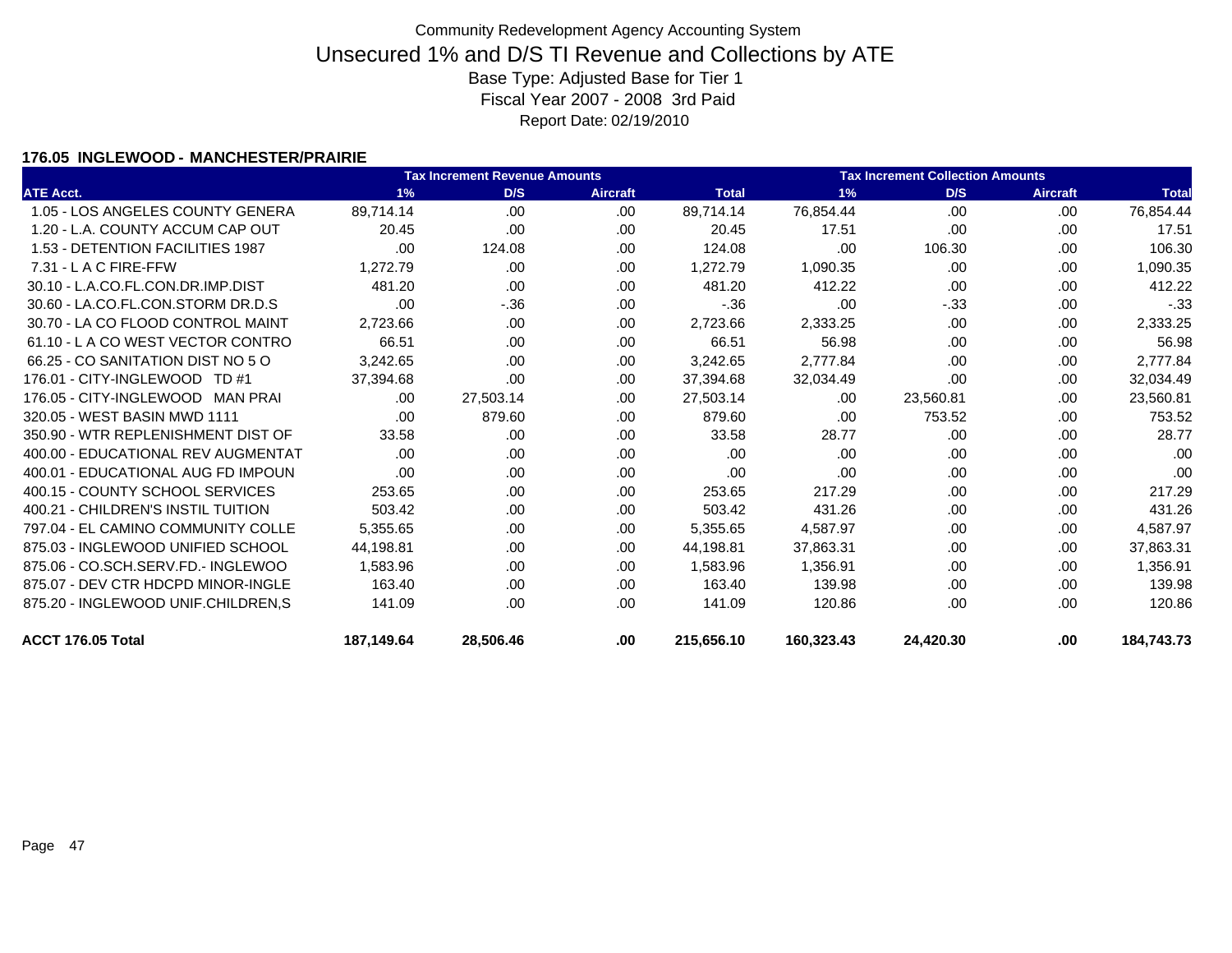Community Redevelopment Agency Accounting System

# Unsecured 1% and D/S TI Revenue and Collections by ATE

Base Type: Adjusted Base for Tier 1

Fiscal Year 2007 - 2008 3rd Paid

Report Date: 02/19/2010

### 176.05 INGLEWOOD - MANCHESTER/PRAIRIE

| | Tax Increment Revenue Amounts | | | | Tax Increment Collection Amounts | | | |
|---|---|---|---|---|---|---|---|---|
| ATE Acct. | 1% | D/S | Aircraft | Total | 1% | D/S | Aircraft | Total |
| 1.05 - LOS ANGELES COUNTY GENERA | 89,714.14 | .00 | .00 | 89,714.14 | 76,854.44 | .00 | .00 | 76,854.44 |
| 1.20 - L.A. COUNTY ACCUM CAP OUT | 20.45 | .00 | .00 | 20.45 | 17.51 | .00 | .00 | 17.51 |
| 1.53 - DETENTION FACILITIES 1987 | .00 | 124.08 | .00 | 124.08 | .00 | 106.30 | .00 | 106.30 |
| 7.31 - L A C FIRE-FFW | 1,272.79 | .00 | .00 | 1,272.79 | 1,090.35 | .00 | .00 | 1,090.35 |
| 30.10 - L.A.CO.FL.CON.DR.IMP.DIST | 481.20 | .00 | .00 | 481.20 | 412.22 | .00 | .00 | 412.22 |
| 30.60 - LA.CO.FL.CON.STORM DR.D.S | .00 | -.36 | .00 | -.36 | .00 | -.33 | .00 | -.33 |
| 30.70 - LA CO FLOOD CONTROL MAINT | 2,723.66 | .00 | .00 | 2,723.66 | 2,333.25 | .00 | .00 | 2,333.25 |
| 61.10 - L A CO WEST VECTOR CONTRO | 66.51 | .00 | .00 | 66.51 | 56.98 | .00 | .00 | 56.98 |
| 66.25 - CO SANITATION DIST NO 5 O | 3,242.65 | .00 | .00 | 3,242.65 | 2,777.84 | .00 | .00 | 2,777.84 |
| 176.01 - CITY-INGLEWOOD TD #1 | 37,394.68 | .00 | .00 | 37,394.68 | 32,034.49 | .00 | .00 | 32,034.49 |
| 176.05 - CITY-INGLEWOOD MAN PRAI | .00 | 27,503.14 | .00 | 27,503.14 | .00 | 23,560.81 | .00 | 23,560.81 |
| 320.05 - WEST BASIN MWD 1111 | .00 | 879.60 | .00 | 879.60 | .00 | 753.52 | .00 | 753.52 |
| 350.90 - WTR REPLENISHMENT DIST OF | 33.58 | .00 | .00 | 33.58 | 28.77 | .00 | .00 | 28.77 |
| 400.00 - EDUCATIONAL REV AUGMENTAT | .00 | .00 | .00 | .00 | .00 | .00 | .00 | .00 |
| 400.01 - EDUCATIONAL AUG FD IMPOUN | .00 | .00 | .00 | .00 | .00 | .00 | .00 | .00 |
| 400.15 - COUNTY SCHOOL SERVICES | 253.65 | .00 | .00 | 253.65 | 217.29 | .00 | .00 | 217.29 |
| 400.21 - CHILDREN'S INSTIL TUITION | 503.42 | .00 | .00 | 503.42 | 431.26 | .00 | .00 | 431.26 |
| 797.04 - EL CAMINO COMMUNITY COLLE | 5,355.65 | .00 | .00 | 5,355.65 | 4,587.97 | .00 | .00 | 4,587.97 |
| 875.03 - INGLEWOOD UNIFIED SCHOOL | 44,198.81 | .00 | .00 | 44,198.81 | 37,863.31 | .00 | .00 | 37,863.31 |
| 875.06 - CO.SCH.SERV.FD.- INGLEWOO | 1,583.96 | .00 | .00 | 1,583.96 | 1,356.91 | .00 | .00 | 1,356.91 |
| 875.07 - DEV CTR HDCPD MINOR-INGLE | 163.40 | .00 | .00 | 163.40 | 139.98 | .00 | .00 | 139.98 |
| 875.20 - INGLEWOOD UNIF.CHILDREN,S | 141.09 | .00 | .00 | 141.09 | 120.86 | .00 | .00 | 120.86 |
| **ACCT 176.05 Total** | **187,149.64** | **28,506.46** | **.00** | **215,656.10** | **160,323.43** | **24,420.30** | **.00** | **184,743.73** |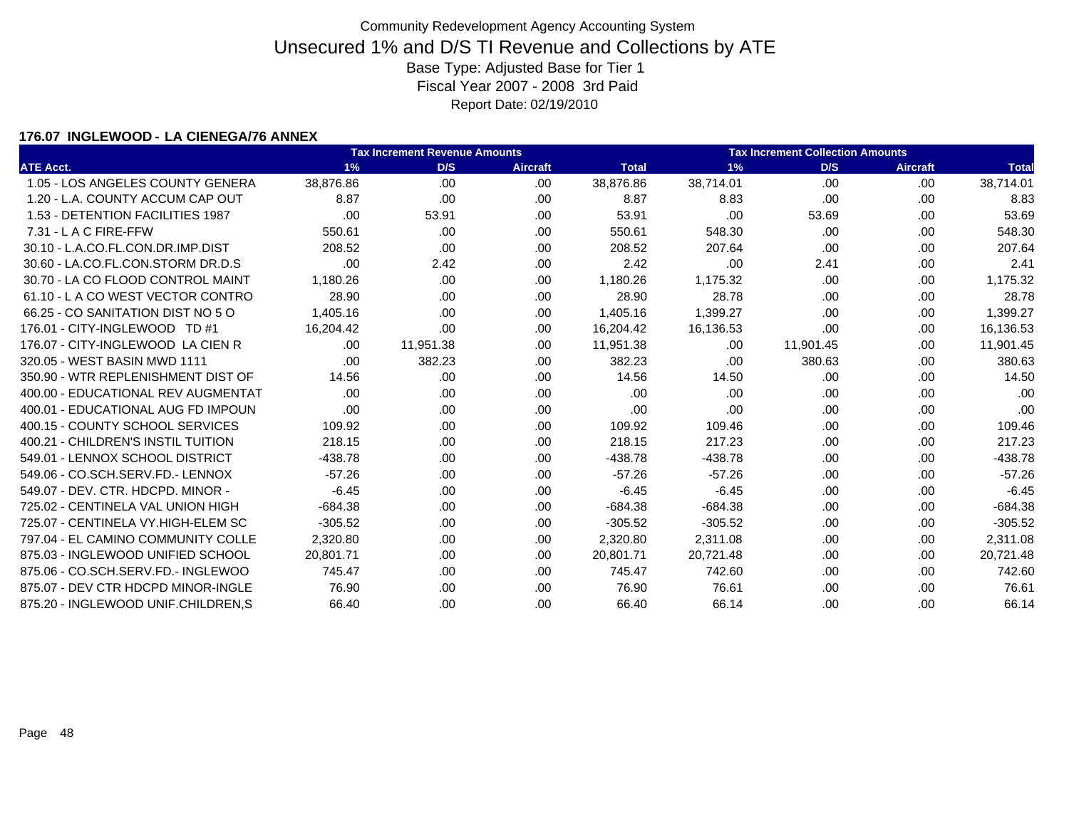Community Redevelopment Agency Accounting System

# Unsecured 1% and D/S TI Revenue and Collections by ATE

Base Type: Adjusted Base for Tier 1

Fiscal Year 2007 - 2008 3rd Paid

Report Date: 02/19/2010

**176.07 INGLEWOOD - LA CIENEGA/76 ANNEX**

| | Tax Increment Revenue Amounts | | | | Tax Increment Collection Amounts | | | |
|---|---|---|---|---|---|---|---|---|
| ATE Acct. | 1% | D/S | Aircraft | Total | 1% | D/S | Aircraft | Total |
| 1.05 - LOS ANGELES COUNTY GENERA | 38,876.86 | .00 | .00 | 38,876.86 | 38,714.01 | .00 | .00 | 38,714.01 |
| 1.20 - L.A. COUNTY ACCUM CAP OUT | 8.87 | .00 | .00 | 8.87 | 8.83 | .00 | .00 | 8.83 |
| 1.53 - DETENTION FACILITIES 1987 | .00 | 53.91 | .00 | 53.91 | .00 | 53.69 | .00 | 53.69 |
| 7.31 - L A C FIRE-FFW | 550.61 | .00 | .00 | 550.61 | 548.30 | .00 | .00 | 548.30 |
| 30.10 - L.A.CO.FL.CON.DR.IMP.DIST | 208.52 | .00 | .00 | 208.52 | 207.64 | .00 | .00 | 207.64 |
| 30.60 - LA.CO.FL.CON.STORM DR.D.S | .00 | 2.42 | .00 | 2.42 | .00 | 2.41 | .00 | 2.41 |
| 30.70 - LA CO FLOOD CONTROL MAINT | 1,180.26 | .00 | .00 | 1,180.26 | 1,175.32 | .00 | .00 | 1,175.32 |
| 61.10 - L A CO WEST VECTOR CONTRO | 28.90 | .00 | .00 | 28.90 | 28.78 | .00 | .00 | 28.78 |
| 66.25 - CO SANITATION DIST NO 5 O | 1,405.16 | .00 | .00 | 1,405.16 | 1,399.27 | .00 | .00 | 1,399.27 |
| 176.01 - CITY-INGLEWOOD TD #1 | 16,204.42 | .00 | .00 | 16,204.42 | 16,136.53 | .00 | .00 | 16,136.53 |
| 176.07 - CITY-INGLEWOOD LA CIEN R | .00 | 11,951.38 | .00 | 11,951.38 | .00 | 11,901.45 | .00 | 11,901.45 |
| 320.05 - WEST BASIN MWD 1111 | .00 | 382.23 | .00 | 382.23 | .00 | 380.63 | .00 | 380.63 |
| 350.90 - WTR REPLENISHMENT DIST OF | 14.56 | .00 | .00 | 14.56 | 14.50 | .00 | .00 | 14.50 |
| 400.00 - EDUCATIONAL REV AUGMENTAT | .00 | .00 | .00 | .00 | .00 | .00 | .00 | .00 |
| 400.01 - EDUCATIONAL AUG FD IMPOUN | .00 | .00 | .00 | .00 | .00 | .00 | .00 | .00 |
| 400.15 - COUNTY SCHOOL SERVICES | 109.92 | .00 | .00 | 109.92 | 109.46 | .00 | .00 | 109.46 |
| 400.21 - CHILDREN'S INSTIL TUITION | 218.15 | .00 | .00 | 218.15 | 217.23 | .00 | .00 | 217.23 |
| 549.01 - LENNOX SCHOOL DISTRICT | -438.78 | .00 | .00 | -438.78 | -438.78 | .00 | .00 | -438.78 |
| 549.06 - CO.SCH.SERV.FD.- LENNOX | -57.26 | .00 | .00 | -57.26 | -57.26 | .00 | .00 | -57.26 |
| 549.07 - DEV. CTR. HDCPD. MINOR - | -6.45 | .00 | .00 | -6.45 | -6.45 | .00 | .00 | -6.45 |
| 725.02 - CENTINELA VAL UNION HIGH | -684.38 | .00 | .00 | -684.38 | -684.38 | .00 | .00 | -684.38 |
| 725.07 - CENTINELA VY.HIGH-ELEM SC | -305.52 | .00 | .00 | -305.52 | -305.52 | .00 | .00 | -305.52 |
| 797.04 - EL CAMINO COMMUNITY COLLE | 2,320.80 | .00 | .00 | 2,320.80 | 2,311.08 | .00 | .00 | 2,311.08 |
| 875.03 - INGLEWOOD UNIFIED SCHOOL | 20,801.71 | .00 | .00 | 20,801.71 | 20,721.48 | .00 | .00 | 20,721.48 |
| 875.06 - CO.SCH.SERV.FD.- INGLEWOO | 745.47 | .00 | .00 | 745.47 | 742.60 | .00 | .00 | 742.60 |
| 875.07 - DEV CTR HDCPD MINOR-INGLE | 76.90 | .00 | .00 | 76.90 | 76.61 | .00 | .00 | 76.61 |
| 875.20 - INGLEWOOD UNIF.CHILDREN,S | 66.40 | .00 | .00 | 66.40 | 66.14 | .00 | .00 | 66.14 |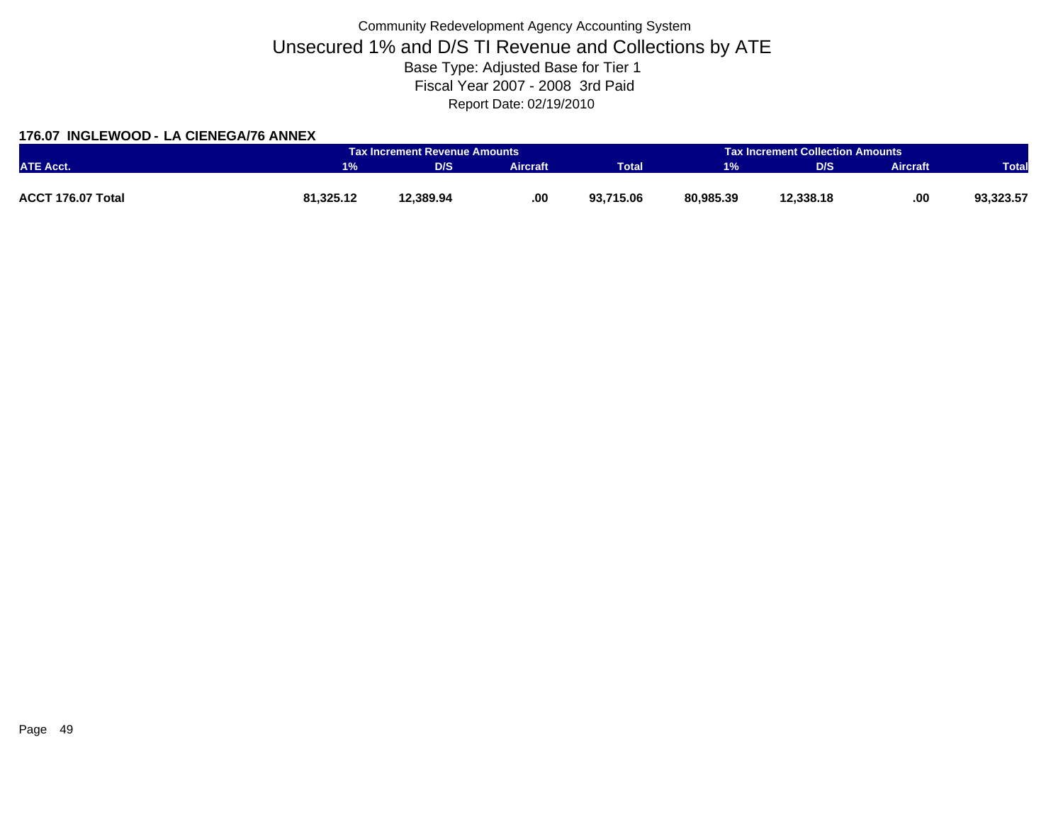Community Redevelopment Agency Accounting System

# Unsecured 1% and D/S TI Revenue and Collections by ATE

Base Type: Adjusted Base for Tier 1

Fiscal Year 2007 - 2008 3rd Paid

Report Date: 02/19/2010

### 176.07 INGLEWOOD - LA CIENEGA/76 ANNEX

| | Tax Increment Revenue Amounts | | | | Tax Increment Collection Amounts | | | |
|---|---|---|---|---|---|---|---|---|
| ATE Acct. | 1% | D/S | Aircraft | Total | 1% | D/S | Aircraft | Total |
| **ACCT 176.07 Total** | **81,325.12** | **12,389.94** | **.00** | **93,715.06** | **80,985.39** | **12,338.18** | **.00** | **93,323.57** |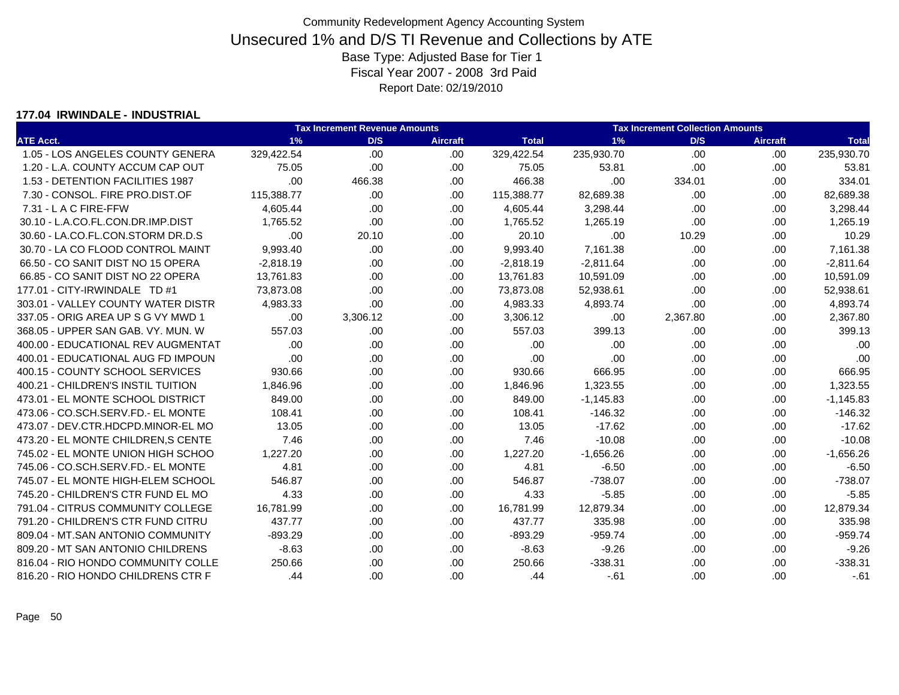# Community Redevelopment Agency Accounting System

## Unsecured 1% and D/S TI Revenue and Collections by ATE

Base Type: Adjusted Base for Tier 1

Fiscal Year 2007 - 2008 3rd Paid

Report Date: 02/19/2010

### 177.04 IRWINDALE - INDUSTRIAL

| ATE Acct. | Tax Increment Revenue Amounts | | | | Tax Increment Collection Amounts | | | |
|---|---|---|---|---|---|---|---|---|
| | 1% | D/S | Aircraft | Total | 1% | D/S | Aircraft | Total |
| 1.05 - LOS ANGELES COUNTY GENERA | 329,422.54 | .00 | .00 | 329,422.54 | 235,930.70 | .00 | .00 | 235,930.70 |
| 1.20 - L.A. COUNTY ACCUM CAP OUT | 75.05 | .00 | .00 | 75.05 | 53.81 | .00 | .00 | 53.81 |
| 1.53 - DETENTION FACILITIES 1987 | .00 | 466.38 | .00 | 466.38 | .00 | 334.01 | .00 | 334.01 |
| 7.30 - CONSOL. FIRE PRO.DIST.OF | 115,388.77 | .00 | .00 | 115,388.77 | 82,689.38 | .00 | .00 | 82,689.38 |
| 7.31 - L A C FIRE-FFW | 4,605.44 | .00 | .00 | 4,605.44 | 3,298.44 | .00 | .00 | 3,298.44 |
| 30.10 - L.A.CO.FL.CON.DR.IMP.DIST | 1,765.52 | .00 | .00 | 1,765.52 | 1,265.19 | .00 | .00 | 1,265.19 |
| 30.60 - LA.CO.FL.CON.STORM DR.D.S | .00 | 20.10 | .00 | 20.10 | .00 | 10.29 | .00 | 10.29 |
| 30.70 - LA CO FLOOD CONTROL MAINT | 9,993.40 | .00 | .00 | 9,993.40 | 7,161.38 | .00 | .00 | 7,161.38 |
| 66.50 - CO SANIT DIST NO 15 OPERA | -2,818.19 | .00 | .00 | -2,818.19 | -2,811.64 | .00 | .00 | -2,811.64 |
| 66.85 - CO SANIT DIST NO 22 OPERA | 13,761.83 | .00 | .00 | 13,761.83 | 10,591.09 | .00 | .00 | 10,591.09 |
| 177.01 - CITY-IRWINDALE TD #1 | 73,873.08 | .00 | .00 | 73,873.08 | 52,938.61 | .00 | .00 | 52,938.61 |
| 303.01 - VALLEY COUNTY WATER DISTR | 4,983.33 | .00 | .00 | 4,983.33 | 4,893.74 | .00 | .00 | 4,893.74 |
| 337.05 - ORIG AREA UP S G VY MWD 1 | .00 | 3,306.12 | .00 | 3,306.12 | .00 | 2,367.80 | .00 | 2,367.80 |
| 368.05 - UPPER SAN GAB. VY. MUN. W | 557.03 | .00 | .00 | 557.03 | 399.13 | .00 | .00 | 399.13 |
| 400.00 - EDUCATIONAL REV AUGMENTAT | .00 | .00 | .00 | .00 | .00 | .00 | .00 | .00 |
| 400.01 - EDUCATIONAL AUG FD IMPOUN | .00 | .00 | .00 | .00 | .00 | .00 | .00 | .00 |
| 400.15 - COUNTY SCHOOL SERVICES | 930.66 | .00 | .00 | 930.66 | 666.95 | .00 | .00 | 666.95 |
| 400.21 - CHILDREN'S INSTIL TUITION | 1,846.96 | .00 | .00 | 1,846.96 | 1,323.55 | .00 | .00 | 1,323.55 |
| 473.01 - EL MONTE SCHOOL DISTRICT | 849.00 | .00 | .00 | 849.00 | -1,145.83 | .00 | .00 | -1,145.83 |
| 473.06 - CO.SCH.SERV.FD.- EL MONTE | 108.41 | .00 | .00 | 108.41 | -146.32 | .00 | .00 | -146.32 |
| 473.07 - DEV.CTR.HDCPD.MINOR-EL MO | 13.05 | .00 | .00 | 13.05 | -17.62 | .00 | .00 | -17.62 |
| 473.20 - EL MONTE CHILDREN,S CENTE | 7.46 | .00 | .00 | 7.46 | -10.08 | .00 | .00 | -10.08 |
| 745.02 - EL MONTE UNION HIGH SCHOO | 1,227.20 | .00 | .00 | 1,227.20 | -1,656.26 | .00 | .00 | -1,656.26 |
| 745.06 - CO.SCH.SERV.FD.- EL MONTE | 4.81 | .00 | .00 | 4.81 | -6.50 | .00 | .00 | -6.50 |
| 745.07 - EL MONTE HIGH-ELEM SCHOOL | 546.87 | .00 | .00 | 546.87 | -738.07 | .00 | .00 | -738.07 |
| 745.20 - CHILDREN'S CTR FUND EL MO | 4.33 | .00 | .00 | 4.33 | -5.85 | .00 | .00 | -5.85 |
| 791.04 - CITRUS COMMUNITY COLLEGE | 16,781.99 | .00 | .00 | 16,781.99 | 12,879.34 | .00 | .00 | 12,879.34 |
| 791.20 - CHILDREN'S CTR FUND CITRU | 437.77 | .00 | .00 | 437.77 | 335.98 | .00 | .00 | 335.98 |
| 809.04 - MT.SAN ANTONIO COMMUNITY | -893.29 | .00 | .00 | -893.29 | -959.74 | .00 | .00 | -959.74 |
| 809.20 - MT SAN ANTONIO CHILDRENS | -8.63 | .00 | .00 | -8.63 | -9.26 | .00 | .00 | -9.26 |
| 816.04 - RIO HONDO COMMUNITY COLLE | 250.66 | .00 | .00 | 250.66 | -338.31 | .00 | .00 | -338.31 |
| 816.20 - RIO HONDO CHILDRENS CTR F | .44 | .00 | .00 | .44 | -.61 | .00 | .00 | -.61 |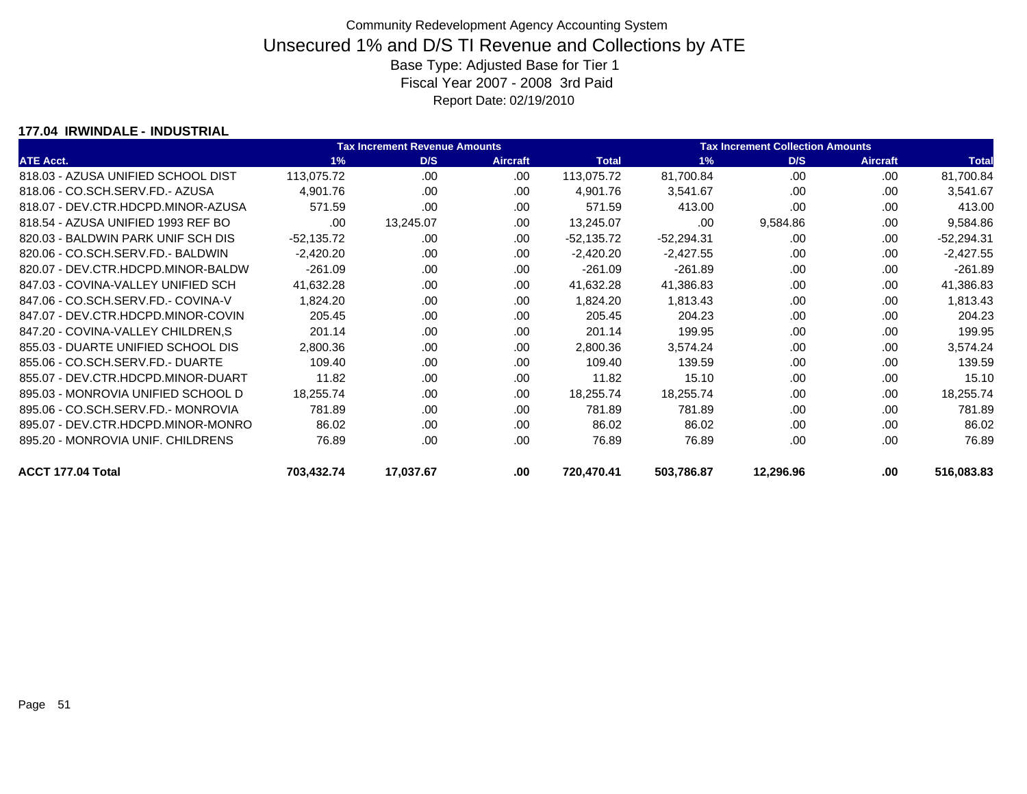Community Redevelopment Agency Accounting System

# Unsecured 1% and D/S TI Revenue and Collections by ATE

Base Type: Adjusted Base for Tier 1

Fiscal Year 2007 - 2008 3rd Paid

Report Date: 02/19/2010

**177.04 IRWINDALE - INDUSTRIAL**

| | Tax Increment Revenue Amounts | | | | Tax Increment Collection Amounts | | | |
|---|---|---|---|---|---|---|---|---|
| ATE Acct. | 1% | D/S | Aircraft | Total | 1% | D/S | Aircraft | Total |
| 818.03 - AZUSA UNIFIED SCHOOL DIST | 113,075.72 | .00 | .00 | 113,075.72 | 81,700.84 | .00 | .00 | 81,700.84 |
| 818.06 - CO.SCH.SERV.FD.- AZUSA | 4,901.76 | .00 | .00 | 4,901.76 | 3,541.67 | .00 | .00 | 3,541.67 |
| 818.07 - DEV.CTR.HDCPD.MINOR-AZUSA | 571.59 | .00 | .00 | 571.59 | 413.00 | .00 | .00 | 413.00 |
| 818.54 - AZUSA UNIFIED 1993 REF BO | .00 | 13,245.07 | .00 | 13,245.07 | .00 | 9,584.86 | .00 | 9,584.86 |
| 820.03 - BALDWIN PARK UNIF SCH DIS | -52,135.72 | .00 | .00 | -52,135.72 | -52,294.31 | .00 | .00 | -52,294.31 |
| 820.06 - CO.SCH.SERV.FD.- BALDWIN | -2,420.20 | .00 | .00 | -2,420.20 | -2,427.55 | .00 | .00 | -2,427.55 |
| 820.07 - DEV.CTR.HDCPD.MINOR-BALDW | -261.09 | .00 | .00 | -261.09 | -261.89 | .00 | .00 | -261.89 |
| 847.03 - COVINA-VALLEY UNIFIED SCH | 41,632.28 | .00 | .00 | 41,632.28 | 41,386.83 | .00 | .00 | 41,386.83 |
| 847.06 - CO.SCH.SERV.FD.- COVINA-V | 1,824.20 | .00 | .00 | 1,824.20 | 1,813.43 | .00 | .00 | 1,813.43 |
| 847.07 - DEV.CTR.HDCPD.MINOR-COVIN | 205.45 | .00 | .00 | 205.45 | 204.23 | .00 | .00 | 204.23 |
| 847.20 - COVINA-VALLEY CHILDREN,S | 201.14 | .00 | .00 | 201.14 | 199.95 | .00 | .00 | 199.95 |
| 855.03 - DUARTE UNIFIED SCHOOL DIS | 2,800.36 | .00 | .00 | 2,800.36 | 3,574.24 | .00 | .00 | 3,574.24 |
| 855.06 - CO.SCH.SERV.FD.- DUARTE | 109.40 | .00 | .00 | 109.40 | 139.59 | .00 | .00 | 139.59 |
| 855.07 - DEV.CTR.HDCPD.MINOR-DUART | 11.82 | .00 | .00 | 11.82 | 15.10 | .00 | .00 | 15.10 |
| 895.03 - MONROVIA UNIFIED SCHOOL D | 18,255.74 | .00 | .00 | 18,255.74 | 18,255.74 | .00 | .00 | 18,255.74 |
| 895.06 - CO.SCH.SERV.FD.- MONROVIA | 781.89 | .00 | .00 | 781.89 | 781.89 | .00 | .00 | 781.89 |
| 895.07 - DEV.CTR.HDCPD.MINOR-MONRO | 86.02 | .00 | .00 | 86.02 | 86.02 | .00 | .00 | 86.02 |
| 895.20 - MONROVIA UNIF. CHILDRENS | 76.89 | .00 | .00 | 76.89 | 76.89 | .00 | .00 | 76.89 |
| **ACCT 177.04 Total** | **703,432.74** | **17,037.67** | **.00** | **720,470.41** | **503,786.87** | **12,296.96** | **.00** | **516,083.83** |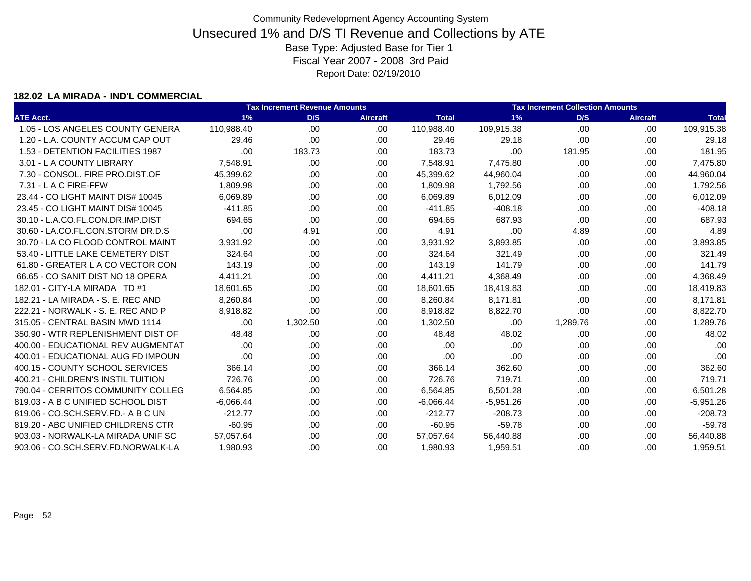Community Redevelopment Agency Accounting System

# Unsecured 1% and D/S TI Revenue and Collections by ATE

Base Type: Adjusted Base for Tier 1

Fiscal Year 2007 - 2008 3rd Paid

Report Date: 02/19/2010

### 182.02 LA MIRADA - IND'L COMMERCIAL

| | Tax Increment Revenue Amounts | | | | Tax Increment Collection Amounts | | | |
|---|---|---|---|---|---|---|---|---|
| ATE Acct. | 1% | D/S | Aircraft | Total | 1% | D/S | Aircraft | Total |
| 1.05 - LOS ANGELES COUNTY GENERA | 110,988.40 | .00 | .00 | 110,988.40 | 109,915.38 | .00 | .00 | 109,915.38 |
| 1.20 - L.A. COUNTY ACCUM CAP OUT | 29.46 | .00 | .00 | 29.46 | 29.18 | .00 | .00 | 29.18 |
| 1.53 - DETENTION FACILITIES 1987 | .00 | 183.73 | .00 | 183.73 | .00 | 181.95 | .00 | 181.95 |
| 3.01 - L A COUNTY LIBRARY | 7,548.91 | .00 | .00 | 7,548.91 | 7,475.80 | .00 | .00 | 7,475.80 |
| 7.30 - CONSOL. FIRE PRO.DIST.OF | 45,399.62 | .00 | .00 | 45,399.62 | 44,960.04 | .00 | .00 | 44,960.04 |
| 7.31 - L A C FIRE-FFW | 1,809.98 | .00 | .00 | 1,809.98 | 1,792.56 | .00 | .00 | 1,792.56 |
| 23.44 - CO LIGHT MAINT DIS# 10045 | 6,069.89 | .00 | .00 | 6,069.89 | 6,012.09 | .00 | .00 | 6,012.09 |
| 23.45 - CO LIGHT MAINT DIS# 10045 | -411.85 | .00 | .00 | -411.85 | -408.18 | .00 | .00 | -408.18 |
| 30.10 - L.A.CO.FL.CON.DR.IMP.DIST | 694.65 | .00 | .00 | 694.65 | 687.93 | .00 | .00 | 687.93 |
| 30.60 - LA.CO.FL.CON.STORM DR.D.S | .00 | 4.91 | .00 | 4.91 | .00 | 4.89 | .00 | 4.89 |
| 30.70 - LA CO FLOOD CONTROL MAINT | 3,931.92 | .00 | .00 | 3,931.92 | 3,893.85 | .00 | .00 | 3,893.85 |
| 53.40 - LITTLE LAKE CEMETERY DIST | 324.64 | .00 | .00 | 324.64 | 321.49 | .00 | .00 | 321.49 |
| 61.80 - GREATER L A CO VECTOR CON | 143.19 | .00 | .00 | 143.19 | 141.79 | .00 | .00 | 141.79 |
| 66.65 - CO SANIT DIST NO 18 OPERA | 4,411.21 | .00 | .00 | 4,411.21 | 4,368.49 | .00 | .00 | 4,368.49 |
| 182.01 - CITY-LA MIRADA TD #1 | 18,601.65 | .00 | .00 | 18,601.65 | 18,419.83 | .00 | .00 | 18,419.83 |
| 182.21 - LA MIRADA - S. E. REC AND | 8,260.84 | .00 | .00 | 8,260.84 | 8,171.81 | .00 | .00 | 8,171.81 |
| 222.21 - NORWALK - S. E. REC AND P | 8,918.82 | .00 | .00 | 8,918.82 | 8,822.70 | .00 | .00 | 8,822.70 |
| 315.05 - CENTRAL BASIN MWD 1114 | .00 | 1,302.50 | .00 | 1,302.50 | .00 | 1,289.76 | .00 | 1,289.76 |
| 350.90 - WTR REPLENISHMENT DIST OF | 48.48 | .00 | .00 | 48.48 | 48.02 | .00 | .00 | 48.02 |
| 400.00 - EDUCATIONAL REV AUGMENTAT | .00 | .00 | .00 | .00 | .00 | .00 | .00 | .00 |
| 400.01 - EDUCATIONAL AUG FD IMPOUN | .00 | .00 | .00 | .00 | .00 | .00 | .00 | .00 |
| 400.15 - COUNTY SCHOOL SERVICES | 366.14 | .00 | .00 | 366.14 | 362.60 | .00 | .00 | 362.60 |
| 400.21 - CHILDREN'S INSTIL TUITION | 726.76 | .00 | .00 | 726.76 | 719.71 | .00 | .00 | 719.71 |
| 790.04 - CERRITOS COMMUNITY COLLEG | 6,564.85 | .00 | .00 | 6,564.85 | 6,501.28 | .00 | .00 | 6,501.28 |
| 819.03 - A B C UNIFIED SCHOOL DIST | -6,066.44 | .00 | .00 | -6,066.44 | -5,951.26 | .00 | .00 | -5,951.26 |
| 819.06 - CO.SCH.SERV.FD.- A B C UN | -212.77 | .00 | .00 | -212.77 | -208.73 | .00 | .00 | -208.73 |
| 819.20 - ABC UNIFIED CHILDRENS CTR | -60.95 | .00 | .00 | -60.95 | -59.78 | .00 | .00 | -59.78 |
| 903.03 - NORWALK-LA MIRADA UNIF SC | 57,057.64 | .00 | .00 | 57,057.64 | 56,440.88 | .00 | .00 | 56,440.88 |
| 903.06 - CO.SCH.SERV.FD.NORWALK-LA | 1,980.93 | .00 | .00 | 1,980.93 | 1,959.51 | .00 | .00 | 1,959.51 |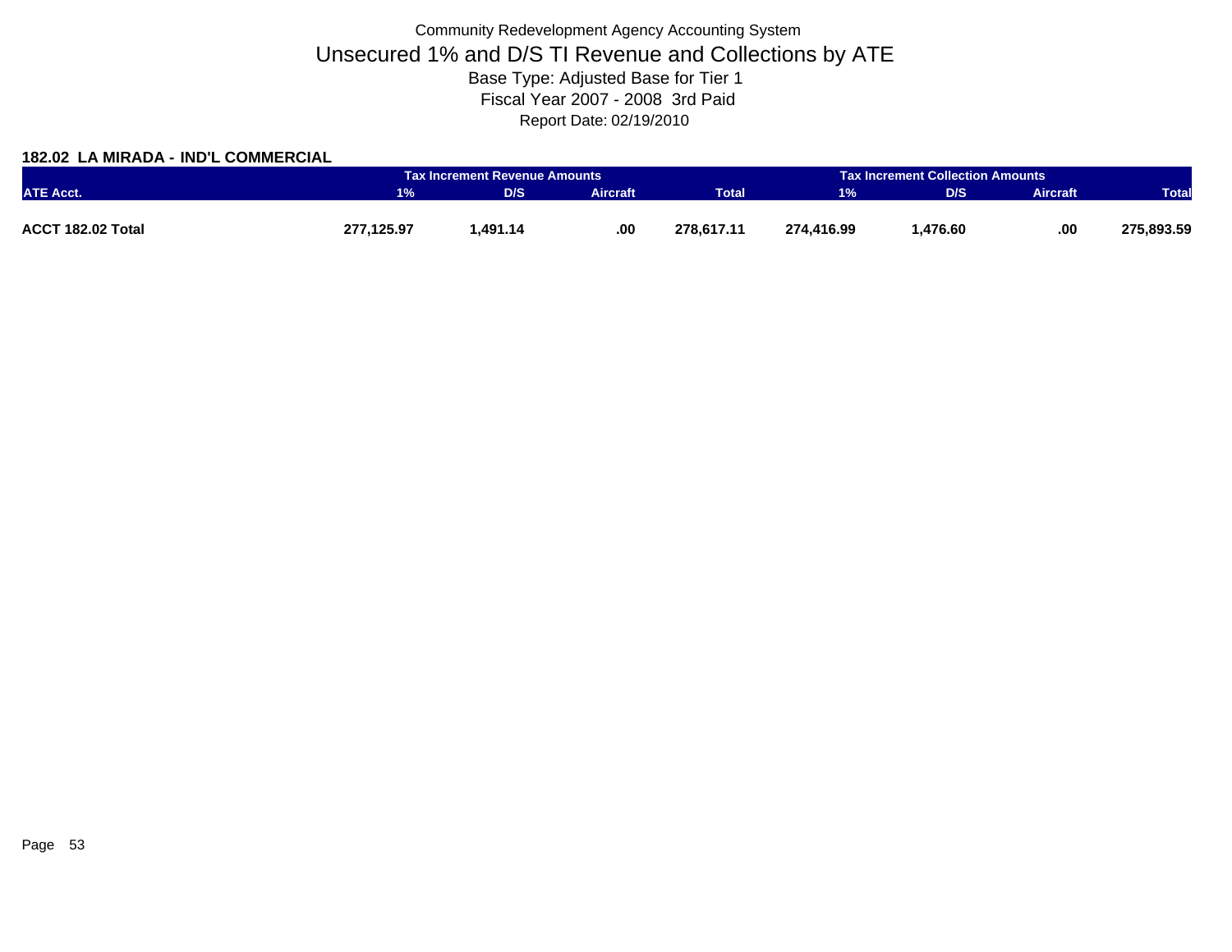Community Redevelopment Agency Accounting System

# Unsecured 1% and D/S TI Revenue and Collections by ATE

Base Type: Adjusted Base for Tier 1

Fiscal Year 2007 - 2008 3rd Paid

Report Date: 02/19/2010

**182.02 LA MIRADA - IND'L COMMERCIAL**

| | Tax Increment Revenue Amounts | | | | Tax Increment Collection Amounts | | | |
|---|---|---|---|---|---|---|---|---|
| ATE Acct. | 1% | D/S | Aircraft | Total | 1% | D/S | Aircraft | Total |
| **ACCT 182.02 Total** | **277,125.97** | **1,491.14** | **.00** | **278,617.11** | **274,416.99** | **1,476.60** | **.00** | **275,893.59** |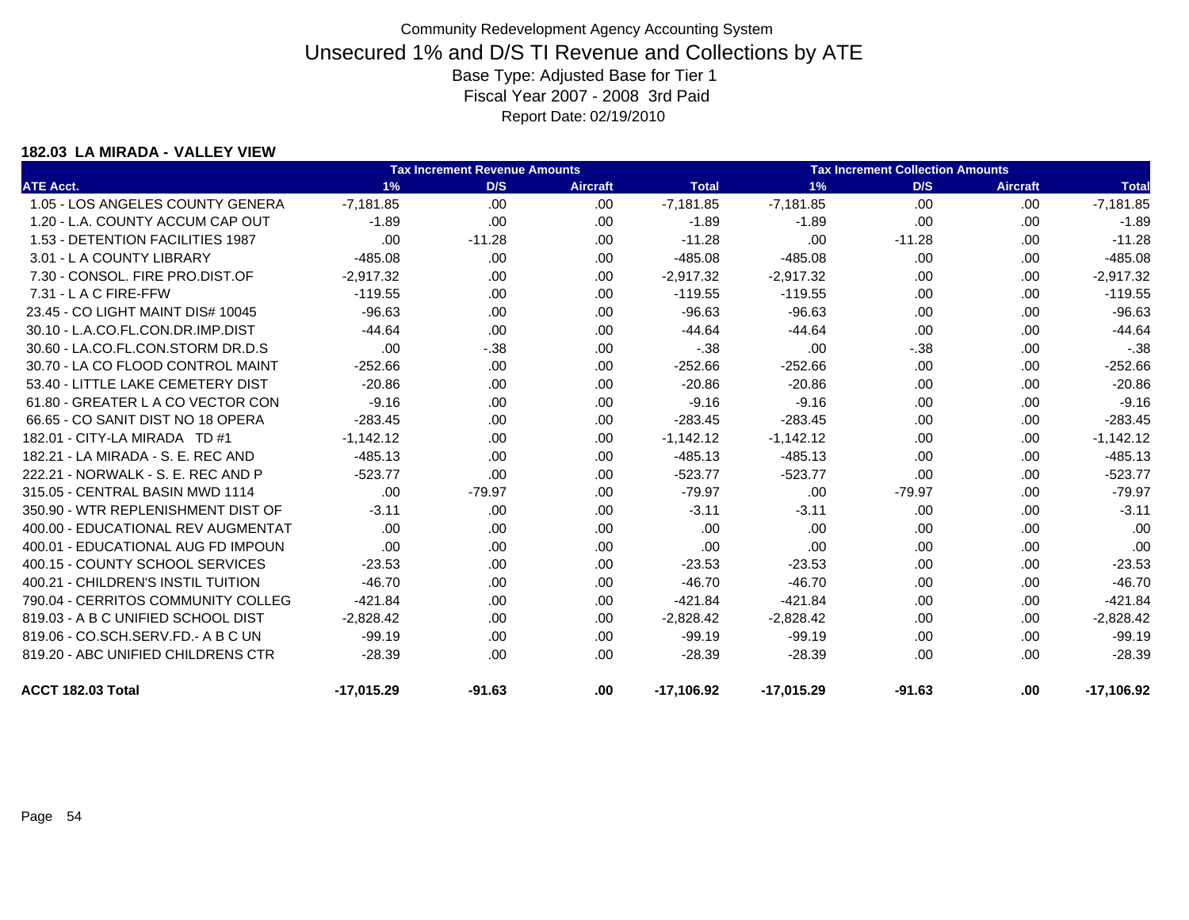Community Redevelopment Agency Accounting System

# Unsecured 1% and D/S TI Revenue and Collections by ATE

Base Type: Adjusted Base for Tier 1

Fiscal Year 2007 - 2008 3rd Paid

Report Date: 02/19/2010

### 182.03 LA MIRADA - VALLEY VIEW

| | Tax Increment Revenue Amounts | | | | Tax Increment Collection Amounts | | | |
|---|---|---|---|---|---|---|---|---|
| ATE Acct. | 1% | D/S | Aircraft | Total | 1% | D/S | Aircraft | Total |
| 1.05 - LOS ANGELES COUNTY GENERA | -7,181.85 | .00 | .00 | -7,181.85 | -7,181.85 | .00 | .00 | -7,181.85 |
| 1.20 - L.A. COUNTY ACCUM CAP OUT | -1.89 | .00 | .00 | -1.89 | -1.89 | .00 | .00 | -1.89 |
| 1.53 - DETENTION FACILITIES 1987 | .00 | -11.28 | .00 | -11.28 | .00 | -11.28 | .00 | -11.28 |
| 3.01 - L A COUNTY LIBRARY | -485.08 | .00 | .00 | -485.08 | -485.08 | .00 | .00 | -485.08 |
| 7.30 - CONSOL. FIRE PRO.DIST.OF | -2,917.32 | .00 | .00 | -2,917.32 | -2,917.32 | .00 | .00 | -2,917.32 |
| 7.31 - L A C FIRE-FFW | -119.55 | .00 | .00 | -119.55 | -119.55 | .00 | .00 | -119.55 |
| 23.45 - CO LIGHT MAINT DIS# 10045 | -96.63 | .00 | .00 | -96.63 | -96.63 | .00 | .00 | -96.63 |
| 30.10 - L.A.CO.FL.CON.DR.IMP.DIST | -44.64 | .00 | .00 | -44.64 | -44.64 | .00 | .00 | -44.64 |
| 30.60 - LA.CO.FL.CON.STORM DR.D.S | .00 | -.38 | .00 | -.38 | .00 | -.38 | .00 | -.38 |
| 30.70 - LA CO FLOOD CONTROL MAINT | -252.66 | .00 | .00 | -252.66 | -252.66 | .00 | .00 | -252.66 |
| 53.40 - LITTLE LAKE CEMETERY DIST | -20.86 | .00 | .00 | -20.86 | -20.86 | .00 | .00 | -20.86 |
| 61.80 - GREATER L A CO VECTOR CON | -9.16 | .00 | .00 | -9.16 | -9.16 | .00 | .00 | -9.16 |
| 66.65 - CO SANIT DIST NO 18 OPERA | -283.45 | .00 | .00 | -283.45 | -283.45 | .00 | .00 | -283.45 |
| 182.01 - CITY-LA MIRADA TD #1 | -1,142.12 | .00 | .00 | -1,142.12 | -1,142.12 | .00 | .00 | -1,142.12 |
| 182.21 - LA MIRADA - S. E. REC AND | -485.13 | .00 | .00 | -485.13 | -485.13 | .00 | .00 | -485.13 |
| 222.21 - NORWALK - S. E. REC AND P | -523.77 | .00 | .00 | -523.77 | -523.77 | .00 | .00 | -523.77 |
| 315.05 - CENTRAL BASIN MWD 1114 | .00 | -79.97 | .00 | -79.97 | .00 | -79.97 | .00 | -79.97 |
| 350.90 - WTR REPLENISHMENT DIST OF | -3.11 | .00 | .00 | -3.11 | -3.11 | .00 | .00 | -3.11 |
| 400.00 - EDUCATIONAL REV AUGMENTAT | .00 | .00 | .00 | .00 | .00 | .00 | .00 | .00 |
| 400.01 - EDUCATIONAL AUG FD IMPOUN | .00 | .00 | .00 | .00 | .00 | .00 | .00 | .00 |
| 400.15 - COUNTY SCHOOL SERVICES | -23.53 | .00 | .00 | -23.53 | -23.53 | .00 | .00 | -23.53 |
| 400.21 - CHILDREN'S INSTIL TUITION | -46.70 | .00 | .00 | -46.70 | -46.70 | .00 | .00 | -46.70 |
| 790.04 - CERRITOS COMMUNITY COLLEG | -421.84 | .00 | .00 | -421.84 | -421.84 | .00 | .00 | -421.84 |
| 819.03 - A B C UNIFIED SCHOOL DIST | -2,828.42 | .00 | .00 | -2,828.42 | -2,828.42 | .00 | .00 | -2,828.42 |
| 819.06 - CO.SCH.SERV.FD.- A B C UN | -99.19 | .00 | .00 | -99.19 | -99.19 | .00 | .00 | -99.19 |
| 819.20 - ABC UNIFIED CHILDRENS CTR | -28.39 | .00 | .00 | -28.39 | -28.39 | .00 | .00 | -28.39 |
| **ACCT 182.03 Total** | **-17,015.29** | **-91.63** | **.00** | **-17,106.92** | **-17,015.29** | **-91.63** | **.00** | **-17,106.92** |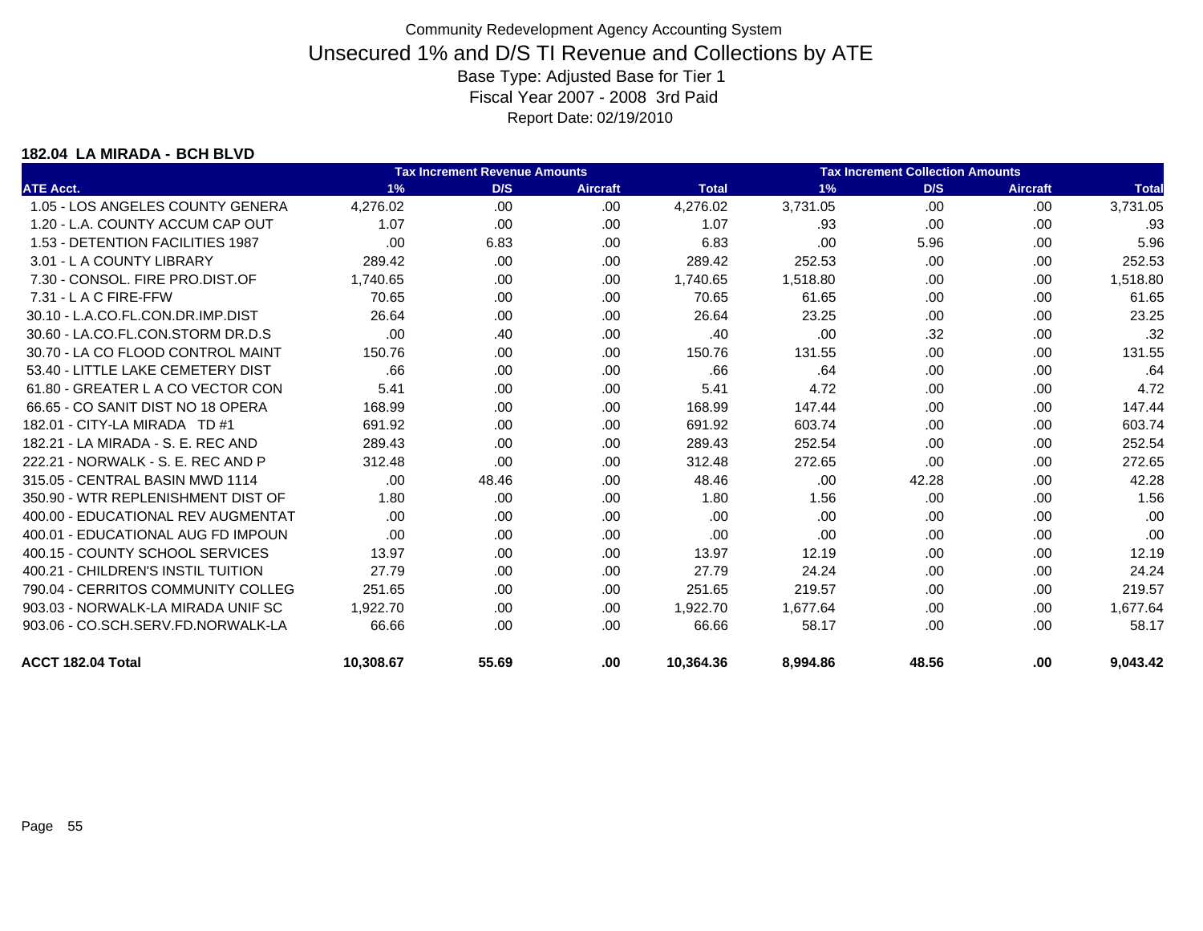Community Redevelopment Agency Accounting System

# Unsecured 1% and D/S TI Revenue and Collections by ATE

Base Type: Adjusted Base for Tier 1

Fiscal Year 2007 - 2008 3rd Paid

Report Date: 02/19/2010

**182.04 LA MIRADA - BCH BLVD**

| | Tax Increment Revenue Amounts | | | | Tax Increment Collection Amounts | | | |
|---|---|---|---|---|---|---|---|---|
| ATE Acct. | 1% | D/S | Aircraft | Total | 1% | D/S | Aircraft | Total |
| 1.05 - LOS ANGELES COUNTY GENERA | 4,276.02 | .00 | .00 | 4,276.02 | 3,731.05 | .00 | .00 | 3,731.05 |
| 1.20 - L.A. COUNTY ACCUM CAP OUT | 1.07 | .00 | .00 | 1.07 | .93 | .00 | .00 | .93 |
| 1.53 - DETENTION FACILITIES 1987 | .00 | 6.83 | .00 | 6.83 | .00 | 5.96 | .00 | 5.96 |
| 3.01 - L A COUNTY LIBRARY | 289.42 | .00 | .00 | 289.42 | 252.53 | .00 | .00 | 252.53 |
| 7.30 - CONSOL. FIRE PRO.DIST.OF | 1,740.65 | .00 | .00 | 1,740.65 | 1,518.80 | .00 | .00 | 1,518.80 |
| 7.31 - L A C FIRE-FFW | 70.65 | .00 | .00 | 70.65 | 61.65 | .00 | .00 | 61.65 |
| 30.10 - L.A.CO.FL.CON.DR.IMP.DIST | 26.64 | .00 | .00 | 26.64 | 23.25 | .00 | .00 | 23.25 |
| 30.60 - LA.CO.FL.CON.STORM DR.D.S | .00 | .40 | .00 | .40 | .00 | .32 | .00 | .32 |
| 30.70 - LA CO FLOOD CONTROL MAINT | 150.76 | .00 | .00 | 150.76 | 131.55 | .00 | .00 | 131.55 |
| 53.40 - LITTLE LAKE CEMETERY DIST | .66 | .00 | .00 | .66 | .64 | .00 | .00 | .64 |
| 61.80 - GREATER L A CO VECTOR CON | 5.41 | .00 | .00 | 5.41 | 4.72 | .00 | .00 | 4.72 |
| 66.65 - CO SANIT DIST NO 18 OPERA | 168.99 | .00 | .00 | 168.99 | 147.44 | .00 | .00 | 147.44 |
| 182.01 - CITY-LA MIRADA TD #1 | 691.92 | .00 | .00 | 691.92 | 603.74 | .00 | .00 | 603.74 |
| 182.21 - LA MIRADA - S. E. REC AND | 289.43 | .00 | .00 | 289.43 | 252.54 | .00 | .00 | 252.54 |
| 222.21 - NORWALK - S. E. REC AND P | 312.48 | .00 | .00 | 312.48 | 272.65 | .00 | .00 | 272.65 |
| 315.05 - CENTRAL BASIN MWD 1114 | .00 | 48.46 | .00 | 48.46 | .00 | 42.28 | .00 | 42.28 |
| 350.90 - WTR REPLENISHMENT DIST OF | 1.80 | .00 | .00 | 1.80 | 1.56 | .00 | .00 | 1.56 |
| 400.00 - EDUCATIONAL REV AUGMENTAT | .00 | .00 | .00 | .00 | .00 | .00 | .00 | .00 |
| 400.01 - EDUCATIONAL AUG FD IMPOUN | .00 | .00 | .00 | .00 | .00 | .00 | .00 | .00 |
| 400.15 - COUNTY SCHOOL SERVICES | 13.97 | .00 | .00 | 13.97 | 12.19 | .00 | .00 | 12.19 |
| 400.21 - CHILDREN'S INSTIL TUITION | 27.79 | .00 | .00 | 27.79 | 24.24 | .00 | .00 | 24.24 |
| 790.04 - CERRITOS COMMUNITY COLLEG | 251.65 | .00 | .00 | 251.65 | 219.57 | .00 | .00 | 219.57 |
| 903.03 - NORWALK-LA MIRADA UNIF SC | 1,922.70 | .00 | .00 | 1,922.70 | 1,677.64 | .00 | .00 | 1,677.64 |
| 903.06 - CO.SCH.SERV.FD.NORWALK-LA | 66.66 | .00 | .00 | 66.66 | 58.17 | .00 | .00 | 58.17 |
| **ACCT 182.04 Total** | **10,308.67** | **55.69** | **.00** | **10,364.36** | **8,994.86** | **48.56** | **.00** | **9,043.42** |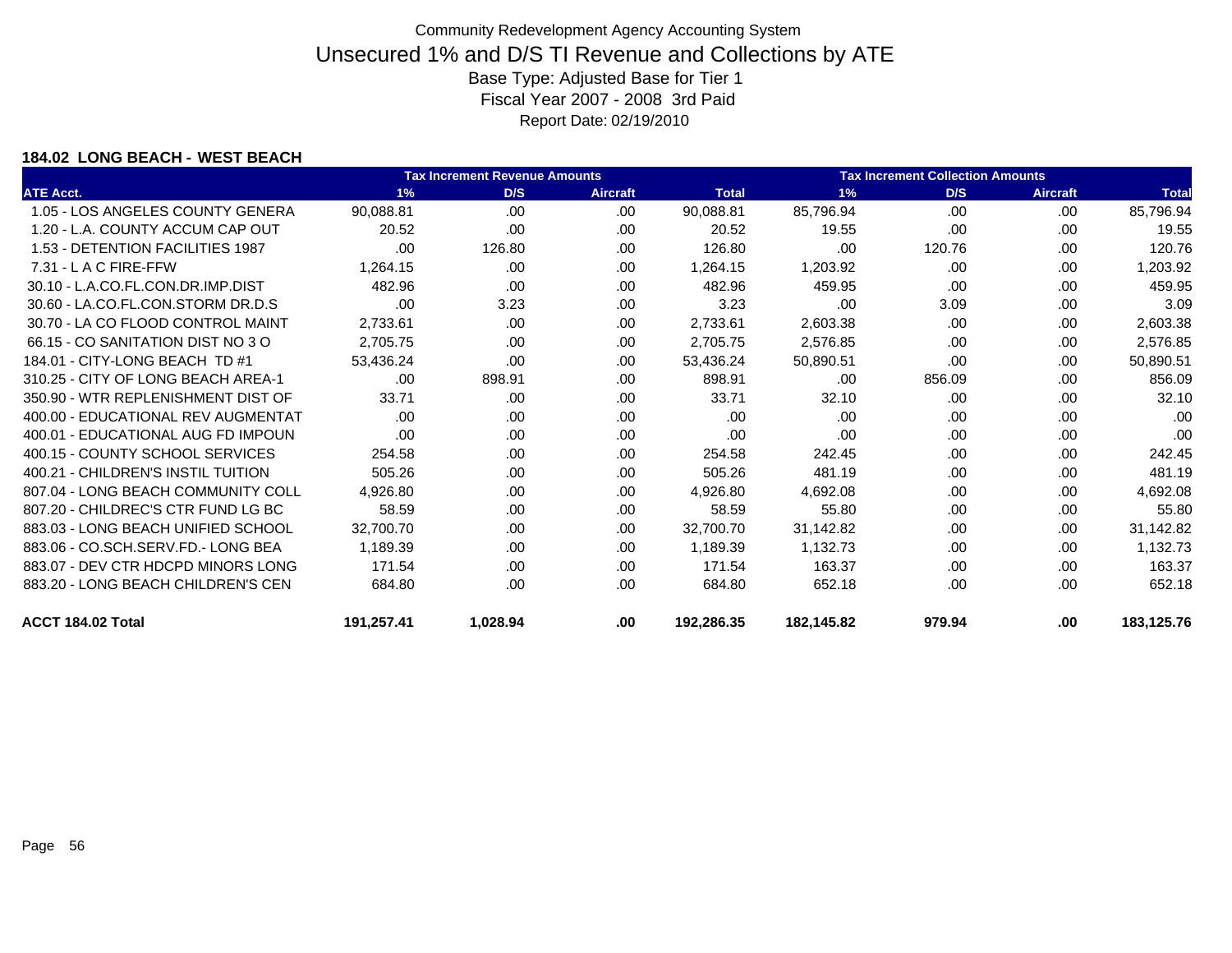# Community Redevelopment Agency Accounting System

## Unsecured 1% and D/S TI Revenue and Collections by ATE

Base Type: Adjusted Base for Tier 1

Fiscal Year 2007 - 2008 3rd Paid

Report Date: 02/19/2010

### 184.02 LONG BEACH - WEST BEACH

| | Tax Increment Revenue Amounts | | | | Tax Increment Collection Amounts | | | |
|---|---|---|---|---|---|---|---|---|
| ATE Acct. | 1% | D/S | Aircraft | Total | 1% | D/S | Aircraft | Total |
| 1.05 - LOS ANGELES COUNTY GENERA | 90,088.81 | .00 | .00 | 90,088.81 | 85,796.94 | .00 | .00 | 85,796.94 |
| 1.20 - L.A. COUNTY ACCUM CAP OUT | 20.52 | .00 | .00 | 20.52 | 19.55 | .00 | .00 | 19.55 |
| 1.53 - DETENTION FACILITIES 1987 | .00 | 126.80 | .00 | 126.80 | .00 | 120.76 | .00 | 120.76 |
| 7.31 - L A C FIRE-FFW | 1,264.15 | .00 | .00 | 1,264.15 | 1,203.92 | .00 | .00 | 1,203.92 |
| 30.10 - L.A.CO.FL.CON.DR.IMP.DIST | 482.96 | .00 | .00 | 482.96 | 459.95 | .00 | .00 | 459.95 |
| 30.60 - LA.CO.FL.CON.STORM DR.D.S | .00 | 3.23 | .00 | 3.23 | .00 | 3.09 | .00 | 3.09 |
| 30.70 - LA CO FLOOD CONTROL MAINT | 2,733.61 | .00 | .00 | 2,733.61 | 2,603.38 | .00 | .00 | 2,603.38 |
| 66.15 - CO SANITATION DIST NO 3 O | 2,705.75 | .00 | .00 | 2,705.75 | 2,576.85 | .00 | .00 | 2,576.85 |
| 184.01 - CITY-LONG BEACH TD #1 | 53,436.24 | .00 | .00 | 53,436.24 | 50,890.51 | .00 | .00 | 50,890.51 |
| 310.25 - CITY OF LONG BEACH AREA-1 | .00 | 898.91 | .00 | 898.91 | .00 | 856.09 | .00 | 856.09 |
| 350.90 - WTR REPLENISHMENT DIST OF | 33.71 | .00 | .00 | 33.71 | 32.10 | .00 | .00 | 32.10 |
| 400.00 - EDUCATIONAL REV AUGMENTAT | .00 | .00 | .00 | .00 | .00 | .00 | .00 | .00 |
| 400.01 - EDUCATIONAL AUG FD IMPOUN | .00 | .00 | .00 | .00 | .00 | .00 | .00 | .00 |
| 400.15 - COUNTY SCHOOL SERVICES | 254.58 | .00 | .00 | 254.58 | 242.45 | .00 | .00 | 242.45 |
| 400.21 - CHILDREN'S INSTIL TUITION | 505.26 | .00 | .00 | 505.26 | 481.19 | .00 | .00 | 481.19 |
| 807.04 - LONG BEACH COMMUNITY COLL | 4,926.80 | .00 | .00 | 4,926.80 | 4,692.08 | .00 | .00 | 4,692.08 |
| 807.20 - CHILDREC'S CTR FUND LG BC | 58.59 | .00 | .00 | 58.59 | 55.80 | .00 | .00 | 55.80 |
| 883.03 - LONG BEACH UNIFIED SCHOOL | 32,700.70 | .00 | .00 | 32,700.70 | 31,142.82 | .00 | .00 | 31,142.82 |
| 883.06 - CO.SCH.SERV.FD.- LONG BEA | 1,189.39 | .00 | .00 | 1,189.39 | 1,132.73 | .00 | .00 | 1,132.73 |
| 883.07 - DEV CTR HDCPD MINORS LONG | 171.54 | .00 | .00 | 171.54 | 163.37 | .00 | .00 | 163.37 |
| 883.20 - LONG BEACH CHILDREN'S CEN | 684.80 | .00 | .00 | 684.80 | 652.18 | .00 | .00 | 652.18 |
| **ACCT 184.02 Total** | **191,257.41** | **1,028.94** | **.00** | **192,286.35** | **182,145.82** | **979.94** | **.00** | **183,125.76** |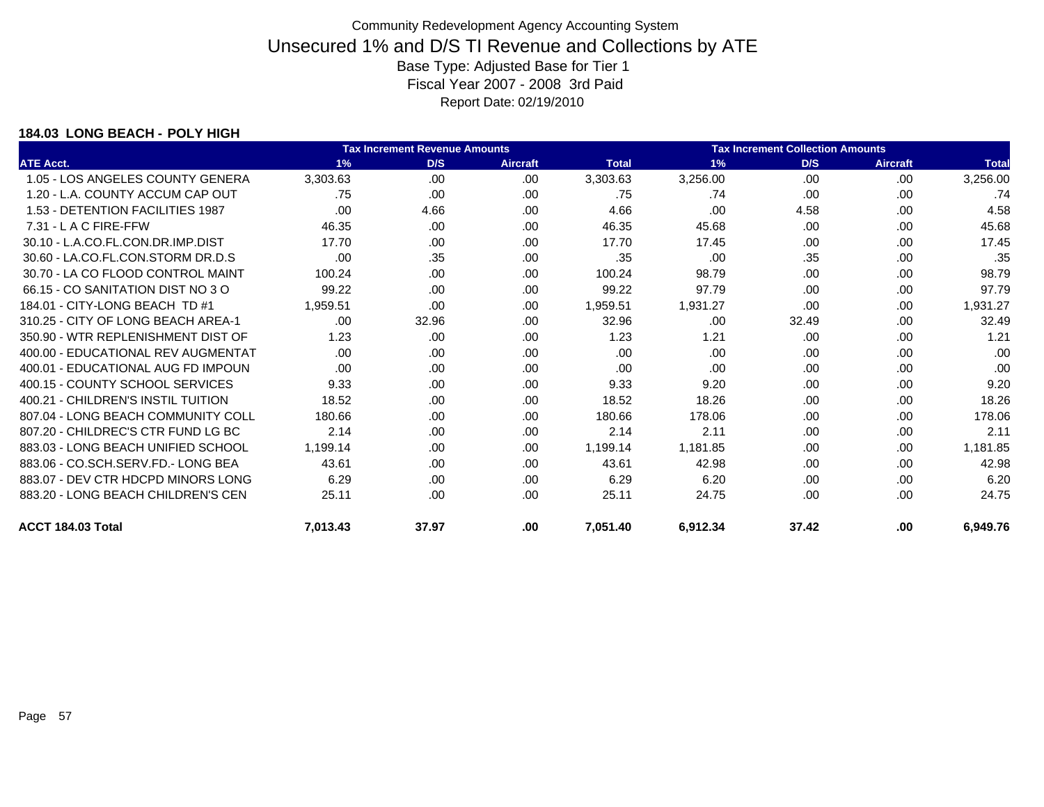Community Redevelopment Agency Accounting System

# Unsecured 1% and D/S TI Revenue and Collections by ATE

Base Type: Adjusted Base for Tier 1

Fiscal Year 2007 - 2008 3rd Paid

Report Date: 02/19/2010

### 184.03 LONG BEACH - POLY HIGH

| | Tax Increment Revenue Amounts | | | | Tax Increment Collection Amounts | | | |
|---|---|---|---|---|---|---|---|---|
| ATE Acct. | 1% | D/S | Aircraft | Total | 1% | D/S | Aircraft | Total |
| 1.05 - LOS ANGELES COUNTY GENERA | 3,303.63 | .00 | .00 | 3,303.63 | 3,256.00 | .00 | .00 | 3,256.00 |
| 1.20 - L.A. COUNTY ACCUM CAP OUT | .75 | .00 | .00 | .75 | .74 | .00 | .00 | .74 |
| 1.53 - DETENTION FACILITIES 1987 | .00 | 4.66 | .00 | 4.66 | .00 | 4.58 | .00 | 4.58 |
| 7.31 - L A C FIRE-FFW | 46.35 | .00 | .00 | 46.35 | 45.68 | .00 | .00 | 45.68 |
| 30.10 - L.A.CO.FL.CON.DR.IMP.DIST | 17.70 | .00 | .00 | 17.70 | 17.45 | .00 | .00 | 17.45 |
| 30.60 - LA.CO.FL.CON.STORM DR.D.S | .00 | .35 | .00 | .35 | .00 | .35 | .00 | .35 |
| 30.70 - LA CO FLOOD CONTROL MAINT | 100.24 | .00 | .00 | 100.24 | 98.79 | .00 | .00 | 98.79 |
| 66.15 - CO SANITATION DIST NO 3 O | 99.22 | .00 | .00 | 99.22 | 97.79 | .00 | .00 | 97.79 |
| 184.01 - CITY-LONG BEACH TD #1 | 1,959.51 | .00 | .00 | 1,959.51 | 1,931.27 | .00 | .00 | 1,931.27 |
| 310.25 - CITY OF LONG BEACH AREA-1 | .00 | 32.96 | .00 | 32.96 | .00 | 32.49 | .00 | 32.49 |
| 350.90 - WTR REPLENISHMENT DIST OF | 1.23 | .00 | .00 | 1.23 | 1.21 | .00 | .00 | 1.21 |
| 400.00 - EDUCATIONAL REV AUGMENTAT | .00 | .00 | .00 | .00 | .00 | .00 | .00 | .00 |
| 400.01 - EDUCATIONAL AUG FD IMPOUN | .00 | .00 | .00 | .00 | .00 | .00 | .00 | .00 |
| 400.15 - COUNTY SCHOOL SERVICES | 9.33 | .00 | .00 | 9.33 | 9.20 | .00 | .00 | 9.20 |
| 400.21 - CHILDREN'S INSTIL TUITION | 18.52 | .00 | .00 | 18.52 | 18.26 | .00 | .00 | 18.26 |
| 807.04 - LONG BEACH COMMUNITY COLL | 180.66 | .00 | .00 | 180.66 | 178.06 | .00 | .00 | 178.06 |
| 807.20 - CHILDREC'S CTR FUND LG BC | 2.14 | .00 | .00 | 2.14 | 2.11 | .00 | .00 | 2.11 |
| 883.03 - LONG BEACH UNIFIED SCHOOL | 1,199.14 | .00 | .00 | 1,199.14 | 1,181.85 | .00 | .00 | 1,181.85 |
| 883.06 - CO.SCH.SERV.FD.- LONG BEA | 43.61 | .00 | .00 | 43.61 | 42.98 | .00 | .00 | 42.98 |
| 883.07 - DEV CTR HDCPD MINORS LONG | 6.29 | .00 | .00 | 6.29 | 6.20 | .00 | .00 | 6.20 |
| 883.20 - LONG BEACH CHILDREN'S CEN | 25.11 | .00 | .00 | 25.11 | 24.75 | .00 | .00 | 24.75 |
| **ACCT 184.03 Total** | **7,013.43** | **37.97** | **.00** | **7,051.40** | **6,912.34** | **37.42** | **.00** | **6,949.76** |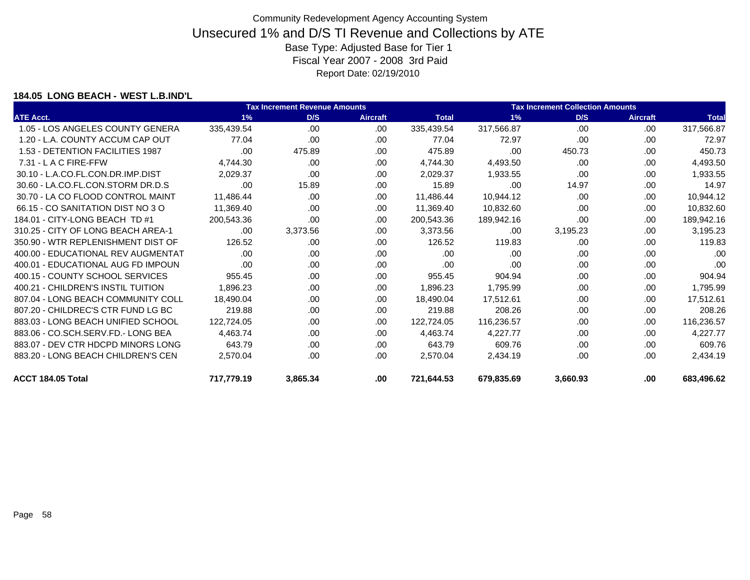Community Redevelopment Agency Accounting System

# Unsecured 1% and D/S TI Revenue and Collections by ATE

Base Type: Adjusted Base for Tier 1

Fiscal Year 2007 - 2008 3rd Paid

Report Date: 02/19/2010

**184.05 LONG BEACH - WEST L.B.IND'L**

| | Tax Increment Revenue Amounts | | | | Tax Increment Collection Amounts | | | |
|---|---|---|---|---|---|---|---|---|
| ATE Acct. | 1% | D/S | Aircraft | Total | 1% | D/S | Aircraft | Total |
| 1.05 - LOS ANGELES COUNTY GENERA | 335,439.54 | .00 | .00 | 335,439.54 | 317,566.87 | .00 | .00 | 317,566.87 |
| 1.20 - L.A. COUNTY ACCUM CAP OUT | 77.04 | .00 | .00 | 77.04 | 72.97 | .00 | .00 | 72.97 |
| 1.53 - DETENTION FACILITIES 1987 | .00 | 475.89 | .00 | 475.89 | .00 | 450.73 | .00 | 450.73 |
| 7.31 - L A C FIRE-FFW | 4,744.30 | .00 | .00 | 4,744.30 | 4,493.50 | .00 | .00 | 4,493.50 |
| 30.10 - L.A.CO.FL.CON.DR.IMP.DIST | 2,029.37 | .00 | .00 | 2,029.37 | 1,933.55 | .00 | .00 | 1,933.55 |
| 30.60 - LA.CO.FL.CON.STORM DR.D.S | .00 | 15.89 | .00 | 15.89 | .00 | 14.97 | .00 | 14.97 |
| 30.70 - LA CO FLOOD CONTROL MAINT | 11,486.44 | .00 | .00 | 11,486.44 | 10,944.12 | .00 | .00 | 10,944.12 |
| 66.15 - CO SANITATION DIST NO 3 O | 11,369.40 | .00 | .00 | 11,369.40 | 10,832.60 | .00 | .00 | 10,832.60 |
| 184.01 - CITY-LONG BEACH TD #1 | 200,543.36 | .00 | .00 | 200,543.36 | 189,942.16 | .00 | .00 | 189,942.16 |
| 310.25 - CITY OF LONG BEACH AREA-1 | .00 | 3,373.56 | .00 | 3,373.56 | .00 | 3,195.23 | .00 | 3,195.23 |
| 350.90 - WTR REPLENISHMENT DIST OF | 126.52 | .00 | .00 | 126.52 | 119.83 | .00 | .00 | 119.83 |
| 400.00 - EDUCATIONAL REV AUGMENTAT | .00 | .00 | .00 | .00 | .00 | .00 | .00 | .00 |
| 400.01 - EDUCATIONAL AUG FD IMPOUN | .00 | .00 | .00 | .00 | .00 | .00 | .00 | .00 |
| 400.15 - COUNTY SCHOOL SERVICES | 955.45 | .00 | .00 | 955.45 | 904.94 | .00 | .00 | 904.94 |
| 400.21 - CHILDREN'S INSTIL TUITION | 1,896.23 | .00 | .00 | 1,896.23 | 1,795.99 | .00 | .00 | 1,795.99 |
| 807.04 - LONG BEACH COMMUNITY COLL | 18,490.04 | .00 | .00 | 18,490.04 | 17,512.61 | .00 | .00 | 17,512.61 |
| 807.20 - CHILDREC'S CTR FUND LG BC | 219.88 | .00 | .00 | 219.88 | 208.26 | .00 | .00 | 208.26 |
| 883.03 - LONG BEACH UNIFIED SCHOOL | 122,724.05 | .00 | .00 | 122,724.05 | 116,236.57 | .00 | .00 | 116,236.57 |
| 883.06 - CO.SCH.SERV.FD.- LONG BEA | 4,463.74 | .00 | .00 | 4,463.74 | 4,227.77 | .00 | .00 | 4,227.77 |
| 883.07 - DEV CTR HDCPD MINORS LONG | 643.79 | .00 | .00 | 643.79 | 609.76 | .00 | .00 | 609.76 |
| 883.20 - LONG BEACH CHILDREN'S CEN | 2,570.04 | .00 | .00 | 2,570.04 | 2,434.19 | .00 | .00 | 2,434.19 |
| **ACCT 184.05 Total** | **717,779.19** | **3,865.34** | **.00** | **721,644.53** | **679,835.69** | **3,660.93** | **.00** | **683,496.62** |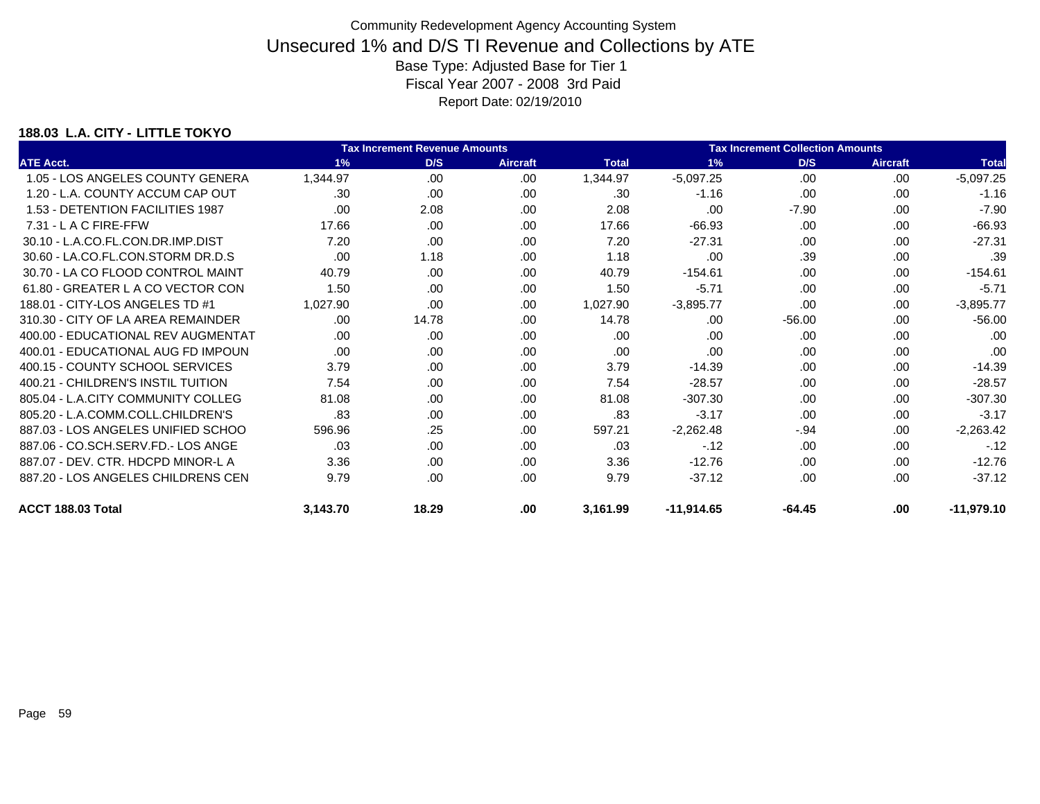Community Redevelopment Agency Accounting System

# Unsecured 1% and D/S TI Revenue and Collections by ATE

Base Type: Adjusted Base for Tier 1

Fiscal Year 2007 - 2008 3rd Paid

Report Date: 02/19/2010

**188.03 L.A. CITY - LITTLE TOKYO**

| | Tax Increment Revenue Amounts | | | | Tax Increment Collection Amounts | | | |
|---|---|---|---|---|---|---|---|---|
| ATE Acct. | 1% | D/S | Aircraft | Total | 1% | D/S | Aircraft | Total |
| 1.05 - LOS ANGELES COUNTY GENERA | 1,344.97 | .00 | .00 | 1,344.97 | -5,097.25 | .00 | .00 | -5,097.25 |
| 1.20 - L.A. COUNTY ACCUM CAP OUT | .30 | .00 | .00 | .30 | -1.16 | .00 | .00 | -1.16 |
| 1.53 - DETENTION FACILITIES 1987 | .00 | 2.08 | .00 | 2.08 | .00 | -7.90 | .00 | -7.90 |
| 7.31 - L A C FIRE-FFW | 17.66 | .00 | .00 | 17.66 | -66.93 | .00 | .00 | -66.93 |
| 30.10 - L.A.CO.FL.CON.DR.IMP.DIST | 7.20 | .00 | .00 | 7.20 | -27.31 | .00 | .00 | -27.31 |
| 30.60 - LA.CO.FL.CON.STORM DR.D.S | .00 | 1.18 | .00 | 1.18 | .00 | .39 | .00 | .39 |
| 30.70 - LA CO FLOOD CONTROL MAINT | 40.79 | .00 | .00 | 40.79 | -154.61 | .00 | .00 | -154.61 |
| 61.80 - GREATER L A CO VECTOR CON | 1.50 | .00 | .00 | 1.50 | -5.71 | .00 | .00 | -5.71 |
| 188.01 - CITY-LOS ANGELES TD #1 | 1,027.90 | .00 | .00 | 1,027.90 | -3,895.77 | .00 | .00 | -3,895.77 |
| 310.30 - CITY OF LA AREA REMAINDER | .00 | 14.78 | .00 | 14.78 | .00 | -56.00 | .00 | -56.00 |
| 400.00 - EDUCATIONAL REV AUGMENTAT | .00 | .00 | .00 | .00 | .00 | .00 | .00 | .00 |
| 400.01 - EDUCATIONAL AUG FD IMPOUN | .00 | .00 | .00 | .00 | .00 | .00 | .00 | .00 |
| 400.15 - COUNTY SCHOOL SERVICES | 3.79 | .00 | .00 | 3.79 | -14.39 | .00 | .00 | -14.39 |
| 400.21 - CHILDREN'S INSTIL TUITION | 7.54 | .00 | .00 | 7.54 | -28.57 | .00 | .00 | -28.57 |
| 805.04 - L.A.CITY COMMUNITY COLLEG | 81.08 | .00 | .00 | 81.08 | -307.30 | .00 | .00 | -307.30 |
| 805.20 - L.A.COMM.COLL.CHILDREN'S | .83 | .00 | .00 | .83 | -3.17 | .00 | .00 | -3.17 |
| 887.03 - LOS ANGELES UNIFIED SCHOO | 596.96 | .25 | .00 | 597.21 | -2,262.48 | -.94 | .00 | -2,263.42 |
| 887.06 - CO.SCH.SERV.FD.- LOS ANGE | .03 | .00 | .00 | .03 | -.12 | .00 | .00 | -.12 |
| 887.07 - DEV. CTR. HDCPD MINOR-L A | 3.36 | .00 | .00 | 3.36 | -12.76 | .00 | .00 | -12.76 |
| 887.20 - LOS ANGELES CHILDRENS CEN | 9.79 | .00 | .00 | 9.79 | -37.12 | .00 | .00 | -37.12 |
| **ACCT 188.03 Total** | **3,143.70** | **18.29** | **.00** | **3,161.99** | **-11,914.65** | **-64.45** | **.00** | **-11,979.10** |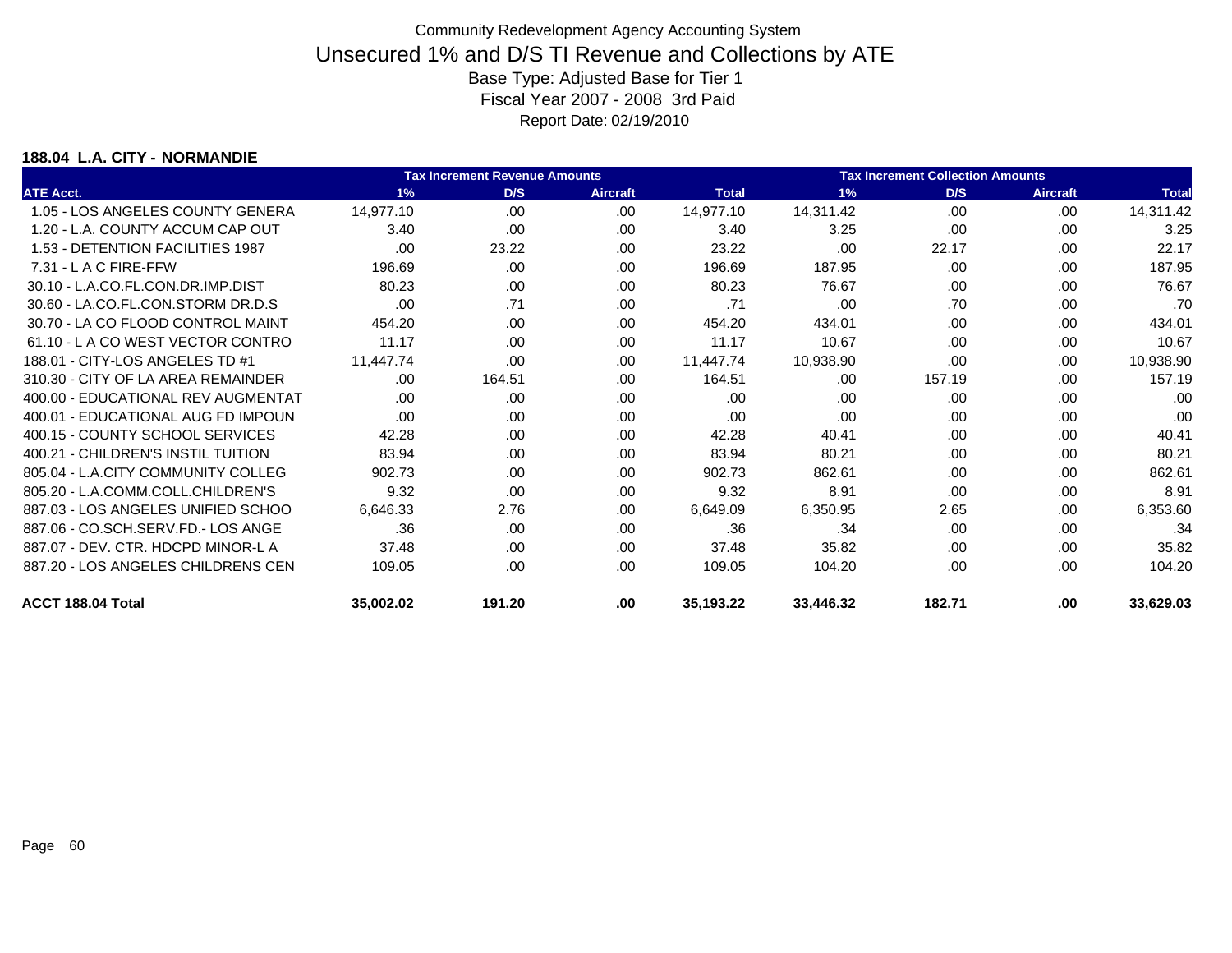# Community Redevelopment Agency Accounting System

## Unsecured 1% and D/S TI Revenue and Collections by ATE

Base Type: Adjusted Base for Tier 1

Fiscal Year 2007 - 2008 3rd Paid

Report Date: 02/19/2010

### 188.04 L.A. CITY - NORMANDIE

| | Tax Increment Revenue Amounts | | | | Tax Increment Collection Amounts | | | |
|---|---|---|---|---|---|---|---|---|
| ATE Acct. | 1% | D/S | Aircraft | Total | 1% | D/S | Aircraft | Total |
| 1.05 - LOS ANGELES COUNTY GENERA | 14,977.10 | .00 | .00 | 14,977.10 | 14,311.42 | .00 | .00 | 14,311.42 |
| 1.20 - L.A. COUNTY ACCUM CAP OUT | 3.40 | .00 | .00 | 3.40 | 3.25 | .00 | .00 | 3.25 |
| 1.53 - DETENTION FACILITIES 1987 | .00 | 23.22 | .00 | 23.22 | .00 | 22.17 | .00 | 22.17 |
| 7.31 - L A C FIRE-FFW | 196.69 | .00 | .00 | 196.69 | 187.95 | .00 | .00 | 187.95 |
| 30.10 - L.A.CO.FL.CON.DR.IMP.DIST | 80.23 | .00 | .00 | 80.23 | 76.67 | .00 | .00 | 76.67 |
| 30.60 - LA.CO.FL.CON.STORM DR.D.S | .00 | .71 | .00 | .71 | .00 | .70 | .00 | .70 |
| 30.70 - LA CO FLOOD CONTROL MAINT | 454.20 | .00 | .00 | 454.20 | 434.01 | .00 | .00 | 434.01 |
| 61.10 - L A CO WEST VECTOR CONTRO | 11.17 | .00 | .00 | 11.17 | 10.67 | .00 | .00 | 10.67 |
| 188.01 - CITY-LOS ANGELES TD #1 | 11,447.74 | .00 | .00 | 11,447.74 | 10,938.90 | .00 | .00 | 10,938.90 |
| 310.30 - CITY OF LA AREA REMAINDER | .00 | 164.51 | .00 | 164.51 | .00 | 157.19 | .00 | 157.19 |
| 400.00 - EDUCATIONAL REV AUGMENTAT | .00 | .00 | .00 | .00 | .00 | .00 | .00 | .00 |
| 400.01 - EDUCATIONAL AUG FD IMPOUN | .00 | .00 | .00 | .00 | .00 | .00 | .00 | .00 |
| 400.15 - COUNTY SCHOOL SERVICES | 42.28 | .00 | .00 | 42.28 | 40.41 | .00 | .00 | 40.41 |
| 400.21 - CHILDREN'S INSTIL TUITION | 83.94 | .00 | .00 | 83.94 | 80.21 | .00 | .00 | 80.21 |
| 805.04 - L.A.CITY COMMUNITY COLLEG | 902.73 | .00 | .00 | 902.73 | 862.61 | .00 | .00 | 862.61 |
| 805.20 - L.A.COMM.COLL.CHILDREN'S | 9.32 | .00 | .00 | 9.32 | 8.91 | .00 | .00 | 8.91 |
| 887.03 - LOS ANGELES UNIFIED SCHOO | 6,646.33 | 2.76 | .00 | 6,649.09 | 6,350.95 | 2.65 | .00 | 6,353.60 |
| 887.06 - CO.SCH.SERV.FD.- LOS ANGE | .36 | .00 | .00 | .36 | .34 | .00 | .00 | .34 |
| 887.07 - DEV. CTR. HDCPD MINOR-L A | 37.48 | .00 | .00 | 37.48 | 35.82 | .00 | .00 | 35.82 |
| 887.20 - LOS ANGELES CHILDRENS CEN | 109.05 | .00 | .00 | 109.05 | 104.20 | .00 | .00 | 104.20 |
| **ACCT 188.04 Total** | **35,002.02** | **191.20** | **.00** | **35,193.22** | **33,446.32** | **182.71** | **.00** | **33,629.03** |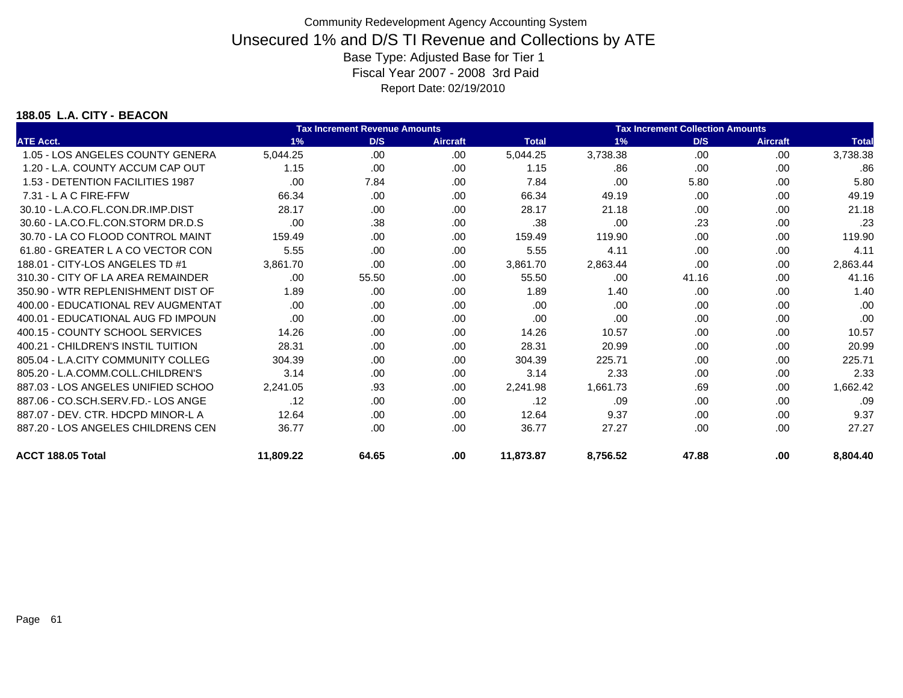Community Redevelopment Agency Accounting System

# Unsecured 1% and D/S TI Revenue and Collections by ATE

Base Type: Adjusted Base for Tier 1

Fiscal Year 2007 - 2008 3rd Paid

Report Date: 02/19/2010

**188.05 L.A. CITY - BEACON**

| | Tax Increment Revenue Amounts | | | | Tax Increment Collection Amounts | | | |
|---|---|---|---|---|---|---|---|---|
| ATE Acct. | 1% | D/S | Aircraft | Total | 1% | D/S | Aircraft | Total |
| 1.05 - LOS ANGELES COUNTY GENERA | 5,044.25 | .00 | .00 | 5,044.25 | 3,738.38 | .00 | .00 | 3,738.38 |
| 1.20 - L.A. COUNTY ACCUM CAP OUT | 1.15 | .00 | .00 | 1.15 | .86 | .00 | .00 | .86 |
| 1.53 - DETENTION FACILITIES 1987 | .00 | 7.84 | .00 | 7.84 | .00 | 5.80 | .00 | 5.80 |
| 7.31 - L A C FIRE-FFW | 66.34 | .00 | .00 | 66.34 | 49.19 | .00 | .00 | 49.19 |
| 30.10 - L.A.CO.FL.CON.DR.IMP.DIST | 28.17 | .00 | .00 | 28.17 | 21.18 | .00 | .00 | 21.18 |
| 30.60 - LA.CO.FL.CON.STORM DR.D.S | .00 | .38 | .00 | .38 | .00 | .23 | .00 | .23 |
| 30.70 - LA CO FLOOD CONTROL MAINT | 159.49 | .00 | .00 | 159.49 | 119.90 | .00 | .00 | 119.90 |
| 61.80 - GREATER L A CO VECTOR CON | 5.55 | .00 | .00 | 5.55 | 4.11 | .00 | .00 | 4.11 |
| 188.01 - CITY-LOS ANGELES TD #1 | 3,861.70 | .00 | .00 | 3,861.70 | 2,863.44 | .00 | .00 | 2,863.44 |
| 310.30 - CITY OF LA AREA REMAINDER | .00 | 55.50 | .00 | 55.50 | .00 | 41.16 | .00 | 41.16 |
| 350.90 - WTR REPLENISHMENT DIST OF | 1.89 | .00 | .00 | 1.89 | 1.40 | .00 | .00 | 1.40 |
| 400.00 - EDUCATIONAL REV AUGMENTAT | .00 | .00 | .00 | .00 | .00 | .00 | .00 | .00 |
| 400.01 - EDUCATIONAL AUG FD IMPOUN | .00 | .00 | .00 | .00 | .00 | .00 | .00 | .00 |
| 400.15 - COUNTY SCHOOL SERVICES | 14.26 | .00 | .00 | 14.26 | 10.57 | .00 | .00 | 10.57 |
| 400.21 - CHILDREN'S INSTIL TUITION | 28.31 | .00 | .00 | 28.31 | 20.99 | .00 | .00 | 20.99 |
| 805.04 - L.A.CITY COMMUNITY COLLEG | 304.39 | .00 | .00 | 304.39 | 225.71 | .00 | .00 | 225.71 |
| 805.20 - L.A.COMM.COLL.CHILDREN'S | 3.14 | .00 | .00 | 3.14 | 2.33 | .00 | .00 | 2.33 |
| 887.03 - LOS ANGELES UNIFIED SCHOO | 2,241.05 | .93 | .00 | 2,241.98 | 1,661.73 | .69 | .00 | 1,662.42 |
| 887.06 - CO.SCH.SERV.FD.- LOS ANGE | .12 | .00 | .00 | .12 | .09 | .00 | .00 | .09 |
| 887.07 - DEV. CTR. HDCPD MINOR-L A | 12.64 | .00 | .00 | 12.64 | 9.37 | .00 | .00 | 9.37 |
| 887.20 - LOS ANGELES CHILDRENS CEN | 36.77 | .00 | .00 | 36.77 | 27.27 | .00 | .00 | 27.27 |
| **ACCT 188.05 Total** | **11,809.22** | **64.65** | **.00** | **11,873.87** | **8,756.52** | **47.88** | **.00** | **8,804.40** |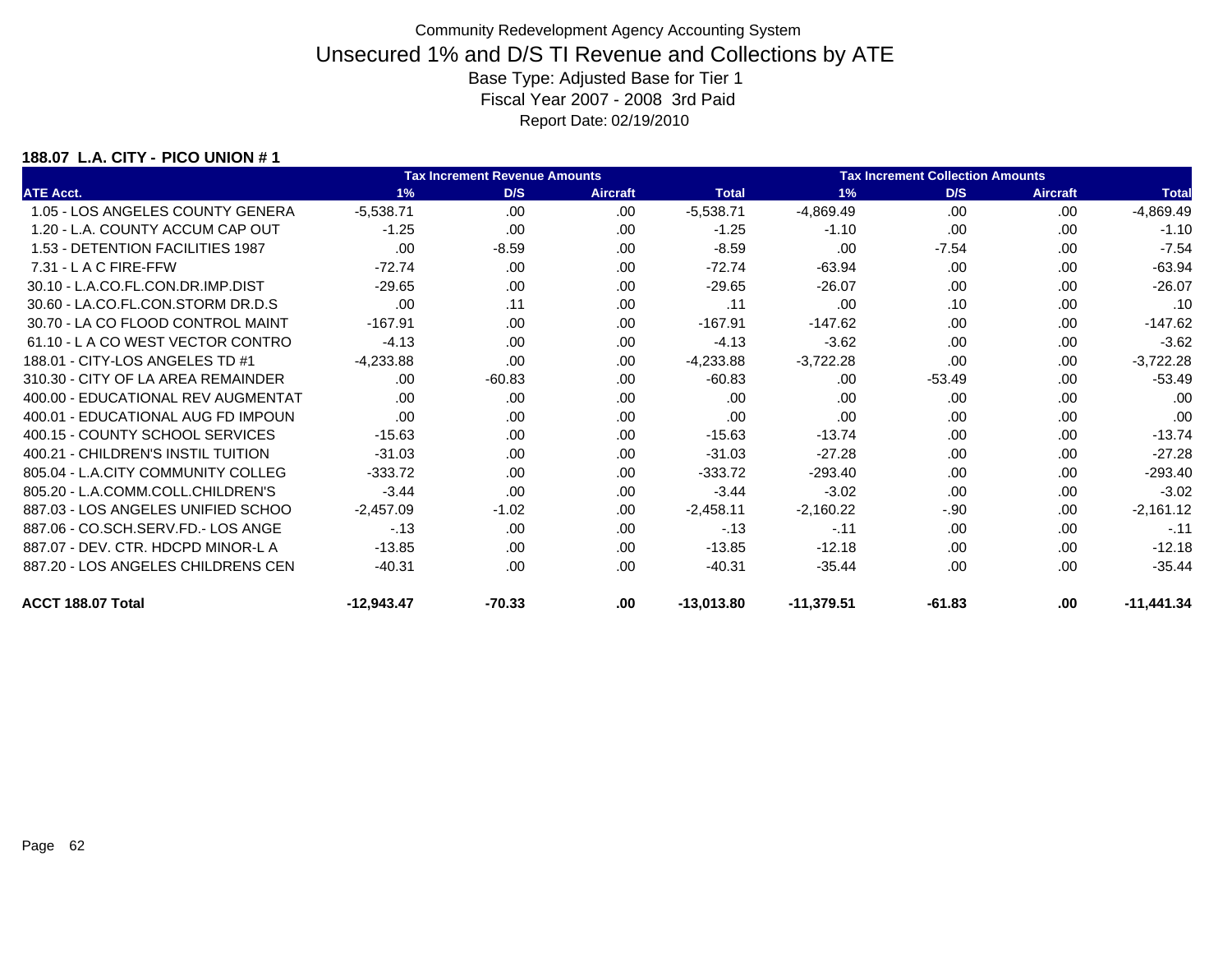Community Redevelopment Agency Accounting System

# Unsecured 1% and D/S TI Revenue and Collections by ATE

Base Type: Adjusted Base for Tier 1

Fiscal Year 2007 - 2008 3rd Paid

Report Date: 02/19/2010

**188.07 L.A. CITY - PICO UNION # 1**

| | Tax Increment Revenue Amounts | | | | Tax Increment Collection Amounts | | | |
|---|---|---|---|---|---|---|---|---|
| ATE Acct. | 1% | D/S | Aircraft | Total | 1% | D/S | Aircraft | Total |
| 1.05 - LOS ANGELES COUNTY GENERA | -5,538.71 | .00 | .00 | -5,538.71 | -4,869.49 | .00 | .00 | -4,869.49 |
| 1.20 - L.A. COUNTY ACCUM CAP OUT | -1.25 | .00 | .00 | -1.25 | -1.10 | .00 | .00 | -1.10 |
| 1.53 - DETENTION FACILITIES 1987 | .00 | -8.59 | .00 | -8.59 | .00 | -7.54 | .00 | -7.54 |
| 7.31 - L A C FIRE-FFW | -72.74 | .00 | .00 | -72.74 | -63.94 | .00 | .00 | -63.94 |
| 30.10 - L.A.CO.FL.CON.DR.IMP.DIST | -29.65 | .00 | .00 | -29.65 | -26.07 | .00 | .00 | -26.07 |
| 30.60 - LA.CO.FL.CON.STORM DR.D.S | .00 | .11 | .00 | .11 | .00 | .10 | .00 | .10 |
| 30.70 - LA CO FLOOD CONTROL MAINT | -167.91 | .00 | .00 | -167.91 | -147.62 | .00 | .00 | -147.62 |
| 61.10 - L A CO WEST VECTOR CONTRO | -4.13 | .00 | .00 | -4.13 | -3.62 | .00 | .00 | -3.62 |
| 188.01 - CITY-LOS ANGELES TD #1 | -4,233.88 | .00 | .00 | -4,233.88 | -3,722.28 | .00 | .00 | -3,722.28 |
| 310.30 - CITY OF LA AREA REMAINDER | .00 | -60.83 | .00 | -60.83 | .00 | -53.49 | .00 | -53.49 |
| 400.00 - EDUCATIONAL REV AUGMENTAT | .00 | .00 | .00 | .00 | .00 | .00 | .00 | .00 |
| 400.01 - EDUCATIONAL AUG FD IMPOUN | .00 | .00 | .00 | .00 | .00 | .00 | .00 | .00 |
| 400.15 - COUNTY SCHOOL SERVICES | -15.63 | .00 | .00 | -15.63 | -13.74 | .00 | .00 | -13.74 |
| 400.21 - CHILDREN'S INSTIL TUITION | -31.03 | .00 | .00 | -31.03 | -27.28 | .00 | .00 | -27.28 |
| 805.04 - L.A.CITY COMMUNITY COLLEG | -333.72 | .00 | .00 | -333.72 | -293.40 | .00 | .00 | -293.40 |
| 805.20 - L.A.COMM.COLL.CHILDREN'S | -3.44 | .00 | .00 | -3.44 | -3.02 | .00 | .00 | -3.02 |
| 887.03 - LOS ANGELES UNIFIED SCHOO | -2,457.09 | -1.02 | .00 | -2,458.11 | -2,160.22 | -.90 | .00 | -2,161.12 |
| 887.06 - CO.SCH.SERV.FD.- LOS ANGE | -.13 | .00 | .00 | -.13 | -.11 | .00 | .00 | -.11 |
| 887.07 - DEV. CTR. HDCPD MINOR-L A | -13.85 | .00 | .00 | -13.85 | -12.18 | .00 | .00 | -12.18 |
| 887.20 - LOS ANGELES CHILDRENS CEN | -40.31 | .00 | .00 | -40.31 | -35.44 | .00 | .00 | -35.44 |
| **ACCT 188.07 Total** | **-12,943.47** | **-70.33** | **.00** | **-13,013.80** | **-11,379.51** | **-61.83** | **.00** | **-11,441.34** |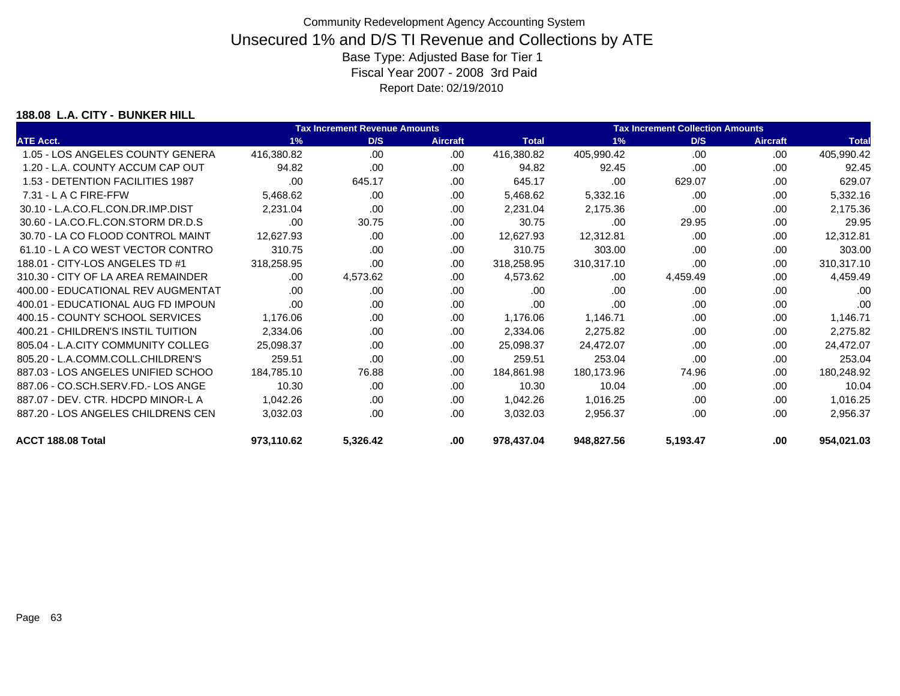Community Redevelopment Agency Accounting System

# Unsecured 1% and D/S TI Revenue and Collections by ATE

Base Type: Adjusted Base for Tier 1

Fiscal Year 2007 - 2008 3rd Paid

Report Date: 02/19/2010

**188.08 L.A. CITY - BUNKER HILL**

| | Tax Increment Revenue Amounts | | | | Tax Increment Collection Amounts | | | |
|---|---|---|---|---|---|---|---|---|
| ATE Acct. | 1% | D/S | Aircraft | Total | 1% | D/S | Aircraft | Total |
| 1.05 - LOS ANGELES COUNTY GENERA | 416,380.82 | .00 | .00 | 416,380.82 | 405,990.42 | .00 | .00 | 405,990.42 |
| 1.20 - L.A. COUNTY ACCUM CAP OUT | 94.82 | .00 | .00 | 94.82 | 92.45 | .00 | .00 | 92.45 |
| 1.53 - DETENTION FACILITIES 1987 | .00 | 645.17 | .00 | 645.17 | .00 | 629.07 | .00 | 629.07 |
| 7.31 - L A C FIRE-FFW | 5,468.62 | .00 | .00 | 5,468.62 | 5,332.16 | .00 | .00 | 5,332.16 |
| 30.10 - L.A.CO.FL.CON.DR.IMP.DIST | 2,231.04 | .00 | .00 | 2,231.04 | 2,175.36 | .00 | .00 | 2,175.36 |
| 30.60 - LA.CO.FL.CON.STORM DR.D.S | .00 | 30.75 | .00 | 30.75 | .00 | 29.95 | .00 | 29.95 |
| 30.70 - LA CO FLOOD CONTROL MAINT | 12,627.93 | .00 | .00 | 12,627.93 | 12,312.81 | .00 | .00 | 12,312.81 |
| 61.10 - L A CO WEST VECTOR CONTRO | 310.75 | .00 | .00 | 310.75 | 303.00 | .00 | .00 | 303.00 |
| 188.01 - CITY-LOS ANGELES TD #1 | 318,258.95 | .00 | .00 | 318,258.95 | 310,317.10 | .00 | .00 | 310,317.10 |
| 310.30 - CITY OF LA AREA REMAINDER | .00 | 4,573.62 | .00 | 4,573.62 | .00 | 4,459.49 | .00 | 4,459.49 |
| 400.00 - EDUCATIONAL REV AUGMENTAT | .00 | .00 | .00 | .00 | .00 | .00 | .00 | .00 |
| 400.01 - EDUCATIONAL AUG FD IMPOUN | .00 | .00 | .00 | .00 | .00 | .00 | .00 | .00 |
| 400.15 - COUNTY SCHOOL SERVICES | 1,176.06 | .00 | .00 | 1,176.06 | 1,146.71 | .00 | .00 | 1,146.71 |
| 400.21 - CHILDREN'S INSTIL TUITION | 2,334.06 | .00 | .00 | 2,334.06 | 2,275.82 | .00 | .00 | 2,275.82 |
| 805.04 - L.A.CITY COMMUNITY COLLEG | 25,098.37 | .00 | .00 | 25,098.37 | 24,472.07 | .00 | .00 | 24,472.07 |
| 805.20 - L.A.COMM.COLL.CHILDREN'S | 259.51 | .00 | .00 | 259.51 | 253.04 | .00 | .00 | 253.04 |
| 887.03 - LOS ANGELES UNIFIED SCHOO | 184,785.10 | 76.88 | .00 | 184,861.98 | 180,173.96 | 74.96 | .00 | 180,248.92 |
| 887.06 - CO.SCH.SERV.FD.- LOS ANGE | 10.30 | .00 | .00 | 10.30 | 10.04 | .00 | .00 | 10.04 |
| 887.07 - DEV. CTR. HDCPD MINOR-L A | 1,042.26 | .00 | .00 | 1,042.26 | 1,016.25 | .00 | .00 | 1,016.25 |
| 887.20 - LOS ANGELES CHILDRENS CEN | 3,032.03 | .00 | .00 | 3,032.03 | 2,956.37 | .00 | .00 | 2,956.37 |
| **ACCT 188.08 Total** | **973,110.62** | **5,326.42** | **.00** | **978,437.04** | **948,827.56** | **5,193.47** | **.00** | **954,021.03** |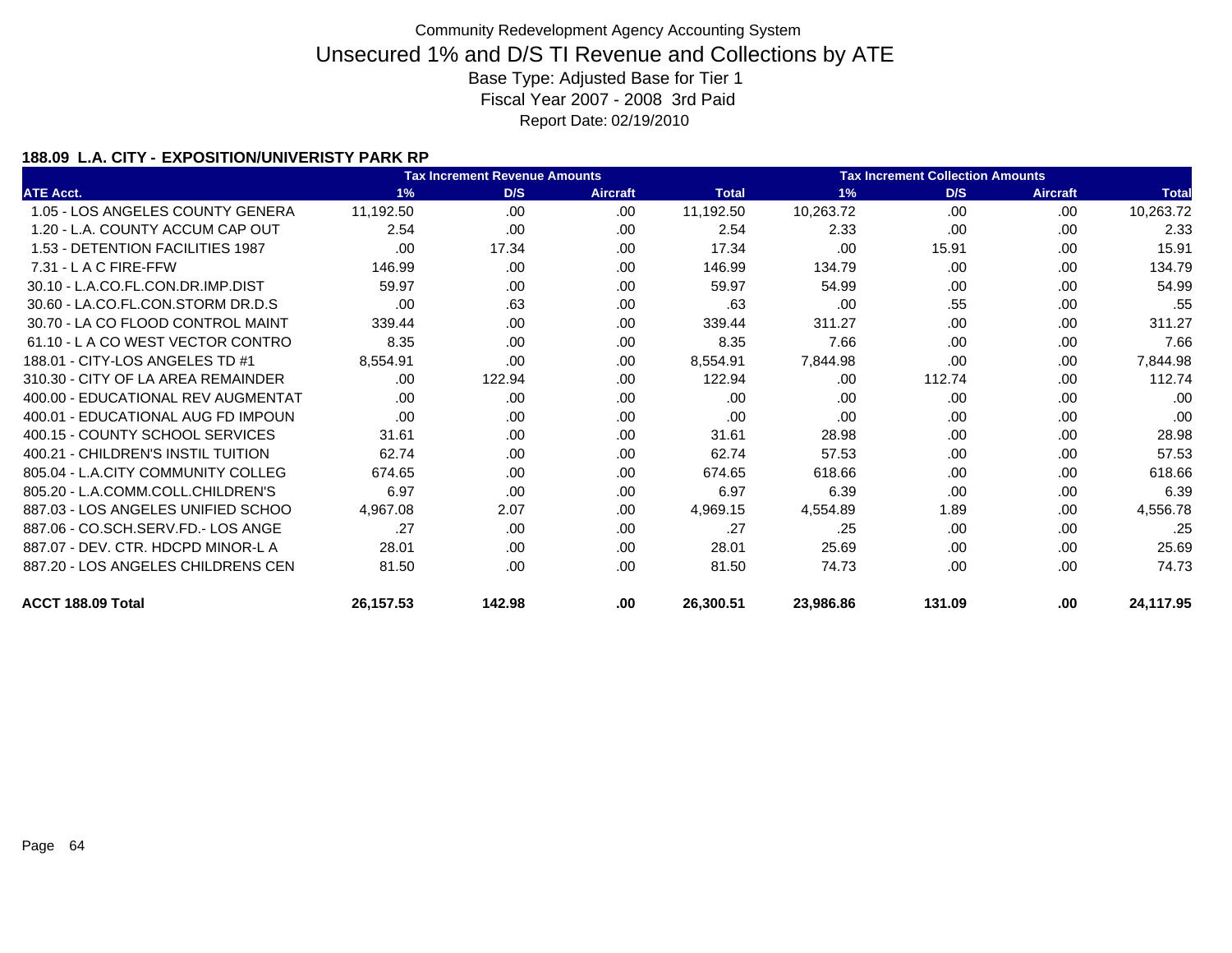Community Redevelopment Agency Accounting System

# Unsecured 1% and D/S TI Revenue and Collections by ATE

Base Type: Adjusted Base for Tier 1

Fiscal Year 2007 - 2008 3rd Paid

Report Date: 02/19/2010

**188.09 L.A. CITY - EXPOSITION/UNIVERISTY PARK RP**

| | Tax Increment Revenue Amounts | | | | Tax Increment Collection Amounts | | | |
|---|---|---|---|---|---|---|---|---|
| ATE Acct. | 1% | D/S | Aircraft | Total | 1% | D/S | Aircraft | Total |
| 1.05 - LOS ANGELES COUNTY GENERA | 11,192.50 | .00 | .00 | 11,192.50 | 10,263.72 | .00 | .00 | 10,263.72 |
| 1.20 - L.A. COUNTY ACCUM CAP OUT | 2.54 | .00 | .00 | 2.54 | 2.33 | .00 | .00 | 2.33 |
| 1.53 - DETENTION FACILITIES 1987 | .00 | 17.34 | .00 | 17.34 | .00 | 15.91 | .00 | 15.91 |
| 7.31 - L A C FIRE-FFW | 146.99 | .00 | .00 | 146.99 | 134.79 | .00 | .00 | 134.79 |
| 30.10 - L.A.CO.FL.CON.DR.IMP.DIST | 59.97 | .00 | .00 | 59.97 | 54.99 | .00 | .00 | 54.99 |
| 30.60 - LA.CO.FL.CON.STORM DR.D.S | .00 | .63 | .00 | .63 | .00 | .55 | .00 | .55 |
| 30.70 - LA CO FLOOD CONTROL MAINT | 339.44 | .00 | .00 | 339.44 | 311.27 | .00 | .00 | 311.27 |
| 61.10 - L A CO WEST VECTOR CONTRO | 8.35 | .00 | .00 | 8.35 | 7.66 | .00 | .00 | 7.66 |
| 188.01 - CITY-LOS ANGELES TD #1 | 8,554.91 | .00 | .00 | 8,554.91 | 7,844.98 | .00 | .00 | 7,844.98 |
| 310.30 - CITY OF LA AREA REMAINDER | .00 | 122.94 | .00 | 122.94 | .00 | 112.74 | .00 | 112.74 |
| 400.00 - EDUCATIONAL REV AUGMENTAT | .00 | .00 | .00 | .00 | .00 | .00 | .00 | .00 |
| 400.01 - EDUCATIONAL AUG FD IMPOUN | .00 | .00 | .00 | .00 | .00 | .00 | .00 | .00 |
| 400.15 - COUNTY SCHOOL SERVICES | 31.61 | .00 | .00 | 31.61 | 28.98 | .00 | .00 | 28.98 |
| 400.21 - CHILDREN'S INSTIL TUITION | 62.74 | .00 | .00 | 62.74 | 57.53 | .00 | .00 | 57.53 |
| 805.04 - L.A.CITY COMMUNITY COLLEG | 674.65 | .00 | .00 | 674.65 | 618.66 | .00 | .00 | 618.66 |
| 805.20 - L.A.COMM.COLL.CHILDREN'S | 6.97 | .00 | .00 | 6.97 | 6.39 | .00 | .00 | 6.39 |
| 887.03 - LOS ANGELES UNIFIED SCHOO | 4,967.08 | 2.07 | .00 | 4,969.15 | 4,554.89 | 1.89 | .00 | 4,556.78 |
| 887.06 - CO.SCH.SERV.FD.- LOS ANGE | .27 | .00 | .00 | .27 | .25 | .00 | .00 | .25 |
| 887.07 - DEV. CTR. HDCPD MINOR-L A | 28.01 | .00 | .00 | 28.01 | 25.69 | .00 | .00 | 25.69 |
| 887.20 - LOS ANGELES CHILDRENS CEN | 81.50 | .00 | .00 | 81.50 | 74.73 | .00 | .00 | 74.73 |
| **ACCT 188.09 Total** | **26,157.53** | **142.98** | **.00** | **26,300.51** | **23,986.86** | **131.09** | **.00** | **24,117.95** |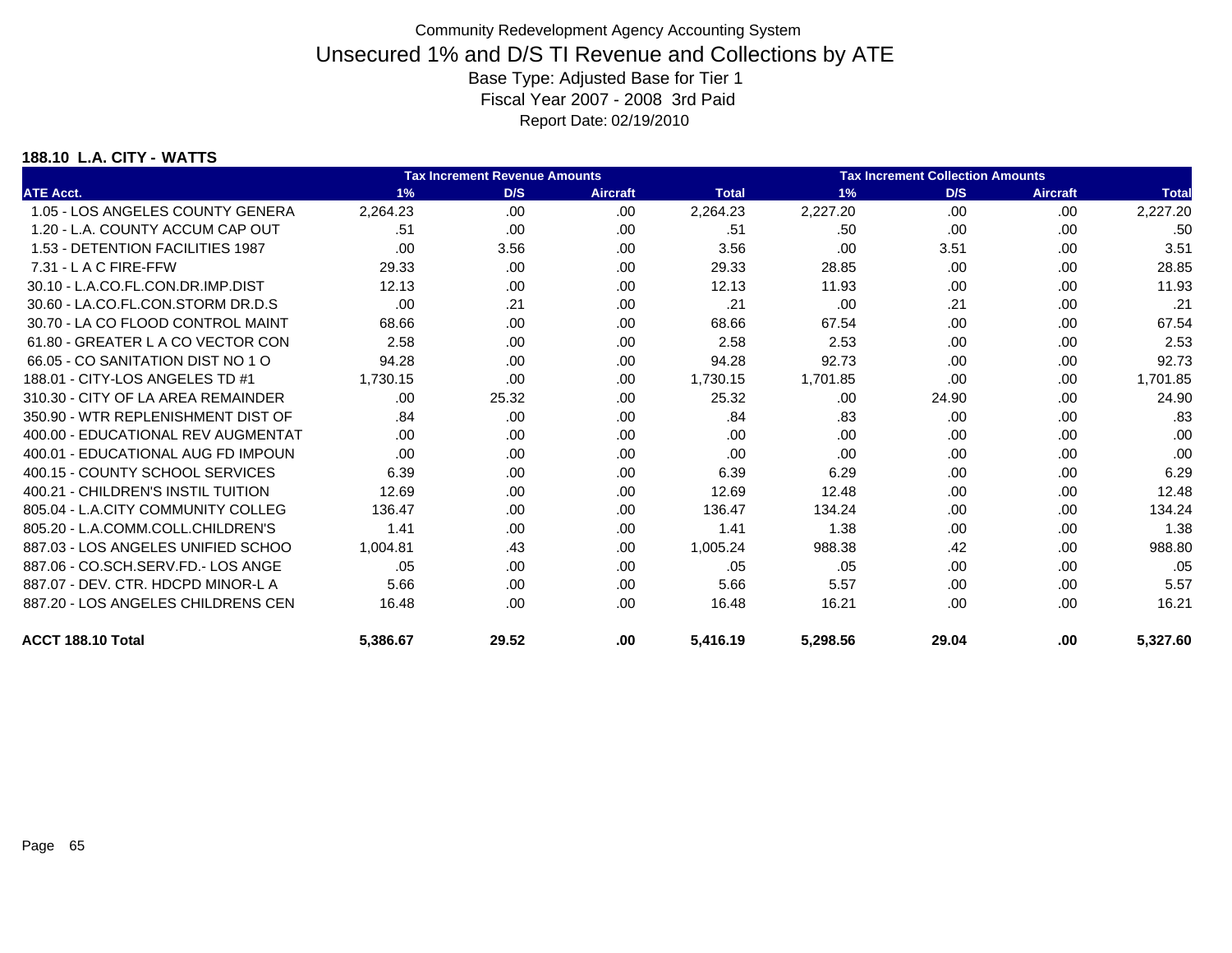Community Redevelopment Agency Accounting System

# Unsecured 1% and D/S TI Revenue and Collections by ATE

Base Type: Adjusted Base for Tier 1

Fiscal Year 2007 - 2008 3rd Paid

Report Date: 02/19/2010

## 188.10 L.A. CITY - WATTS

| | Tax Increment Revenue Amounts | | | | Tax Increment Collection Amounts | | | |
|---|---|---|---|---|---|---|---|---|
| ATE Acct. | 1% | D/S | Aircraft | Total | 1% | D/S | Aircraft | Total |
| 1.05 - LOS ANGELES COUNTY GENERA | 2,264.23 | .00 | .00 | 2,264.23 | 2,227.20 | .00 | .00 | 2,227.20 |
| 1.20 - L.A. COUNTY ACCUM CAP OUT | .51 | .00 | .00 | .51 | .50 | .00 | .00 | .50 |
| 1.53 - DETENTION FACILITIES 1987 | .00 | 3.56 | .00 | 3.56 | .00 | 3.51 | .00 | 3.51 |
| 7.31 - L A C FIRE-FFW | 29.33 | .00 | .00 | 29.33 | 28.85 | .00 | .00 | 28.85 |
| 30.10 - L.A.CO.FL.CON.DR.IMP.DIST | 12.13 | .00 | .00 | 12.13 | 11.93 | .00 | .00 | 11.93 |
| 30.60 - LA.CO.FL.CON.STORM DR.D.S | .00 | .21 | .00 | .21 | .00 | .21 | .00 | .21 |
| 30.70 - LA CO FLOOD CONTROL MAINT | 68.66 | .00 | .00 | 68.66 | 67.54 | .00 | .00 | 67.54 |
| 61.80 - GREATER L A CO VECTOR CON | 2.58 | .00 | .00 | 2.58 | 2.53 | .00 | .00 | 2.53 |
| 66.05 - CO SANITATION DIST NO 1 O | 94.28 | .00 | .00 | 94.28 | 92.73 | .00 | .00 | 92.73 |
| 188.01 - CITY-LOS ANGELES TD #1 | 1,730.15 | .00 | .00 | 1,730.15 | 1,701.85 | .00 | .00 | 1,701.85 |
| 310.30 - CITY OF LA AREA REMAINDER | .00 | 25.32 | .00 | 25.32 | .00 | 24.90 | .00 | 24.90 |
| 350.90 - WTR REPLENISHMENT DIST OF | .84 | .00 | .00 | .84 | .83 | .00 | .00 | .83 |
| 400.00 - EDUCATIONAL REV AUGMENTAT | .00 | .00 | .00 | .00 | .00 | .00 | .00 | .00 |
| 400.01 - EDUCATIONAL AUG FD IMPOUN | .00 | .00 | .00 | .00 | .00 | .00 | .00 | .00 |
| 400.15 - COUNTY SCHOOL SERVICES | 6.39 | .00 | .00 | 6.39 | 6.29 | .00 | .00 | 6.29 |
| 400.21 - CHILDREN'S INSTIL TUITION | 12.69 | .00 | .00 | 12.69 | 12.48 | .00 | .00 | 12.48 |
| 805.04 - L.A.CITY COMMUNITY COLLEG | 136.47 | .00 | .00 | 136.47 | 134.24 | .00 | .00 | 134.24 |
| 805.20 - L.A.COMM.COLL.CHILDREN'S | 1.41 | .00 | .00 | 1.41 | 1.38 | .00 | .00 | 1.38 |
| 887.03 - LOS ANGELES UNIFIED SCHOO | 1,004.81 | .43 | .00 | 1,005.24 | 988.38 | .42 | .00 | 988.80 |
| 887.06 - CO.SCH.SERV.FD.- LOS ANGE | .05 | .00 | .00 | .05 | .05 | .00 | .00 | .05 |
| 887.07 - DEV. CTR. HDCPD MINOR-L A | 5.66 | .00 | .00 | 5.66 | 5.57 | .00 | .00 | 5.57 |
| 887.20 - LOS ANGELES CHILDRENS CEN | 16.48 | .00 | .00 | 16.48 | 16.21 | .00 | .00 | 16.21 |
| **ACCT 188.10 Total** | **5,386.67** | **29.52** | **.00** | **5,416.19** | **5,298.56** | **29.04** | **.00** | **5,327.60** |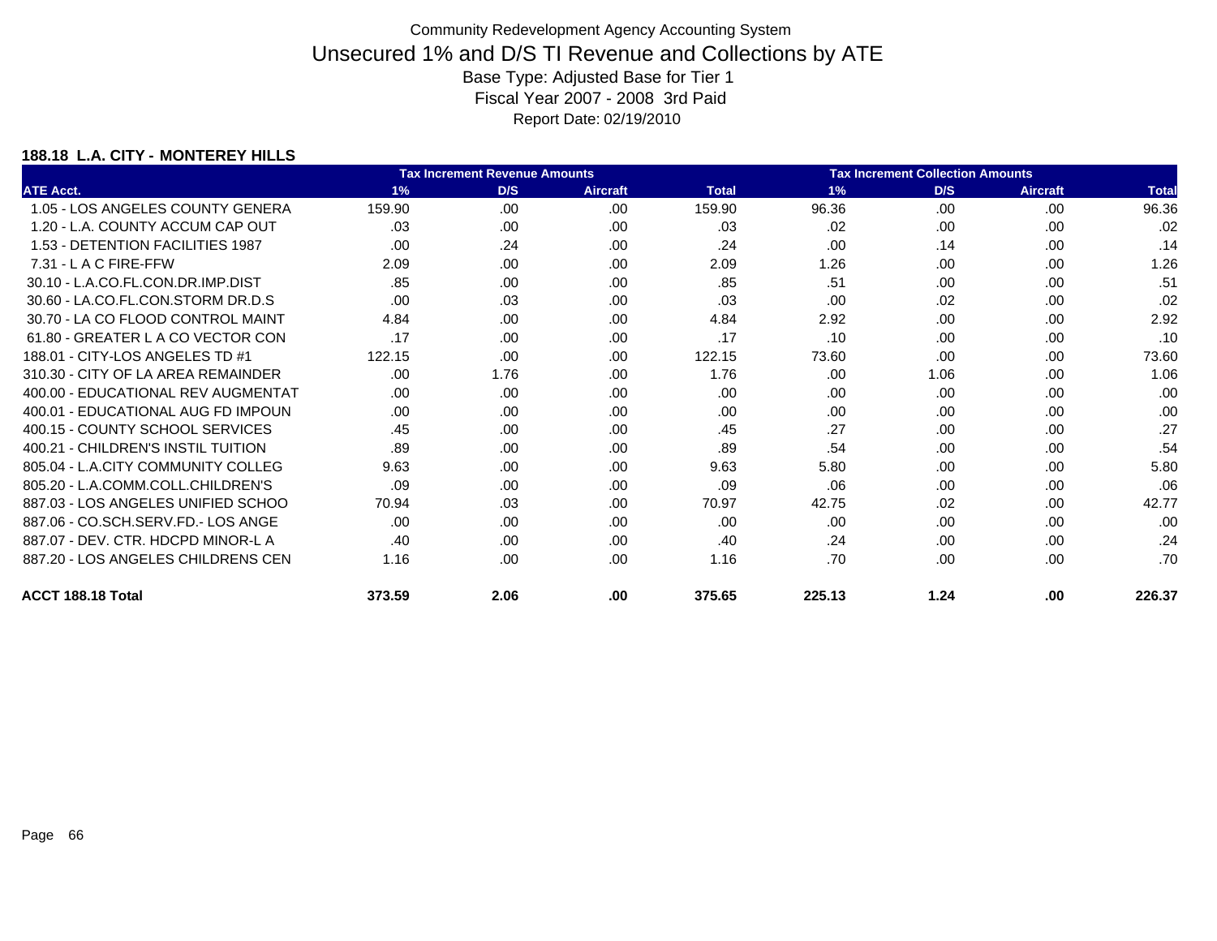Community Redevelopment Agency Accounting System

# Unsecured 1% and D/S TI Revenue and Collections by ATE

Base Type: Adjusted Base for Tier 1

Fiscal Year 2007 - 2008 3rd Paid

Report Date: 02/19/2010

**188.18 L.A. CITY - MONTEREY HILLS**

| | Tax Increment Revenue Amounts | | | | Tax Increment Collection Amounts | | | |
|---|---|---|---|---|---|---|---|---|
| ATE Acct. | 1% | D/S | Aircraft | Total | 1% | D/S | Aircraft | Total |
| 1.05 - LOS ANGELES COUNTY GENERA | 159.90 | .00 | .00 | 159.90 | 96.36 | .00 | .00 | 96.36 |
| 1.20 - L.A. COUNTY ACCUM CAP OUT | .03 | .00 | .00 | .03 | .02 | .00 | .00 | .02 |
| 1.53 - DETENTION FACILITIES 1987 | .00 | .24 | .00 | .24 | .00 | .14 | .00 | .14 |
| 7.31 - L A C FIRE-FFW | 2.09 | .00 | .00 | 2.09 | 1.26 | .00 | .00 | 1.26 |
| 30.10 - L.A.CO.FL.CON.DR.IMP.DIST | .85 | .00 | .00 | .85 | .51 | .00 | .00 | .51 |
| 30.60 - LA.CO.FL.CON.STORM DR.D.S | .00 | .03 | .00 | .03 | .00 | .02 | .00 | .02 |
| 30.70 - LA CO FLOOD CONTROL MAINT | 4.84 | .00 | .00 | 4.84 | 2.92 | .00 | .00 | 2.92 |
| 61.80 - GREATER L A CO VECTOR CON | .17 | .00 | .00 | .17 | .10 | .00 | .00 | .10 |
| 188.01 - CITY-LOS ANGELES TD #1 | 122.15 | .00 | .00 | 122.15 | 73.60 | .00 | .00 | 73.60 |
| 310.30 - CITY OF LA AREA REMAINDER | .00 | 1.76 | .00 | 1.76 | .00 | 1.06 | .00 | 1.06 |
| 400.00 - EDUCATIONAL REV AUGMENTAT | .00 | .00 | .00 | .00 | .00 | .00 | .00 | .00 |
| 400.01 - EDUCATIONAL AUG FD IMPOUN | .00 | .00 | .00 | .00 | .00 | .00 | .00 | .00 |
| 400.15 - COUNTY SCHOOL SERVICES | .45 | .00 | .00 | .45 | .27 | .00 | .00 | .27 |
| 400.21 - CHILDREN'S INSTIL TUITION | .89 | .00 | .00 | .89 | .54 | .00 | .00 | .54 |
| 805.04 - L.A.CITY COMMUNITY COLLEG | 9.63 | .00 | .00 | 9.63 | 5.80 | .00 | .00 | 5.80 |
| 805.20 - L.A.COMM.COLL.CHILDREN'S | .09 | .00 | .00 | .09 | .06 | .00 | .00 | .06 |
| 887.03 - LOS ANGELES UNIFIED SCHOO | 70.94 | .03 | .00 | 70.97 | 42.75 | .02 | .00 | 42.77 |
| 887.06 - CO.SCH.SERV.FD.- LOS ANGE | .00 | .00 | .00 | .00 | .00 | .00 | .00 | .00 |
| 887.07 - DEV. CTR. HDCPD MINOR-L A | .40 | .00 | .00 | .40 | .24 | .00 | .00 | .24 |
| 887.20 - LOS ANGELES CHILDRENS CEN | 1.16 | .00 | .00 | 1.16 | .70 | .00 | .00 | .70 |
| **ACCT 188.18 Total** | **373.59** | **2.06** | **.00** | **375.65** | **225.13** | **1.24** | **.00** | **226.37** |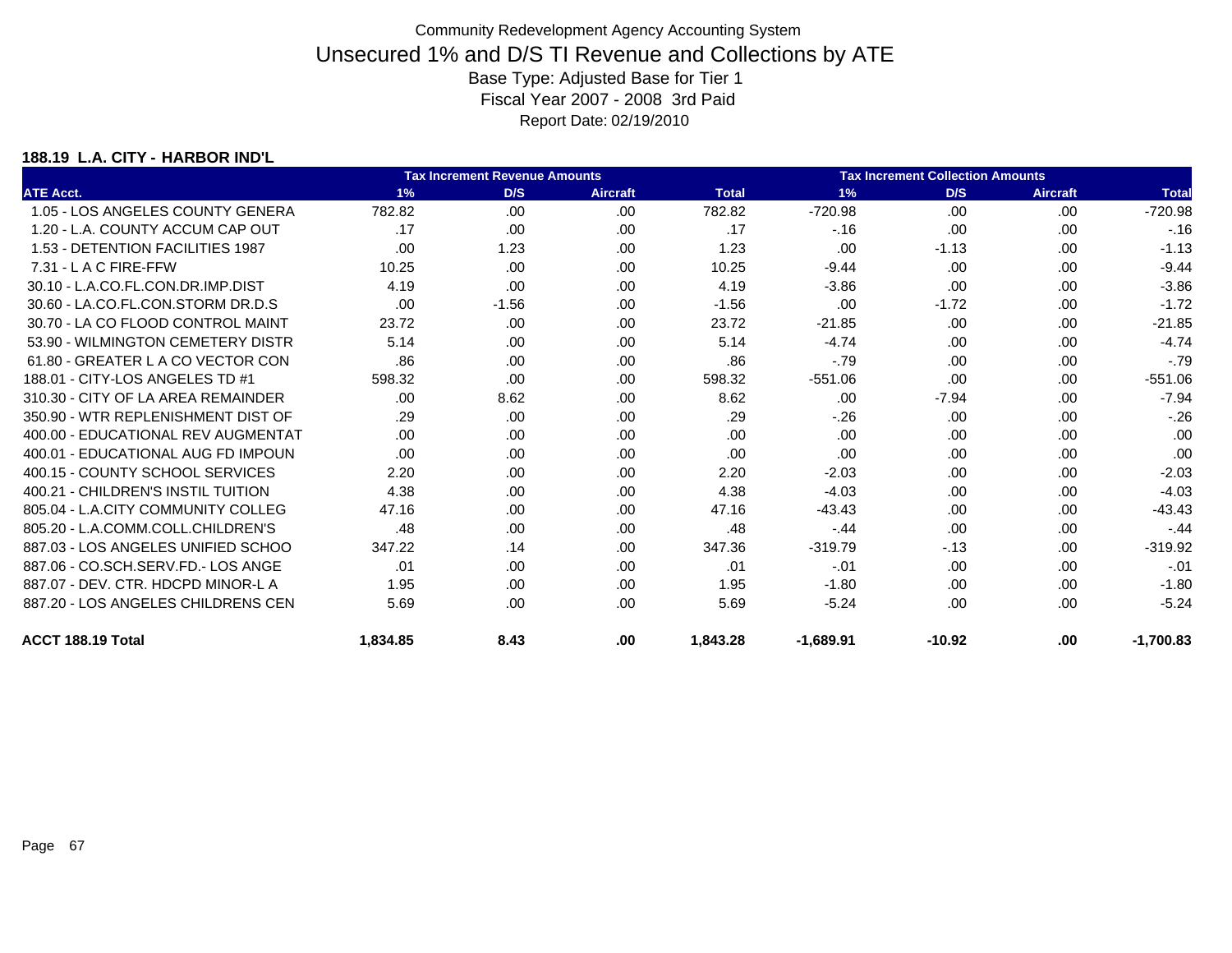Community Redevelopment Agency Accounting System

# Unsecured 1% and D/S TI Revenue and Collections by ATE

Base Type: Adjusted Base for Tier 1

Fiscal Year 2007 - 2008 3rd Paid

Report Date: 02/19/2010

**188.19 L.A. CITY - HARBOR IND'L**

| | Tax Increment Revenue Amounts | | | | Tax Increment Collection Amounts | | | |
|---|---|---|---|---|---|---|---|---|
| ATE Acct. | 1% | D/S | Aircraft | Total | 1% | D/S | Aircraft | Total |
| 1.05 - LOS ANGELES COUNTY GENERA | 782.82 | .00 | .00 | 782.82 | -720.98 | .00 | .00 | -720.98 |
| 1.20 - L.A. COUNTY ACCUM CAP OUT | .17 | .00 | .00 | .17 | -.16 | .00 | .00 | -.16 |
| 1.53 - DETENTION FACILITIES 1987 | .00 | 1.23 | .00 | 1.23 | .00 | -1.13 | .00 | -1.13 |
| 7.31 - L A C FIRE-FFW | 10.25 | .00 | .00 | 10.25 | -9.44 | .00 | .00 | -9.44 |
| 30.10 - L.A.CO.FL.CON.DR.IMP.DIST | 4.19 | .00 | .00 | 4.19 | -3.86 | .00 | .00 | -3.86 |
| 30.60 - LA.CO.FL.CON.STORM DR.D.S | .00 | -1.56 | .00 | -1.56 | .00 | -1.72 | .00 | -1.72 |
| 30.70 - LA CO FLOOD CONTROL MAINT | 23.72 | .00 | .00 | 23.72 | -21.85 | .00 | .00 | -21.85 |
| 53.90 - WILMINGTON CEMETERY DISTR | 5.14 | .00 | .00 | 5.14 | -4.74 | .00 | .00 | -4.74 |
| 61.80 - GREATER L A CO VECTOR CON | .86 | .00 | .00 | .86 | -.79 | .00 | .00 | -.79 |
| 188.01 - CITY-LOS ANGELES TD #1 | 598.32 | .00 | .00 | 598.32 | -551.06 | .00 | .00 | -551.06 |
| 310.30 - CITY OF LA AREA REMAINDER | .00 | 8.62 | .00 | 8.62 | .00 | -7.94 | .00 | -7.94 |
| 350.90 - WTR REPLENISHMENT DIST OF | .29 | .00 | .00 | .29 | -.26 | .00 | .00 | -.26 |
| 400.00 - EDUCATIONAL REV AUGMENTAT | .00 | .00 | .00 | .00 | .00 | .00 | .00 | .00 |
| 400.01 - EDUCATIONAL AUG FD IMPOUN | .00 | .00 | .00 | .00 | .00 | .00 | .00 | .00 |
| 400.15 - COUNTY SCHOOL SERVICES | 2.20 | .00 | .00 | 2.20 | -2.03 | .00 | .00 | -2.03 |
| 400.21 - CHILDREN'S INSTIL TUITION | 4.38 | .00 | .00 | 4.38 | -4.03 | .00 | .00 | -4.03 |
| 805.04 - L.A.CITY COMMUNITY COLLEG | 47.16 | .00 | .00 | 47.16 | -43.43 | .00 | .00 | -43.43 |
| 805.20 - L.A.COMM.COLL.CHILDREN'S | .48 | .00 | .00 | .48 | -.44 | .00 | .00 | -.44 |
| 887.03 - LOS ANGELES UNIFIED SCHOO | 347.22 | .14 | .00 | 347.36 | -319.79 | -.13 | .00 | -319.92 |
| 887.06 - CO.SCH.SERV.FD.- LOS ANGE | .01 | .00 | .00 | .01 | -.01 | .00 | .00 | -.01 |
| 887.07 - DEV. CTR. HDCPD MINOR-L A | 1.95 | .00 | .00 | 1.95 | -1.80 | .00 | .00 | -1.80 |
| 887.20 - LOS ANGELES CHILDRENS CEN | 5.69 | .00 | .00 | 5.69 | -5.24 | .00 | .00 | -5.24 |
| **ACCT 188.19 Total** | **1,834.85** | **8.43** | **.00** | **1,843.28** | **-1,689.91** | **-10.92** | **.00** | **-1,700.83** |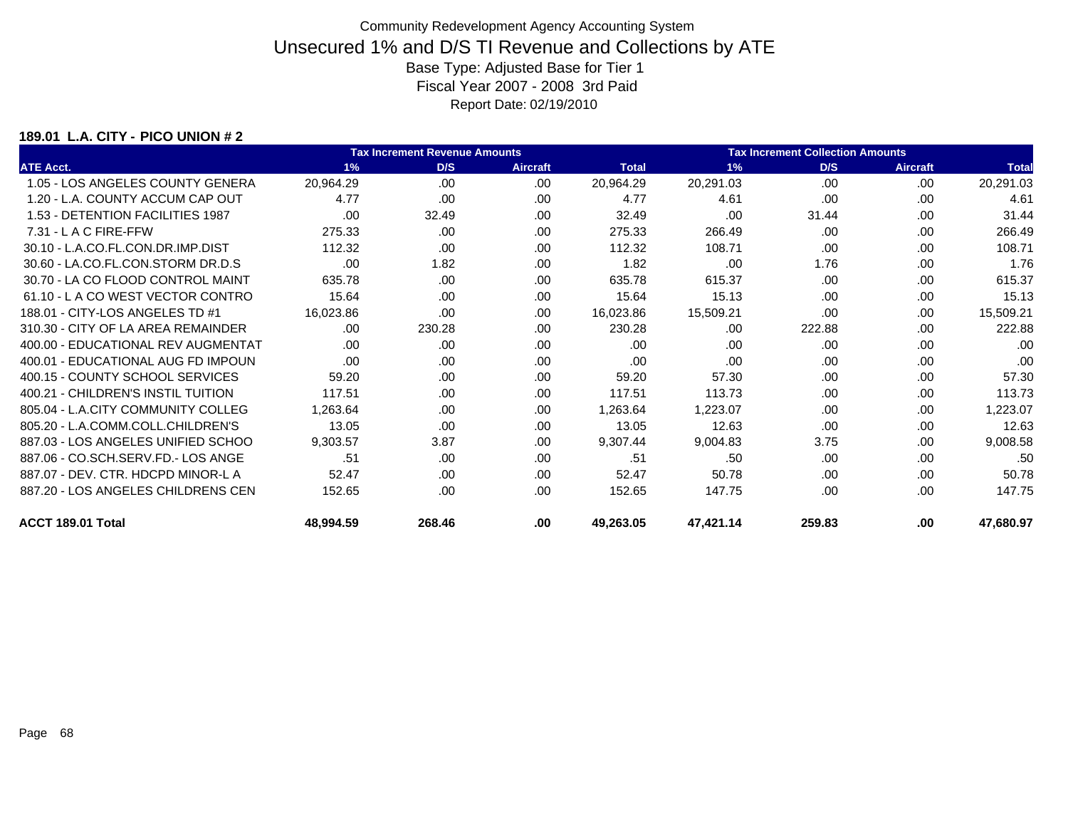# Community Redevelopment Agency Accounting System

## Unsecured 1% and D/S TI Revenue and Collections by ATE

Base Type: Adjusted Base for Tier 1

Fiscal Year 2007 - 2008 3rd Paid

Report Date: 02/19/2010

### 189.01 L.A. CITY - PICO UNION # 2

| | Tax Increment Revenue Amounts | | | | Tax Increment Collection Amounts | | | |
|---|---|---|---|---|---|---|---|---|
| ATE Acct. | 1% | D/S | Aircraft | Total | 1% | D/S | Aircraft | Total |
| 1.05 - LOS ANGELES COUNTY GENERA | 20,964.29 | .00 | .00 | 20,964.29 | 20,291.03 | .00 | .00 | 20,291.03 |
| 1.20 - L.A. COUNTY ACCUM CAP OUT | 4.77 | .00 | .00 | 4.77 | 4.61 | .00 | .00 | 4.61 |
| 1.53 - DETENTION FACILITIES 1987 | .00 | 32.49 | .00 | 32.49 | .00 | 31.44 | .00 | 31.44 |
| 7.31 - L A C FIRE-FFW | 275.33 | .00 | .00 | 275.33 | 266.49 | .00 | .00 | 266.49 |
| 30.10 - L.A.CO.FL.CON.DR.IMP.DIST | 112.32 | .00 | .00 | 112.32 | 108.71 | .00 | .00 | 108.71 |
| 30.60 - LA.CO.FL.CON.STORM DR.D.S | .00 | 1.82 | .00 | 1.82 | .00 | 1.76 | .00 | 1.76 |
| 30.70 - LA CO FLOOD CONTROL MAINT | 635.78 | .00 | .00 | 635.78 | 615.37 | .00 | .00 | 615.37 |
| 61.10 - L A CO WEST VECTOR CONTRO | 15.64 | .00 | .00 | 15.64 | 15.13 | .00 | .00 | 15.13 |
| 188.01 - CITY-LOS ANGELES TD #1 | 16,023.86 | .00 | .00 | 16,023.86 | 15,509.21 | .00 | .00 | 15,509.21 |
| 310.30 - CITY OF LA AREA REMAINDER | .00 | 230.28 | .00 | 230.28 | .00 | 222.88 | .00 | 222.88 |
| 400.00 - EDUCATIONAL REV AUGMENTAT | .00 | .00 | .00 | .00 | .00 | .00 | .00 | .00 |
| 400.01 - EDUCATIONAL AUG FD IMPOUN | .00 | .00 | .00 | .00 | .00 | .00 | .00 | .00 |
| 400.15 - COUNTY SCHOOL SERVICES | 59.20 | .00 | .00 | 59.20 | 57.30 | .00 | .00 | 57.30 |
| 400.21 - CHILDREN'S INSTIL TUITION | 117.51 | .00 | .00 | 117.51 | 113.73 | .00 | .00 | 113.73 |
| 805.04 - L.A.CITY COMMUNITY COLLEG | 1,263.64 | .00 | .00 | 1,263.64 | 1,223.07 | .00 | .00 | 1,223.07 |
| 805.20 - L.A.COMM.COLL.CHILDREN'S | 13.05 | .00 | .00 | 13.05 | 12.63 | .00 | .00 | 12.63 |
| 887.03 - LOS ANGELES UNIFIED SCHOO | 9,303.57 | 3.87 | .00 | 9,307.44 | 9,004.83 | 3.75 | .00 | 9,008.58 |
| 887.06 - CO.SCH.SERV.FD.- LOS ANGE | .51 | .00 | .00 | .51 | .50 | .00 | .00 | .50 |
| 887.07 - DEV. CTR. HDCPD MINOR-L A | 52.47 | .00 | .00 | 52.47 | 50.78 | .00 | .00 | 50.78 |
| 887.20 - LOS ANGELES CHILDRENS CEN | 152.65 | .00 | .00 | 152.65 | 147.75 | .00 | .00 | 147.75 |
| **ACCT 189.01 Total** | **48,994.59** | **268.46** | **.00** | **49,263.05** | **47,421.14** | **259.83** | **.00** | **47,680.97** |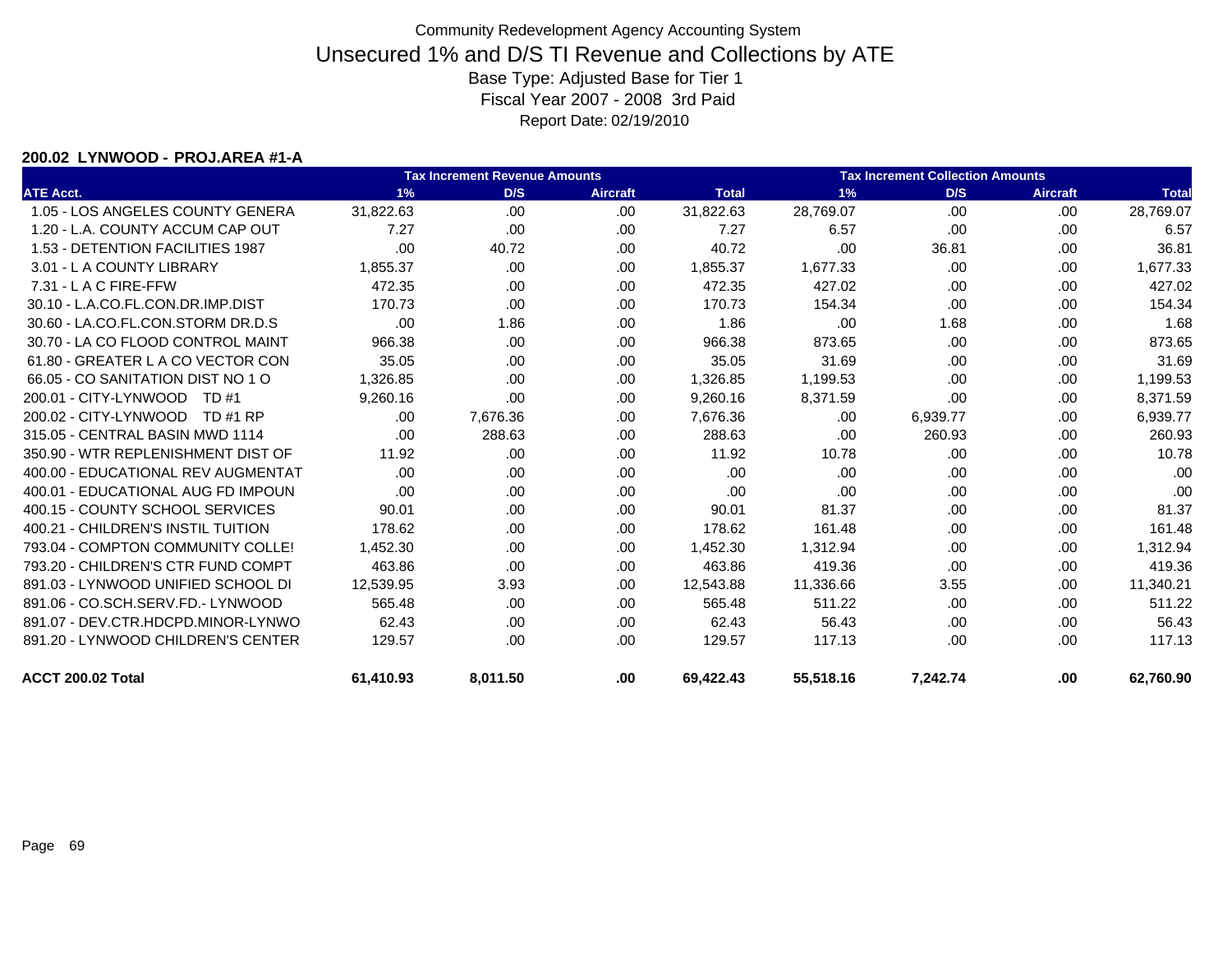Community Redevelopment Agency Accounting System

# Unsecured 1% and D/S TI Revenue and Collections by ATE

Base Type: Adjusted Base for Tier 1

Fiscal Year 2007 - 2008 3rd Paid

Report Date: 02/19/2010

**200.02 LYNWOOD - PROJ.AREA #1-A**

| | Tax Increment Revenue Amounts | | | | Tax Increment Collection Amounts | | | |
|---|---|---|---|---|---|---|---|---|
| ATE Acct. | 1% | D/S | Aircraft | Total | 1% | D/S | Aircraft | Total |
| 1.05 - LOS ANGELES COUNTY GENERA | 31,822.63 | .00 | .00 | 31,822.63 | 28,769.07 | .00 | .00 | 28,769.07 |
| 1.20 - L.A. COUNTY ACCUM CAP OUT | 7.27 | .00 | .00 | 7.27 | 6.57 | .00 | .00 | 6.57 |
| 1.53 - DETENTION FACILITIES 1987 | .00 | 40.72 | .00 | 40.72 | .00 | 36.81 | .00 | 36.81 |
| 3.01 - L A COUNTY LIBRARY | 1,855.37 | .00 | .00 | 1,855.37 | 1,677.33 | .00 | .00 | 1,677.33 |
| 7.31 - L A C FIRE-FFW | 472.35 | .00 | .00 | 472.35 | 427.02 | .00 | .00 | 427.02 |
| 30.10 - L.A.CO.FL.CON.DR.IMP.DIST | 170.73 | .00 | .00 | 170.73 | 154.34 | .00 | .00 | 154.34 |
| 30.60 - LA.CO.FL.CON.STORM DR.D.S | .00 | 1.86 | .00 | 1.86 | .00 | 1.68 | .00 | 1.68 |
| 30.70 - LA CO FLOOD CONTROL MAINT | 966.38 | .00 | .00 | 966.38 | 873.65 | .00 | .00 | 873.65 |
| 61.80 - GREATER L A CO VECTOR CON | 35.05 | .00 | .00 | 35.05 | 31.69 | .00 | .00 | 31.69 |
| 66.05 - CO SANITATION DIST NO 1 O | 1,326.85 | .00 | .00 | 1,326.85 | 1,199.53 | .00 | .00 | 1,199.53 |
| 200.01 - CITY-LYNWOOD TD #1 | 9,260.16 | .00 | .00 | 9,260.16 | 8,371.59 | .00 | .00 | 8,371.59 |
| 200.02 - CITY-LYNWOOD TD #1 RP | .00 | 7,676.36 | .00 | 7,676.36 | .00 | 6,939.77 | .00 | 6,939.77 |
| 315.05 - CENTRAL BASIN MWD 1114 | .00 | 288.63 | .00 | 288.63 | .00 | 260.93 | .00 | 260.93 |
| 350.90 - WTR REPLENISHMENT DIST OF | 11.92 | .00 | .00 | 11.92 | 10.78 | .00 | .00 | 10.78 |
| 400.00 - EDUCATIONAL REV AUGMENTAT | .00 | .00 | .00 | .00 | .00 | .00 | .00 | .00 |
| 400.01 - EDUCATIONAL AUG FD IMPOUN | .00 | .00 | .00 | .00 | .00 | .00 | .00 | .00 |
| 400.15 - COUNTY SCHOOL SERVICES | 90.01 | .00 | .00 | 90.01 | 81.37 | .00 | .00 | 81.37 |
| 400.21 - CHILDREN'S INSTIL TUITION | 178.62 | .00 | .00 | 178.62 | 161.48 | .00 | .00 | 161.48 |
| 793.04 - COMPTON COMMUNITY COLLE! | 1,452.30 | .00 | .00 | 1,452.30 | 1,312.94 | .00 | .00 | 1,312.94 |
| 793.20 - CHILDREN'S CTR FUND COMPT | 463.86 | .00 | .00 | 463.86 | 419.36 | .00 | .00 | 419.36 |
| 891.03 - LYNWOOD UNIFIED SCHOOL DI | 12,539.95 | 3.93 | .00 | 12,543.88 | 11,336.66 | 3.55 | .00 | 11,340.21 |
| 891.06 - CO.SCH.SERV.FD.- LYNWOOD | 565.48 | .00 | .00 | 565.48 | 511.22 | .00 | .00 | 511.22 |
| 891.07 - DEV.CTR.HDCPD.MINOR-LYNWO | 62.43 | .00 | .00 | 62.43 | 56.43 | .00 | .00 | 56.43 |
| 891.20 - LYNWOOD CHILDREN'S CENTER | 129.57 | .00 | .00 | 129.57 | 117.13 | .00 | .00 | 117.13 |
| **ACCT 200.02 Total** | **61,410.93** | **8,011.50** | **.00** | **69,422.43** | **55,518.16** | **7,242.74** | **.00** | **62,760.90** |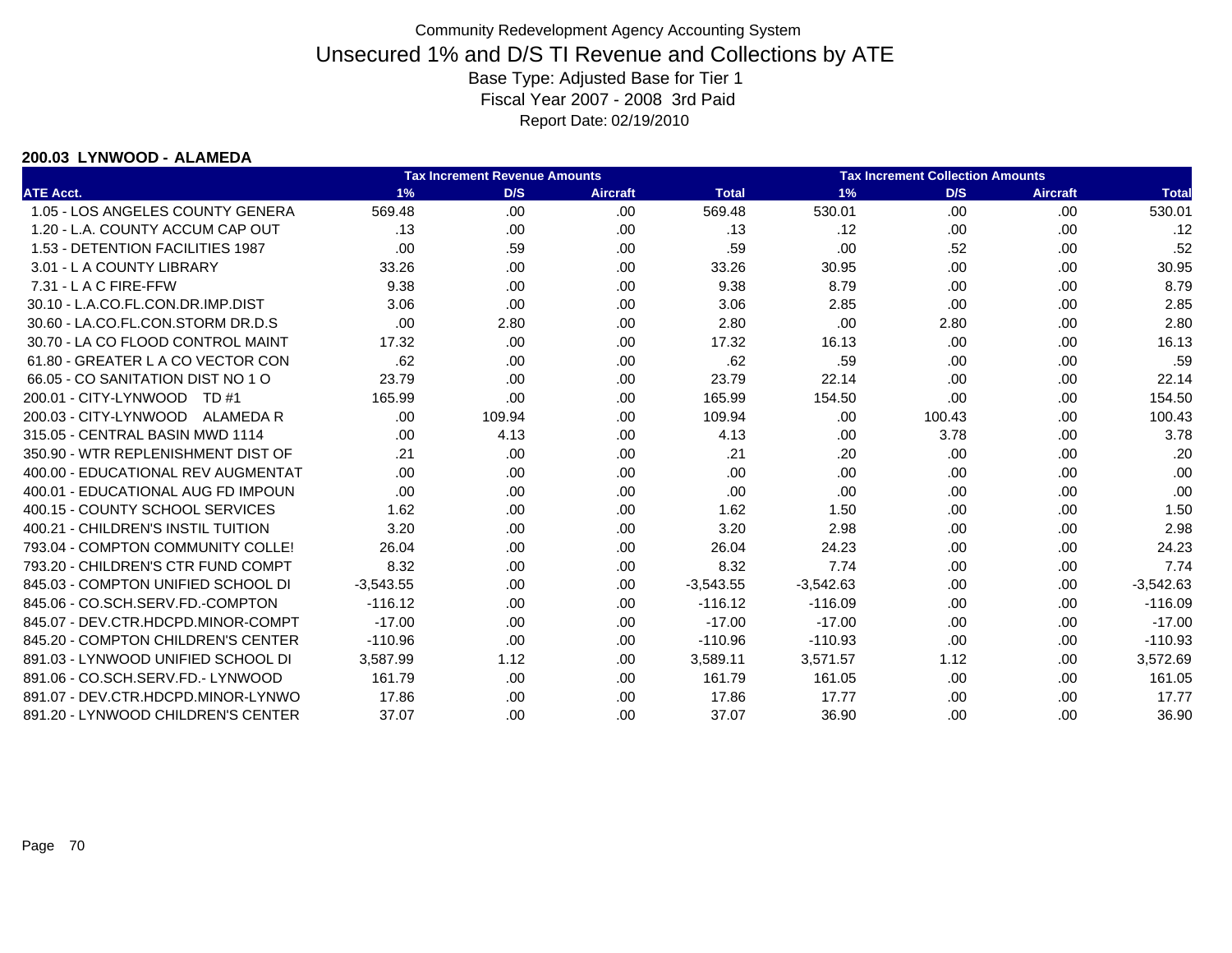Community Redevelopment Agency Accounting System

# Unsecured 1% and D/S TI Revenue and Collections by ATE

Base Type: Adjusted Base for Tier 1

Fiscal Year 2007 - 2008 3rd Paid

Report Date: 02/19/2010

**200.03 LYNWOOD - ALAMEDA**

| | Tax Increment Revenue Amounts | | | | Tax Increment Collection Amounts | | | |
|---|---|---|---|---|---|---|---|---|
| ATE Acct. | 1% | D/S | Aircraft | Total | 1% | D/S | Aircraft | Total |
| 1.05 - LOS ANGELES COUNTY GENERA | 569.48 | .00 | .00 | 569.48 | 530.01 | .00 | .00 | 530.01 |
| 1.20 - L.A. COUNTY ACCUM CAP OUT | .13 | .00 | .00 | .13 | .12 | .00 | .00 | .12 |
| 1.53 - DETENTION FACILITIES 1987 | .00 | .59 | .00 | .59 | .00 | .52 | .00 | .52 |
| 3.01 - L A COUNTY LIBRARY | 33.26 | .00 | .00 | 33.26 | 30.95 | .00 | .00 | 30.95 |
| 7.31 - L A C FIRE-FFW | 9.38 | .00 | .00 | 9.38 | 8.79 | .00 | .00 | 8.79 |
| 30.10 - L.A.CO.FL.CON.DR.IMP.DIST | 3.06 | .00 | .00 | 3.06 | 2.85 | .00 | .00 | 2.85 |
| 30.60 - LA.CO.FL.CON.STORM DR.D.S | .00 | 2.80 | .00 | 2.80 | .00 | 2.80 | .00 | 2.80 |
| 30.70 - LA CO FLOOD CONTROL MAINT | 17.32 | .00 | .00 | 17.32 | 16.13 | .00 | .00 | 16.13 |
| 61.80 - GREATER L A CO VECTOR CON | .62 | .00 | .00 | .62 | .59 | .00 | .00 | .59 |
| 66.05 - CO SANITATION DIST NO 1 O | 23.79 | .00 | .00 | 23.79 | 22.14 | .00 | .00 | 22.14 |
| 200.01 - CITY-LYNWOOD TD #1 | 165.99 | .00 | .00 | 165.99 | 154.50 | .00 | .00 | 154.50 |
| 200.03 - CITY-LYNWOOD ALAMEDA R | .00 | 109.94 | .00 | 109.94 | .00 | 100.43 | .00 | 100.43 |
| 315.05 - CENTRAL BASIN MWD 1114 | .00 | 4.13 | .00 | 4.13 | .00 | 3.78 | .00 | 3.78 |
| 350.90 - WTR REPLENISHMENT DIST OF | .21 | .00 | .00 | .21 | .20 | .00 | .00 | .20 |
| 400.00 - EDUCATIONAL REV AUGMENTAT | .00 | .00 | .00 | .00 | .00 | .00 | .00 | .00 |
| 400.01 - EDUCATIONAL AUG FD IMPOUN | .00 | .00 | .00 | .00 | .00 | .00 | .00 | .00 |
| 400.15 - COUNTY SCHOOL SERVICES | 1.62 | .00 | .00 | 1.62 | 1.50 | .00 | .00 | 1.50 |
| 400.21 - CHILDREN'S INSTIL TUITION | 3.20 | .00 | .00 | 3.20 | 2.98 | .00 | .00 | 2.98 |
| 793.04 - COMPTON COMMUNITY COLLE! | 26.04 | .00 | .00 | 26.04 | 24.23 | .00 | .00 | 24.23 |
| 793.20 - CHILDREN'S CTR FUND COMPT | 8.32 | .00 | .00 | 8.32 | 7.74 | .00 | .00 | 7.74 |
| 845.03 - COMPTON UNIFIED SCHOOL DI | -3,543.55 | .00 | .00 | -3,543.55 | -3,542.63 | .00 | .00 | -3,542.63 |
| 845.06 - CO.SCH.SERV.FD.-COMPTON | -116.12 | .00 | .00 | -116.12 | -116.09 | .00 | .00 | -116.09 |
| 845.07 - DEV.CTR.HDCPD.MINOR-COMPT | -17.00 | .00 | .00 | -17.00 | -17.00 | .00 | .00 | -17.00 |
| 845.20 - COMPTON CHILDREN'S CENTER | -110.96 | .00 | .00 | -110.96 | -110.93 | .00 | .00 | -110.93 |
| 891.03 - LYNWOOD UNIFIED SCHOOL DI | 3,587.99 | 1.12 | .00 | 3,589.11 | 3,571.57 | 1.12 | .00 | 3,572.69 |
| 891.06 - CO.SCH.SERV.FD.- LYNWOOD | 161.79 | .00 | .00 | 161.79 | 161.05 | .00 | .00 | 161.05 |
| 891.07 - DEV.CTR.HDCPD.MINOR-LYNWO | 17.86 | .00 | .00 | 17.86 | 17.77 | .00 | .00 | 17.77 |
| 891.20 - LYNWOOD CHILDREN'S CENTER | 37.07 | .00 | .00 | 37.07 | 36.90 | .00 | .00 | 36.90 |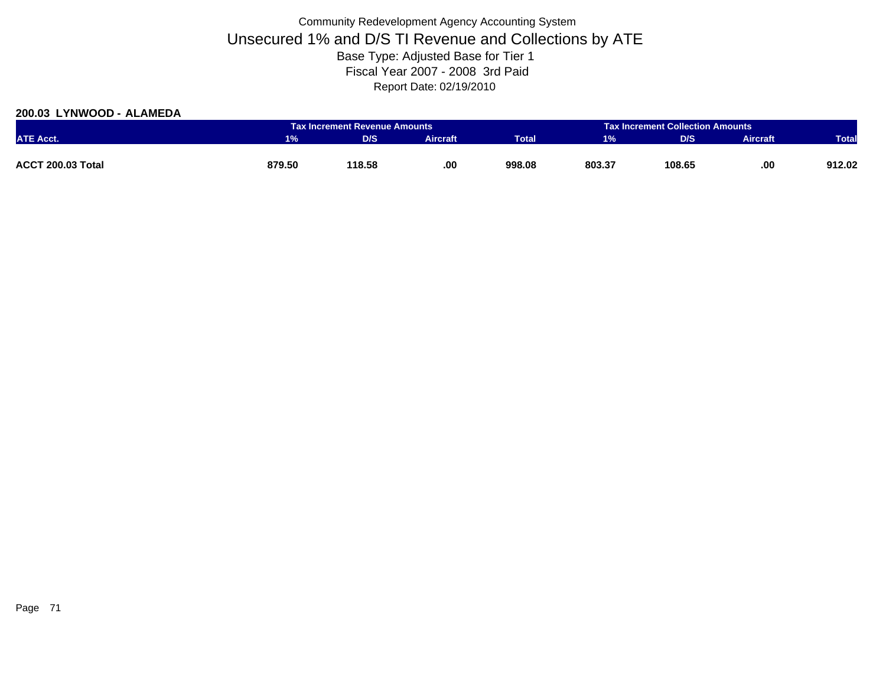Community Redevelopment Agency Accounting System

# Unsecured 1% and D/S TI Revenue and Collections by ATE

Base Type: Adjusted Base for Tier 1

Fiscal Year 2007 - 2008 3rd Paid

Report Date: 02/19/2010

**200.03 LYNWOOD - ALAMEDA**

| | Tax Increment Revenue Amounts | | | | Tax Increment Collection Amounts | | | |
|---|---|---|---|---|---|---|---|---|
| ATE Acct. | 1% | D/S | Aircraft | Total | 1% | D/S | Aircraft | Total |
| **ACCT 200.03 Total** | **879.50** | **118.58** | **.00** | **998.08** | **803.37** | **108.65** | **.00** | **912.02** |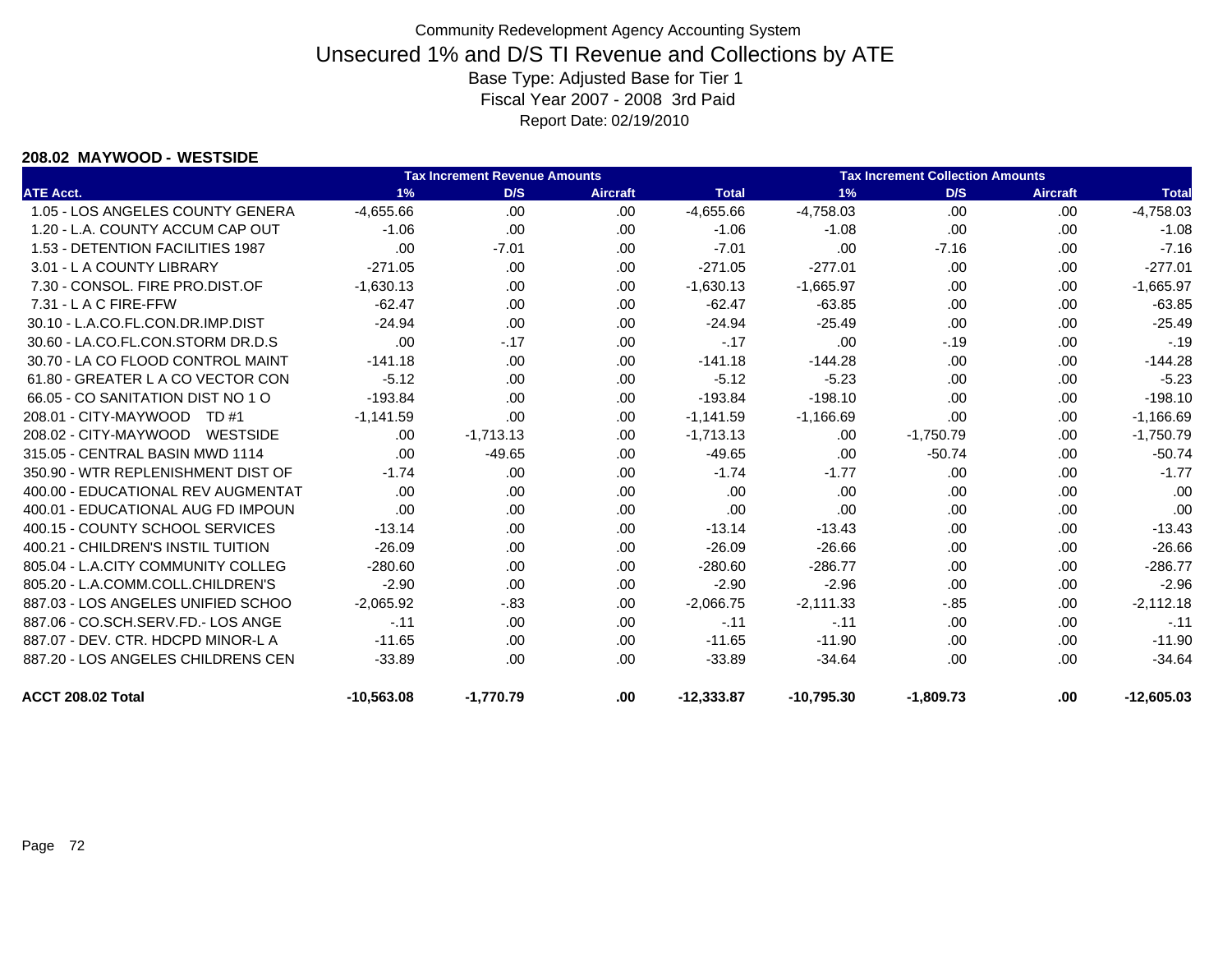Community Redevelopment Agency Accounting System

# Unsecured 1% and D/S TI Revenue and Collections by ATE

Base Type: Adjusted Base for Tier 1

Fiscal Year 2007 - 2008 3rd Paid

Report Date: 02/19/2010

### 208.02 MAYWOOD - WESTSIDE

| | Tax Increment Revenue Amounts | | | | Tax Increment Collection Amounts | | | |
|---|---|---|---|---|---|---|---|---|
| ATE Acct. | 1% | D/S | Aircraft | Total | 1% | D/S | Aircraft | Total |
| 1.05 - LOS ANGELES COUNTY GENERA | -4,655.66 | .00 | .00 | -4,655.66 | -4,758.03 | .00 | .00 | -4,758.03 |
| 1.20 - L.A. COUNTY ACCUM CAP OUT | -1.06 | .00 | .00 | -1.06 | -1.08 | .00 | .00 | -1.08 |
| 1.53 - DETENTION FACILITIES 1987 | .00 | -7.01 | .00 | -7.01 | .00 | -7.16 | .00 | -7.16 |
| 3.01 - L A COUNTY LIBRARY | -271.05 | .00 | .00 | -271.05 | -277.01 | .00 | .00 | -277.01 |
| 7.30 - CONSOL. FIRE PRO.DIST.OF | -1,630.13 | .00 | .00 | -1,630.13 | -1,665.97 | .00 | .00 | -1,665.97 |
| 7.31 - L A C FIRE-FFW | -62.47 | .00 | .00 | -62.47 | -63.85 | .00 | .00 | -63.85 |
| 30.10 - L.A.CO.FL.CON.DR.IMP.DIST | -24.94 | .00 | .00 | -24.94 | -25.49 | .00 | .00 | -25.49 |
| 30.60 - LA.CO.FL.CON.STORM DR.D.S | .00 | -.17 | .00 | -.17 | .00 | -.19 | .00 | -.19 |
| 30.70 - LA CO FLOOD CONTROL MAINT | -141.18 | .00 | .00 | -141.18 | -144.28 | .00 | .00 | -144.28 |
| 61.80 - GREATER L A CO VECTOR CON | -5.12 | .00 | .00 | -5.12 | -5.23 | .00 | .00 | -5.23 |
| 66.05 - CO SANITATION DIST NO 1 O | -193.84 | .00 | .00 | -193.84 | -198.10 | .00 | .00 | -198.10 |
| 208.01 - CITY-MAYWOOD TD #1 | -1,141.59 | .00 | .00 | -1,141.59 | -1,166.69 | .00 | .00 | -1,166.69 |
| 208.02 - CITY-MAYWOOD WESTSIDE | .00 | -1,713.13 | .00 | -1,713.13 | .00 | -1,750.79 | .00 | -1,750.79 |
| 315.05 - CENTRAL BASIN MWD 1114 | .00 | -49.65 | .00 | -49.65 | .00 | -50.74 | .00 | -50.74 |
| 350.90 - WTR REPLENISHMENT DIST OF | -1.74 | .00 | .00 | -1.74 | -1.77 | .00 | .00 | -1.77 |
| 400.00 - EDUCATIONAL REV AUGMENTAT | .00 | .00 | .00 | .00 | .00 | .00 | .00 | .00 |
| 400.01 - EDUCATIONAL AUG FD IMPOUN | .00 | .00 | .00 | .00 | .00 | .00 | .00 | .00 |
| 400.15 - COUNTY SCHOOL SERVICES | -13.14 | .00 | .00 | -13.14 | -13.43 | .00 | .00 | -13.43 |
| 400.21 - CHILDREN'S INSTIL TUITION | -26.09 | .00 | .00 | -26.09 | -26.66 | .00 | .00 | -26.66 |
| 805.04 - L.A.CITY COMMUNITY COLLEG | -280.60 | .00 | .00 | -280.60 | -286.77 | .00 | .00 | -286.77 |
| 805.20 - L.A.COMM.COLL.CHILDREN'S | -2.90 | .00 | .00 | -2.90 | -2.96 | .00 | .00 | -2.96 |
| 887.03 - LOS ANGELES UNIFIED SCHOO | -2,065.92 | -.83 | .00 | -2,066.75 | -2,111.33 | -.85 | .00 | -2,112.18 |
| 887.06 - CO.SCH.SERV.FD.- LOS ANGE | -.11 | .00 | .00 | -.11 | -.11 | .00 | .00 | -.11 |
| 887.07 - DEV. CTR. HDCPD MINOR-L A | -11.65 | .00 | .00 | -11.65 | -11.90 | .00 | .00 | -11.90 |
| 887.20 - LOS ANGELES CHILDRENS CEN | -33.89 | .00 | .00 | -33.89 | -34.64 | .00 | .00 | -34.64 |
| **ACCT 208.02 Total** | **-10,563.08** | **-1,770.79** | **.00** | **-12,333.87** | **-10,795.30** | **-1,809.73** | **.00** | **-12,605.03** |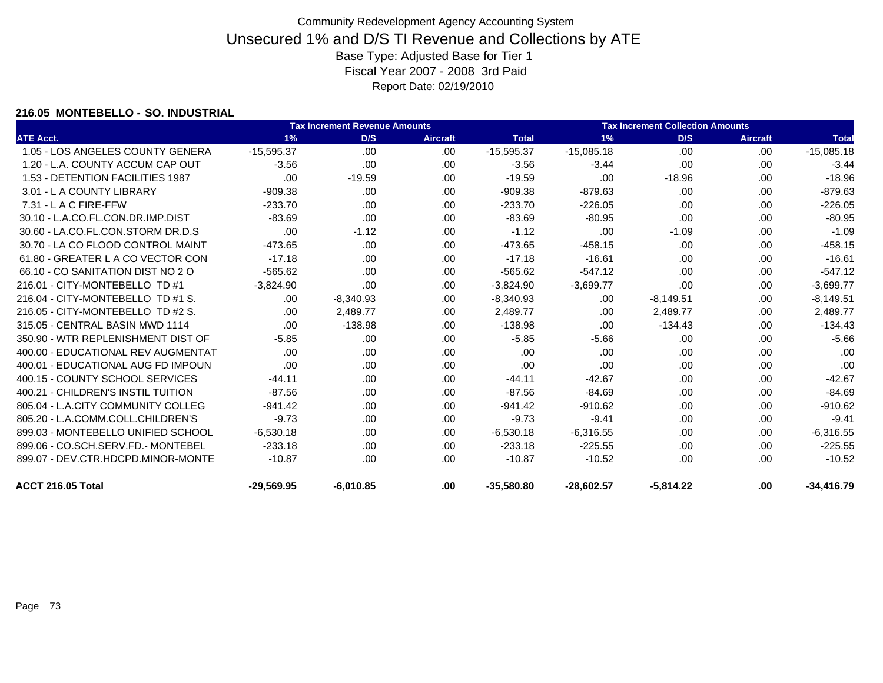Community Redevelopment Agency Accounting System

# Unsecured 1% and D/S TI Revenue and Collections by ATE

Base Type: Adjusted Base for Tier 1

Fiscal Year 2007 - 2008 3rd Paid

Report Date: 02/19/2010

### 216.05 MONTEBELLO - SO. INDUSTRIAL

| | Tax Increment Revenue Amounts | | | | Tax Increment Collection Amounts | | | |
|---|---|---|---|---|---|---|---|---|
| ATE Acct. | 1% | D/S | Aircraft | Total | 1% | D/S | Aircraft | Total |
| 1.05 - LOS ANGELES COUNTY GENERA | -15,595.37 | .00 | .00 | -15,595.37 | -15,085.18 | .00 | .00 | -15,085.18 |
| 1.20 - L.A. COUNTY ACCUM CAP OUT | -3.56 | .00 | .00 | -3.56 | -3.44 | .00 | .00 | -3.44 |
| 1.53 - DETENTION FACILITIES 1987 | .00 | -19.59 | .00 | -19.59 | .00 | -18.96 | .00 | -18.96 |
| 3.01 - L A COUNTY LIBRARY | -909.38 | .00 | .00 | -909.38 | -879.63 | .00 | .00 | -879.63 |
| 7.31 - L A C FIRE-FFW | -233.70 | .00 | .00 | -233.70 | -226.05 | .00 | .00 | -226.05 |
| 30.10 - L.A.CO.FL.CON.DR.IMP.DIST | -83.69 | .00 | .00 | -83.69 | -80.95 | .00 | .00 | -80.95 |
| 30.60 - LA.CO.FL.CON.STORM DR.D.S | .00 | -1.12 | .00 | -1.12 | .00 | -1.09 | .00 | -1.09 |
| 30.70 - LA CO FLOOD CONTROL MAINT | -473.65 | .00 | .00 | -473.65 | -458.15 | .00 | .00 | -458.15 |
| 61.80 - GREATER L A CO VECTOR CON | -17.18 | .00 | .00 | -17.18 | -16.61 | .00 | .00 | -16.61 |
| 66.10 - CO SANITATION DIST NO 2 O | -565.62 | .00 | .00 | -565.62 | -547.12 | .00 | .00 | -547.12 |
| 216.01 - CITY-MONTEBELLO TD #1 | -3,824.90 | .00 | .00 | -3,824.90 | -3,699.77 | .00 | .00 | -3,699.77 |
| 216.04 - CITY-MONTEBELLO TD #1 S. | .00 | -8,340.93 | .00 | -8,340.93 | .00 | -8,149.51 | .00 | -8,149.51 |
| 216.05 - CITY-MONTEBELLO TD #2 S. | .00 | 2,489.77 | .00 | 2,489.77 | .00 | 2,489.77 | .00 | 2,489.77 |
| 315.05 - CENTRAL BASIN MWD 1114 | .00 | -138.98 | .00 | -138.98 | .00 | -134.43 | .00 | -134.43 |
| 350.90 - WTR REPLENISHMENT DIST OF | -5.85 | .00 | .00 | -5.85 | -5.66 | .00 | .00 | -5.66 |
| 400.00 - EDUCATIONAL REV AUGMENTAT | .00 | .00 | .00 | .00 | .00 | .00 | .00 | .00 |
| 400.01 - EDUCATIONAL AUG FD IMPOUN | .00 | .00 | .00 | .00 | .00 | .00 | .00 | .00 |
| 400.15 - COUNTY SCHOOL SERVICES | -44.11 | .00 | .00 | -44.11 | -42.67 | .00 | .00 | -42.67 |
| 400.21 - CHILDREN'S INSTIL TUITION | -87.56 | .00 | .00 | -87.56 | -84.69 | .00 | .00 | -84.69 |
| 805.04 - L.A.CITY COMMUNITY COLLEG | -941.42 | .00 | .00 | -941.42 | -910.62 | .00 | .00 | -910.62 |
| 805.20 - L.A.COMM.COLL.CHILDREN'S | -9.73 | .00 | .00 | -9.73 | -9.41 | .00 | .00 | -9.41 |
| 899.03 - MONTEBELLO UNIFIED SCHOOL | -6,530.18 | .00 | .00 | -6,530.18 | -6,316.55 | .00 | .00 | -6,316.55 |
| 899.06 - CO.SCH.SERV.FD.- MONTEBEL | -233.18 | .00 | .00 | -233.18 | -225.55 | .00 | .00 | -225.55 |
| 899.07 - DEV.CTR.HDCPD.MINOR-MONTE | -10.87 | .00 | .00 | -10.87 | -10.52 | .00 | .00 | -10.52 |
| **ACCT 216.05 Total** | **-29,569.95** | **-6,010.85** | **.00** | **-35,580.80** | **-28,602.57** | **-5,814.22** | **.00** | **-34,416.79** |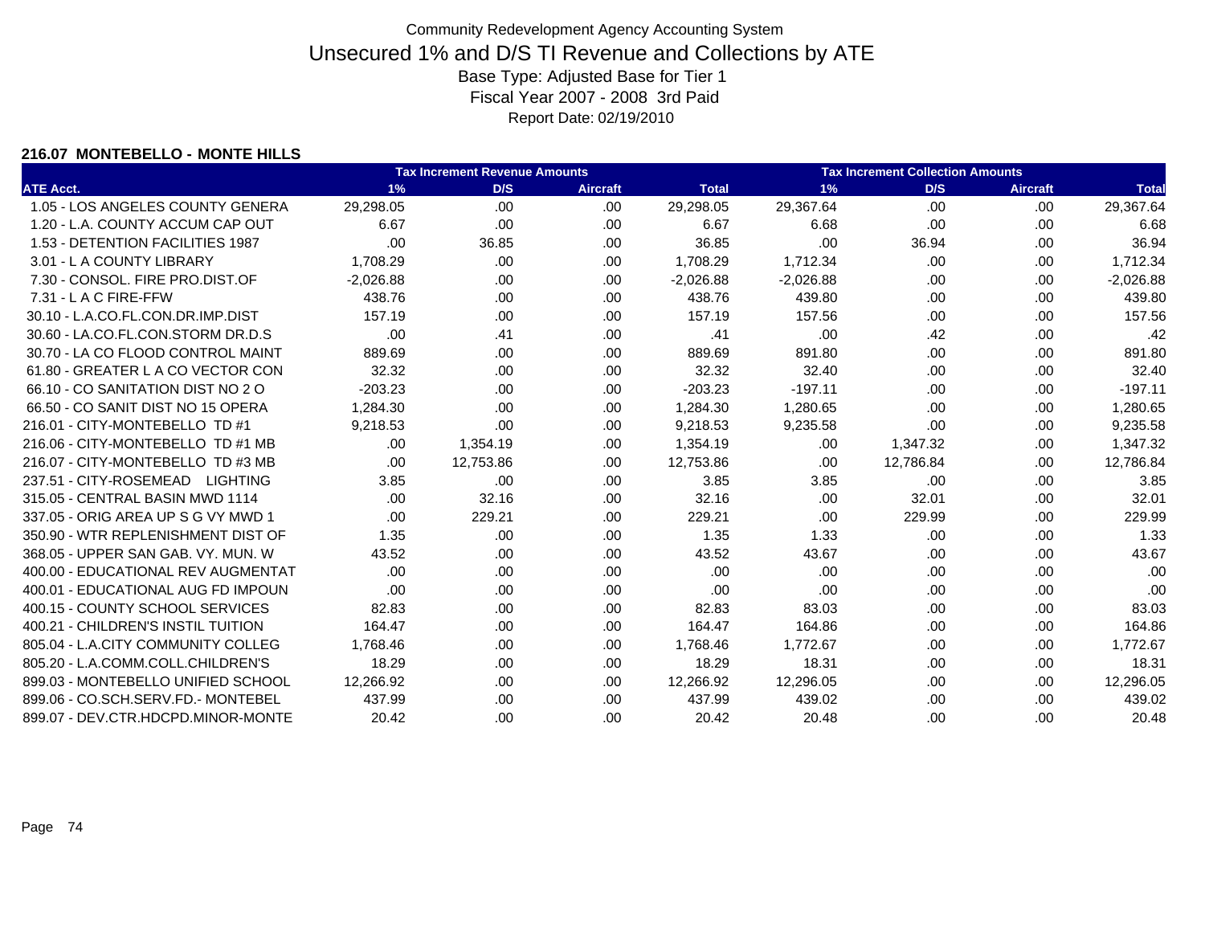Community Redevelopment Agency Accounting System

# Unsecured 1% and D/S TI Revenue and Collections by ATE

Base Type: Adjusted Base for Tier 1
Fiscal Year 2007 - 2008 3rd Paid
Report Date: 02/19/2010

### 216.07 MONTEBELLO - MONTE HILLS

| | Tax Increment Revenue Amounts | | | | Tax Increment Collection Amounts | | | |
|---|---|---|---|---|---|---|---|---|
| ATE Acct. | 1% | D/S | Aircraft | Total | 1% | D/S | Aircraft | Total |
| 1.05 - LOS ANGELES COUNTY GENERA | 29,298.05 | .00 | .00 | 29,298.05 | 29,367.64 | .00 | .00 | 29,367.64 |
| 1.20 - L.A. COUNTY ACCUM CAP OUT | 6.67 | .00 | .00 | 6.67 | 6.68 | .00 | .00 | 6.68 |
| 1.53 - DETENTION FACILITIES 1987 | .00 | 36.85 | .00 | 36.85 | .00 | 36.94 | .00 | 36.94 |
| 3.01 - L A COUNTY LIBRARY | 1,708.29 | .00 | .00 | 1,708.29 | 1,712.34 | .00 | .00 | 1,712.34 |
| 7.30 - CONSOL. FIRE PRO.DIST.OF | -2,026.88 | .00 | .00 | -2,026.88 | -2,026.88 | .00 | .00 | -2,026.88 |
| 7.31 - L A C FIRE-FFW | 438.76 | .00 | .00 | 438.76 | 439.80 | .00 | .00 | 439.80 |
| 30.10 - L.A.CO.FL.CON.DR.IMP.DIST | 157.19 | .00 | .00 | 157.19 | 157.56 | .00 | .00 | 157.56 |
| 30.60 - LA.CO.FL.CON.STORM DR.D.S | .00 | .41 | .00 | .41 | .00 | .42 | .00 | .42 |
| 30.70 - LA CO FLOOD CONTROL MAINT | 889.69 | .00 | .00 | 889.69 | 891.80 | .00 | .00 | 891.80 |
| 61.80 - GREATER L A CO VECTOR CON | 32.32 | .00 | .00 | 32.32 | 32.40 | .00 | .00 | 32.40 |
| 66.10 - CO SANITATION DIST NO 2 O | -203.23 | .00 | .00 | -203.23 | -197.11 | .00 | .00 | -197.11 |
| 66.50 - CO SANIT DIST NO 15 OPERA | 1,284.30 | .00 | .00 | 1,284.30 | 1,280.65 | .00 | .00 | 1,280.65 |
| 216.01 - CITY-MONTEBELLO TD #1 | 9,218.53 | .00 | .00 | 9,218.53 | 9,235.58 | .00 | .00 | 9,235.58 |
| 216.06 - CITY-MONTEBELLO TD #1 MB | .00 | 1,354.19 | .00 | 1,354.19 | .00 | 1,347.32 | .00 | 1,347.32 |
| 216.07 - CITY-MONTEBELLO TD #3 MB | .00 | 12,753.86 | .00 | 12,753.86 | .00 | 12,786.84 | .00 | 12,786.84 |
| 237.51 - CITY-ROSEMEAD LIGHTING | 3.85 | .00 | .00 | 3.85 | 3.85 | .00 | .00 | 3.85 |
| 315.05 - CENTRAL BASIN MWD 1114 | .00 | 32.16 | .00 | 32.16 | .00 | 32.01 | .00 | 32.01 |
| 337.05 - ORIG AREA UP S G VY MWD 1 | .00 | 229.21 | .00 | 229.21 | .00 | 229.99 | .00 | 229.99 |
| 350.90 - WTR REPLENISHMENT DIST OF | 1.35 | .00 | .00 | 1.35 | 1.33 | .00 | .00 | 1.33 |
| 368.05 - UPPER SAN GAB. VY. MUN. W | 43.52 | .00 | .00 | 43.52 | 43.67 | .00 | .00 | 43.67 |
| 400.00 - EDUCATIONAL REV AUGMENTAT | .00 | .00 | .00 | .00 | .00 | .00 | .00 | .00 |
| 400.01 - EDUCATIONAL AUG FD IMPOUN | .00 | .00 | .00 | .00 | .00 | .00 | .00 | .00 |
| 400.15 - COUNTY SCHOOL SERVICES | 82.83 | .00 | .00 | 82.83 | 83.03 | .00 | .00 | 83.03 |
| 400.21 - CHILDREN'S INSTIL TUITION | 164.47 | .00 | .00 | 164.47 | 164.86 | .00 | .00 | 164.86 |
| 805.04 - L.A.CITY COMMUNITY COLLEG | 1,768.46 | .00 | .00 | 1,768.46 | 1,772.67 | .00 | .00 | 1,772.67 |
| 805.20 - L.A.COMM.COLL.CHILDREN'S | 18.29 | .00 | .00 | 18.29 | 18.31 | .00 | .00 | 18.31 |
| 899.03 - MONTEBELLO UNIFIED SCHOOL | 12,266.92 | .00 | .00 | 12,266.92 | 12,296.05 | .00 | .00 | 12,296.05 |
| 899.06 - CO.SCH.SERV.FD.- MONTEBEL | 437.99 | .00 | .00 | 437.99 | 439.02 | .00 | .00 | 439.02 |
| 899.07 - DEV.CTR.HDCPD.MINOR-MONTE | 20.42 | .00 | .00 | 20.42 | 20.48 | .00 | .00 | 20.48 |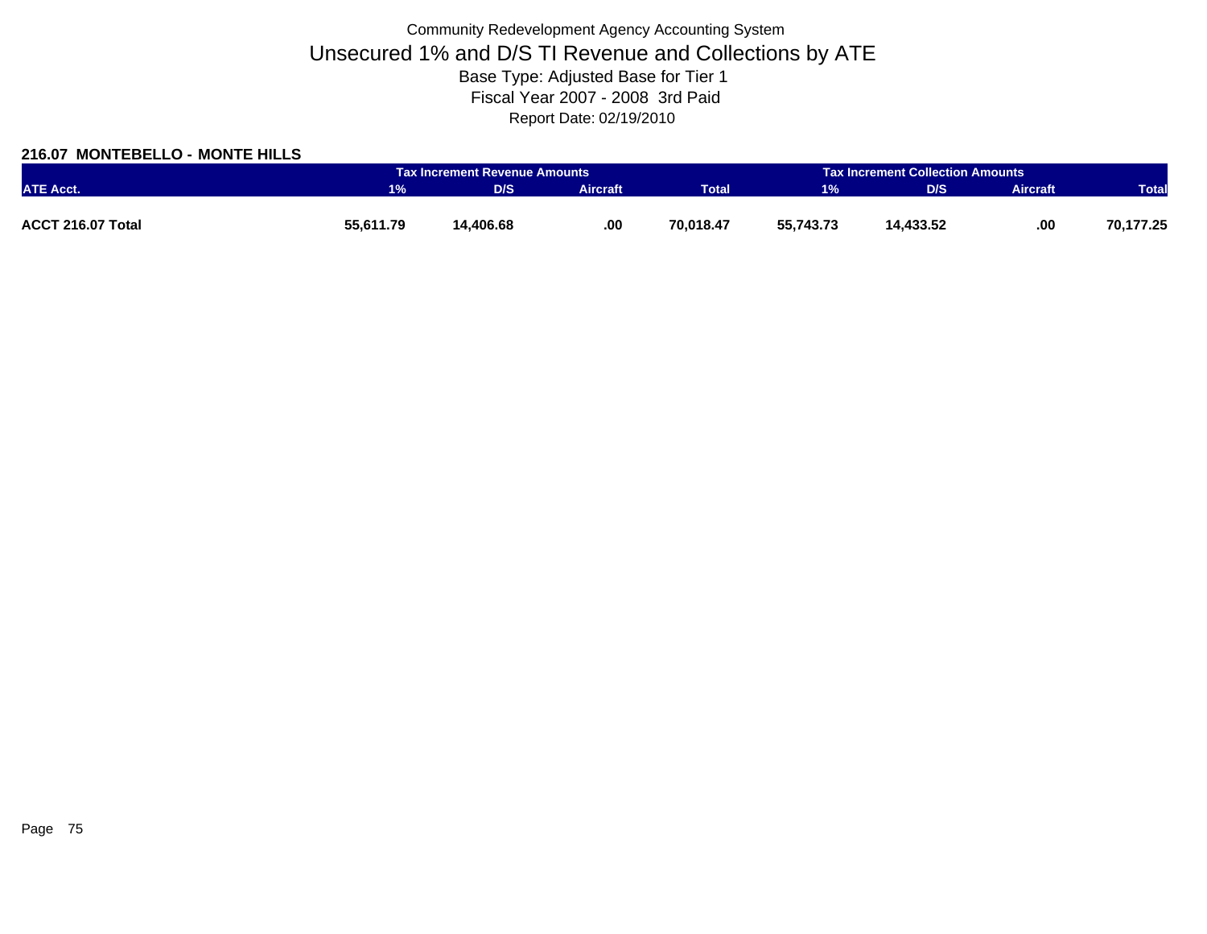Community Redevelopment Agency Accounting System

# Unsecured 1% and D/S TI Revenue and Collections by ATE

Base Type: Adjusted Base for Tier 1

Fiscal Year 2007 - 2008 3rd Paid

Report Date: 02/19/2010

## 216.07 MONTEBELLO - MONTE HILLS

| | Tax Increment Revenue Amounts | | | | Tax Increment Collection Amounts | | | |
|---|---|---|---|---|---|---|---|---|
| ATE Acct. | 1% | D/S | Aircraft | Total | 1% | D/S | Aircraft | Total |
| **ACCT 216.07 Total** | **55,611.79** | **14,406.68** | **.00** | **70,018.47** | **55,743.73** | **14,433.52** | **.00** | **70,177.25** |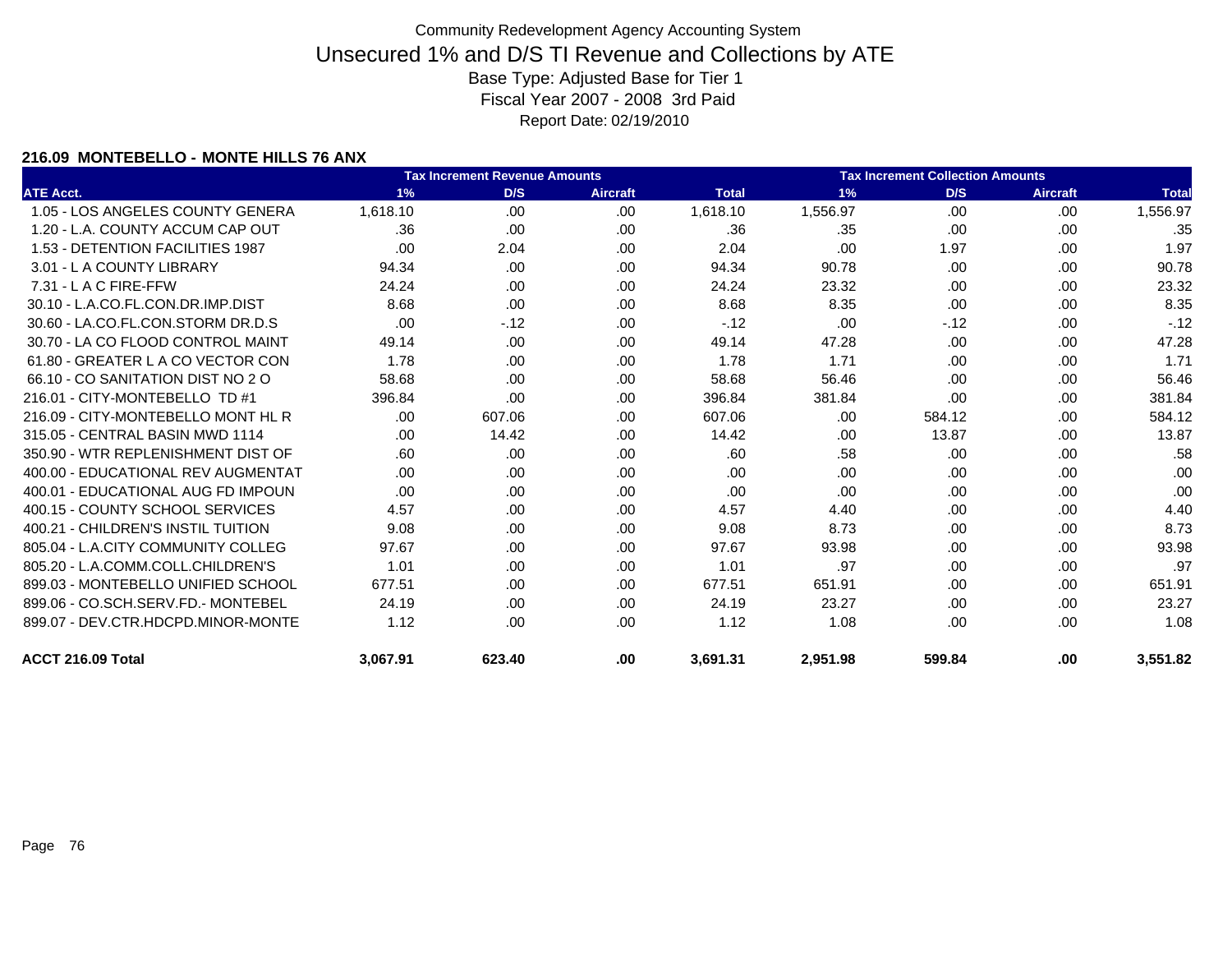Community Redevelopment Agency Accounting System

# Unsecured 1% and D/S TI Revenue and Collections by ATE

Base Type: Adjusted Base for Tier 1

Fiscal Year 2007 - 2008 3rd Paid

Report Date: 02/19/2010

### 216.09 MONTEBELLO - MONTE HILLS 76 ANX

| | Tax Increment Revenue Amounts | | | | Tax Increment Collection Amounts | | | |
|---|---|---|---|---|---|---|---|---|
| ATE Acct. | 1% | D/S | Aircraft | Total | 1% | D/S | Aircraft | Total |
| 1.05 - LOS ANGELES COUNTY GENERA | 1,618.10 | .00 | .00 | 1,618.10 | 1,556.97 | .00 | .00 | 1,556.97 |
| 1.20 - L.A. COUNTY ACCUM CAP OUT | .36 | .00 | .00 | .36 | .35 | .00 | .00 | .35 |
| 1.53 - DETENTION FACILITIES 1987 | .00 | 2.04 | .00 | 2.04 | .00 | 1.97 | .00 | 1.97 |
| 3.01 - L A COUNTY LIBRARY | 94.34 | .00 | .00 | 94.34 | 90.78 | .00 | .00 | 90.78 |
| 7.31 - L A C FIRE-FFW | 24.24 | .00 | .00 | 24.24 | 23.32 | .00 | .00 | 23.32 |
| 30.10 - L.A.CO.FL.CON.DR.IMP.DIST | 8.68 | .00 | .00 | 8.68 | 8.35 | .00 | .00 | 8.35 |
| 30.60 - LA.CO.FL.CON.STORM DR.D.S | .00 | -.12 | .00 | -.12 | .00 | -.12 | .00 | -.12 |
| 30.70 - LA CO FLOOD CONTROL MAINT | 49.14 | .00 | .00 | 49.14 | 47.28 | .00 | .00 | 47.28 |
| 61.80 - GREATER L A CO VECTOR CON | 1.78 | .00 | .00 | 1.78 | 1.71 | .00 | .00 | 1.71 |
| 66.10 - CO SANITATION DIST NO 2 O | 58.68 | .00 | .00 | 58.68 | 56.46 | .00 | .00 | 56.46 |
| 216.01 - CITY-MONTEBELLO TD #1 | 396.84 | .00 | .00 | 396.84 | 381.84 | .00 | .00 | 381.84 |
| 216.09 - CITY-MONTEBELLO MONT HL R | .00 | 607.06 | .00 | 607.06 | .00 | 584.12 | .00 | 584.12 |
| 315.05 - CENTRAL BASIN MWD 1114 | .00 | 14.42 | .00 | 14.42 | .00 | 13.87 | .00 | 13.87 |
| 350.90 - WTR REPLENISHMENT DIST OF | .60 | .00 | .00 | .60 | .58 | .00 | .00 | .58 |
| 400.00 - EDUCATIONAL REV AUGMENTAT | .00 | .00 | .00 | .00 | .00 | .00 | .00 | .00 |
| 400.01 - EDUCATIONAL AUG FD IMPOUN | .00 | .00 | .00 | .00 | .00 | .00 | .00 | .00 |
| 400.15 - COUNTY SCHOOL SERVICES | 4.57 | .00 | .00 | 4.57 | 4.40 | .00 | .00 | 4.40 |
| 400.21 - CHILDREN'S INSTIL TUITION | 9.08 | .00 | .00 | 9.08 | 8.73 | .00 | .00 | 8.73 |
| 805.04 - L.A.CITY COMMUNITY COLLEG | 97.67 | .00 | .00 | 97.67 | 93.98 | .00 | .00 | 93.98 |
| 805.20 - L.A.COMM.COLL.CHILDREN'S | 1.01 | .00 | .00 | 1.01 | .97 | .00 | .00 | .97 |
| 899.03 - MONTEBELLO UNIFIED SCHOOL | 677.51 | .00 | .00 | 677.51 | 651.91 | .00 | .00 | 651.91 |
| 899.06 - CO.SCH.SERV.FD.- MONTEBEL | 24.19 | .00 | .00 | 24.19 | 23.27 | .00 | .00 | 23.27 |
| 899.07 - DEV.CTR.HDCPD.MINOR-MONTE | 1.12 | .00 | .00 | 1.12 | 1.08 | .00 | .00 | 1.08 |
| **ACCT 216.09 Total** | **3,067.91** | **623.40** | **.00** | **3,691.31** | **2,951.98** | **599.84** | **.00** | **3,551.82** |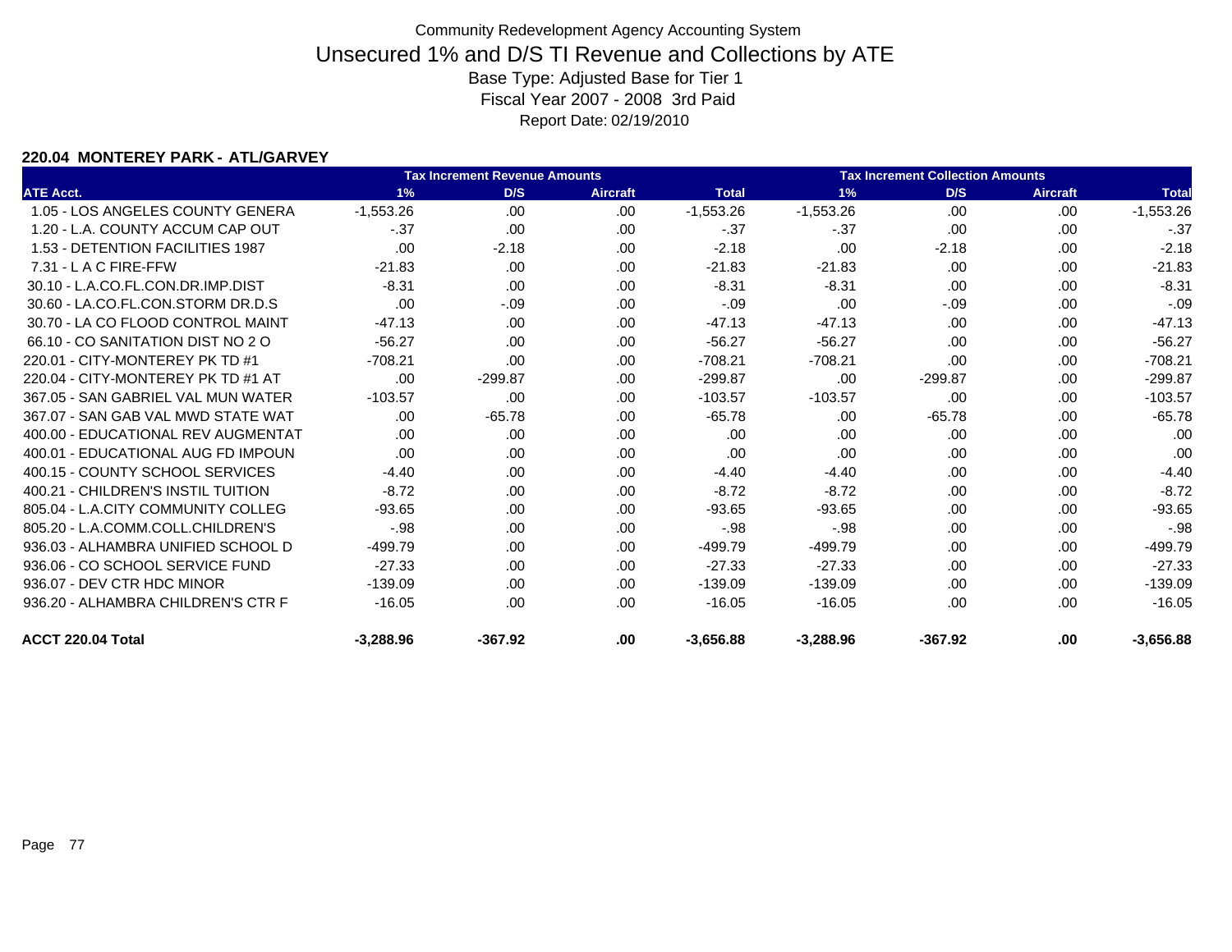Community Redevelopment Agency Accounting System

# Unsecured 1% and D/S TI Revenue and Collections by ATE

Base Type: Adjusted Base for Tier 1

Fiscal Year 2007 - 2008 3rd Paid

Report Date: 02/19/2010

### 220.04 MONTEREY PARK - ATL/GARVEY

| | Tax Increment Revenue Amounts | | | | Tax Increment Collection Amounts | | | |
|---|---|---|---|---|---|---|---|---|
| ATE Acct. | 1% | D/S | Aircraft | Total | 1% | D/S | Aircraft | Total |
| 1.05 - LOS ANGELES COUNTY GENERA | -1,553.26 | .00 | .00 | -1,553.26 | -1,553.26 | .00 | .00 | -1,553.26 |
| 1.20 - L.A. COUNTY ACCUM CAP OUT | -.37 | .00 | .00 | -.37 | -.37 | .00 | .00 | -.37 |
| 1.53 - DETENTION FACILITIES 1987 | .00 | -2.18 | .00 | -2.18 | .00 | -2.18 | .00 | -2.18 |
| 7.31 - L A C FIRE-FFW | -21.83 | .00 | .00 | -21.83 | -21.83 | .00 | .00 | -21.83 |
| 30.10 - L.A.CO.FL.CON.DR.IMP.DIST | -8.31 | .00 | .00 | -8.31 | -8.31 | .00 | .00 | -8.31 |
| 30.60 - LA.CO.FL.CON.STORM DR.D.S | .00 | -.09 | .00 | -.09 | .00 | -.09 | .00 | -.09 |
| 30.70 - LA CO FLOOD CONTROL MAINT | -47.13 | .00 | .00 | -47.13 | -47.13 | .00 | .00 | -47.13 |
| 66.10 - CO SANITATION DIST NO 2 O | -56.27 | .00 | .00 | -56.27 | -56.27 | .00 | .00 | -56.27 |
| 220.01 - CITY-MONTEREY PK TD #1 | -708.21 | .00 | .00 | -708.21 | -708.21 | .00 | .00 | -708.21 |
| 220.04 - CITY-MONTEREY PK TD #1 AT | .00 | -299.87 | .00 | -299.87 | .00 | -299.87 | .00 | -299.87 |
| 367.05 - SAN GABRIEL VAL MUN WATER | -103.57 | .00 | .00 | -103.57 | -103.57 | .00 | .00 | -103.57 |
| 367.07 - SAN GAB VAL MWD STATE WAT | .00 | -65.78 | .00 | -65.78 | .00 | -65.78 | .00 | -65.78 |
| 400.00 - EDUCATIONAL REV AUGMENTAT | .00 | .00 | .00 | .00 | .00 | .00 | .00 | .00 |
| 400.01 - EDUCATIONAL AUG FD IMPOUN | .00 | .00 | .00 | .00 | .00 | .00 | .00 | .00 |
| 400.15 - COUNTY SCHOOL SERVICES | -4.40 | .00 | .00 | -4.40 | -4.40 | .00 | .00 | -4.40 |
| 400.21 - CHILDREN'S INSTIL TUITION | -8.72 | .00 | .00 | -8.72 | -8.72 | .00 | .00 | -8.72 |
| 805.04 - L.A.CITY COMMUNITY COLLEG | -93.65 | .00 | .00 | -93.65 | -93.65 | .00 | .00 | -93.65 |
| 805.20 - L.A.COMM.COLL.CHILDREN'S | -.98 | .00 | .00 | -.98 | -.98 | .00 | .00 | -.98 |
| 936.03 - ALHAMBRA UNIFIED SCHOOL D | -499.79 | .00 | .00 | -499.79 | -499.79 | .00 | .00 | -499.79 |
| 936.06 - CO SCHOOL SERVICE FUND | -27.33 | .00 | .00 | -27.33 | -27.33 | .00 | .00 | -27.33 |
| 936.07 - DEV CTR HDC MINOR | -139.09 | .00 | .00 | -139.09 | -139.09 | .00 | .00 | -139.09 |
| 936.20 - ALHAMBRA CHILDREN'S CTR F | -16.05 | .00 | .00 | -16.05 | -16.05 | .00 | .00 | -16.05 |
| **ACCT 220.04 Total** | **-3,288.96** | **-367.92** | **.00** | **-3,656.88** | **-3,288.96** | **-367.92** | **.00** | **-3,656.88** |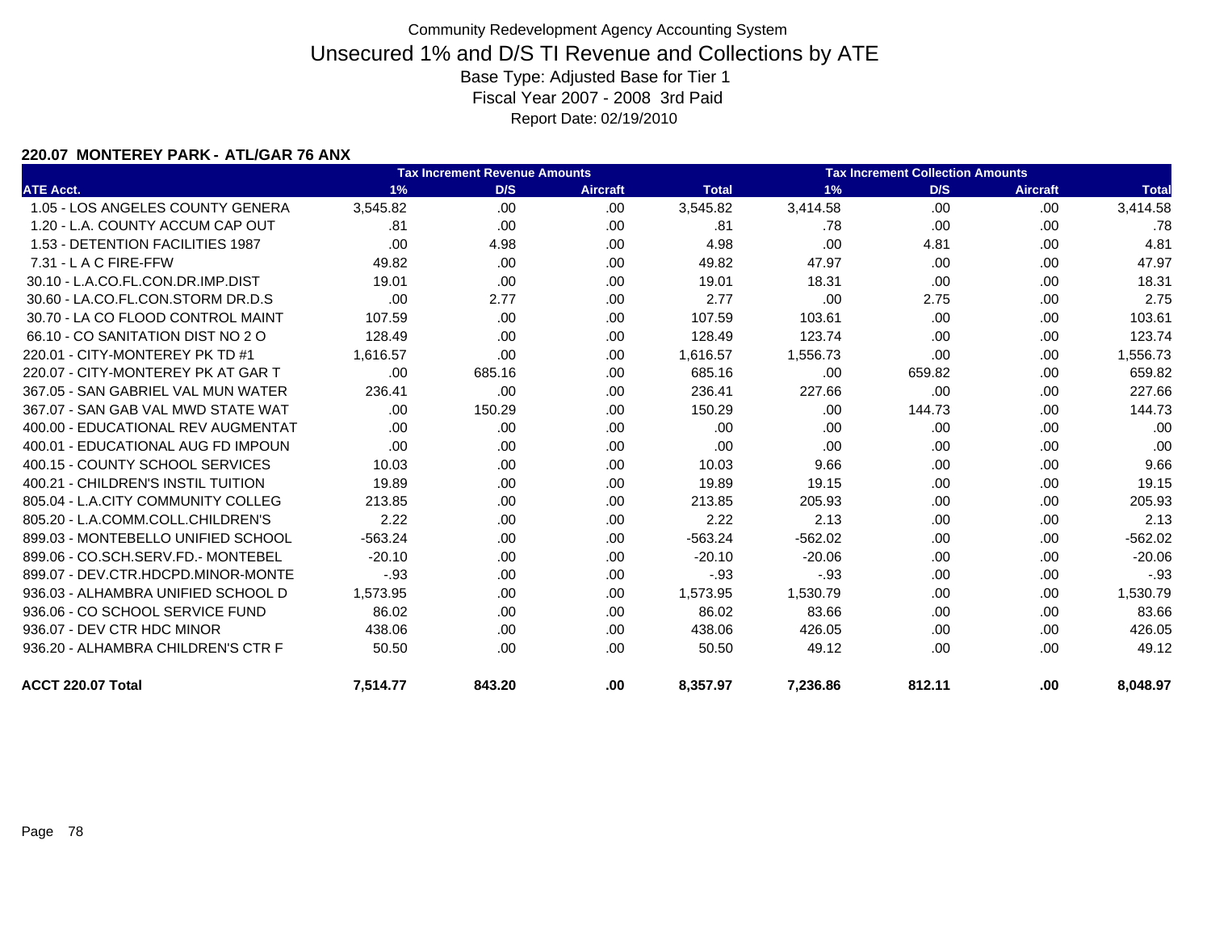Community Redevelopment Agency Accounting System

# Unsecured 1% and D/S TI Revenue and Collections by ATE

Base Type: Adjusted Base for Tier 1

Fiscal Year 2007 - 2008 3rd Paid

Report Date: 02/19/2010

### 220.07 MONTEREY PARK - ATL/GAR 76 ANX

| | Tax Increment Revenue Amounts | | | | Tax Increment Collection Amounts | | | |
|---|---|---|---|---|---|---|---|---|
| ATE Acct. | 1% | D/S | Aircraft | Total | 1% | D/S | Aircraft | Total |
| 1.05 - LOS ANGELES COUNTY GENERA | 3,545.82 | .00 | .00 | 3,545.82 | 3,414.58 | .00 | .00 | 3,414.58 |
| 1.20 - L.A. COUNTY ACCUM CAP OUT | .81 | .00 | .00 | .81 | .78 | .00 | .00 | .78 |
| 1.53 - DETENTION FACILITIES 1987 | .00 | 4.98 | .00 | 4.98 | .00 | 4.81 | .00 | 4.81 |
| 7.31 - L A C FIRE-FFW | 49.82 | .00 | .00 | 49.82 | 47.97 | .00 | .00 | 47.97 |
| 30.10 - L.A.CO.FL.CON.DR.IMP.DIST | 19.01 | .00 | .00 | 19.01 | 18.31 | .00 | .00 | 18.31 |
| 30.60 - LA.CO.FL.CON.STORM DR.D.S | .00 | 2.77 | .00 | 2.77 | .00 | 2.75 | .00 | 2.75 |
| 30.70 - LA CO FLOOD CONTROL MAINT | 107.59 | .00 | .00 | 107.59 | 103.61 | .00 | .00 | 103.61 |
| 66.10 - CO SANITATION DIST NO 2 O | 128.49 | .00 | .00 | 128.49 | 123.74 | .00 | .00 | 123.74 |
| 220.01 - CITY-MONTEREY PK TD #1 | 1,616.57 | .00 | .00 | 1,616.57 | 1,556.73 | .00 | .00 | 1,556.73 |
| 220.07 - CITY-MONTEREY PK AT GAR T | .00 | 685.16 | .00 | 685.16 | .00 | 659.82 | .00 | 659.82 |
| 367.05 - SAN GABRIEL VAL MUN WATER | 236.41 | .00 | .00 | 236.41 | 227.66 | .00 | .00 | 227.66 |
| 367.07 - SAN GAB VAL MWD STATE WAT | .00 | 150.29 | .00 | 150.29 | .00 | 144.73 | .00 | 144.73 |
| 400.00 - EDUCATIONAL REV AUGMENTAT | .00 | .00 | .00 | .00 | .00 | .00 | .00 | .00 |
| 400.01 - EDUCATIONAL AUG FD IMPOUN | .00 | .00 | .00 | .00 | .00 | .00 | .00 | .00 |
| 400.15 - COUNTY SCHOOL SERVICES | 10.03 | .00 | .00 | 10.03 | 9.66 | .00 | .00 | 9.66 |
| 400.21 - CHILDREN'S INSTIL TUITION | 19.89 | .00 | .00 | 19.89 | 19.15 | .00 | .00 | 19.15 |
| 805.04 - L.A.CITY COMMUNITY COLLEG | 213.85 | .00 | .00 | 213.85 | 205.93 | .00 | .00 | 205.93 |
| 805.20 - L.A.COMM.COLL.CHILDREN'S | 2.22 | .00 | .00 | 2.22 | 2.13 | .00 | .00 | 2.13 |
| 899.03 - MONTEBELLO UNIFIED SCHOOL | -563.24 | .00 | .00 | -563.24 | -562.02 | .00 | .00 | -562.02 |
| 899.06 - CO.SCH.SERV.FD.- MONTEBEL | -20.10 | .00 | .00 | -20.10 | -20.06 | .00 | .00 | -20.06 |
| 899.07 - DEV.CTR.HDCPD.MINOR-MONTE | -.93 | .00 | .00 | -.93 | -.93 | .00 | .00 | -.93 |
| 936.03 - ALHAMBRA UNIFIED SCHOOL D | 1,573.95 | .00 | .00 | 1,573.95 | 1,530.79 | .00 | .00 | 1,530.79 |
| 936.06 - CO SCHOOL SERVICE FUND | 86.02 | .00 | .00 | 86.02 | 83.66 | .00 | .00 | 83.66 |
| 936.07 - DEV CTR HDC MINOR | 438.06 | .00 | .00 | 438.06 | 426.05 | .00 | .00 | 426.05 |
| 936.20 - ALHAMBRA CHILDREN'S CTR F | 50.50 | .00 | .00 | 50.50 | 49.12 | .00 | .00 | 49.12 |
| **ACCT 220.07 Total** | **7,514.77** | **843.20** | **.00** | **8,357.97** | **7,236.86** | **812.11** | **.00** | **8,048.97** |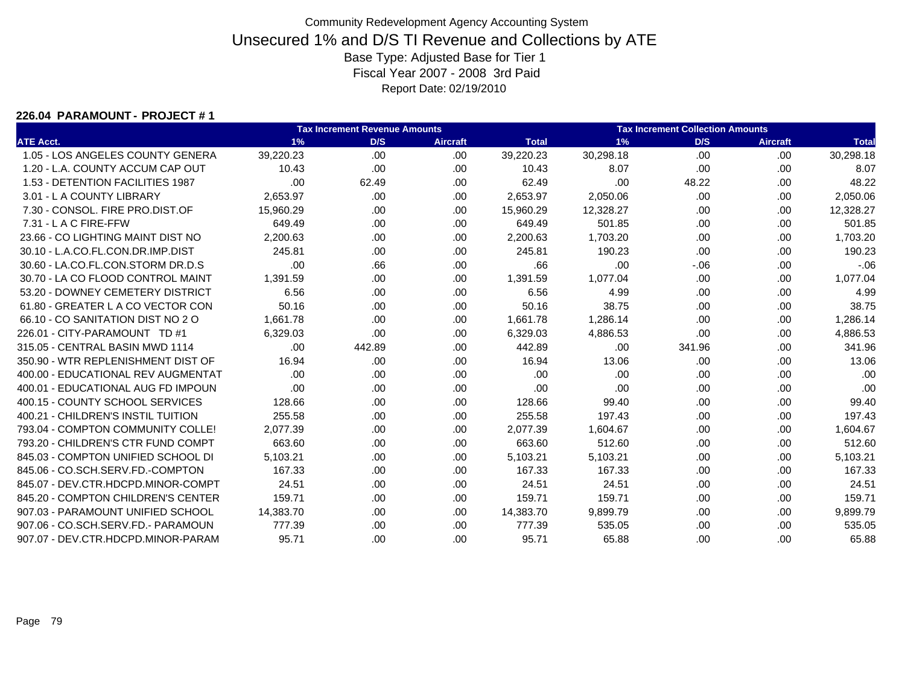Community Redevelopment Agency Accounting System

# Unsecured 1% and D/S TI Revenue and Collections by ATE

Base Type: Adjusted Base for Tier 1

Fiscal Year 2007 - 2008 3rd Paid

Report Date: 02/19/2010

**226.04 PARAMOUNT - PROJECT # 1**

| | Tax Increment Revenue Amounts | | | | Tax Increment Collection Amounts | | | |
|---|---|---|---|---|---|---|---|---|
| ATE Acct. | 1% | D/S | Aircraft | Total | 1% | D/S | Aircraft | Total |
| 1.05 - LOS ANGELES COUNTY GENERA | 39,220.23 | .00 | .00 | 39,220.23 | 30,298.18 | .00 | .00 | 30,298.18 |
| 1.20 - L.A. COUNTY ACCUM CAP OUT | 10.43 | .00 | .00 | 10.43 | 8.07 | .00 | .00 | 8.07 |
| 1.53 - DETENTION FACILITIES 1987 | .00 | 62.49 | .00 | 62.49 | .00 | 48.22 | .00 | 48.22 |
| 3.01 - L A COUNTY LIBRARY | 2,653.97 | .00 | .00 | 2,653.97 | 2,050.06 | .00 | .00 | 2,050.06 |
| 7.30 - CONSOL. FIRE PRO.DIST.OF | 15,960.29 | .00 | .00 | 15,960.29 | 12,328.27 | .00 | .00 | 12,328.27 |
| 7.31 - L A C FIRE-FFW | 649.49 | .00 | .00 | 649.49 | 501.85 | .00 | .00 | 501.85 |
| 23.66 - CO LIGHTING MAINT DIST NO | 2,200.63 | .00 | .00 | 2,200.63 | 1,703.20 | .00 | .00 | 1,703.20 |
| 30.10 - L.A.CO.FL.CON.DR.IMP.DIST | 245.81 | .00 | .00 | 245.81 | 190.23 | .00 | .00 | 190.23 |
| 30.60 - LA.CO.FL.CON.STORM DR.D.S | .00 | .66 | .00 | .66 | .00 | -.06 | .00 | -.06 |
| 30.70 - LA CO FLOOD CONTROL MAINT | 1,391.59 | .00 | .00 | 1,391.59 | 1,077.04 | .00 | .00 | 1,077.04 |
| 53.20 - DOWNEY CEMETERY DISTRICT | 6.56 | .00 | .00 | 6.56 | 4.99 | .00 | .00 | 4.99 |
| 61.80 - GREATER L A CO VECTOR CON | 50.16 | .00 | .00 | 50.16 | 38.75 | .00 | .00 | 38.75 |
| 66.10 - CO SANITATION DIST NO 2 O | 1,661.78 | .00 | .00 | 1,661.78 | 1,286.14 | .00 | .00 | 1,286.14 |
| 226.01 - CITY-PARAMOUNT TD #1 | 6,329.03 | .00 | .00 | 6,329.03 | 4,886.53 | .00 | .00 | 4,886.53 |
| 315.05 - CENTRAL BASIN MWD 1114 | .00 | 442.89 | .00 | 442.89 | .00 | 341.96 | .00 | 341.96 |
| 350.90 - WTR REPLENISHMENT DIST OF | 16.94 | .00 | .00 | 16.94 | 13.06 | .00 | .00 | 13.06 |
| 400.00 - EDUCATIONAL REV AUGMENTAT | .00 | .00 | .00 | .00 | .00 | .00 | .00 | .00 |
| 400.01 - EDUCATIONAL AUG FD IMPOUN | .00 | .00 | .00 | .00 | .00 | .00 | .00 | .00 |
| 400.15 - COUNTY SCHOOL SERVICES | 128.66 | .00 | .00 | 128.66 | 99.40 | .00 | .00 | 99.40 |
| 400.21 - CHILDREN'S INSTIL TUITION | 255.58 | .00 | .00 | 255.58 | 197.43 | .00 | .00 | 197.43 |
| 793.04 - COMPTON COMMUNITY COLLE! | 2,077.39 | .00 | .00 | 2,077.39 | 1,604.67 | .00 | .00 | 1,604.67 |
| 793.20 - CHILDREN'S CTR FUND COMPT | 663.60 | .00 | .00 | 663.60 | 512.60 | .00 | .00 | 512.60 |
| 845.03 - COMPTON UNIFIED SCHOOL DI | 5,103.21 | .00 | .00 | 5,103.21 | 5,103.21 | .00 | .00 | 5,103.21 |
| 845.06 - CO.SCH.SERV.FD.-COMPTON | 167.33 | .00 | .00 | 167.33 | 167.33 | .00 | .00 | 167.33 |
| 845.07 - DEV.CTR.HDCPD.MINOR-COMPT | 24.51 | .00 | .00 | 24.51 | 24.51 | .00 | .00 | 24.51 |
| 845.20 - COMPTON CHILDREN'S CENTER | 159.71 | .00 | .00 | 159.71 | 159.71 | .00 | .00 | 159.71 |
| 907.03 - PARAMOUNT UNIFIED SCHOOL | 14,383.70 | .00 | .00 | 14,383.70 | 9,899.79 | .00 | .00 | 9,899.79 |
| 907.06 - CO.SCH.SERV.FD.- PARAMOUN | 777.39 | .00 | .00 | 777.39 | 535.05 | .00 | .00 | 535.05 |
| 907.07 - DEV.CTR.HDCPD.MINOR-PARAM | 95.71 | .00 | .00 | 95.71 | 65.88 | .00 | .00 | 65.88 |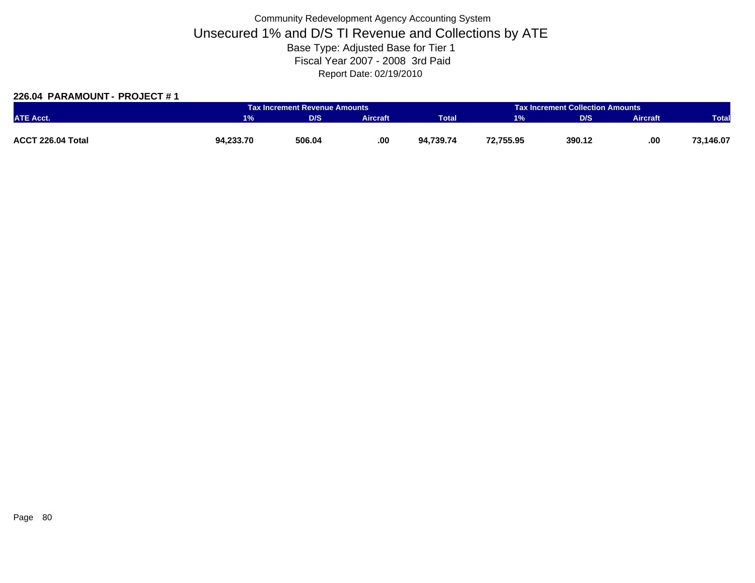Community Redevelopment Agency Accounting System

# Unsecured 1% and D/S TI Revenue and Collections by ATE

Base Type: Adjusted Base for Tier 1

Fiscal Year 2007 - 2008 3rd Paid

Report Date: 02/19/2010

### 226.04 PARAMOUNT - PROJECT # 1

| | Tax Increment Revenue Amounts | | | | Tax Increment Collection Amounts | | | |
|---|---|---|---|---|---|---|---|---|
| ATE Acct. | 1% | D/S | Aircraft | Total | 1% | D/S | Aircraft | Total |
| **ACCT 226.04 Total** | **94,233.70** | **506.04** | **.00** | **94,739.74** | **72,755.95** | **390.12** | **.00** | **73,146.07** |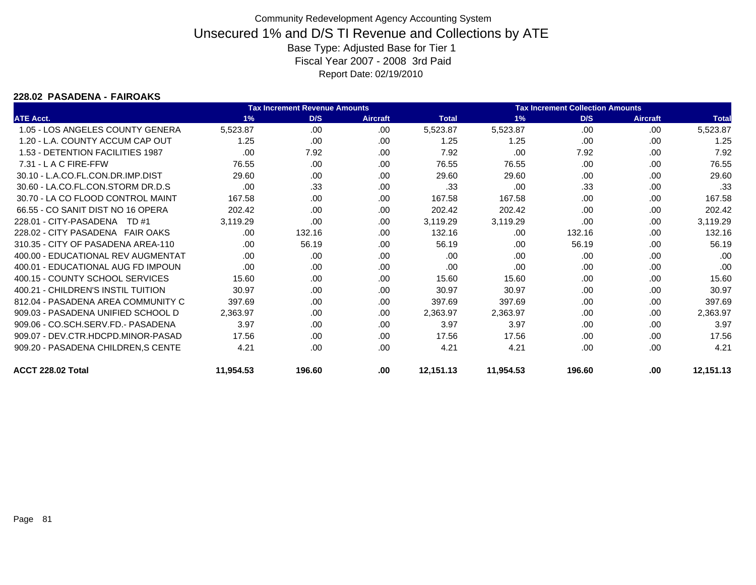# Community Redevelopment Agency Accounting System

## Unsecured 1% and D/S TI Revenue and Collections by ATE

Base Type: Adjusted Base for Tier 1

Fiscal Year 2007 - 2008 3rd Paid

Report Date: 02/19/2010

### 228.02 PASADENA - FAIROAKS

| | Tax Increment Revenue Amounts | | | | Tax Increment Collection Amounts | | | |
|---|---|---|---|---|---|---|---|---|
| ATE Acct. | 1% | D/S | Aircraft | Total | 1% | D/S | Aircraft | Total |
| 1.05 - LOS ANGELES COUNTY GENERA | 5,523.87 | .00 | .00 | 5,523.87 | 5,523.87 | .00 | .00 | 5,523.87 |
| 1.20 - L.A. COUNTY ACCUM CAP OUT | 1.25 | .00 | .00 | 1.25 | 1.25 | .00 | .00 | 1.25 |
| 1.53 - DETENTION FACILITIES 1987 | .00 | 7.92 | .00 | 7.92 | .00 | 7.92 | .00 | 7.92 |
| 7.31 - L A C FIRE-FFW | 76.55 | .00 | .00 | 76.55 | 76.55 | .00 | .00 | 76.55 |
| 30.10 - L.A.CO.FL.CON.DR.IMP.DIST | 29.60 | .00 | .00 | 29.60 | 29.60 | .00 | .00 | 29.60 |
| 30.60 - LA.CO.FL.CON.STORM DR.D.S | .00 | .33 | .00 | .33 | .00 | .33 | .00 | .33 |
| 30.70 - LA CO FLOOD CONTROL MAINT | 167.58 | .00 | .00 | 167.58 | 167.58 | .00 | .00 | 167.58 |
| 66.55 - CO SANIT DIST NO 16 OPERA | 202.42 | .00 | .00 | 202.42 | 202.42 | .00 | .00 | 202.42 |
| 228.01 - CITY-PASADENA TD #1 | 3,119.29 | .00 | .00 | 3,119.29 | 3,119.29 | .00 | .00 | 3,119.29 |
| 228.02 - CITY PASADENA FAIR OAKS | .00 | 132.16 | .00 | 132.16 | .00 | 132.16 | .00 | 132.16 |
| 310.35 - CITY OF PASADENA AREA-110 | .00 | 56.19 | .00 | 56.19 | .00 | 56.19 | .00 | 56.19 |
| 400.00 - EDUCATIONAL REV AUGMENTAT | .00 | .00 | .00 | .00 | .00 | .00 | .00 | .00 |
| 400.01 - EDUCATIONAL AUG FD IMPOUN | .00 | .00 | .00 | .00 | .00 | .00 | .00 | .00 |
| 400.15 - COUNTY SCHOOL SERVICES | 15.60 | .00 | .00 | 15.60 | 15.60 | .00 | .00 | 15.60 |
| 400.21 - CHILDREN'S INSTIL TUITION | 30.97 | .00 | .00 | 30.97 | 30.97 | .00 | .00 | 30.97 |
| 812.04 - PASADENA AREA COMMUNITY C | 397.69 | .00 | .00 | 397.69 | 397.69 | .00 | .00 | 397.69 |
| 909.03 - PASADENA UNIFIED SCHOOL D | 2,363.97 | .00 | .00 | 2,363.97 | 2,363.97 | .00 | .00 | 2,363.97 |
| 909.06 - CO.SCH.SERV.FD.- PASADENA | 3.97 | .00 | .00 | 3.97 | 3.97 | .00 | .00 | 3.97 |
| 909.07 - DEV.CTR.HDCPD.MINOR-PASAD | 17.56 | .00 | .00 | 17.56 | 17.56 | .00 | .00 | 17.56 |
| 909.20 - PASADENA CHILDREN,S CENTE | 4.21 | .00 | .00 | 4.21 | 4.21 | .00 | .00 | 4.21 |
| **ACCT 228.02 Total** | **11,954.53** | **196.60** | **.00** | **12,151.13** | **11,954.53** | **196.60** | **.00** | **12,151.13** |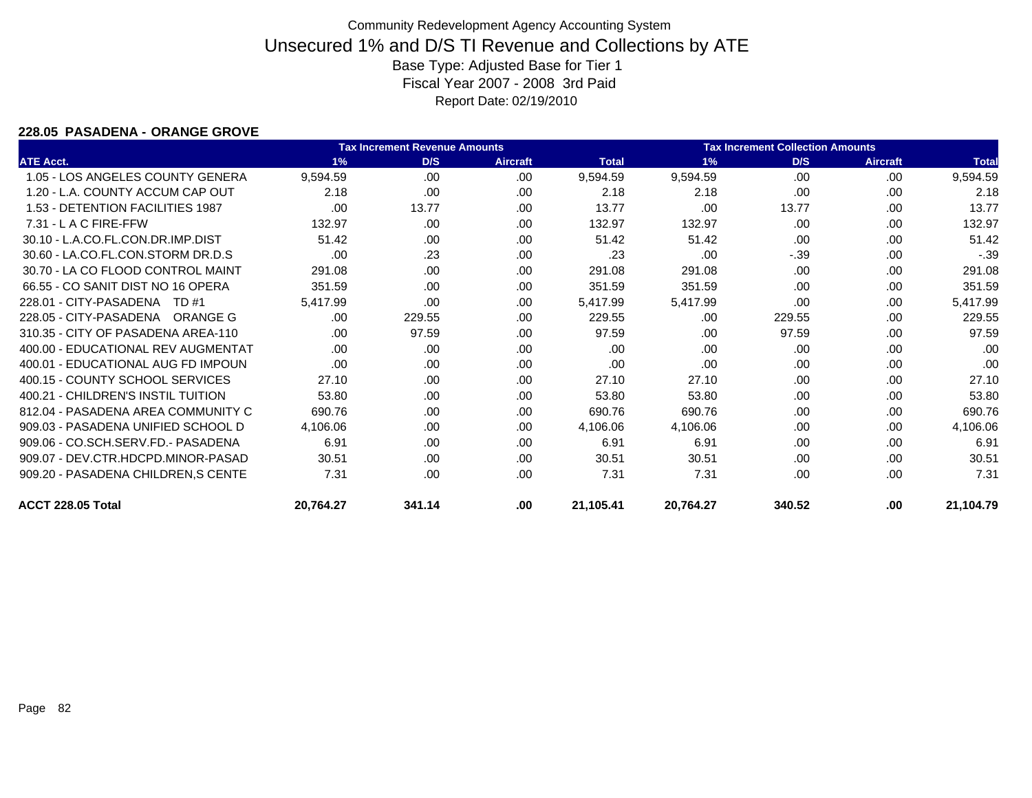Community Redevelopment Agency Accounting System

# Unsecured 1% and D/S TI Revenue and Collections by ATE

Base Type: Adjusted Base for Tier 1

Fiscal Year 2007 - 2008 3rd Paid

Report Date: 02/19/2010

### 228.05 PASADENA - ORANGE GROVE

| | Tax Increment Revenue Amounts | | | | Tax Increment Collection Amounts | | | |
|---|---|---|---|---|---|---|---|---|
| ATE Acct. | 1% | D/S | Aircraft | Total | 1% | D/S | Aircraft | Total |
| 1.05 - LOS ANGELES COUNTY GENERA | 9,594.59 | .00 | .00 | 9,594.59 | 9,594.59 | .00 | .00 | 9,594.59 |
| 1.20 - L.A. COUNTY ACCUM CAP OUT | 2.18 | .00 | .00 | 2.18 | 2.18 | .00 | .00 | 2.18 |
| 1.53 - DETENTION FACILITIES 1987 | .00 | 13.77 | .00 | 13.77 | .00 | 13.77 | .00 | 13.77 |
| 7.31 - L A C FIRE-FFW | 132.97 | .00 | .00 | 132.97 | 132.97 | .00 | .00 | 132.97 |
| 30.10 - L.A.CO.FL.CON.DR.IMP.DIST | 51.42 | .00 | .00 | 51.42 | 51.42 | .00 | .00 | 51.42 |
| 30.60 - LA.CO.FL.CON.STORM DR.D.S | .00 | .23 | .00 | .23 | .00 | -.39 | .00 | -.39 |
| 30.70 - LA CO FLOOD CONTROL MAINT | 291.08 | .00 | .00 | 291.08 | 291.08 | .00 | .00 | 291.08 |
| 66.55 - CO SANIT DIST NO 16 OPERA | 351.59 | .00 | .00 | 351.59 | 351.59 | .00 | .00 | 351.59 |
| 228.01 - CITY-PASADENA TD #1 | 5,417.99 | .00 | .00 | 5,417.99 | 5,417.99 | .00 | .00 | 5,417.99 |
| 228.05 - CITY-PASADENA ORANGE G | .00 | 229.55 | .00 | 229.55 | .00 | 229.55 | .00 | 229.55 |
| 310.35 - CITY OF PASADENA AREA-110 | .00 | 97.59 | .00 | 97.59 | .00 | 97.59 | .00 | 97.59 |
| 400.00 - EDUCATIONAL REV AUGMENTAT | .00 | .00 | .00 | .00 | .00 | .00 | .00 | .00 |
| 400.01 - EDUCATIONAL AUG FD IMPOUN | .00 | .00 | .00 | .00 | .00 | .00 | .00 | .00 |
| 400.15 - COUNTY SCHOOL SERVICES | 27.10 | .00 | .00 | 27.10 | 27.10 | .00 | .00 | 27.10 |
| 400.21 - CHILDREN'S INSTIL TUITION | 53.80 | .00 | .00 | 53.80 | 53.80 | .00 | .00 | 53.80 |
| 812.04 - PASADENA AREA COMMUNITY C | 690.76 | .00 | .00 | 690.76 | 690.76 | .00 | .00 | 690.76 |
| 909.03 - PASADENA UNIFIED SCHOOL D | 4,106.06 | .00 | .00 | 4,106.06 | 4,106.06 | .00 | .00 | 4,106.06 |
| 909.06 - CO.SCH.SERV.FD.- PASADENA | 6.91 | .00 | .00 | 6.91 | 6.91 | .00 | .00 | 6.91 |
| 909.07 - DEV.CTR.HDCPD.MINOR-PASAD | 30.51 | .00 | .00 | 30.51 | 30.51 | .00 | .00 | 30.51 |
| 909.20 - PASADENA CHILDREN,S CENTE | 7.31 | .00 | .00 | 7.31 | 7.31 | .00 | .00 | 7.31 |
| **ACCT 228.05 Total** | **20,764.27** | **341.14** | **.00** | **21,105.41** | **20,764.27** | **340.52** | **.00** | **21,104.79** |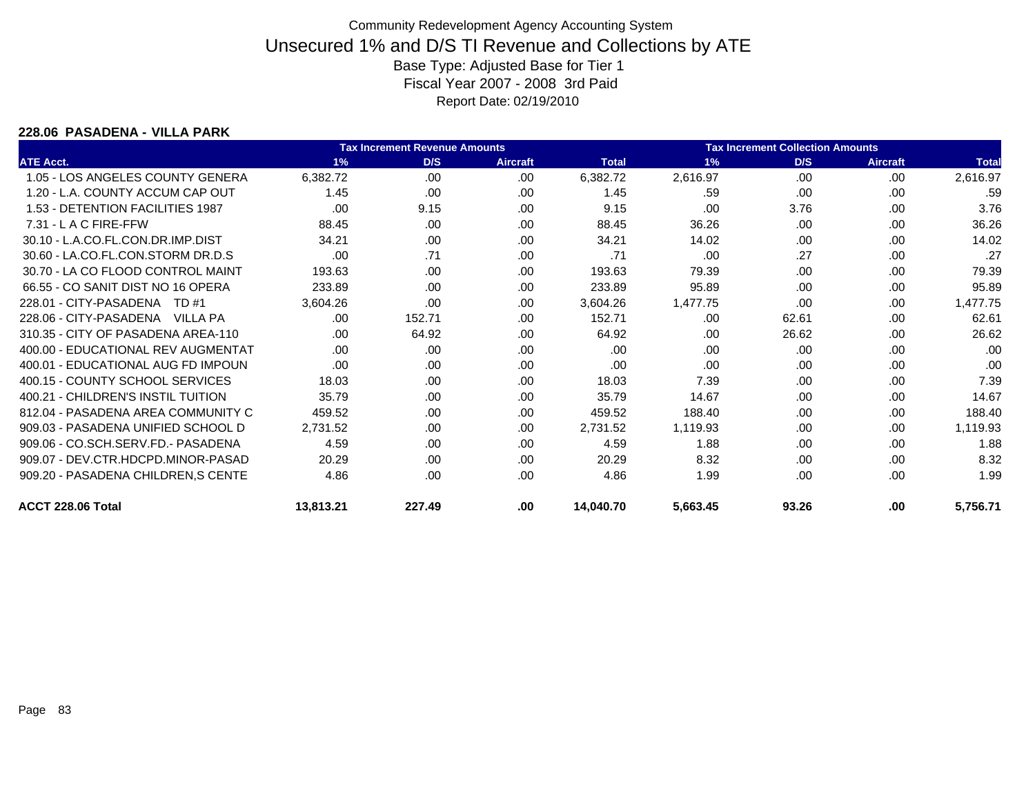Community Redevelopment Agency Accounting System

# Unsecured 1% and D/S TI Revenue and Collections by ATE

Base Type: Adjusted Base for Tier 1

Fiscal Year 2007 - 2008 3rd Paid

Report Date: 02/19/2010

### 228.06 PASADENA - VILLA PARK

| | Tax Increment Revenue Amounts | | | | Tax Increment Collection Amounts | | | |
|---|---|---|---|---|---|---|---|---|
| ATE Acct. | 1% | D/S | Aircraft | Total | 1% | D/S | Aircraft | Total |
| 1.05 - LOS ANGELES COUNTY GENERA | 6,382.72 | .00 | .00 | 6,382.72 | 2,616.97 | .00 | .00 | 2,616.97 |
| 1.20 - L.A. COUNTY ACCUM CAP OUT | 1.45 | .00 | .00 | 1.45 | .59 | .00 | .00 | .59 |
| 1.53 - DETENTION FACILITIES 1987 | .00 | 9.15 | .00 | 9.15 | .00 | 3.76 | .00 | 3.76 |
| 7.31 - L A C FIRE-FFW | 88.45 | .00 | .00 | 88.45 | 36.26 | .00 | .00 | 36.26 |
| 30.10 - L.A.CO.FL.CON.DR.IMP.DIST | 34.21 | .00 | .00 | 34.21 | 14.02 | .00 | .00 | 14.02 |
| 30.60 - LA.CO.FL.CON.STORM DR.D.S | .00 | .71 | .00 | .71 | .00 | .27 | .00 | .27 |
| 30.70 - LA CO FLOOD CONTROL MAINT | 193.63 | .00 | .00 | 193.63 | 79.39 | .00 | .00 | 79.39 |
| 66.55 - CO SANIT DIST NO 16 OPERA | 233.89 | .00 | .00 | 233.89 | 95.89 | .00 | .00 | 95.89 |
| 228.01 - CITY-PASADENA TD #1 | 3,604.26 | .00 | .00 | 3,604.26 | 1,477.75 | .00 | .00 | 1,477.75 |
| 228.06 - CITY-PASADENA VILLA PA | .00 | 152.71 | .00 | 152.71 | .00 | 62.61 | .00 | 62.61 |
| 310.35 - CITY OF PASADENA AREA-110 | .00 | 64.92 | .00 | 64.92 | .00 | 26.62 | .00 | 26.62 |
| 400.00 - EDUCATIONAL REV AUGMENTAT | .00 | .00 | .00 | .00 | .00 | .00 | .00 | .00 |
| 400.01 - EDUCATIONAL AUG FD IMPOUN | .00 | .00 | .00 | .00 | .00 | .00 | .00 | .00 |
| 400.15 - COUNTY SCHOOL SERVICES | 18.03 | .00 | .00 | 18.03 | 7.39 | .00 | .00 | 7.39 |
| 400.21 - CHILDREN'S INSTIL TUITION | 35.79 | .00 | .00 | 35.79 | 14.67 | .00 | .00 | 14.67 |
| 812.04 - PASADENA AREA COMMUNITY C | 459.52 | .00 | .00 | 459.52 | 188.40 | .00 | .00 | 188.40 |
| 909.03 - PASADENA UNIFIED SCHOOL D | 2,731.52 | .00 | .00 | 2,731.52 | 1,119.93 | .00 | .00 | 1,119.93 |
| 909.06 - CO.SCH.SERV.FD.- PASADENA | 4.59 | .00 | .00 | 4.59 | 1.88 | .00 | .00 | 1.88 |
| 909.07 - DEV.CTR.HDCPD.MINOR-PASAD | 20.29 | .00 | .00 | 20.29 | 8.32 | .00 | .00 | 8.32 |
| 909.20 - PASADENA CHILDREN,S CENTE | 4.86 | .00 | .00 | 4.86 | 1.99 | .00 | .00 | 1.99 |
| **ACCT 228.06 Total** | **13,813.21** | **227.49** | **.00** | **14,040.70** | **5,663.45** | **93.26** | **.00** | **5,756.71** |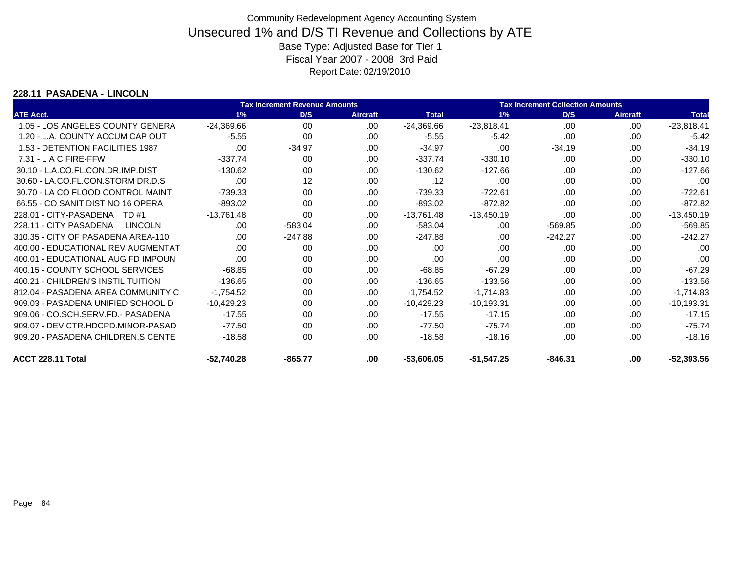# Community Redevelopment Agency Accounting System

## Unsecured 1% and D/S TI Revenue and Collections by ATE

Base Type: Adjusted Base for Tier 1

Fiscal Year 2007 - 2008 3rd Paid

Report Date: 02/19/2010

### 228.11 PASADENA - LINCOLN

| | Tax Increment Revenue Amounts | | | | Tax Increment Collection Amounts | | | |
|---|---|---|---|---|---|---|---|---|
| ATE Acct. | 1% | D/S | Aircraft | Total | 1% | D/S | Aircraft | Total |
| 1.05 - LOS ANGELES COUNTY GENERA | -24,369.66 | .00 | .00 | -24,369.66 | -23,818.41 | .00 | .00 | -23,818.41 |
| 1.20 - L.A. COUNTY ACCUM CAP OUT | -5.55 | .00 | .00 | -5.55 | -5.42 | .00 | .00 | -5.42 |
| 1.53 - DETENTION FACILITIES 1987 | .00 | -34.97 | .00 | -34.97 | .00 | -34.19 | .00 | -34.19 |
| 7.31 - L A C FIRE-FFW | -337.74 | .00 | .00 | -337.74 | -330.10 | .00 | .00 | -330.10 |
| 30.10 - L.A.CO.FL.CON.DR.IMP.DIST | -130.62 | .00 | .00 | -130.62 | -127.66 | .00 | .00 | -127.66 |
| 30.60 - LA.CO.FL.CON.STORM DR.D.S | .00 | .12 | .00 | .12 | .00 | .00 | .00 | .00 |
| 30.70 - LA CO FLOOD CONTROL MAINT | -739.33 | .00 | .00 | -739.33 | -722.61 | .00 | .00 | -722.61 |
| 66.55 - CO SANIT DIST NO 16 OPERA | -893.02 | .00 | .00 | -893.02 | -872.82 | .00 | .00 | -872.82 |
| 228.01 - CITY-PASADENA TD #1 | -13,761.48 | .00 | .00 | -13,761.48 | -13,450.19 | .00 | .00 | -13,450.19 |
| 228.11 - CITY PASADENA LINCOLN | .00 | -583.04 | .00 | -583.04 | .00 | -569.85 | .00 | -569.85 |
| 310.35 - CITY OF PASADENA AREA-110 | .00 | -247.88 | .00 | -247.88 | .00 | -242.27 | .00 | -242.27 |
| 400.00 - EDUCATIONAL REV AUGMENTAT | .00 | .00 | .00 | .00 | .00 | .00 | .00 | .00 |
| 400.01 - EDUCATIONAL AUG FD IMPOUN | .00 | .00 | .00 | .00 | .00 | .00 | .00 | .00 |
| 400.15 - COUNTY SCHOOL SERVICES | -68.85 | .00 | .00 | -68.85 | -67.29 | .00 | .00 | -67.29 |
| 400.21 - CHILDREN'S INSTIL TUITION | -136.65 | .00 | .00 | -136.65 | -133.56 | .00 | .00 | -133.56 |
| 812.04 - PASADENA AREA COMMUNITY C | -1,754.52 | .00 | .00 | -1,754.52 | -1,714.83 | .00 | .00 | -1,714.83 |
| 909.03 - PASADENA UNIFIED SCHOOL D | -10,429.23 | .00 | .00 | -10,429.23 | -10,193.31 | .00 | .00 | -10,193.31 |
| 909.06 - CO.SCH.SERV.FD.- PASADENA | -17.55 | .00 | .00 | -17.55 | -17.15 | .00 | .00 | -17.15 |
| 909.07 - DEV.CTR.HDCPD.MINOR-PASAD | -77.50 | .00 | .00 | -77.50 | -75.74 | .00 | .00 | -75.74 |
| 909.20 - PASADENA CHILDREN,S CENTE | -18.58 | .00 | .00 | -18.58 | -18.16 | .00 | .00 | -18.16 |
| **ACCT 228.11 Total** | **-52,740.28** | **-865.77** | **.00** | **-53,606.05** | **-51,547.25** | **-846.31** | **.00** | **-52,393.56** |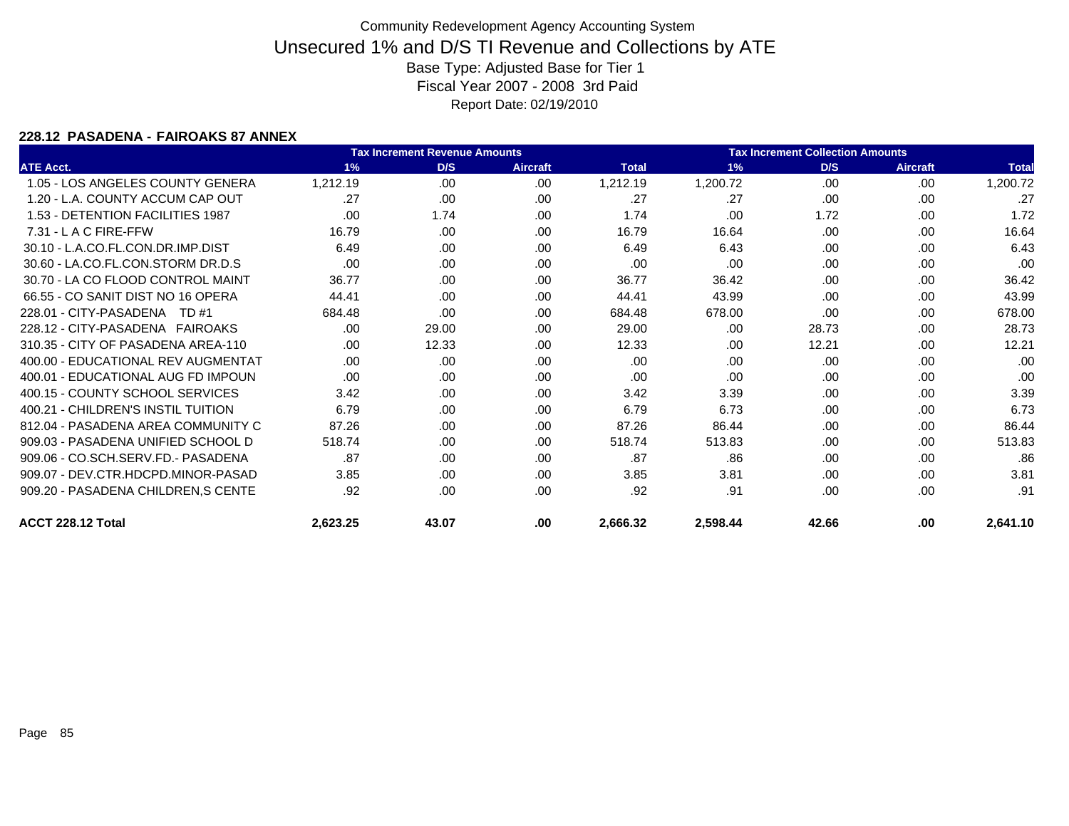Community Redevelopment Agency Accounting System

# Unsecured 1% and D/S TI Revenue and Collections by ATE

Base Type: Adjusted Base for Tier 1

Fiscal Year 2007 - 2008 3rd Paid

Report Date: 02/19/2010

### 228.12 PASADENA - FAIROAKS 87 ANNEX

| | Tax Increment Revenue Amounts | | | | Tax Increment Collection Amounts | | | |
|---|---|---|---|---|---|---|---|---|
| ATE Acct. | 1% | D/S | Aircraft | Total | 1% | D/S | Aircraft | Total |
| 1.05 - LOS ANGELES COUNTY GENERA | 1,212.19 | .00 | .00 | 1,212.19 | 1,200.72 | .00 | .00 | 1,200.72 |
| 1.20 - L.A. COUNTY ACCUM CAP OUT | .27 | .00 | .00 | .27 | .27 | .00 | .00 | .27 |
| 1.53 - DETENTION FACILITIES 1987 | .00 | 1.74 | .00 | 1.74 | .00 | 1.72 | .00 | 1.72 |
| 7.31 - L A C FIRE-FFW | 16.79 | .00 | .00 | 16.79 | 16.64 | .00 | .00 | 16.64 |
| 30.10 - L.A.CO.FL.CON.DR.IMP.DIST | 6.49 | .00 | .00 | 6.49 | 6.43 | .00 | .00 | 6.43 |
| 30.60 - LA.CO.FL.CON.STORM DR.D.S | .00 | .00 | .00 | .00 | .00 | .00 | .00 | .00 |
| 30.70 - LA CO FLOOD CONTROL MAINT | 36.77 | .00 | .00 | 36.77 | 36.42 | .00 | .00 | 36.42 |
| 66.55 - CO SANIT DIST NO 16 OPERA | 44.41 | .00 | .00 | 44.41 | 43.99 | .00 | .00 | 43.99 |
| 228.01 - CITY-PASADENA TD #1 | 684.48 | .00 | .00 | 684.48 | 678.00 | .00 | .00 | 678.00 |
| 228.12 - CITY-PASADENA FAIROAKS | .00 | 29.00 | .00 | 29.00 | .00 | 28.73 | .00 | 28.73 |
| 310.35 - CITY OF PASADENA AREA-110 | .00 | 12.33 | .00 | 12.33 | .00 | 12.21 | .00 | 12.21 |
| 400.00 - EDUCATIONAL REV AUGMENTAT | .00 | .00 | .00 | .00 | .00 | .00 | .00 | .00 |
| 400.01 - EDUCATIONAL AUG FD IMPOUN | .00 | .00 | .00 | .00 | .00 | .00 | .00 | .00 |
| 400.15 - COUNTY SCHOOL SERVICES | 3.42 | .00 | .00 | 3.42 | 3.39 | .00 | .00 | 3.39 |
| 400.21 - CHILDREN'S INSTIL TUITION | 6.79 | .00 | .00 | 6.79 | 6.73 | .00 | .00 | 6.73 |
| 812.04 - PASADENA AREA COMMUNITY C | 87.26 | .00 | .00 | 87.26 | 86.44 | .00 | .00 | 86.44 |
| 909.03 - PASADENA UNIFIED SCHOOL D | 518.74 | .00 | .00 | 518.74 | 513.83 | .00 | .00 | 513.83 |
| 909.06 - CO.SCH.SERV.FD.- PASADENA | .87 | .00 | .00 | .87 | .86 | .00 | .00 | .86 |
| 909.07 - DEV.CTR.HDCPD.MINOR-PASAD | 3.85 | .00 | .00 | 3.85 | 3.81 | .00 | .00 | 3.81 |
| 909.20 - PASADENA CHILDREN,S CENTE | .92 | .00 | .00 | .92 | .91 | .00 | .00 | .91 |
| **ACCT 228.12 Total** | **2,623.25** | **43.07** | **.00** | **2,666.32** | **2,598.44** | **42.66** | **.00** | **2,641.10** |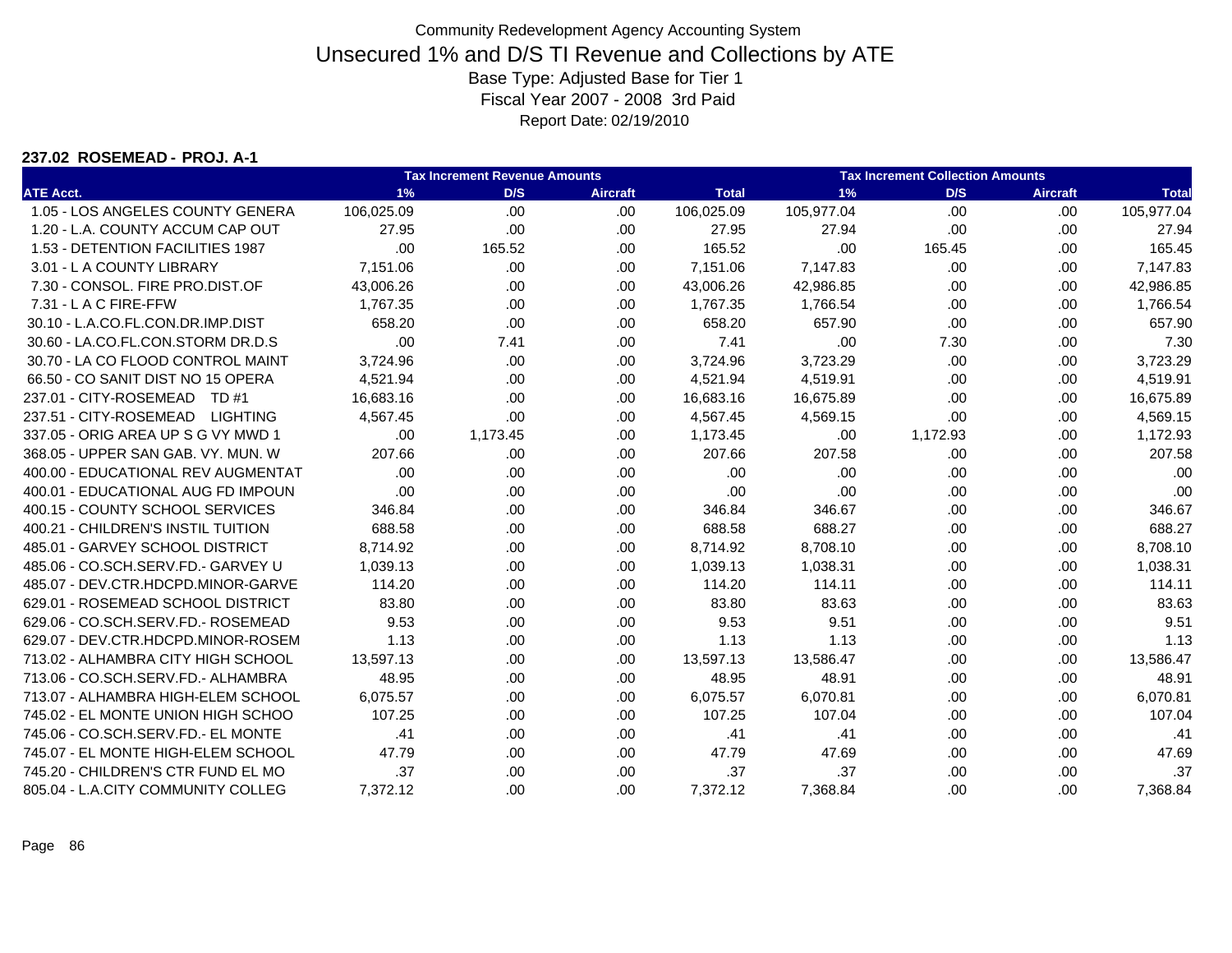Community Redevelopment Agency Accounting System

# Unsecured 1% and D/S TI Revenue and Collections by ATE

Base Type: Adjusted Base for Tier 1

Fiscal Year 2007 - 2008 3rd Paid

Report Date: 02/19/2010

### 237.02 ROSEMEAD - PROJ. A-1

| | Tax Increment Revenue Amounts | | | | Tax Increment Collection Amounts | | | |
|---|---|---|---|---|---|---|---|---|
| ATE Acct. | 1% | D/S | Aircraft | Total | 1% | D/S | Aircraft | Total |
| 1.05 - LOS ANGELES COUNTY GENERA | 106,025.09 | .00 | .00 | 106,025.09 | 105,977.04 | .00 | .00 | 105,977.04 |
| 1.20 - L.A. COUNTY ACCUM CAP OUT | 27.95 | .00 | .00 | 27.95 | 27.94 | .00 | .00 | 27.94 |
| 1.53 - DETENTION FACILITIES 1987 | .00 | 165.52 | .00 | 165.52 | .00 | 165.45 | .00 | 165.45 |
| 3.01 - L A COUNTY LIBRARY | 7,151.06 | .00 | .00 | 7,151.06 | 7,147.83 | .00 | .00 | 7,147.83 |
| 7.30 - CONSOL. FIRE PRO.DIST.OF | 43,006.26 | .00 | .00 | 43,006.26 | 42,986.85 | .00 | .00 | 42,986.85 |
| 7.31 - L A C FIRE-FFW | 1,767.35 | .00 | .00 | 1,767.35 | 1,766.54 | .00 | .00 | 1,766.54 |
| 30.10 - L.A.CO.FL.CON.DR.IMP.DIST | 658.20 | .00 | .00 | 658.20 | 657.90 | .00 | .00 | 657.90 |
| 30.60 - LA.CO.FL.CON.STORM DR.D.S | .00 | 7.41 | .00 | 7.41 | .00 | 7.30 | .00 | 7.30 |
| 30.70 - LA CO FLOOD CONTROL MAINT | 3,724.96 | .00 | .00 | 3,724.96 | 3,723.29 | .00 | .00 | 3,723.29 |
| 66.50 - CO SANIT DIST NO 15 OPERA | 4,521.94 | .00 | .00 | 4,521.94 | 4,519.91 | .00 | .00 | 4,519.91 |
| 237.01 - CITY-ROSEMEAD TD #1 | 16,683.16 | .00 | .00 | 16,683.16 | 16,675.89 | .00 | .00 | 16,675.89 |
| 237.51 - CITY-ROSEMEAD LIGHTING | 4,567.45 | .00 | .00 | 4,567.45 | 4,569.15 | .00 | .00 | 4,569.15 |
| 337.05 - ORIG AREA UP S G VY MWD 1 | .00 | 1,173.45 | .00 | 1,173.45 | .00 | 1,172.93 | .00 | 1,172.93 |
| 368.05 - UPPER SAN GAB. VY. MUN. W | 207.66 | .00 | .00 | 207.66 | 207.58 | .00 | .00 | 207.58 |
| 400.00 - EDUCATIONAL REV AUGMENTAT | .00 | .00 | .00 | .00 | .00 | .00 | .00 | .00 |
| 400.01 - EDUCATIONAL AUG FD IMPOUN | .00 | .00 | .00 | .00 | .00 | .00 | .00 | .00 |
| 400.15 - COUNTY SCHOOL SERVICES | 346.84 | .00 | .00 | 346.84 | 346.67 | .00 | .00 | 346.67 |
| 400.21 - CHILDREN'S INSTIL TUITION | 688.58 | .00 | .00 | 688.58 | 688.27 | .00 | .00 | 688.27 |
| 485.01 - GARVEY SCHOOL DISTRICT | 8,714.92 | .00 | .00 | 8,714.92 | 8,708.10 | .00 | .00 | 8,708.10 |
| 485.06 - CO.SCH.SERV.FD.- GARVEY U | 1,039.13 | .00 | .00 | 1,039.13 | 1,038.31 | .00 | .00 | 1,038.31 |
| 485.07 - DEV.CTR.HDCPD.MINOR-GARVE | 114.20 | .00 | .00 | 114.20 | 114.11 | .00 | .00 | 114.11 |
| 629.01 - ROSEMEAD SCHOOL DISTRICT | 83.80 | .00 | .00 | 83.80 | 83.63 | .00 | .00 | 83.63 |
| 629.06 - CO.SCH.SERV.FD.- ROSEMEAD | 9.53 | .00 | .00 | 9.53 | 9.51 | .00 | .00 | 9.51 |
| 629.07 - DEV.CTR.HDCPD.MINOR-ROSEM | 1.13 | .00 | .00 | 1.13 | 1.13 | .00 | .00 | 1.13 |
| 713.02 - ALHAMBRA CITY HIGH SCHOOL | 13,597.13 | .00 | .00 | 13,597.13 | 13,586.47 | .00 | .00 | 13,586.47 |
| 713.06 - CO.SCH.SERV.FD.- ALHAMBRA | 48.95 | .00 | .00 | 48.95 | 48.91 | .00 | .00 | 48.91 |
| 713.07 - ALHAMBRA HIGH-ELEM SCHOOL | 6,075.57 | .00 | .00 | 6,075.57 | 6,070.81 | .00 | .00 | 6,070.81 |
| 745.02 - EL MONTE UNION HIGH SCHOO | 107.25 | .00 | .00 | 107.25 | 107.04 | .00 | .00 | 107.04 |
| 745.06 - CO.SCH.SERV.FD.- EL MONTE | .41 | .00 | .00 | .41 | .41 | .00 | .00 | .41 |
| 745.07 - EL MONTE HIGH-ELEM SCHOOL | 47.79 | .00 | .00 | 47.79 | 47.69 | .00 | .00 | 47.69 |
| 745.20 - CHILDREN'S CTR FUND EL MO | .37 | .00 | .00 | .37 | .37 | .00 | .00 | .37 |
| 805.04 - L.A.CITY COMMUNITY COLLEG | 7,372.12 | .00 | .00 | 7,372.12 | 7,368.84 | .00 | .00 | 7,368.84 |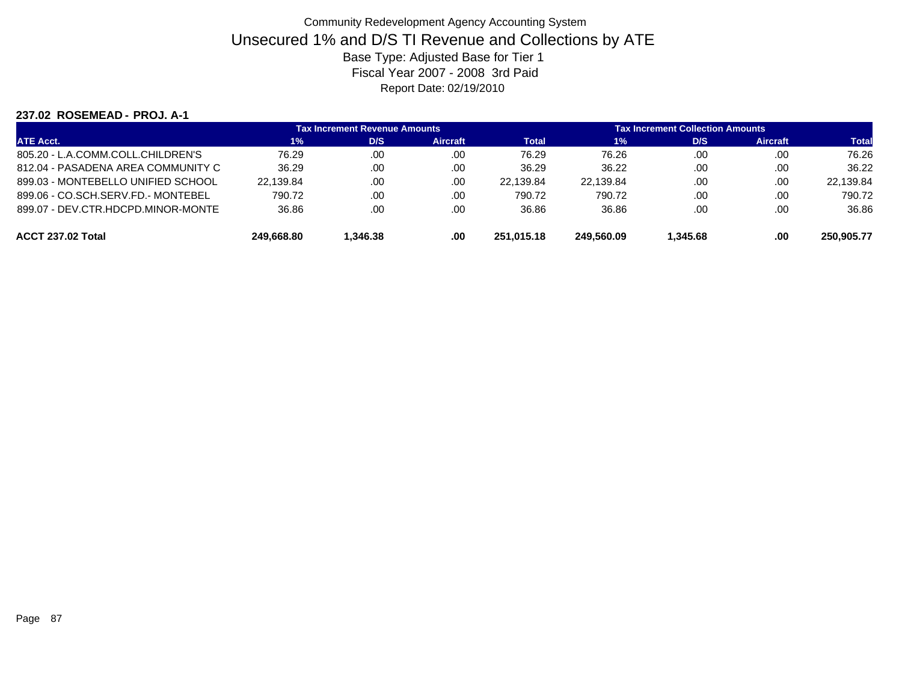Community Redevelopment Agency Accounting System

# Unsecured 1% and D/S TI Revenue and Collections by ATE

Base Type: Adjusted Base for Tier 1

Fiscal Year 2007 - 2008 3rd Paid

Report Date: 02/19/2010

**237.02 ROSEMEAD - PROJ. A-1**

| | Tax Increment Revenue Amounts | | | | Tax Increment Collection Amounts | | | |
|---|---|---|---|---|---|---|---|---|
| ATE Acct. | 1% | D/S | Aircraft | Total | 1% | D/S | Aircraft | Total |
| 805.20 - L.A.COMM.COLL.CHILDREN'S | 76.29 | .00 | .00 | 76.29 | 76.26 | .00 | .00 | 76.26 |
| 812.04 - PASADENA AREA COMMUNITY C | 36.29 | .00 | .00 | 36.29 | 36.22 | .00 | .00 | 36.22 |
| 899.03 - MONTEBELLO UNIFIED SCHOOL | 22,139.84 | .00 | .00 | 22,139.84 | 22,139.84 | .00 | .00 | 22,139.84 |
| 899.06 - CO.SCH.SERV.FD.- MONTEBEL | 790.72 | .00 | .00 | 790.72 | 790.72 | .00 | .00 | 790.72 |
| 899.07 - DEV.CTR.HDCPD.MINOR-MONTE | 36.86 | .00 | .00 | 36.86 | 36.86 | .00 | .00 | 36.86 |
| **ACCT 237.02 Total** | **249,668.80** | **1,346.38** | **.00** | **251,015.18** | **249,560.09** | **1,345.68** | **.00** | **250,905.77** |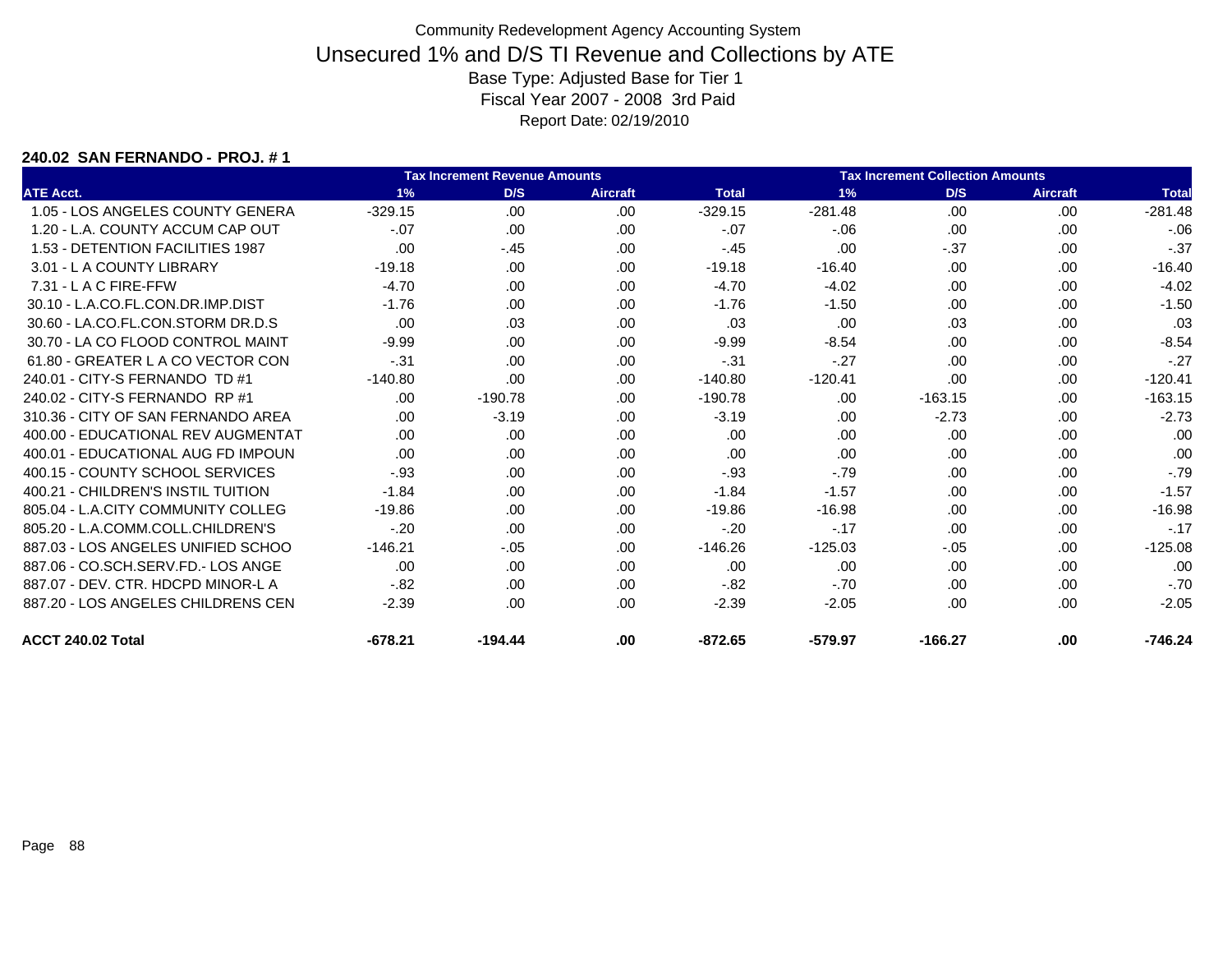Community Redevelopment Agency Accounting System

# Unsecured 1% and D/S TI Revenue and Collections by ATE

Base Type: Adjusted Base for Tier 1

Fiscal Year 2007 - 2008 3rd Paid

Report Date: 02/19/2010

### 240.02 SAN FERNANDO - PROJ. # 1

| | Tax Increment Revenue Amounts | | | | Tax Increment Collection Amounts | | | |
|---|---|---|---|---|---|---|---|---|
| ATE Acct. | 1% | D/S | Aircraft | Total | 1% | D/S | Aircraft | Total |
| 1.05 - LOS ANGELES COUNTY GENERA | -329.15 | .00 | .00 | -329.15 | -281.48 | .00 | .00 | -281.48 |
| 1.20 - L.A. COUNTY ACCUM CAP OUT | -.07 | .00 | .00 | -.07 | -.06 | .00 | .00 | -.06 |
| 1.53 - DETENTION FACILITIES 1987 | .00 | -.45 | .00 | -.45 | .00 | -.37 | .00 | -.37 |
| 3.01 - L A COUNTY LIBRARY | -19.18 | .00 | .00 | -19.18 | -16.40 | .00 | .00 | -16.40 |
| 7.31 - L A C FIRE-FFW | -4.70 | .00 | .00 | -4.70 | -4.02 | .00 | .00 | -4.02 |
| 30.10 - L.A.CO.FL.CON.DR.IMP.DIST | -1.76 | .00 | .00 | -1.76 | -1.50 | .00 | .00 | -1.50 |
| 30.60 - LA.CO.FL.CON.STORM DR.D.S | .00 | .03 | .00 | .03 | .00 | .03 | .00 | .03 |
| 30.70 - LA CO FLOOD CONTROL MAINT | -9.99 | .00 | .00 | -9.99 | -8.54 | .00 | .00 | -8.54 |
| 61.80 - GREATER L A CO VECTOR CON | -.31 | .00 | .00 | -.31 | -.27 | .00 | .00 | -.27 |
| 240.01 - CITY-S FERNANDO TD #1 | -140.80 | .00 | .00 | -140.80 | -120.41 | .00 | .00 | -120.41 |
| 240.02 - CITY-S FERNANDO RP #1 | .00 | -190.78 | .00 | -190.78 | .00 | -163.15 | .00 | -163.15 |
| 310.36 - CITY OF SAN FERNANDO AREA | .00 | -3.19 | .00 | -3.19 | .00 | -2.73 | .00 | -2.73 |
| 400.00 - EDUCATIONAL REV AUGMENTAT | .00 | .00 | .00 | .00 | .00 | .00 | .00 | .00 |
| 400.01 - EDUCATIONAL AUG FD IMPOUN | .00 | .00 | .00 | .00 | .00 | .00 | .00 | .00 |
| 400.15 - COUNTY SCHOOL SERVICES | -.93 | .00 | .00 | -.93 | -.79 | .00 | .00 | -.79 |
| 400.21 - CHILDREN'S INSTIL TUITION | -1.84 | .00 | .00 | -1.84 | -1.57 | .00 | .00 | -1.57 |
| 805.04 - L.A.CITY COMMUNITY COLLEG | -19.86 | .00 | .00 | -19.86 | -16.98 | .00 | .00 | -16.98 |
| 805.20 - L.A.COMM.COLL.CHILDREN'S | -.20 | .00 | .00 | -.20 | -.17 | .00 | .00 | -.17 |
| 887.03 - LOS ANGELES UNIFIED SCHOO | -146.21 | -.05 | .00 | -146.26 | -125.03 | -.05 | .00 | -125.08 |
| 887.06 - CO.SCH.SERV.FD.- LOS ANGE | .00 | .00 | .00 | .00 | .00 | .00 | .00 | .00 |
| 887.07 - DEV. CTR. HDCPD MINOR-L A | -.82 | .00 | .00 | -.82 | -.70 | .00 | .00 | -.70 |
| 887.20 - LOS ANGELES CHILDRENS CEN | -2.39 | .00 | .00 | -2.39 | -2.05 | .00 | .00 | -2.05 |
| **ACCT 240.02 Total** | **-678.21** | **-194.44** | **.00** | **-872.65** | **-579.97** | **-166.27** | **.00** | **-746.24** |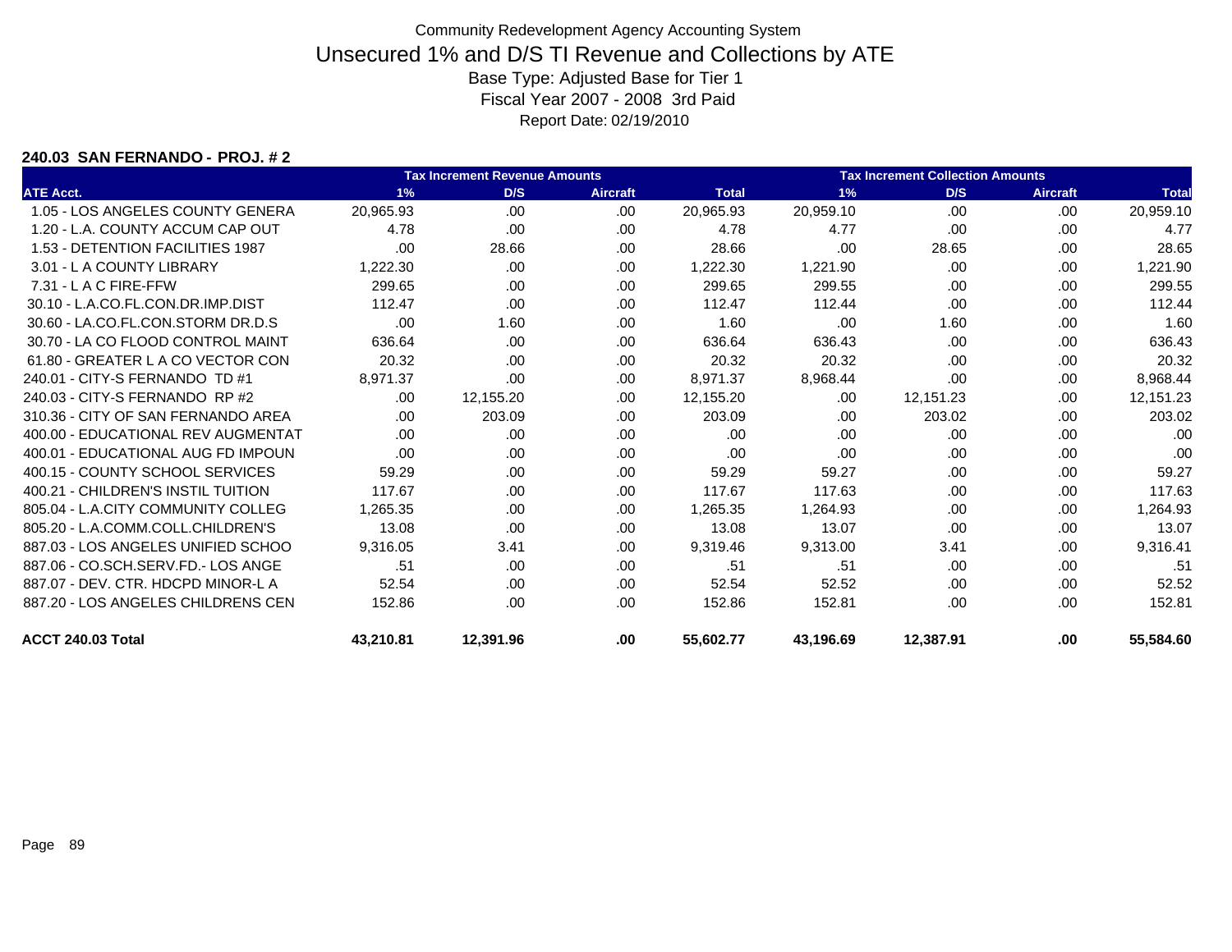Community Redevelopment Agency Accounting System

# Unsecured 1% and D/S TI Revenue and Collections by ATE

Base Type: Adjusted Base for Tier 1
Fiscal Year 2007 - 2008 3rd Paid
Report Date: 02/19/2010

### 240.03 SAN FERNANDO - PROJ. # 2

| | Tax Increment Revenue Amounts | | | | Tax Increment Collection Amounts | | | |
|---|---|---|---|---|---|---|---|---|
| ATE Acct. | 1% | D/S | Aircraft | Total | 1% | D/S | Aircraft | Total |
| 1.05 - LOS ANGELES COUNTY GENERA | 20,965.93 | .00 | .00 | 20,965.93 | 20,959.10 | .00 | .00 | 20,959.10 |
| 1.20 - L.A. COUNTY ACCUM CAP OUT | 4.78 | .00 | .00 | 4.78 | 4.77 | .00 | .00 | 4.77 |
| 1.53 - DETENTION FACILITIES 1987 | .00 | 28.66 | .00 | 28.66 | .00 | 28.65 | .00 | 28.65 |
| 3.01 - L A COUNTY LIBRARY | 1,222.30 | .00 | .00 | 1,222.30 | 1,221.90 | .00 | .00 | 1,221.90 |
| 7.31 - L A C FIRE-FFW | 299.65 | .00 | .00 | 299.65 | 299.55 | .00 | .00 | 299.55 |
| 30.10 - L.A.CO.FL.CON.DR.IMP.DIST | 112.47 | .00 | .00 | 112.47 | 112.44 | .00 | .00 | 112.44 |
| 30.60 - LA.CO.FL.CON.STORM DR.D.S | .00 | 1.60 | .00 | 1.60 | .00 | 1.60 | .00 | 1.60 |
| 30.70 - LA CO FLOOD CONTROL MAINT | 636.64 | .00 | .00 | 636.64 | 636.43 | .00 | .00 | 636.43 |
| 61.80 - GREATER L A CO VECTOR CON | 20.32 | .00 | .00 | 20.32 | 20.32 | .00 | .00 | 20.32 |
| 240.01 - CITY-S FERNANDO TD #1 | 8,971.37 | .00 | .00 | 8,971.37 | 8,968.44 | .00 | .00 | 8,968.44 |
| 240.03 - CITY-S FERNANDO RP #2 | .00 | 12,155.20 | .00 | 12,155.20 | .00 | 12,151.23 | .00 | 12,151.23 |
| 310.36 - CITY OF SAN FERNANDO AREA | .00 | 203.09 | .00 | 203.09 | .00 | 203.02 | .00 | 203.02 |
| 400.00 - EDUCATIONAL REV AUGMENTAT | .00 | .00 | .00 | .00 | .00 | .00 | .00 | .00 |
| 400.01 - EDUCATIONAL AUG FD IMPOUN | .00 | .00 | .00 | .00 | .00 | .00 | .00 | .00 |
| 400.15 - COUNTY SCHOOL SERVICES | 59.29 | .00 | .00 | 59.29 | 59.27 | .00 | .00 | 59.27 |
| 400.21 - CHILDREN'S INSTIL TUITION | 117.67 | .00 | .00 | 117.67 | 117.63 | .00 | .00 | 117.63 |
| 805.04 - L.A.CITY COMMUNITY COLLEG | 1,265.35 | .00 | .00 | 1,265.35 | 1,264.93 | .00 | .00 | 1,264.93 |
| 805.20 - L.A.COMM.COLL.CHILDREN'S | 13.08 | .00 | .00 | 13.08 | 13.07 | .00 | .00 | 13.07 |
| 887.03 - LOS ANGELES UNIFIED SCHOO | 9,316.05 | 3.41 | .00 | 9,319.46 | 9,313.00 | 3.41 | .00 | 9,316.41 |
| 887.06 - CO.SCH.SERV.FD.- LOS ANGE | .51 | .00 | .00 | .51 | .51 | .00 | .00 | .51 |
| 887.07 - DEV. CTR. HDCPD MINOR-L A | 52.54 | .00 | .00 | 52.54 | 52.52 | .00 | .00 | 52.52 |
| 887.20 - LOS ANGELES CHILDRENS CEN | 152.86 | .00 | .00 | 152.86 | 152.81 | .00 | .00 | 152.81 |
| **ACCT 240.03 Total** | **43,210.81** | **12,391.96** | **.00** | **55,602.77** | **43,196.69** | **12,387.91** | **.00** | **55,584.60** |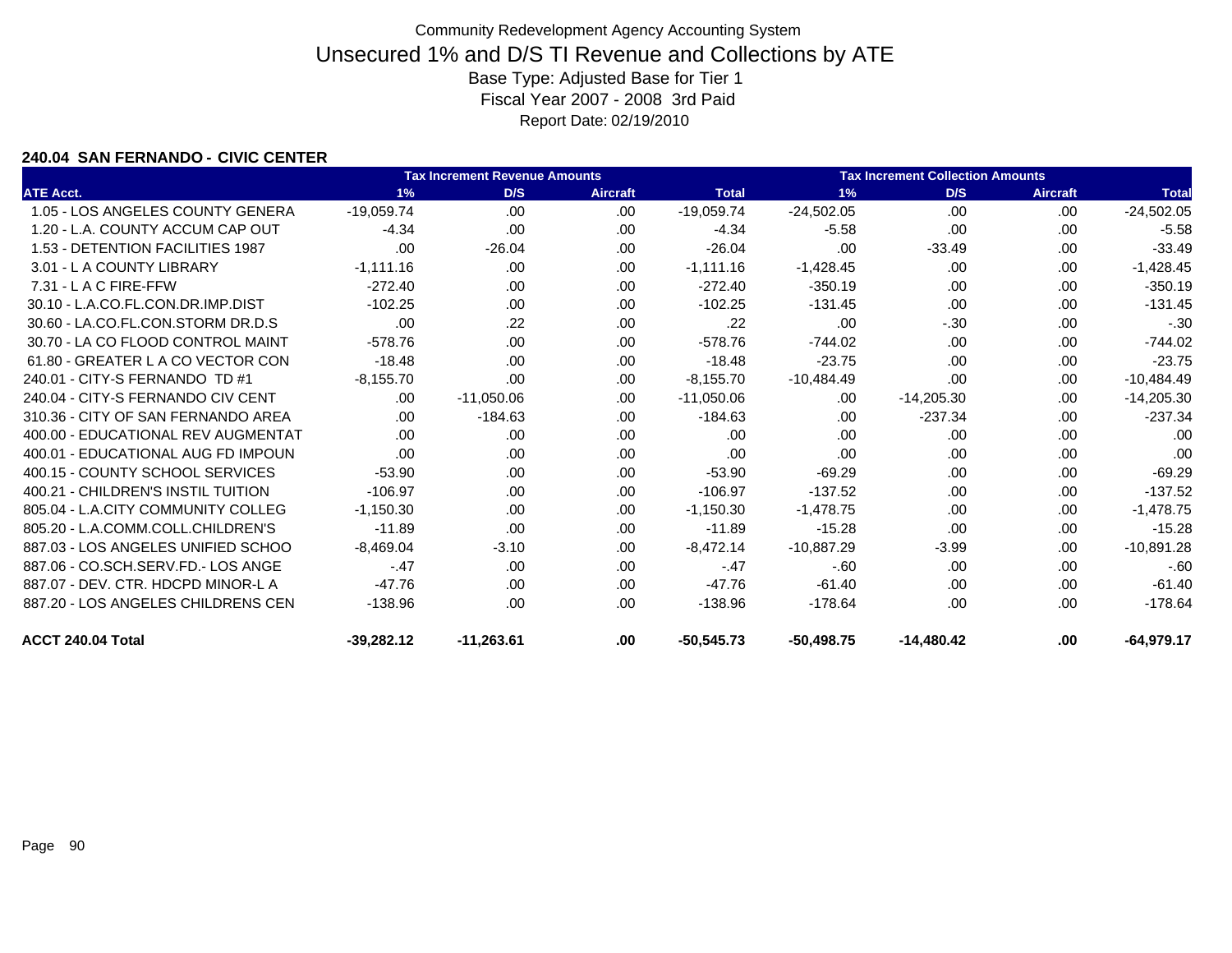# Community Redevelopment Agency Accounting System

## Unsecured 1% and D/S TI Revenue and Collections by ATE

Base Type: Adjusted Base for Tier 1

Fiscal Year 2007 - 2008 3rd Paid

Report Date: 02/19/2010

### 240.04 SAN FERNANDO - CIVIC CENTER

| | Tax Increment Revenue Amounts | | | | Tax Increment Collection Amounts | | | |
|---|---|---|---|---|---|---|---|---|
| ATE Acct. | 1% | D/S | Aircraft | Total | 1% | D/S | Aircraft | Total |
| 1.05 - LOS ANGELES COUNTY GENERA | -19,059.74 | .00 | .00 | -19,059.74 | -24,502.05 | .00 | .00 | -24,502.05 |
| 1.20 - L.A. COUNTY ACCUM CAP OUT | -4.34 | .00 | .00 | -4.34 | -5.58 | .00 | .00 | -5.58 |
| 1.53 - DETENTION FACILITIES 1987 | .00 | -26.04 | .00 | -26.04 | .00 | -33.49 | .00 | -33.49 |
| 3.01 - L A COUNTY LIBRARY | -1,111.16 | .00 | .00 | -1,111.16 | -1,428.45 | .00 | .00 | -1,428.45 |
| 7.31 - L A C FIRE-FFW | -272.40 | .00 | .00 | -272.40 | -350.19 | .00 | .00 | -350.19 |
| 30.10 - L.A.CO.FL.CON.DR.IMP.DIST | -102.25 | .00 | .00 | -102.25 | -131.45 | .00 | .00 | -131.45 |
| 30.60 - LA.CO.FL.CON.STORM DR.D.S | .00 | .22 | .00 | .22 | .00 | -.30 | .00 | -.30 |
| 30.70 - LA CO FLOOD CONTROL MAINT | -578.76 | .00 | .00 | -578.76 | -744.02 | .00 | .00 | -744.02 |
| 61.80 - GREATER L A CO VECTOR CON | -18.48 | .00 | .00 | -18.48 | -23.75 | .00 | .00 | -23.75 |
| 240.01 - CITY-S FERNANDO TD #1 | -8,155.70 | .00 | .00 | -8,155.70 | -10,484.49 | .00 | .00 | -10,484.49 |
| 240.04 - CITY-S FERNANDO CIV CENT | .00 | -11,050.06 | .00 | -11,050.06 | .00 | -14,205.30 | .00 | -14,205.30 |
| 310.36 - CITY OF SAN FERNANDO AREA | .00 | -184.63 | .00 | -184.63 | .00 | -237.34 | .00 | -237.34 |
| 400.00 - EDUCATIONAL REV AUGMENTAT | .00 | .00 | .00 | .00 | .00 | .00 | .00 | .00 |
| 400.01 - EDUCATIONAL AUG FD IMPOUN | .00 | .00 | .00 | .00 | .00 | .00 | .00 | .00 |
| 400.15 - COUNTY SCHOOL SERVICES | -53.90 | .00 | .00 | -53.90 | -69.29 | .00 | .00 | -69.29 |
| 400.21 - CHILDREN'S INSTIL TUITION | -106.97 | .00 | .00 | -106.97 | -137.52 | .00 | .00 | -137.52 |
| 805.04 - L.A.CITY COMMUNITY COLLEG | -1,150.30 | .00 | .00 | -1,150.30 | -1,478.75 | .00 | .00 | -1,478.75 |
| 805.20 - L.A.COMM.COLL.CHILDREN'S | -11.89 | .00 | .00 | -11.89 | -15.28 | .00 | .00 | -15.28 |
| 887.03 - LOS ANGELES UNIFIED SCHOO | -8,469.04 | -3.10 | .00 | -8,472.14 | -10,887.29 | -3.99 | .00 | -10,891.28 |
| 887.06 - CO.SCH.SERV.FD.- LOS ANGE | -.47 | .00 | .00 | -.47 | -.60 | .00 | .00 | -.60 |
| 887.07 - DEV. CTR. HDCPD MINOR-L A | -47.76 | .00 | .00 | -47.76 | -61.40 | .00 | .00 | -61.40 |
| 887.20 - LOS ANGELES CHILDRENS CEN | -138.96 | .00 | .00 | -138.96 | -178.64 | .00 | .00 | -178.64 |
| **ACCT 240.04 Total** | **-39,282.12** | **-11,263.61** | **.00** | **-50,545.73** | **-50,498.75** | **-14,480.42** | **.00** | **-64,979.17** |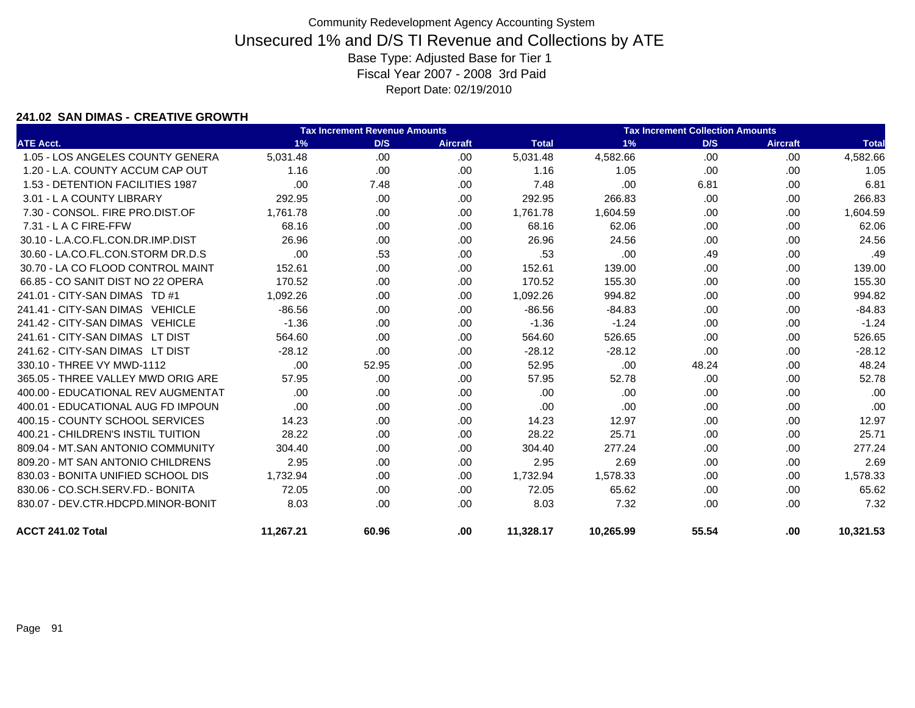Community Redevelopment Agency Accounting System

# Unsecured 1% and D/S TI Revenue and Collections by ATE

Base Type: Adjusted Base for Tier 1

Fiscal Year 2007 - 2008 3rd Paid

Report Date: 02/19/2010

### 241.02 SAN DIMAS - CREATIVE GROWTH

| ATE Acct. | Tax Increment Revenue Amounts 1% | D/S | Aircraft | Total | Tax Increment Collection Amounts 1% | D/S | Aircraft | Total |
|---|---|---|---|---|---|---|---|---|
| 1.05 - LOS ANGELES COUNTY GENERA | 5,031.48 | .00 | .00 | 5,031.48 | 4,582.66 | .00 | .00 | 4,582.66 |
| 1.20 - L.A. COUNTY ACCUM CAP OUT | 1.16 | .00 | .00 | 1.16 | 1.05 | .00 | .00 | 1.05 |
| 1.53 - DETENTION FACILITIES 1987 | .00 | 7.48 | .00 | 7.48 | .00 | 6.81 | .00 | 6.81 |
| 3.01 - L A COUNTY LIBRARY | 292.95 | .00 | .00 | 292.95 | 266.83 | .00 | .00 | 266.83 |
| 7.30 - CONSOL. FIRE PRO.DIST.OF | 1,761.78 | .00 | .00 | 1,761.78 | 1,604.59 | .00 | .00 | 1,604.59 |
| 7.31 - L A C FIRE-FFW | 68.16 | .00 | .00 | 68.16 | 62.06 | .00 | .00 | 62.06 |
| 30.10 - L.A.CO.FL.CON.DR.IMP.DIST | 26.96 | .00 | .00 | 26.96 | 24.56 | .00 | .00 | 24.56 |
| 30.60 - LA.CO.FL.CON.STORM DR.D.S | .00 | .53 | .00 | .53 | .00 | .49 | .00 | .49 |
| 30.70 - LA CO FLOOD CONTROL MAINT | 152.61 | .00 | .00 | 152.61 | 139.00 | .00 | .00 | 139.00 |
| 66.85 - CO SANIT DIST NO 22 OPERA | 170.52 | .00 | .00 | 170.52 | 155.30 | .00 | .00 | 155.30 |
| 241.01 - CITY-SAN DIMAS TD #1 | 1,092.26 | .00 | .00 | 1,092.26 | 994.82 | .00 | .00 | 994.82 |
| 241.41 - CITY-SAN DIMAS VEHICLE | -86.56 | .00 | .00 | -86.56 | -84.83 | .00 | .00 | -84.83 |
| 241.42 - CITY-SAN DIMAS VEHICLE | -1.36 | .00 | .00 | -1.36 | -1.24 | .00 | .00 | -1.24 |
| 241.61 - CITY-SAN DIMAS LT DIST | 564.60 | .00 | .00 | 564.60 | 526.65 | .00 | .00 | 526.65 |
| 241.62 - CITY-SAN DIMAS LT DIST | -28.12 | .00 | .00 | -28.12 | -28.12 | .00 | .00 | -28.12 |
| 330.10 - THREE VY MWD-1112 | .00 | 52.95 | .00 | 52.95 | .00 | 48.24 | .00 | 48.24 |
| 365.05 - THREE VALLEY MWD ORIG ARE | 57.95 | .00 | .00 | 57.95 | 52.78 | .00 | .00 | 52.78 |
| 400.00 - EDUCATIONAL REV AUGMENTAT | .00 | .00 | .00 | .00 | .00 | .00 | .00 | .00 |
| 400.01 - EDUCATIONAL AUG FD IMPOUN | .00 | .00 | .00 | .00 | .00 | .00 | .00 | .00 |
| 400.15 - COUNTY SCHOOL SERVICES | 14.23 | .00 | .00 | 14.23 | 12.97 | .00 | .00 | 12.97 |
| 400.21 - CHILDREN'S INSTIL TUITION | 28.22 | .00 | .00 | 28.22 | 25.71 | .00 | .00 | 25.71 |
| 809.04 - MT.SAN ANTONIO COMMUNITY | 304.40 | .00 | .00 | 304.40 | 277.24 | .00 | .00 | 277.24 |
| 809.20 - MT SAN ANTONIO CHILDRENS | 2.95 | .00 | .00 | 2.95 | 2.69 | .00 | .00 | 2.69 |
| 830.03 - BONITA UNIFIED SCHOOL DIS | 1,732.94 | .00 | .00 | 1,732.94 | 1,578.33 | .00 | .00 | 1,578.33 |
| 830.06 - CO.SCH.SERV.FD.- BONITA | 72.05 | .00 | .00 | 72.05 | 65.62 | .00 | .00 | 65.62 |
| 830.07 - DEV.CTR.HDCPD.MINOR-BONIT | 8.03 | .00 | .00 | 8.03 | 7.32 | .00 | .00 | 7.32 |
| **ACCT 241.02 Total** | **11,267.21** | **60.96** | **.00** | **11,328.17** | **10,265.99** | **55.54** | **.00** | **10,321.53** |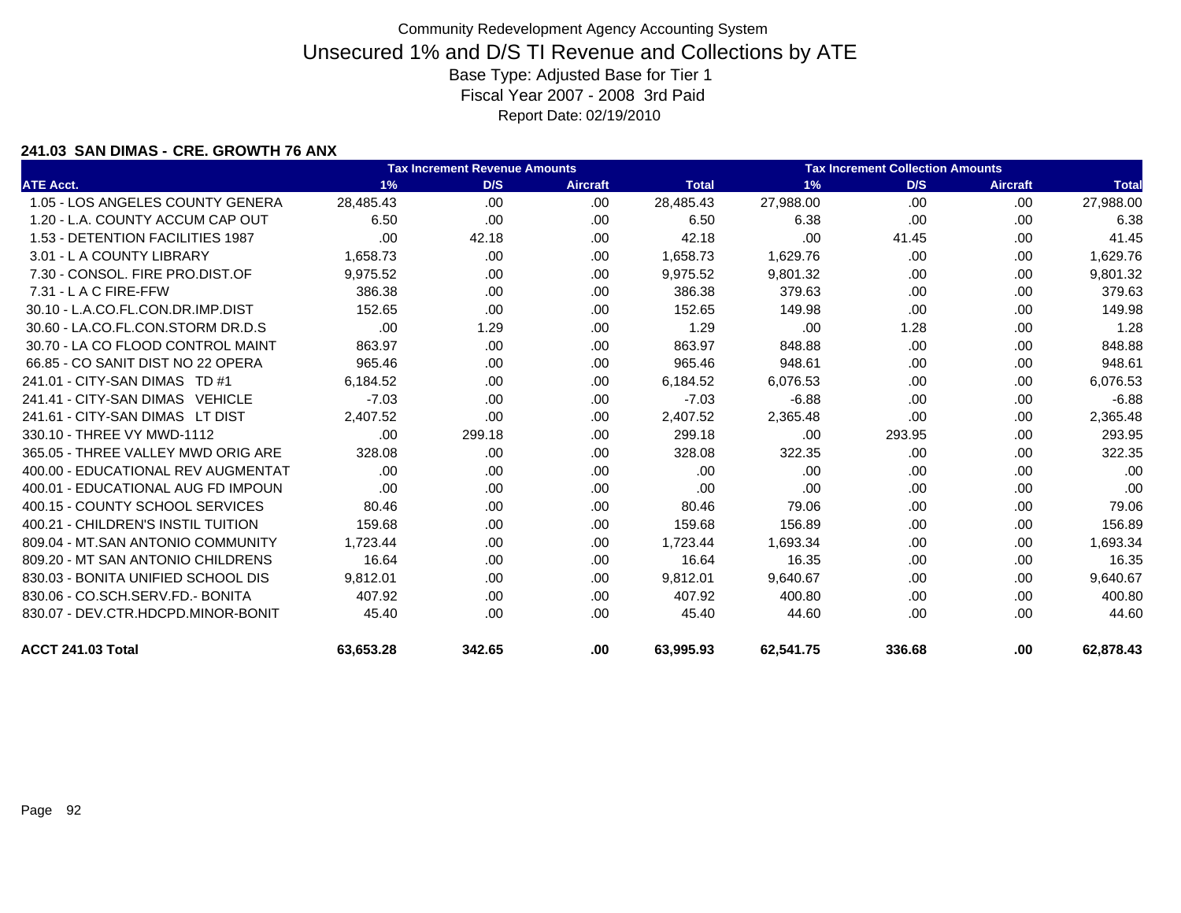Community Redevelopment Agency Accounting System

# Unsecured 1% and D/S TI Revenue and Collections by ATE

Base Type: Adjusted Base for Tier 1

Fiscal Year 2007 - 2008 3rd Paid

Report Date: 02/19/2010

### 241.03 SAN DIMAS - CRE. GROWTH 76 ANX

| ATE Acct. | Tax Increment Revenue Amounts | | | | Tax Increment Collection Amounts | | | |
|---|---|---|---|---|---|---|---|---|
| | 1% | D/S | Aircraft | Total | 1% | D/S | Aircraft | Total |
| 1.05 - LOS ANGELES COUNTY GENERA | 28,485.43 | .00 | .00 | 28,485.43 | 27,988.00 | .00 | .00 | 27,988.00 |
| 1.20 - L.A. COUNTY ACCUM CAP OUT | 6.50 | .00 | .00 | 6.50 | 6.38 | .00 | .00 | 6.38 |
| 1.53 - DETENTION FACILITIES 1987 | .00 | 42.18 | .00 | 42.18 | .00 | 41.45 | .00 | 41.45 |
| 3.01 - L A COUNTY LIBRARY | 1,658.73 | .00 | .00 | 1,658.73 | 1,629.76 | .00 | .00 | 1,629.76 |
| 7.30 - CONSOL. FIRE PRO.DIST.OF | 9,975.52 | .00 | .00 | 9,975.52 | 9,801.32 | .00 | .00 | 9,801.32 |
| 7.31 - L A C FIRE-FFW | 386.38 | .00 | .00 | 386.38 | 379.63 | .00 | .00 | 379.63 |
| 30.10 - L.A.CO.FL.CON.DR.IMP.DIST | 152.65 | .00 | .00 | 152.65 | 149.98 | .00 | .00 | 149.98 |
| 30.60 - LA.CO.FL.CON.STORM DR.D.S | .00 | 1.29 | .00 | 1.29 | .00 | 1.28 | .00 | 1.28 |
| 30.70 - LA CO FLOOD CONTROL MAINT | 863.97 | .00 | .00 | 863.97 | 848.88 | .00 | .00 | 848.88 |
| 66.85 - CO SANIT DIST NO 22 OPERA | 965.46 | .00 | .00 | 965.46 | 948.61 | .00 | .00 | 948.61 |
| 241.01 - CITY-SAN DIMAS TD #1 | 6,184.52 | .00 | .00 | 6,184.52 | 6,076.53 | .00 | .00 | 6,076.53 |
| 241.41 - CITY-SAN DIMAS VEHICLE | -7.03 | .00 | .00 | -7.03 | -6.88 | .00 | .00 | -6.88 |
| 241.61 - CITY-SAN DIMAS LT DIST | 2,407.52 | .00 | .00 | 2,407.52 | 2,365.48 | .00 | .00 | 2,365.48 |
| 330.10 - THREE VY MWD-1112 | .00 | 299.18 | .00 | 299.18 | .00 | 293.95 | .00 | 293.95 |
| 365.05 - THREE VALLEY MWD ORIG ARE | 328.08 | .00 | .00 | 328.08 | 322.35 | .00 | .00 | 322.35 |
| 400.00 - EDUCATIONAL REV AUGMENTAT | .00 | .00 | .00 | .00 | .00 | .00 | .00 | .00 |
| 400.01 - EDUCATIONAL AUG FD IMPOUN | .00 | .00 | .00 | .00 | .00 | .00 | .00 | .00 |
| 400.15 - COUNTY SCHOOL SERVICES | 80.46 | .00 | .00 | 80.46 | 79.06 | .00 | .00 | 79.06 |
| 400.21 - CHILDREN'S INSTIL TUITION | 159.68 | .00 | .00 | 159.68 | 156.89 | .00 | .00 | 156.89 |
| 809.04 - MT.SAN ANTONIO COMMUNITY | 1,723.44 | .00 | .00 | 1,723.44 | 1,693.34 | .00 | .00 | 1,693.34 |
| 809.20 - MT SAN ANTONIO CHILDRENS | 16.64 | .00 | .00 | 16.64 | 16.35 | .00 | .00 | 16.35 |
| 830.03 - BONITA UNIFIED SCHOOL DIS | 9,812.01 | .00 | .00 | 9,812.01 | 9,640.67 | .00 | .00 | 9,640.67 |
| 830.06 - CO.SCH.SERV.FD.- BONITA | 407.92 | .00 | .00 | 407.92 | 400.80 | .00 | .00 | 400.80 |
| 830.07 - DEV.CTR.HDCPD.MINOR-BONIT | 45.40 | .00 | .00 | 45.40 | 44.60 | .00 | .00 | 44.60 |
| **ACCT 241.03 Total** | **63,653.28** | **342.65** | **.00** | **63,995.93** | **62,541.75** | **336.68** | **.00** | **62,878.43** |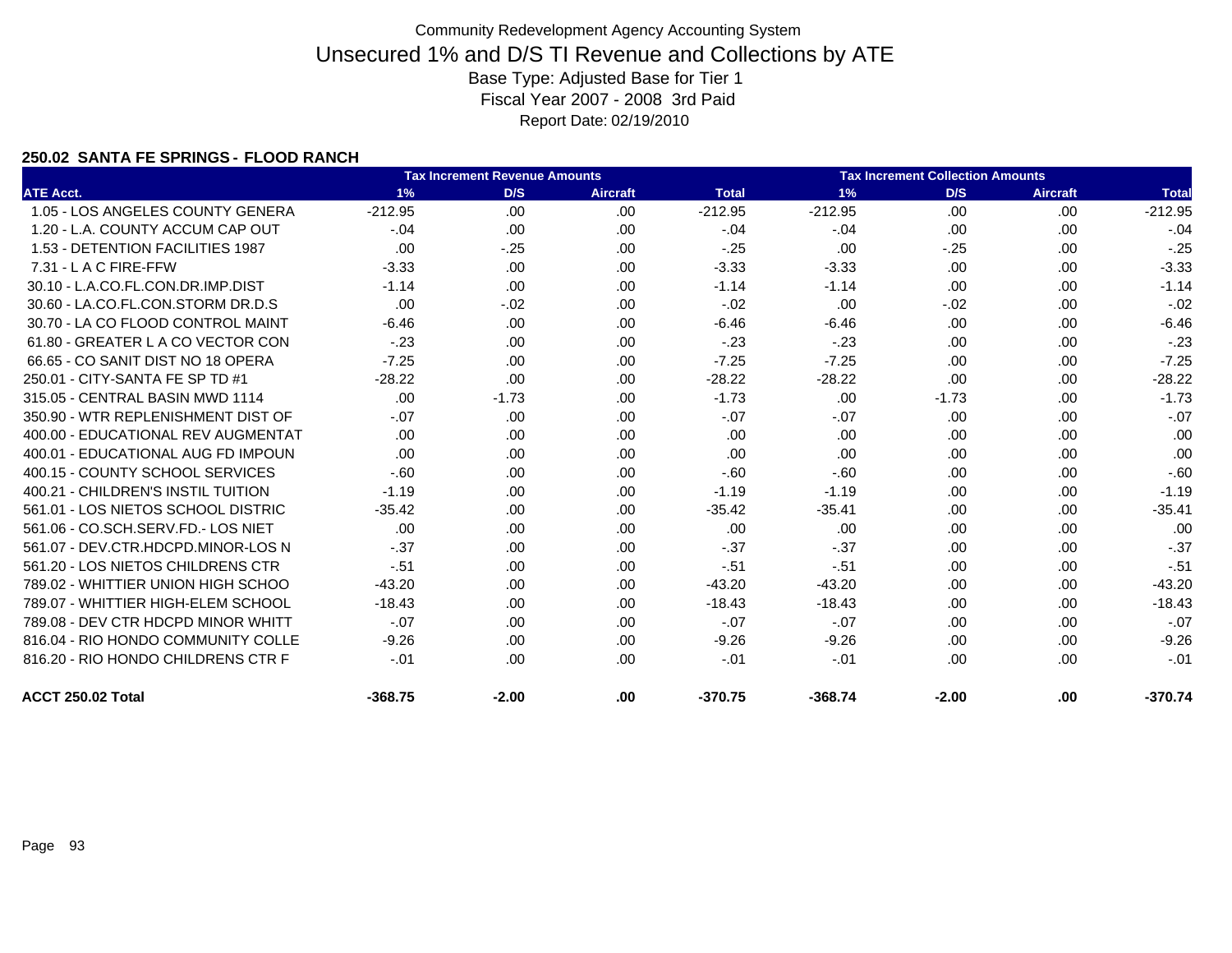Community Redevelopment Agency Accounting System

# Unsecured 1% and D/S TI Revenue and Collections by ATE

Base Type: Adjusted Base for Tier 1

Fiscal Year 2007 - 2008 3rd Paid

Report Date: 02/19/2010

### 250.02 SANTA FE SPRINGS - FLOOD RANCH

| | Tax Increment Revenue Amounts | | | | Tax Increment Collection Amounts | | | |
|---|---|---|---|---|---|---|---|---|
| ATE Acct. | 1% | D/S | Aircraft | Total | 1% | D/S | Aircraft | Total |
| 1.05 - LOS ANGELES COUNTY GENERA | -212.95 | .00 | .00 | -212.95 | -212.95 | .00 | .00 | -212.95 |
| 1.20 - L.A. COUNTY ACCUM CAP OUT | -.04 | .00 | .00 | -.04 | -.04 | .00 | .00 | -.04 |
| 1.53 - DETENTION FACILITIES 1987 | .00 | -.25 | .00 | -.25 | .00 | -.25 | .00 | -.25 |
| 7.31 - L A C FIRE-FFW | -3.33 | .00 | .00 | -3.33 | -3.33 | .00 | .00 | -3.33 |
| 30.10 - L.A.CO.FL.CON.DR.IMP.DIST | -1.14 | .00 | .00 | -1.14 | -1.14 | .00 | .00 | -1.14 |
| 30.60 - LA.CO.FL.CON.STORM DR.D.S | .00 | -.02 | .00 | -.02 | .00 | -.02 | .00 | -.02 |
| 30.70 - LA CO FLOOD CONTROL MAINT | -6.46 | .00 | .00 | -6.46 | -6.46 | .00 | .00 | -6.46 |
| 61.80 - GREATER L A CO VECTOR CON | -.23 | .00 | .00 | -.23 | -.23 | .00 | .00 | -.23 |
| 66.65 - CO SANIT DIST NO 18 OPERA | -7.25 | .00 | .00 | -7.25 | -7.25 | .00 | .00 | -7.25 |
| 250.01 - CITY-SANTA FE SP TD #1 | -28.22 | .00 | .00 | -28.22 | -28.22 | .00 | .00 | -28.22 |
| 315.05 - CENTRAL BASIN MWD 1114 | .00 | -1.73 | .00 | -1.73 | .00 | -1.73 | .00 | -1.73 |
| 350.90 - WTR REPLENISHMENT DIST OF | -.07 | .00 | .00 | -.07 | -.07 | .00 | .00 | -.07 |
| 400.00 - EDUCATIONAL REV AUGMENTAT | .00 | .00 | .00 | .00 | .00 | .00 | .00 | .00 |
| 400.01 - EDUCATIONAL AUG FD IMPOUN | .00 | .00 | .00 | .00 | .00 | .00 | .00 | .00 |
| 400.15 - COUNTY SCHOOL SERVICES | -.60 | .00 | .00 | -.60 | -.60 | .00 | .00 | -.60 |
| 400.21 - CHILDREN'S INSTIL TUITION | -1.19 | .00 | .00 | -1.19 | -1.19 | .00 | .00 | -1.19 |
| 561.01 - LOS NIETOS SCHOOL DISTRIC | -35.42 | .00 | .00 | -35.42 | -35.41 | .00 | .00 | -35.41 |
| 561.06 - CO.SCH.SERV.FD.- LOS NIET | .00 | .00 | .00 | .00 | .00 | .00 | .00 | .00 |
| 561.07 - DEV.CTR.HDCPD.MINOR-LOS N | -.37 | .00 | .00 | -.37 | -.37 | .00 | .00 | -.37 |
| 561.20 - LOS NIETOS CHILDRENS CTR | -.51 | .00 | .00 | -.51 | -.51 | .00 | .00 | -.51 |
| 789.02 - WHITTIER UNION HIGH SCHOO | -43.20 | .00 | .00 | -43.20 | -43.20 | .00 | .00 | -43.20 |
| 789.07 - WHITTIER HIGH-ELEM SCHOOL | -18.43 | .00 | .00 | -18.43 | -18.43 | .00 | .00 | -18.43 |
| 789.08 - DEV CTR HDCPD MINOR WHITT | -.07 | .00 | .00 | -.07 | -.07 | .00 | .00 | -.07 |
| 816.04 - RIO HONDO COMMUNITY COLLE | -9.26 | .00 | .00 | -9.26 | -9.26 | .00 | .00 | -9.26 |
| 816.20 - RIO HONDO CHILDRENS CTR F | -.01 | .00 | .00 | -.01 | -.01 | .00 | .00 | -.01 |
| **ACCT 250.02 Total** | **-368.75** | **-2.00** | **.00** | **-370.75** | **-368.74** | **-2.00** | **.00** | **-370.74** |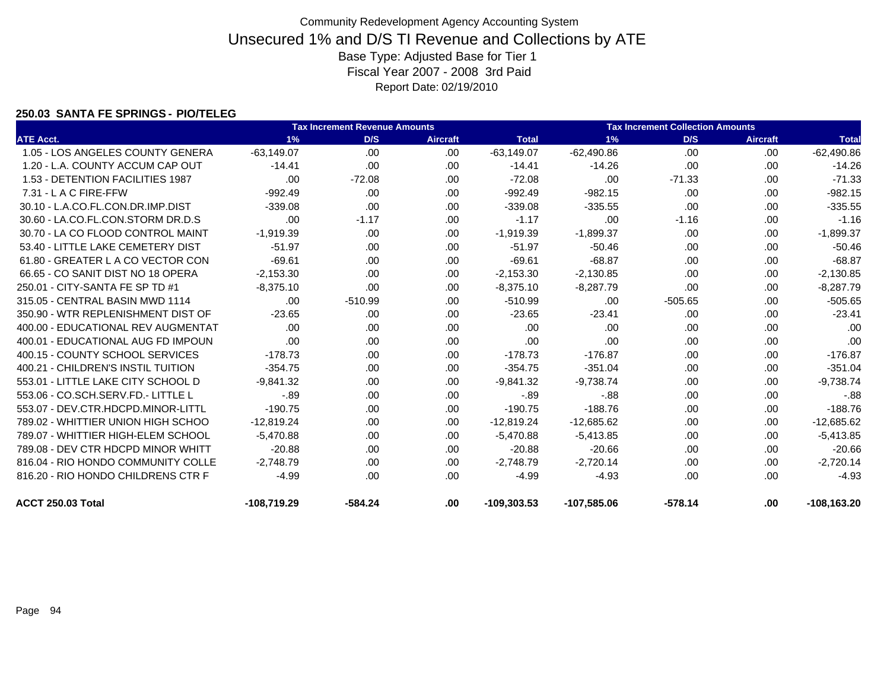# Community Redevelopment Agency Accounting System

## Unsecured 1% and D/S TI Revenue and Collections by ATE

Base Type: Adjusted Base for Tier 1

Fiscal Year 2007 - 2008 3rd Paid

Report Date: 02/19/2010

### 250.03 SANTA FE SPRINGS - PIO/TELEG

| | Tax Increment Revenue Amounts | | | | Tax Increment Collection Amounts | | | |
|---|---|---|---|---|---|---|---|---|
| ATE Acct. | 1% | D/S | Aircraft | Total | 1% | D/S | Aircraft | Total |
| 1.05 - LOS ANGELES COUNTY GENERA | -63,149.07 | .00 | .00 | -63,149.07 | -62,490.86 | .00 | .00 | -62,490.86 |
| 1.20 - L.A. COUNTY ACCUM CAP OUT | -14.41 | .00 | .00 | -14.41 | -14.26 | .00 | .00 | -14.26 |
| 1.53 - DETENTION FACILITIES 1987 | .00 | -72.08 | .00 | -72.08 | .00 | -71.33 | .00 | -71.33 |
| 7.31 - L A C FIRE-FFW | -992.49 | .00 | .00 | -992.49 | -982.15 | .00 | .00 | -982.15 |
| 30.10 - L.A.CO.FL.CON.DR.IMP.DIST | -339.08 | .00 | .00 | -339.08 | -335.55 | .00 | .00 | -335.55 |
| 30.60 - LA.CO.FL.CON.STORM DR.D.S | .00 | -1.17 | .00 | -1.17 | .00 | -1.16 | .00 | -1.16 |
| 30.70 - LA CO FLOOD CONTROL MAINT | -1,919.39 | .00 | .00 | -1,919.39 | -1,899.37 | .00 | .00 | -1,899.37 |
| 53.40 - LITTLE LAKE CEMETERY DIST | -51.97 | .00 | .00 | -51.97 | -50.46 | .00 | .00 | -50.46 |
| 61.80 - GREATER L A CO VECTOR CON | -69.61 | .00 | .00 | -69.61 | -68.87 | .00 | .00 | -68.87 |
| 66.65 - CO SANIT DIST NO 18 OPERA | -2,153.30 | .00 | .00 | -2,153.30 | -2,130.85 | .00 | .00 | -2,130.85 |
| 250.01 - CITY-SANTA FE SP TD #1 | -8,375.10 | .00 | .00 | -8,375.10 | -8,287.79 | .00 | .00 | -8,287.79 |
| 315.05 - CENTRAL BASIN MWD 1114 | .00 | -510.99 | .00 | -510.99 | .00 | -505.65 | .00 | -505.65 |
| 350.90 - WTR REPLENISHMENT DIST OF | -23.65 | .00 | .00 | -23.65 | -23.41 | .00 | .00 | -23.41 |
| 400.00 - EDUCATIONAL REV AUGMENTAT | .00 | .00 | .00 | .00 | .00 | .00 | .00 | .00 |
| 400.01 - EDUCATIONAL AUG FD IMPOUN | .00 | .00 | .00 | .00 | .00 | .00 | .00 | .00 |
| 400.15 - COUNTY SCHOOL SERVICES | -178.73 | .00 | .00 | -178.73 | -176.87 | .00 | .00 | -176.87 |
| 400.21 - CHILDREN'S INSTIL TUITION | -354.75 | .00 | .00 | -354.75 | -351.04 | .00 | .00 | -351.04 |
| 553.01 - LITTLE LAKE CITY SCHOOL D | -9,841.32 | .00 | .00 | -9,841.32 | -9,738.74 | .00 | .00 | -9,738.74 |
| 553.06 - CO.SCH.SERV.FD.- LITTLE L | -.89 | .00 | .00 | -.89 | -.88 | .00 | .00 | -.88 |
| 553.07 - DEV.CTR.HDCPD.MINOR-LITTL | -190.75 | .00 | .00 | -190.75 | -188.76 | .00 | .00 | -188.76 |
| 789.02 - WHITTIER UNION HIGH SCHOO | -12,819.24 | .00 | .00 | -12,819.24 | -12,685.62 | .00 | .00 | -12,685.62 |
| 789.07 - WHITTIER HIGH-ELEM SCHOOL | -5,470.88 | .00 | .00 | -5,470.88 | -5,413.85 | .00 | .00 | -5,413.85 |
| 789.08 - DEV CTR HDCPD MINOR WHITT | -20.88 | .00 | .00 | -20.88 | -20.66 | .00 | .00 | -20.66 |
| 816.04 - RIO HONDO COMMUNITY COLLE | -2,748.79 | .00 | .00 | -2,748.79 | -2,720.14 | .00 | .00 | -2,720.14 |
| 816.20 - RIO HONDO CHILDRENS CTR F | -4.99 | .00 | .00 | -4.99 | -4.93 | .00 | .00 | -4.93 |
| **ACCT 250.03 Total** | **-108,719.29** | **-584.24** | **.00** | **-109,303.53** | **-107,585.06** | **-578.14** | **.00** | **-108,163.20** |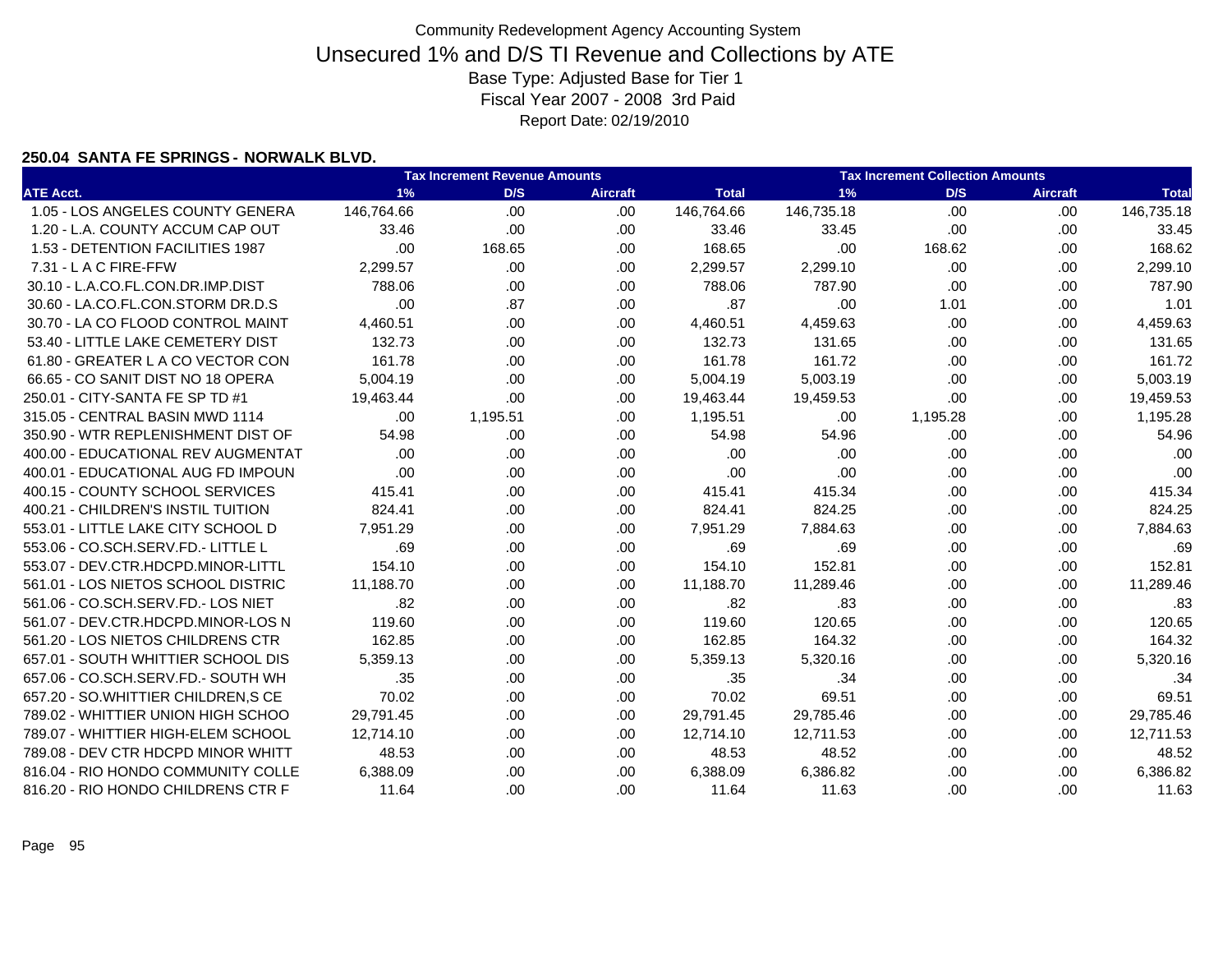Community Redevelopment Agency Accounting System

# Unsecured 1% and D/S TI Revenue and Collections by ATE

Base Type: Adjusted Base for Tier 1

Fiscal Year 2007 - 2008 3rd Paid

Report Date: 02/19/2010

### 250.04 SANTA FE SPRINGS - NORWALK BLVD.

| | Tax Increment Revenue Amounts | | | | Tax Increment Collection Amounts | | | |
|---|---|---|---|---|---|---|---|---|
| ATE Acct. | 1% | D/S | Aircraft | Total | 1% | D/S | Aircraft | Total |
| 1.05 - LOS ANGELES COUNTY GENERA | 146,764.66 | .00 | .00 | 146,764.66 | 146,735.18 | .00 | .00 | 146,735.18 |
| 1.20 - L.A. COUNTY ACCUM CAP OUT | 33.46 | .00 | .00 | 33.46 | 33.45 | .00 | .00 | 33.45 |
| 1.53 - DETENTION FACILITIES 1987 | .00 | 168.65 | .00 | 168.65 | .00 | 168.62 | .00 | 168.62 |
| 7.31 - L A C FIRE-FFW | 2,299.57 | .00 | .00 | 2,299.57 | 2,299.10 | .00 | .00 | 2,299.10 |
| 30.10 - L.A.CO.FL.CON.DR.IMP.DIST | 788.06 | .00 | .00 | 788.06 | 787.90 | .00 | .00 | 787.90 |
| 30.60 - LA.CO.FL.CON.STORM DR.D.S | .00 | .87 | .00 | .87 | .00 | 1.01 | .00 | 1.01 |
| 30.70 - LA CO FLOOD CONTROL MAINT | 4,460.51 | .00 | .00 | 4,460.51 | 4,459.63 | .00 | .00 | 4,459.63 |
| 53.40 - LITTLE LAKE CEMETERY DIST | 132.73 | .00 | .00 | 132.73 | 131.65 | .00 | .00 | 131.65 |
| 61.80 - GREATER L A CO VECTOR CON | 161.78 | .00 | .00 | 161.78 | 161.72 | .00 | .00 | 161.72 |
| 66.65 - CO SANIT DIST NO 18 OPERA | 5,004.19 | .00 | .00 | 5,004.19 | 5,003.19 | .00 | .00 | 5,003.19 |
| 250.01 - CITY-SANTA FE SP TD #1 | 19,463.44 | .00 | .00 | 19,463.44 | 19,459.53 | .00 | .00 | 19,459.53 |
| 315.05 - CENTRAL BASIN MWD 1114 | .00 | 1,195.51 | .00 | 1,195.51 | .00 | 1,195.28 | .00 | 1,195.28 |
| 350.90 - WTR REPLENISHMENT DIST OF | 54.98 | .00 | .00 | 54.98 | 54.96 | .00 | .00 | 54.96 |
| 400.00 - EDUCATIONAL REV AUGMENTAT | .00 | .00 | .00 | .00 | .00 | .00 | .00 | .00 |
| 400.01 - EDUCATIONAL AUG FD IMPOUN | .00 | .00 | .00 | .00 | .00 | .00 | .00 | .00 |
| 400.15 - COUNTY SCHOOL SERVICES | 415.41 | .00 | .00 | 415.41 | 415.34 | .00 | .00 | 415.34 |
| 400.21 - CHILDREN'S INSTIL TUITION | 824.41 | .00 | .00 | 824.41 | 824.25 | .00 | .00 | 824.25 |
| 553.01 - LITTLE LAKE CITY SCHOOL D | 7,951.29 | .00 | .00 | 7,951.29 | 7,884.63 | .00 | .00 | 7,884.63 |
| 553.06 - CO.SCH.SERV.FD.- LITTLE L | .69 | .00 | .00 | .69 | .69 | .00 | .00 | .69 |
| 553.07 - DEV.CTR.HDCPD.MINOR-LITTL | 154.10 | .00 | .00 | 154.10 | 152.81 | .00 | .00 | 152.81 |
| 561.01 - LOS NIETOS SCHOOL DISTRIC | 11,188.70 | .00 | .00 | 11,188.70 | 11,289.46 | .00 | .00 | 11,289.46 |
| 561.06 - CO.SCH.SERV.FD.- LOS NIET | .82 | .00 | .00 | .82 | .83 | .00 | .00 | .83 |
| 561.07 - DEV.CTR.HDCPD.MINOR-LOS N | 119.60 | .00 | .00 | 119.60 | 120.65 | .00 | .00 | 120.65 |
| 561.20 - LOS NIETOS CHILDRENS CTR | 162.85 | .00 | .00 | 162.85 | 164.32 | .00 | .00 | 164.32 |
| 657.01 - SOUTH WHITTIER SCHOOL DIS | 5,359.13 | .00 | .00 | 5,359.13 | 5,320.16 | .00 | .00 | 5,320.16 |
| 657.06 - CO.SCH.SERV.FD.- SOUTH WH | .35 | .00 | .00 | .35 | .34 | .00 | .00 | .34 |
| 657.20 - SO.WHITTIER CHILDREN,S CE | 70.02 | .00 | .00 | 70.02 | 69.51 | .00 | .00 | 69.51 |
| 789.02 - WHITTIER UNION HIGH SCHOO | 29,791.45 | .00 | .00 | 29,791.45 | 29,785.46 | .00 | .00 | 29,785.46 |
| 789.07 - WHITTIER HIGH-ELEM SCHOOL | 12,714.10 | .00 | .00 | 12,714.10 | 12,711.53 | .00 | .00 | 12,711.53 |
| 789.08 - DEV CTR HDCPD MINOR WHITT | 48.53 | .00 | .00 | 48.53 | 48.52 | .00 | .00 | 48.52 |
| 816.04 - RIO HONDO COMMUNITY COLLE | 6,388.09 | .00 | .00 | 6,388.09 | 6,386.82 | .00 | .00 | 6,386.82 |
| 816.20 - RIO HONDO CHILDRENS CTR F | 11.64 | .00 | .00 | 11.64 | 11.63 | .00 | .00 | 11.63 |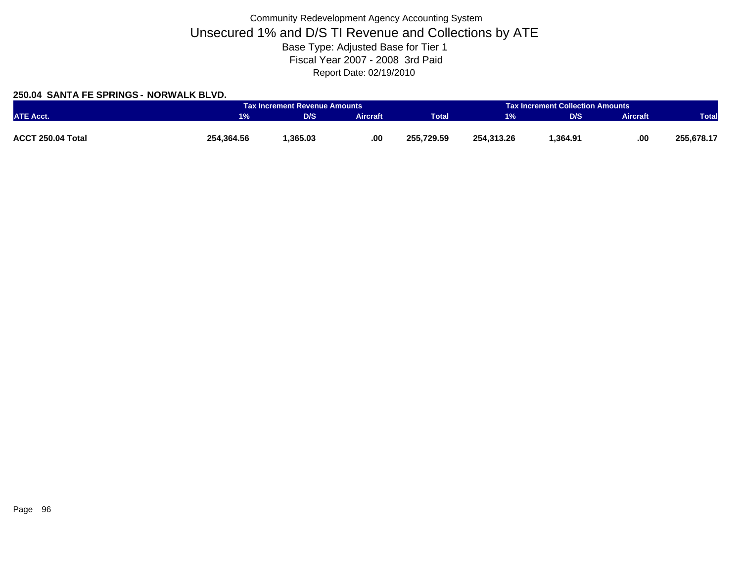Community Redevelopment Agency Accounting System

# Unsecured 1% and D/S TI Revenue and Collections by ATE

Base Type: Adjusted Base for Tier 1

Fiscal Year 2007 - 2008 3rd Paid

Report Date: 02/19/2010

### 250.04 SANTA FE SPRINGS - NORWALK BLVD.

| | Tax Increment Revenue Amounts | | | | Tax Increment Collection Amounts | | | |
|---|---|---|---|---|---|---|---|---|
| ATE Acct. | 1% | D/S | Aircraft | Total | 1% | D/S | Aircraft | Total |
| **ACCT 250.04 Total** | **254,364.56** | **1,365.03** | **.00** | **255,729.59** | **254,313.26** | **1,364.91** | **.00** | **255,678.17** |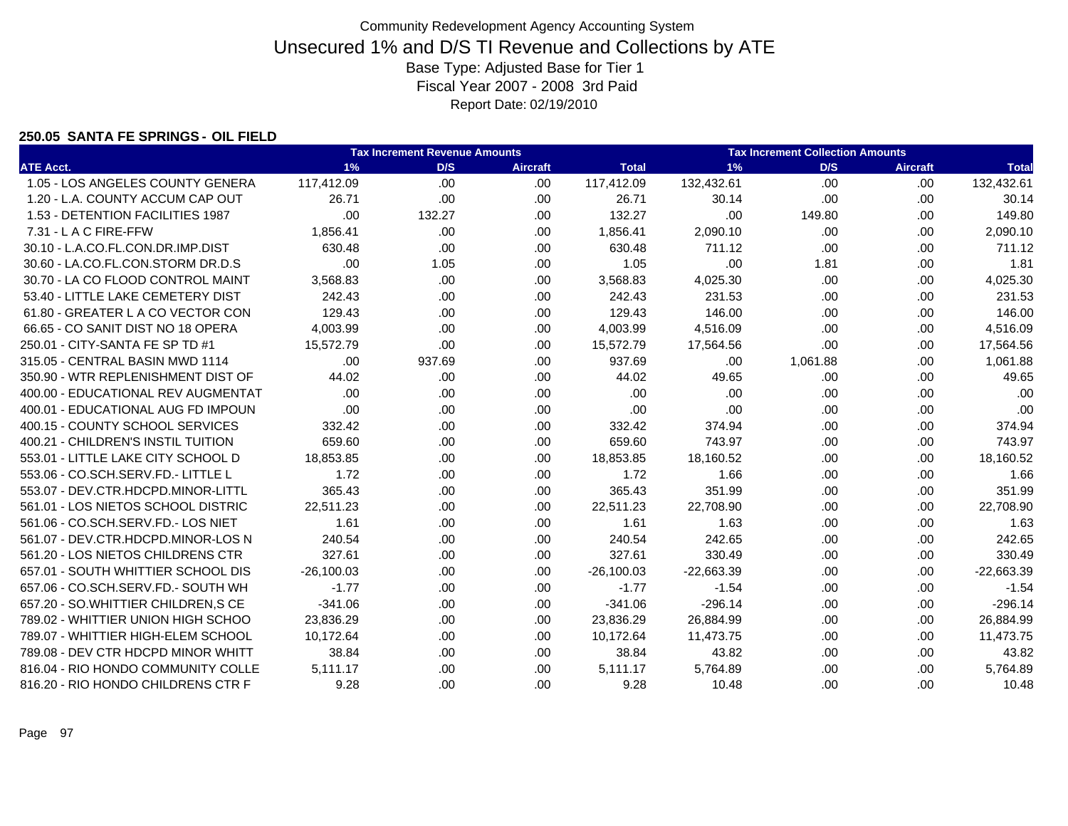Community Redevelopment Agency Accounting System

# Unsecured 1% and D/S TI Revenue and Collections by ATE

Base Type: Adjusted Base for Tier 1

Fiscal Year 2007 - 2008 3rd Paid

Report Date: 02/19/2010

### 250.05 SANTA FE SPRINGS - OIL FIELD

| | Tax Increment Revenue Amounts | | | | Tax Increment Collection Amounts | | | |
|---|---|---|---|---|---|---|---|---|
| ATE Acct. | 1% | D/S | Aircraft | Total | 1% | D/S | Aircraft | Total |
| 1.05 - LOS ANGELES COUNTY GENERA | 117,412.09 | .00 | .00 | 117,412.09 | 132,432.61 | .00 | .00 | 132,432.61 |
| 1.20 - L.A. COUNTY ACCUM CAP OUT | 26.71 | .00 | .00 | 26.71 | 30.14 | .00 | .00 | 30.14 |
| 1.53 - DETENTION FACILITIES 1987 | .00 | 132.27 | .00 | 132.27 | .00 | 149.80 | .00 | 149.80 |
| 7.31 - L A C FIRE-FFW | 1,856.41 | .00 | .00 | 1,856.41 | 2,090.10 | .00 | .00 | 2,090.10 |
| 30.10 - L.A.CO.FL.CON.DR.IMP.DIST | 630.48 | .00 | .00 | 630.48 | 711.12 | .00 | .00 | 711.12 |
| 30.60 - LA.CO.FL.CON.STORM DR.D.S | .00 | 1.05 | .00 | 1.05 | .00 | 1.81 | .00 | 1.81 |
| 30.70 - LA CO FLOOD CONTROL MAINT | 3,568.83 | .00 | .00 | 3,568.83 | 4,025.30 | .00 | .00 | 4,025.30 |
| 53.40 - LITTLE LAKE CEMETERY DIST | 242.43 | .00 | .00 | 242.43 | 231.53 | .00 | .00 | 231.53 |
| 61.80 - GREATER L A CO VECTOR CON | 129.43 | .00 | .00 | 129.43 | 146.00 | .00 | .00 | 146.00 |
| 66.65 - CO SANIT DIST NO 18 OPERA | 4,003.99 | .00 | .00 | 4,003.99 | 4,516.09 | .00 | .00 | 4,516.09 |
| 250.01 - CITY-SANTA FE SP TD #1 | 15,572.79 | .00 | .00 | 15,572.79 | 17,564.56 | .00 | .00 | 17,564.56 |
| 315.05 - CENTRAL BASIN MWD 1114 | .00 | 937.69 | .00 | 937.69 | .00 | 1,061.88 | .00 | 1,061.88 |
| 350.90 - WTR REPLENISHMENT DIST OF | 44.02 | .00 | .00 | 44.02 | 49.65 | .00 | .00 | 49.65 |
| 400.00 - EDUCATIONAL REV AUGMENTAT | .00 | .00 | .00 | .00 | .00 | .00 | .00 | .00 |
| 400.01 - EDUCATIONAL AUG FD IMPOUN | .00 | .00 | .00 | .00 | .00 | .00 | .00 | .00 |
| 400.15 - COUNTY SCHOOL SERVICES | 332.42 | .00 | .00 | 332.42 | 374.94 | .00 | .00 | 374.94 |
| 400.21 - CHILDREN'S INSTIL TUITION | 659.60 | .00 | .00 | 659.60 | 743.97 | .00 | .00 | 743.97 |
| 553.01 - LITTLE LAKE CITY SCHOOL D | 18,853.85 | .00 | .00 | 18,853.85 | 18,160.52 | .00 | .00 | 18,160.52 |
| 553.06 - CO.SCH.SERV.FD.- LITTLE L | 1.72 | .00 | .00 | 1.72 | 1.66 | .00 | .00 | 1.66 |
| 553.07 - DEV.CTR.HDCPD.MINOR-LITTL | 365.43 | .00 | .00 | 365.43 | 351.99 | .00 | .00 | 351.99 |
| 561.01 - LOS NIETOS SCHOOL DISTRIC | 22,511.23 | .00 | .00 | 22,511.23 | 22,708.90 | .00 | .00 | 22,708.90 |
| 561.06 - CO.SCH.SERV.FD.- LOS NIET | 1.61 | .00 | .00 | 1.61 | 1.63 | .00 | .00 | 1.63 |
| 561.07 - DEV.CTR.HDCPD.MINOR-LOS N | 240.54 | .00 | .00 | 240.54 | 242.65 | .00 | .00 | 242.65 |
| 561.20 - LOS NIETOS CHILDRENS CTR | 327.61 | .00 | .00 | 327.61 | 330.49 | .00 | .00 | 330.49 |
| 657.01 - SOUTH WHITTIER SCHOOL DIS | -26,100.03 | .00 | .00 | -26,100.03 | -22,663.39 | .00 | .00 | -22,663.39 |
| 657.06 - CO.SCH.SERV.FD.- SOUTH WH | -1.77 | .00 | .00 | -1.77 | -1.54 | .00 | .00 | -1.54 |
| 657.20 - SO.WHITTIER CHILDREN,S CE | -341.06 | .00 | .00 | -341.06 | -296.14 | .00 | .00 | -296.14 |
| 789.02 - WHITTIER UNION HIGH SCHOO | 23,836.29 | .00 | .00 | 23,836.29 | 26,884.99 | .00 | .00 | 26,884.99 |
| 789.07 - WHITTIER HIGH-ELEM SCHOOL | 10,172.64 | .00 | .00 | 10,172.64 | 11,473.75 | .00 | .00 | 11,473.75 |
| 789.08 - DEV CTR HDCPD MINOR WHITT | 38.84 | .00 | .00 | 38.84 | 43.82 | .00 | .00 | 43.82 |
| 816.04 - RIO HONDO COMMUNITY COLLE | 5,111.17 | .00 | .00 | 5,111.17 | 5,764.89 | .00 | .00 | 5,764.89 |
| 816.20 - RIO HONDO CHILDRENS CTR F | 9.28 | .00 | .00 | 9.28 | 10.48 | .00 | .00 | 10.48 |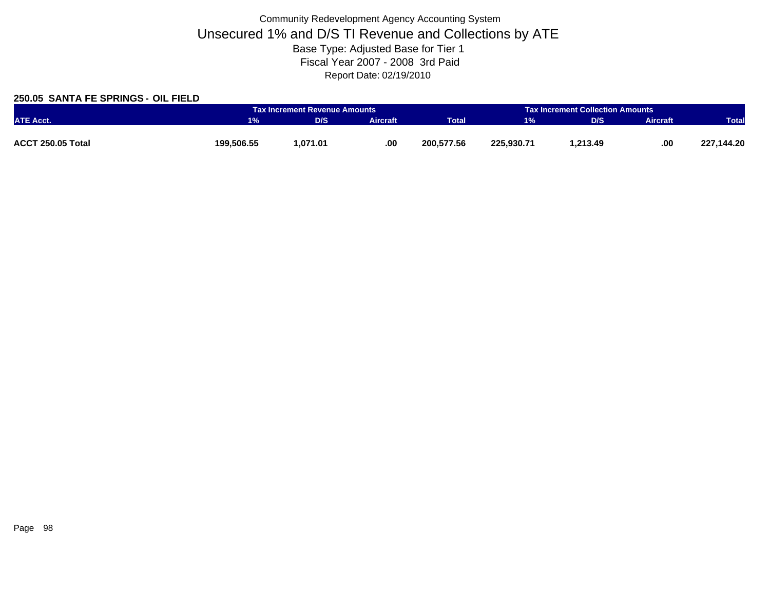Community Redevelopment Agency Accounting System

# Unsecured 1% and D/S TI Revenue and Collections by ATE

Base Type: Adjusted Base for Tier 1

Fiscal Year 2007 - 2008 3rd Paid

Report Date: 02/19/2010

## 250.05 SANTA FE SPRINGS - OIL FIELD

| | Tax Increment Revenue Amounts | | | | Tax Increment Collection Amounts | | | |
|---|---|---|---|---|---|---|---|---|
| ATE Acct. | 1% | D/S | Aircraft | Total | 1% | D/S | Aircraft | Total |
| **ACCT 250.05 Total** | **199,506.55** | **1,071.01** | **.00** | **200,577.56** | **225,930.71** | **1,213.49** | **.00** | **227,144.20** |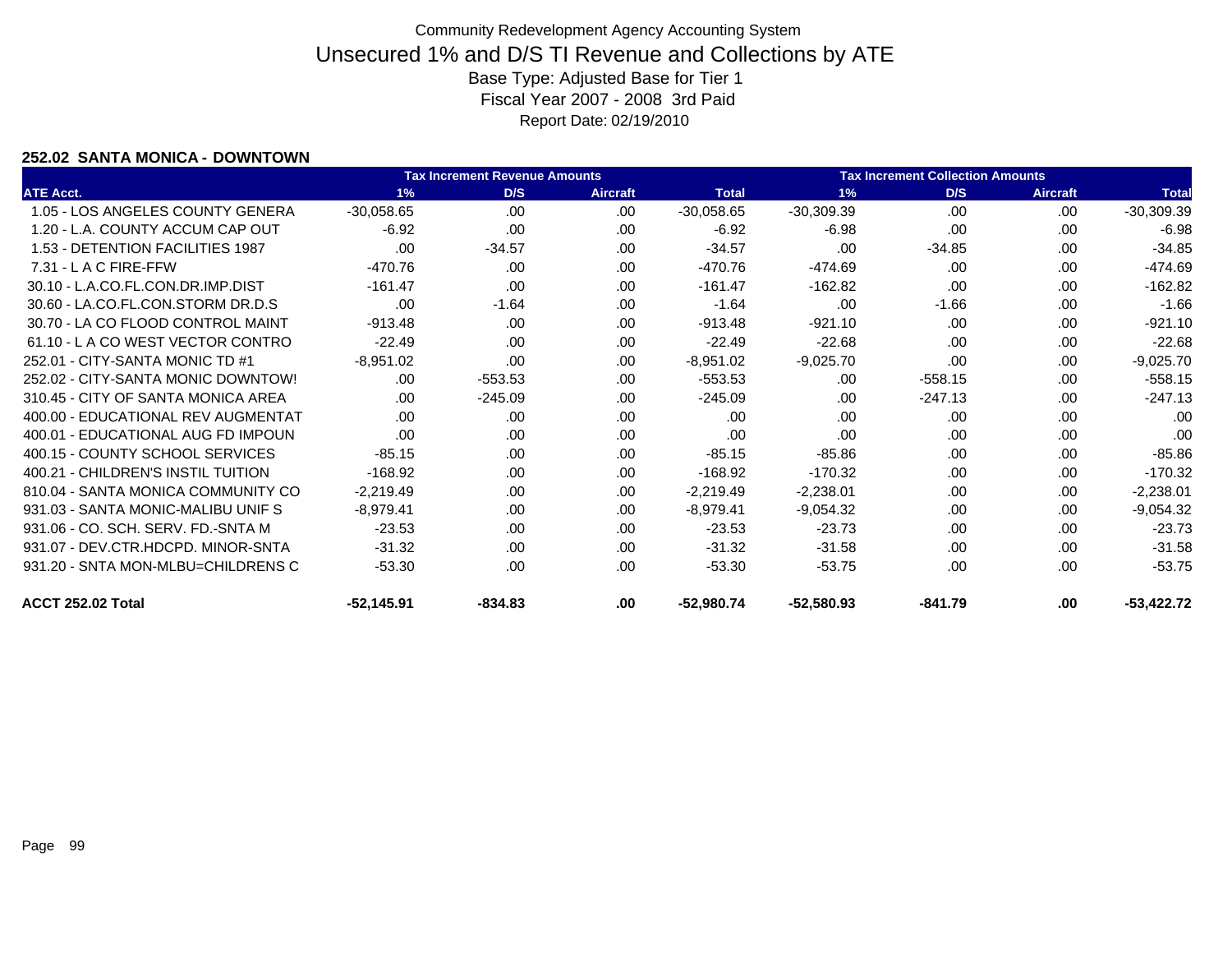# Community Redevelopment Agency Accounting System

## Unsecured 1% and D/S TI Revenue and Collections by ATE

Base Type: Adjusted Base for Tier 1

Fiscal Year 2007 - 2008 3rd Paid

Report Date: 02/19/2010

### 252.02 SANTA MONICA - DOWNTOWN

| | Tax Increment Revenue Amounts | | | | Tax Increment Collection Amounts | | | |
|---|---|---|---|---|---|---|---|---|
| ATE Acct. | 1% | D/S | Aircraft | Total | 1% | D/S | Aircraft | Total |
| 1.05 - LOS ANGELES COUNTY GENERA | -30,058.65 | .00 | .00 | -30,058.65 | -30,309.39 | .00 | .00 | -30,309.39 |
| 1.20 - L.A. COUNTY ACCUM CAP OUT | -6.92 | .00 | .00 | -6.92 | -6.98 | .00 | .00 | -6.98 |
| 1.53 - DETENTION FACILITIES 1987 | .00 | -34.57 | .00 | -34.57 | .00 | -34.85 | .00 | -34.85 |
| 7.31 - L A C FIRE-FFW | -470.76 | .00 | .00 | -470.76 | -474.69 | .00 | .00 | -474.69 |
| 30.10 - L.A.CO.FL.CON.DR.IMP.DIST | -161.47 | .00 | .00 | -161.47 | -162.82 | .00 | .00 | -162.82 |
| 30.60 - LA.CO.FL.CON.STORM DR.D.S | .00 | -1.64 | .00 | -1.64 | .00 | -1.66 | .00 | -1.66 |
| 30.70 - LA CO FLOOD CONTROL MAINT | -913.48 | .00 | .00 | -913.48 | -921.10 | .00 | .00 | -921.10 |
| 61.10 - L A CO WEST VECTOR CONTRO | -22.49 | .00 | .00 | -22.49 | -22.68 | .00 | .00 | -22.68 |
| 252.01 - CITY-SANTA MONIC TD #1 | -8,951.02 | .00 | .00 | -8,951.02 | -9,025.70 | .00 | .00 | -9,025.70 |
| 252.02 - CITY-SANTA MONIC DOWNTOW! | .00 | -553.53 | .00 | -553.53 | .00 | -558.15 | .00 | -558.15 |
| 310.45 - CITY OF SANTA MONICA AREA | .00 | -245.09 | .00 | -245.09 | .00 | -247.13 | .00 | -247.13 |
| 400.00 - EDUCATIONAL REV AUGMENTAT | .00 | .00 | .00 | .00 | .00 | .00 | .00 | .00 |
| 400.01 - EDUCATIONAL AUG FD IMPOUN | .00 | .00 | .00 | .00 | .00 | .00 | .00 | .00 |
| 400.15 - COUNTY SCHOOL SERVICES | -85.15 | .00 | .00 | -85.15 | -85.86 | .00 | .00 | -85.86 |
| 400.21 - CHILDREN'S INSTIL TUITION | -168.92 | .00 | .00 | -168.92 | -170.32 | .00 | .00 | -170.32 |
| 810.04 - SANTA MONICA COMMUNITY CO | -2,219.49 | .00 | .00 | -2,219.49 | -2,238.01 | .00 | .00 | -2,238.01 |
| 931.03 - SANTA MONIC-MALIBU UNIF S | -8,979.41 | .00 | .00 | -8,979.41 | -9,054.32 | .00 | .00 | -9,054.32 |
| 931.06 - CO. SCH. SERV. FD.-SNTA M | -23.53 | .00 | .00 | -23.53 | -23.73 | .00 | .00 | -23.73 |
| 931.07 - DEV.CTR.HDCPD. MINOR-SNTA | -31.32 | .00 | .00 | -31.32 | -31.58 | .00 | .00 | -31.58 |
| 931.20 - SNTA MON-MLBU=CHILDRENS C | -53.30 | .00 | .00 | -53.30 | -53.75 | .00 | .00 | -53.75 |
| **ACCT 252.02 Total** | **-52,145.91** | **-834.83** | **.00** | **-52,980.74** | **-52,580.93** | **-841.79** | **.00** | **-53,422.72** |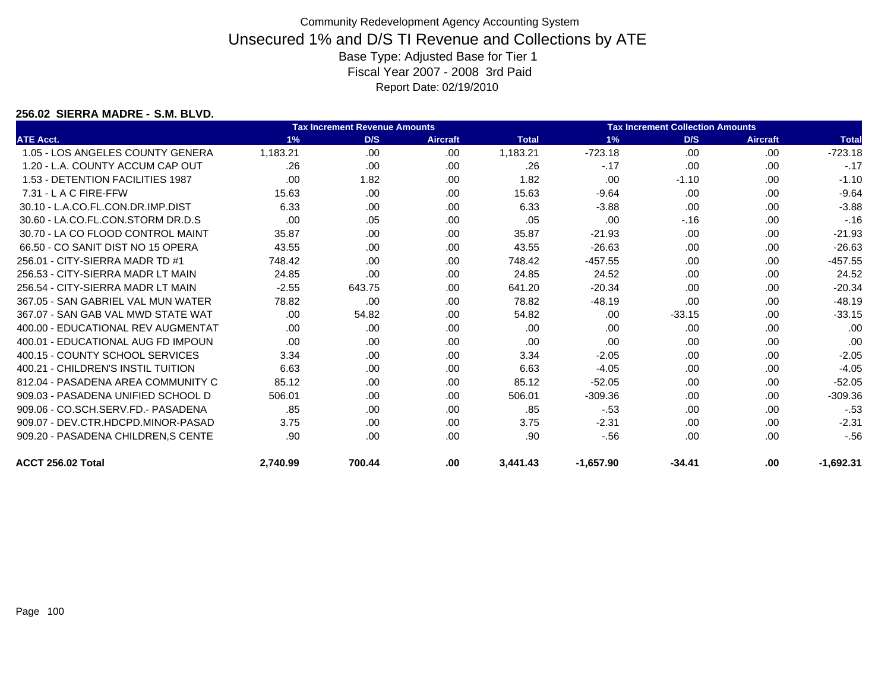# Community Redevelopment Agency Accounting System

## Unsecured 1% and D/S TI Revenue and Collections by ATE

Base Type: Adjusted Base for Tier 1

Fiscal Year 2007 - 2008 3rd Paid

Report Date: 02/19/2010

### 256.02 SIERRA MADRE - S.M. BLVD.

| | Tax Increment Revenue Amounts | | | | Tax Increment Collection Amounts | | | |
|---|---|---|---|---|---|---|---|---|
| ATE Acct. | 1% | D/S | Aircraft | Total | 1% | D/S | Aircraft | Total |
| 1.05 - LOS ANGELES COUNTY GENERA | 1,183.21 | .00 | .00 | 1,183.21 | -723.18 | .00 | .00 | -723.18 |
| 1.20 - L.A. COUNTY ACCUM CAP OUT | .26 | .00 | .00 | .26 | -.17 | .00 | .00 | -.17 |
| 1.53 - DETENTION FACILITIES 1987 | .00 | 1.82 | .00 | 1.82 | .00 | -1.10 | .00 | -1.10 |
| 7.31 - L A C FIRE-FFW | 15.63 | .00 | .00 | 15.63 | -9.64 | .00 | .00 | -9.64 |
| 30.10 - L.A.CO.FL.CON.DR.IMP.DIST | 6.33 | .00 | .00 | 6.33 | -3.88 | .00 | .00 | -3.88 |
| 30.60 - LA.CO.FL.CON.STORM DR.D.S | .00 | .05 | .00 | .05 | .00 | -.16 | .00 | -.16 |
| 30.70 - LA CO FLOOD CONTROL MAINT | 35.87 | .00 | .00 | 35.87 | -21.93 | .00 | .00 | -21.93 |
| 66.50 - CO SANIT DIST NO 15 OPERA | 43.55 | .00 | .00 | 43.55 | -26.63 | .00 | .00 | -26.63 |
| 256.01 - CITY-SIERRA MADR TD #1 | 748.42 | .00 | .00 | 748.42 | -457.55 | .00 | .00 | -457.55 |
| 256.53 - CITY-SIERRA MADR LT MAIN | 24.85 | .00 | .00 | 24.85 | 24.52 | .00 | .00 | 24.52 |
| 256.54 - CITY-SIERRA MADR LT MAIN | -2.55 | 643.75 | .00 | 641.20 | -20.34 | .00 | .00 | -20.34 |
| 367.05 - SAN GABRIEL VAL MUN WATER | 78.82 | .00 | .00 | 78.82 | -48.19 | .00 | .00 | -48.19 |
| 367.07 - SAN GAB VAL MWD STATE WAT | .00 | 54.82 | .00 | 54.82 | .00 | -33.15 | .00 | -33.15 |
| 400.00 - EDUCATIONAL REV AUGMENTAT | .00 | .00 | .00 | .00 | .00 | .00 | .00 | .00 |
| 400.01 - EDUCATIONAL AUG FD IMPOUN | .00 | .00 | .00 | .00 | .00 | .00 | .00 | .00 |
| 400.15 - COUNTY SCHOOL SERVICES | 3.34 | .00 | .00 | 3.34 | -2.05 | .00 | .00 | -2.05 |
| 400.21 - CHILDREN'S INSTIL TUITION | 6.63 | .00 | .00 | 6.63 | -4.05 | .00 | .00 | -4.05 |
| 812.04 - PASADENA AREA COMMUNITY C | 85.12 | .00 | .00 | 85.12 | -52.05 | .00 | .00 | -52.05 |
| 909.03 - PASADENA UNIFIED SCHOOL D | 506.01 | .00 | .00 | 506.01 | -309.36 | .00 | .00 | -309.36 |
| 909.06 - CO.SCH.SERV.FD.- PASADENA | .85 | .00 | .00 | .85 | -.53 | .00 | .00 | -.53 |
| 909.07 - DEV.CTR.HDCPD.MINOR-PASAD | 3.75 | .00 | .00 | 3.75 | -2.31 | .00 | .00 | -2.31 |
| 909.20 - PASADENA CHILDREN,S CENTE | .90 | .00 | .00 | .90 | -.56 | .00 | .00 | -.56 |
| **ACCT 256.02 Total** | **2,740.99** | **700.44** | **.00** | **3,441.43** | **-1,657.90** | **-34.41** | **.00** | **-1,692.31** |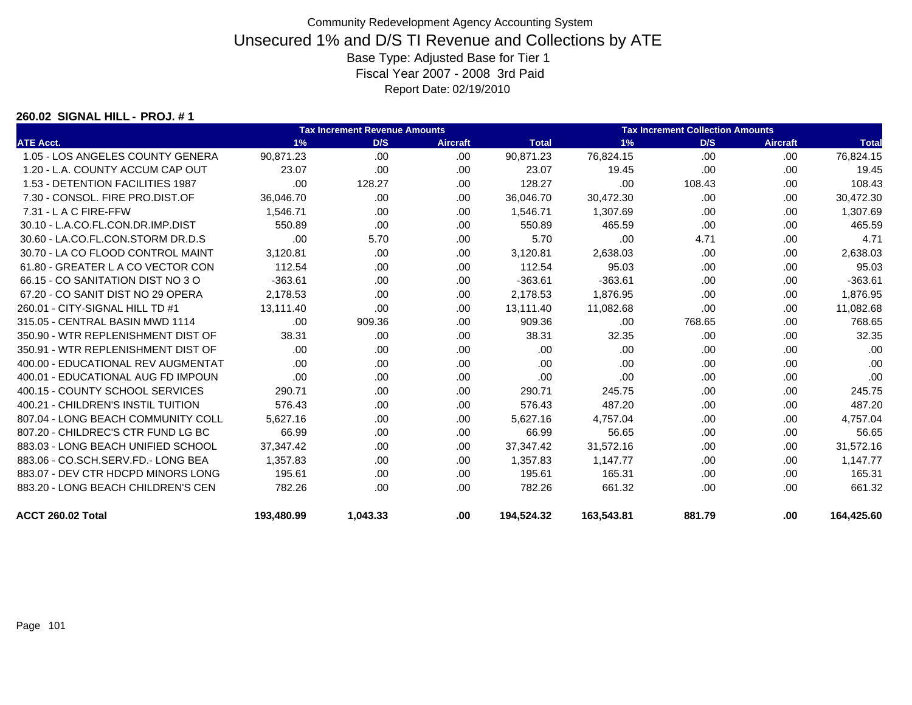Community Redevelopment Agency Accounting System

# Unsecured 1% and D/S TI Revenue and Collections by ATE

Base Type: Adjusted Base for Tier 1
Fiscal Year 2007 - 2008 3rd Paid
Report Date: 02/19/2010

**260.02 SIGNAL HILL - PROJ. # 1**

| | Tax Increment Revenue Amounts | | | | Tax Increment Collection Amounts | | | |
|---|---|---|---|---|---|---|---|---|
| ATE Acct. | 1% | D/S | Aircraft | Total | 1% | D/S | Aircraft | Total |
| 1.05 - LOS ANGELES COUNTY GENERA | 90,871.23 | .00 | .00 | 90,871.23 | 76,824.15 | .00 | .00 | 76,824.15 |
| 1.20 - L.A. COUNTY ACCUM CAP OUT | 23.07 | .00 | .00 | 23.07 | 19.45 | .00 | .00 | 19.45 |
| 1.53 - DETENTION FACILITIES 1987 | .00 | 128.27 | .00 | 128.27 | .00 | 108.43 | .00 | 108.43 |
| 7.30 - CONSOL. FIRE PRO.DIST.OF | 36,046.70 | .00 | .00 | 36,046.70 | 30,472.30 | .00 | .00 | 30,472.30 |
| 7.31 - L A C FIRE-FFW | 1,546.71 | .00 | .00 | 1,546.71 | 1,307.69 | .00 | .00 | 1,307.69 |
| 30.10 - L.A.CO.FL.CON.DR.IMP.DIST | 550.89 | .00 | .00 | 550.89 | 465.59 | .00 | .00 | 465.59 |
| 30.60 - LA.CO.FL.CON.STORM DR.D.S | .00 | 5.70 | .00 | 5.70 | .00 | 4.71 | .00 | 4.71 |
| 30.70 - LA CO FLOOD CONTROL MAINT | 3,120.81 | .00 | .00 | 3,120.81 | 2,638.03 | .00 | .00 | 2,638.03 |
| 61.80 - GREATER L A CO VECTOR CON | 112.54 | .00 | .00 | 112.54 | 95.03 | .00 | .00 | 95.03 |
| 66.15 - CO SANITATION DIST NO 3 O | -363.61 | .00 | .00 | -363.61 | -363.61 | .00 | .00 | -363.61 |
| 67.20 - CO SANIT DIST NO 29 OPERA | 2,178.53 | .00 | .00 | 2,178.53 | 1,876.95 | .00 | .00 | 1,876.95 |
| 260.01 - CITY-SIGNAL HILL TD #1 | 13,111.40 | .00 | .00 | 13,111.40 | 11,082.68 | .00 | .00 | 11,082.68 |
| 315.05 - CENTRAL BASIN MWD 1114 | .00 | 909.36 | .00 | 909.36 | .00 | 768.65 | .00 | 768.65 |
| 350.90 - WTR REPLENISHMENT DIST OF | 38.31 | .00 | .00 | 38.31 | 32.35 | .00 | .00 | 32.35 |
| 350.91 - WTR REPLENISHMENT DIST OF | .00 | .00 | .00 | .00 | .00 | .00 | .00 | .00 |
| 400.00 - EDUCATIONAL REV AUGMENTAT | .00 | .00 | .00 | .00 | .00 | .00 | .00 | .00 |
| 400.01 - EDUCATIONAL AUG FD IMPOUN | .00 | .00 | .00 | .00 | .00 | .00 | .00 | .00 |
| 400.15 - COUNTY SCHOOL SERVICES | 290.71 | .00 | .00 | 290.71 | 245.75 | .00 | .00 | 245.75 |
| 400.21 - CHILDREN'S INSTIL TUITION | 576.43 | .00 | .00 | 576.43 | 487.20 | .00 | .00 | 487.20 |
| 807.04 - LONG BEACH COMMUNITY COLL | 5,627.16 | .00 | .00 | 5,627.16 | 4,757.04 | .00 | .00 | 4,757.04 |
| 807.20 - CHILDREC'S CTR FUND LG BC | 66.99 | .00 | .00 | 66.99 | 56.65 | .00 | .00 | 56.65 |
| 883.03 - LONG BEACH UNIFIED SCHOOL | 37,347.42 | .00 | .00 | 37,347.42 | 31,572.16 | .00 | .00 | 31,572.16 |
| 883.06 - CO.SCH.SERV.FD.- LONG BEA | 1,357.83 | .00 | .00 | 1,357.83 | 1,147.77 | .00 | .00 | 1,147.77 |
| 883.07 - DEV CTR HDCPD MINORS LONG | 195.61 | .00 | .00 | 195.61 | 165.31 | .00 | .00 | 165.31 |
| 883.20 - LONG BEACH CHILDREN'S CEN | 782.26 | .00 | .00 | 782.26 | 661.32 | .00 | .00 | 661.32 |
| **ACCT 260.02 Total** | **193,480.99** | **1,043.33** | **.00** | **194,524.32** | **163,543.81** | **881.79** | **.00** | **164,425.60** |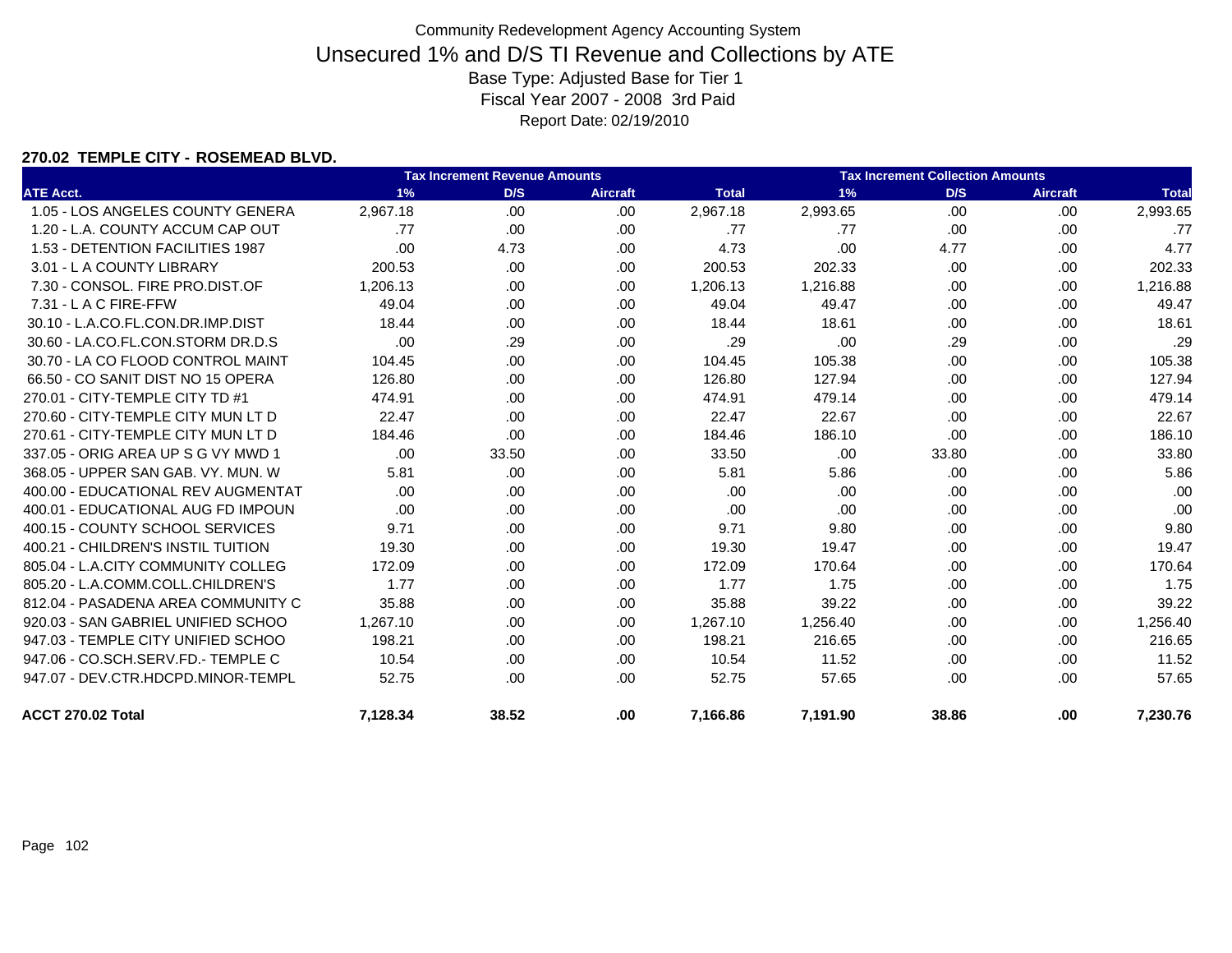Community Redevelopment Agency Accounting System

# Unsecured 1% and D/S TI Revenue and Collections by ATE

Base Type: Adjusted Base for Tier 1

Fiscal Year 2007 - 2008 3rd Paid

Report Date: 02/19/2010

### 270.02 TEMPLE CITY - ROSEMEAD BLVD.

| | Tax Increment Revenue Amounts | | | | Tax Increment Collection Amounts | | | |
|---|---|---|---|---|---|---|---|---|
| ATE Acct. | 1% | D/S | Aircraft | Total | 1% | D/S | Aircraft | Total |
| 1.05 - LOS ANGELES COUNTY GENERA | 2,967.18 | .00 | .00 | 2,967.18 | 2,993.65 | .00 | .00 | 2,993.65 |
| 1.20 - L.A. COUNTY ACCUM CAP OUT | .77 | .00 | .00 | .77 | .77 | .00 | .00 | .77 |
| 1.53 - DETENTION FACILITIES 1987 | .00 | 4.73 | .00 | 4.73 | .00 | 4.77 | .00 | 4.77 |
| 3.01 - L A COUNTY LIBRARY | 200.53 | .00 | .00 | 200.53 | 202.33 | .00 | .00 | 202.33 |
| 7.30 - CONSOL. FIRE PRO.DIST.OF | 1,206.13 | .00 | .00 | 1,206.13 | 1,216.88 | .00 | .00 | 1,216.88 |
| 7.31 - L A C FIRE-FFW | 49.04 | .00 | .00 | 49.04 | 49.47 | .00 | .00 | 49.47 |
| 30.10 - L.A.CO.FL.CON.DR.IMP.DIST | 18.44 | .00 | .00 | 18.44 | 18.61 | .00 | .00 | 18.61 |
| 30.60 - LA.CO.FL.CON.STORM DR.D.S | .00 | .29 | .00 | .29 | .00 | .29 | .00 | .29 |
| 30.70 - LA CO FLOOD CONTROL MAINT | 104.45 | .00 | .00 | 104.45 | 105.38 | .00 | .00 | 105.38 |
| 66.50 - CO SANIT DIST NO 15 OPERA | 126.80 | .00 | .00 | 126.80 | 127.94 | .00 | .00 | 127.94 |
| 270.01 - CITY-TEMPLE CITY TD #1 | 474.91 | .00 | .00 | 474.91 | 479.14 | .00 | .00 | 479.14 |
| 270.60 - CITY-TEMPLE CITY MUN LT D | 22.47 | .00 | .00 | 22.47 | 22.67 | .00 | .00 | 22.67 |
| 270.61 - CITY-TEMPLE CITY MUN LT D | 184.46 | .00 | .00 | 184.46 | 186.10 | .00 | .00 | 186.10 |
| 337.05 - ORIG AREA UP S G VY MWD 1 | .00 | 33.50 | .00 | 33.50 | .00 | 33.80 | .00 | 33.80 |
| 368.05 - UPPER SAN GAB. VY. MUN. W | 5.81 | .00 | .00 | 5.81 | 5.86 | .00 | .00 | 5.86 |
| 400.00 - EDUCATIONAL REV AUGMENTAT | .00 | .00 | .00 | .00 | .00 | .00 | .00 | .00 |
| 400.01 - EDUCATIONAL AUG FD IMPOUN | .00 | .00 | .00 | .00 | .00 | .00 | .00 | .00 |
| 400.15 - COUNTY SCHOOL SERVICES | 9.71 | .00 | .00 | 9.71 | 9.80 | .00 | .00 | 9.80 |
| 400.21 - CHILDREN'S INSTIL TUITION | 19.30 | .00 | .00 | 19.30 | 19.47 | .00 | .00 | 19.47 |
| 805.04 - L.A.CITY COMMUNITY COLLEG | 172.09 | .00 | .00 | 172.09 | 170.64 | .00 | .00 | 170.64 |
| 805.20 - L.A.COMM.COLL.CHILDREN'S | 1.77 | .00 | .00 | 1.77 | 1.75 | .00 | .00 | 1.75 |
| 812.04 - PASADENA AREA COMMUNITY C | 35.88 | .00 | .00 | 35.88 | 39.22 | .00 | .00 | 39.22 |
| 920.03 - SAN GABRIEL UNIFIED SCHOO | 1,267.10 | .00 | .00 | 1,267.10 | 1,256.40 | .00 | .00 | 1,256.40 |
| 947.03 - TEMPLE CITY UNIFIED SCHOO | 198.21 | .00 | .00 | 198.21 | 216.65 | .00 | .00 | 216.65 |
| 947.06 - CO.SCH.SERV.FD.- TEMPLE C | 10.54 | .00 | .00 | 10.54 | 11.52 | .00 | .00 | 11.52 |
| 947.07 - DEV.CTR.HDCPD.MINOR-TEMPL | 52.75 | .00 | .00 | 52.75 | 57.65 | .00 | .00 | 57.65 |
| **ACCT 270.02 Total** | **7,128.34** | **38.52** | **.00** | **7,166.86** | **7,191.90** | **38.86** | **.00** | **7,230.76** |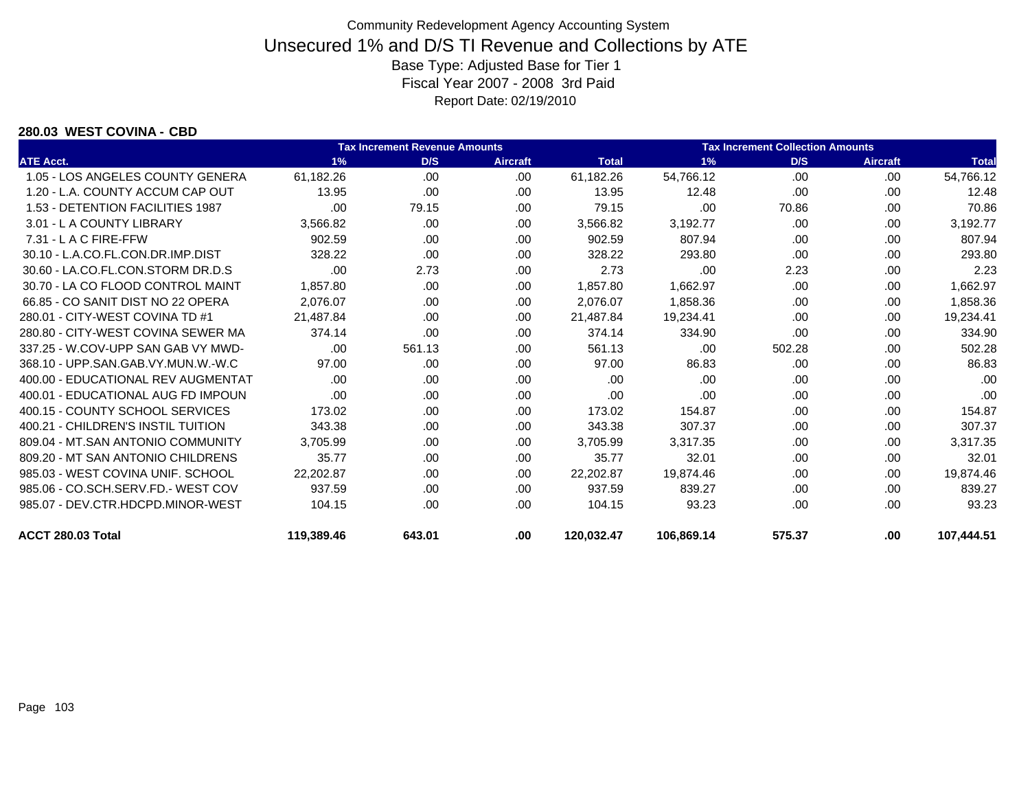Community Redevelopment Agency Accounting System

# Unsecured 1% and D/S TI Revenue and Collections by ATE

Base Type: Adjusted Base for Tier 1

Fiscal Year 2007 - 2008 3rd Paid

Report Date: 02/19/2010

### 280.03 WEST COVINA - CBD

| | Tax Increment Revenue Amounts | | | | Tax Increment Collection Amounts | | | |
|---|---|---|---|---|---|---|---|---|
| ATE Acct. | 1% | D/S | Aircraft | Total | 1% | D/S | Aircraft | Total |
| 1.05 - LOS ANGELES COUNTY GENERA | 61,182.26 | .00 | .00 | 61,182.26 | 54,766.12 | .00 | .00 | 54,766.12 |
| 1.20 - L.A. COUNTY ACCUM CAP OUT | 13.95 | .00 | .00 | 13.95 | 12.48 | .00 | .00 | 12.48 |
| 1.53 - DETENTION FACILITIES 1987 | .00 | 79.15 | .00 | 79.15 | .00 | 70.86 | .00 | 70.86 |
| 3.01 - L A COUNTY LIBRARY | 3,566.82 | .00 | .00 | 3,566.82 | 3,192.77 | .00 | .00 | 3,192.77 |
| 7.31 - L A C FIRE-FFW | 902.59 | .00 | .00 | 902.59 | 807.94 | .00 | .00 | 807.94 |
| 30.10 - L.A.CO.FL.CON.DR.IMP.DIST | 328.22 | .00 | .00 | 328.22 | 293.80 | .00 | .00 | 293.80 |
| 30.60 - LA.CO.FL.CON.STORM DR.D.S | .00 | 2.73 | .00 | 2.73 | .00 | 2.23 | .00 | 2.23 |
| 30.70 - LA CO FLOOD CONTROL MAINT | 1,857.80 | .00 | .00 | 1,857.80 | 1,662.97 | .00 | .00 | 1,662.97 |
| 66.85 - CO SANIT DIST NO 22 OPERA | 2,076.07 | .00 | .00 | 2,076.07 | 1,858.36 | .00 | .00 | 1,858.36 |
| 280.01 - CITY-WEST COVINA TD #1 | 21,487.84 | .00 | .00 | 21,487.84 | 19,234.41 | .00 | .00 | 19,234.41 |
| 280.80 - CITY-WEST COVINA SEWER MA | 374.14 | .00 | .00 | 374.14 | 334.90 | .00 | .00 | 334.90 |
| 337.25 - W.COV-UPP SAN GAB VY MWD- | .00 | 561.13 | .00 | 561.13 | .00 | 502.28 | .00 | 502.28 |
| 368.10 - UPP.SAN.GAB.VY.MUN.W.-W.C | 97.00 | .00 | .00 | 97.00 | 86.83 | .00 | .00 | 86.83 |
| 400.00 - EDUCATIONAL REV AUGMENTAT | .00 | .00 | .00 | .00 | .00 | .00 | .00 | .00 |
| 400.01 - EDUCATIONAL AUG FD IMPOUN | .00 | .00 | .00 | .00 | .00 | .00 | .00 | .00 |
| 400.15 - COUNTY SCHOOL SERVICES | 173.02 | .00 | .00 | 173.02 | 154.87 | .00 | .00 | 154.87 |
| 400.21 - CHILDREN'S INSTIL TUITION | 343.38 | .00 | .00 | 343.38 | 307.37 | .00 | .00 | 307.37 |
| 809.04 - MT.SAN ANTONIO COMMUNITY | 3,705.99 | .00 | .00 | 3,705.99 | 3,317.35 | .00 | .00 | 3,317.35 |
| 809.20 - MT SAN ANTONIO CHILDRENS | 35.77 | .00 | .00 | 35.77 | 32.01 | .00 | .00 | 32.01 |
| 985.03 - WEST COVINA UNIF. SCHOOL | 22,202.87 | .00 | .00 | 22,202.87 | 19,874.46 | .00 | .00 | 19,874.46 |
| 985.06 - CO.SCH.SERV.FD.- WEST COV | 937.59 | .00 | .00 | 937.59 | 839.27 | .00 | .00 | 839.27 |
| 985.07 - DEV.CTR.HDCPD.MINOR-WEST | 104.15 | .00 | .00 | 104.15 | 93.23 | .00 | .00 | 93.23 |
| **ACCT 280.03 Total** | **119,389.46** | **643.01** | **.00** | **120,032.47** | **106,869.14** | **575.37** | **.00** | **107,444.51** |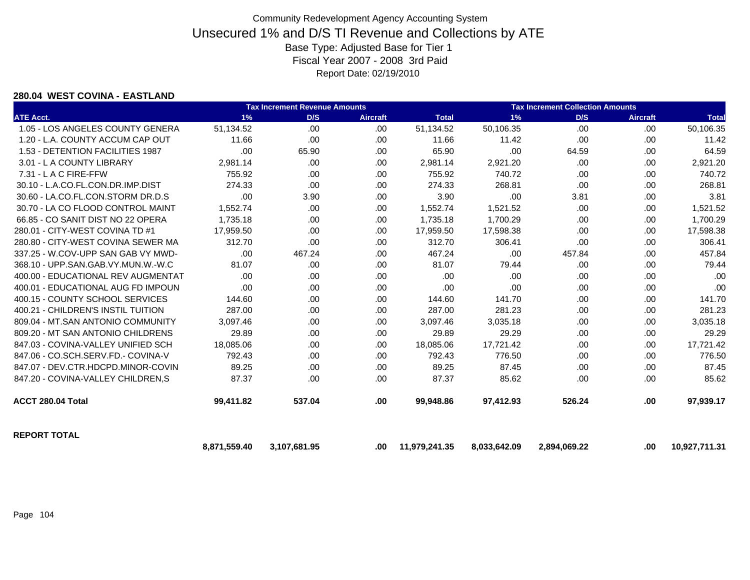Community Redevelopment Agency Accounting System

# Unsecured 1% and D/S TI Revenue and Collections by ATE

Base Type: Adjusted Base for Tier 1

Fiscal Year 2007 - 2008 3rd Paid

Report Date: 02/19/2010

### 280.04 WEST COVINA - EASTLAND

| | Tax Increment Revenue Amounts | | | | Tax Increment Collection Amounts | | | |
|---|---|---|---|---|---|---|---|---|
| ATE Acct. | 1% | D/S | Aircraft | Total | 1% | D/S | Aircraft | Total |
| 1.05 - LOS ANGELES COUNTY GENERA | 51,134.52 | .00 | .00 | 51,134.52 | 50,106.35 | .00 | .00 | 50,106.35 |
| 1.20 - L.A. COUNTY ACCUM CAP OUT | 11.66 | .00 | .00 | 11.66 | 11.42 | .00 | .00 | 11.42 |
| 1.53 - DETENTION FACILITIES 1987 | .00 | 65.90 | .00 | 65.90 | .00 | 64.59 | .00 | 64.59 |
| 3.01 - L A COUNTY LIBRARY | 2,981.14 | .00 | .00 | 2,981.14 | 2,921.20 | .00 | .00 | 2,921.20 |
| 7.31 - L A C FIRE-FFW | 755.92 | .00 | .00 | 755.92 | 740.72 | .00 | .00 | 740.72 |
| 30.10 - L.A.CO.FL.CON.DR.IMP.DIST | 274.33 | .00 | .00 | 274.33 | 268.81 | .00 | .00 | 268.81 |
| 30.60 - LA.CO.FL.CON.STORM DR.D.S | .00 | 3.90 | .00 | 3.90 | .00 | 3.81 | .00 | 3.81 |
| 30.70 - LA CO FLOOD CONTROL MAINT | 1,552.74 | .00 | .00 | 1,552.74 | 1,521.52 | .00 | .00 | 1,521.52 |
| 66.85 - CO SANIT DIST NO 22 OPERA | 1,735.18 | .00 | .00 | 1,735.18 | 1,700.29 | .00 | .00 | 1,700.29 |
| 280.01 - CITY-WEST COVINA TD #1 | 17,959.50 | .00 | .00 | 17,959.50 | 17,598.38 | .00 | .00 | 17,598.38 |
| 280.80 - CITY-WEST COVINA SEWER MA | 312.70 | .00 | .00 | 312.70 | 306.41 | .00 | .00 | 306.41 |
| 337.25 - W.COV-UPP SAN GAB VY MWD- | .00 | 467.24 | .00 | 467.24 | .00 | 457.84 | .00 | 457.84 |
| 368.10 - UPP.SAN.GAB.VY.MUN.W.-W.C | 81.07 | .00 | .00 | 81.07 | 79.44 | .00 | .00 | 79.44 |
| 400.00 - EDUCATIONAL REV AUGMENTAT | .00 | .00 | .00 | .00 | .00 | .00 | .00 | .00 |
| 400.01 - EDUCATIONAL AUG FD IMPOUN | .00 | .00 | .00 | .00 | .00 | .00 | .00 | .00 |
| 400.15 - COUNTY SCHOOL SERVICES | 144.60 | .00 | .00 | 144.60 | 141.70 | .00 | .00 | 141.70 |
| 400.21 - CHILDREN'S INSTIL TUITION | 287.00 | .00 | .00 | 287.00 | 281.23 | .00 | .00 | 281.23 |
| 809.04 - MT.SAN ANTONIO COMMUNITY | 3,097.46 | .00 | .00 | 3,097.46 | 3,035.18 | .00 | .00 | 3,035.18 |
| 809.20 - MT SAN ANTONIO CHILDRENS | 29.89 | .00 | .00 | 29.89 | 29.29 | .00 | .00 | 29.29 |
| 847.03 - COVINA-VALLEY UNIFIED SCH | 18,085.06 | .00 | .00 | 18,085.06 | 17,721.42 | .00 | .00 | 17,721.42 |
| 847.06 - CO.SCH.SERV.FD.- COVINA-V | 792.43 | .00 | .00 | 792.43 | 776.50 | .00 | .00 | 776.50 |
| 847.07 - DEV.CTR.HDCPD.MINOR-COVIN | 89.25 | .00 | .00 | 89.25 | 87.45 | .00 | .00 | 87.45 |
| 847.20 - COVINA-VALLEY CHILDREN,S | 87.37 | .00 | .00 | 87.37 | 85.62 | .00 | .00 | 85.62 |
| **ACCT 280.04 Total** | **99,411.82** | **537.04** | **.00** | **99,948.86** | **97,412.93** | **526.24** | **.00** | **97,939.17** |
| **REPORT TOTAL** | **8,871,559.40** | **3,107,681.95** | **.00** | **11,979,241.35** | **8,033,642.09** | **2,894,069.22** | **.00** | **10,927,711.31** |